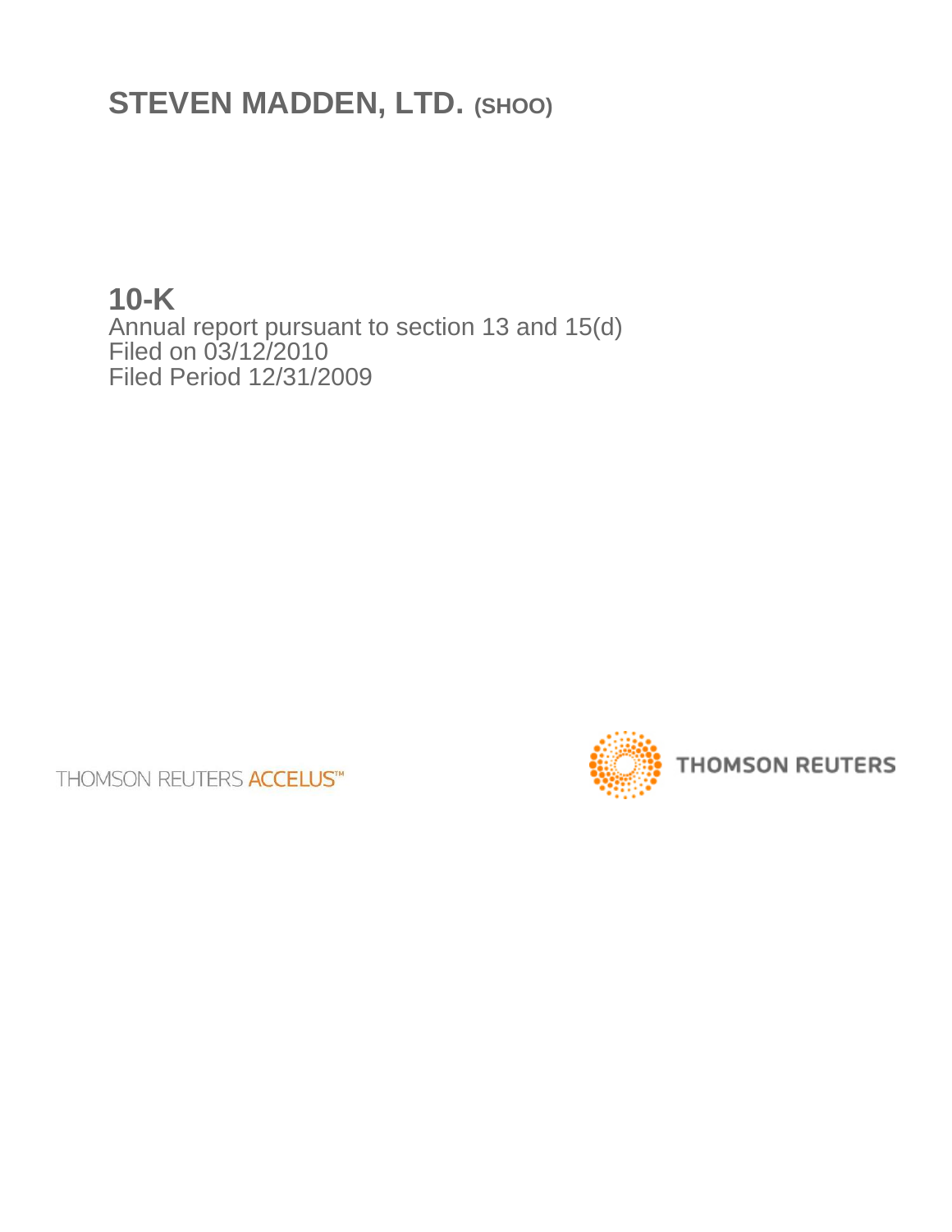# STEVEN MADDEN, LTD. (SHOO)

## 10-K

Annual report pursuant to section 13 and 15(d)
Filed on 03/12/2010
Filed Period 12/31/2009

THOMSON REUTERS ACCELUS™

THOMSON REUTERS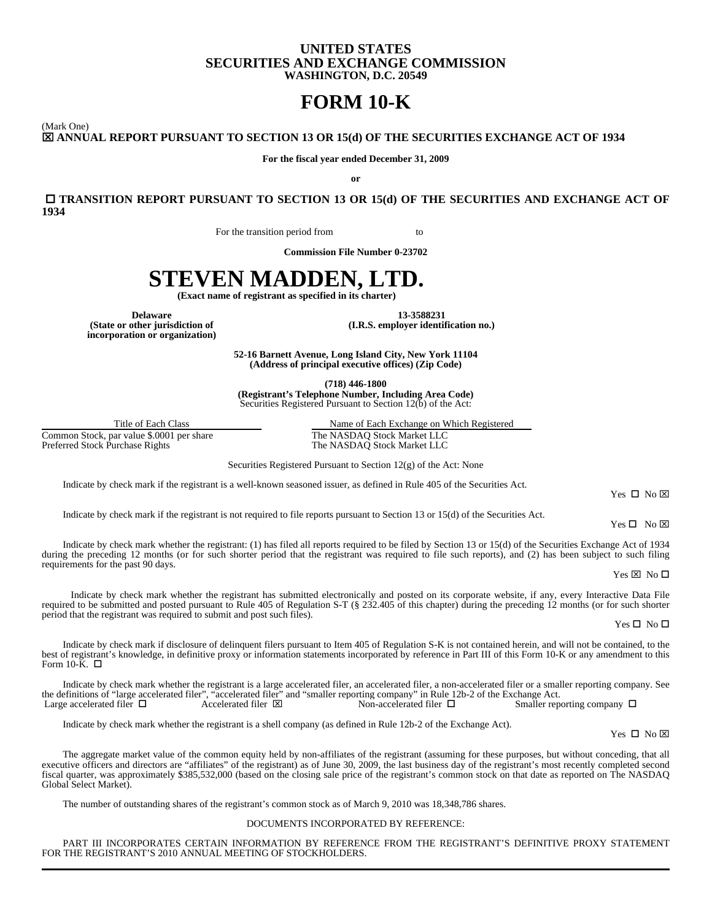# UNITED STATES
# SECURITIES AND EXCHANGE COMMISSION
**WASHINGTON, D.C. 20549**

# FORM 10-K

(Mark One)

**☒ ANNUAL REPORT PURSUANT TO SECTION 13 OR 15(d) OF THE SECURITIES EXCHANGE ACT OF 1934**

**For the fiscal year ended December 31, 2009**

**or**

**☐ TRANSITION REPORT PURSUANT TO SECTION 13 OR 15(d) OF THE SECURITIES AND EXCHANGE ACT OF 1934**

For the transition period from to

**Commission File Number 0-23702**

# STEVEN MADDEN, LTD.

**(Exact name of registrant as specified in its charter)**

| **Delaware** | **13-3588231** |
|---|---|
| **(State or other jurisdiction of incorporation or organization)** | **(I.R.S. employer identification no.)** |

**52-16 Barnett Avenue, Long Island City, New York 11104**
**(Address of principal executive offices) (Zip Code)**

**(718) 446-1800**
**(Registrant's Telephone Number, Including Area Code)**

Securities Registered Pursuant to Section 12(b) of the Act:

| Title of Each Class | Name of Each Exchange on Which Registered |
|---|---|
| Common Stock, par value $.0001 per share | The NASDAQ Stock Market LLC |
| Preferred Stock Purchase Rights | The NASDAQ Stock Market LLC |

Securities Registered Pursuant to Section 12(g) of the Act: None

Indicate by check mark if the registrant is a well-known seasoned issuer, as defined in Rule 405 of the Securities Act. Yes ☐ No ☒

Indicate by check mark if the registrant is not required to file reports pursuant to Section 13 or 15(d) of the Securities Act. Yes ☐ No ☒

Indicate by check mark whether the registrant: (1) has filed all reports required to be filed by Section 13 or 15(d) of the Securities Exchange Act of 1934 during the preceding 12 months (or for such shorter period that the registrant was required to file such reports), and (2) has been subject to such filing requirements for the past 90 days. Yes ☒ No ☐

Indicate by check mark whether the registrant has submitted electronically and posted on its corporate website, if any, every Interactive Data File required to be submitted and posted pursuant to Rule 405 of Regulation S-T (§ 232.405 of this chapter) during the preceding 12 months (or for such shorter period that the registrant was required to submit and post such files). Yes ☐ No ☐

Indicate by check mark if disclosure of delinquent filers pursuant to Item 405 of Regulation S-K is not contained herein, and will not be contained, to the best of registrant's knowledge, in definitive proxy or information statements incorporated by reference in Part III of this Form 10-K or any amendment to this Form 10-K. ☐

Indicate by check mark whether the registrant is a large accelerated filer, an accelerated filer, a non-accelerated filer or a smaller reporting company. See the definitions of "large accelerated filer", "accelerated filer" and "smaller reporting company" in Rule 12b-2 of the Exchange Act.

Large accelerated filer ☐ Accelerated filer ☒ Non-accelerated filer ☐ Smaller reporting company ☐

Indicate by check mark whether the registrant is a shell company (as defined in Rule 12b-2 of the Exchange Act). Yes ☐ No ☒

The aggregate market value of the common equity held by non-affiliates of the registrant (assuming for these purposes, but without conceding, that all executive officers and directors are "affiliates" of the registrant) as of June 30, 2009, the last business day of the registrant's most recently completed second fiscal quarter, was approximately $385,532,000 (based on the closing sale price of the registrant's common stock on that date as reported on The NASDAQ Global Select Market).

The number of outstanding shares of the registrant's common stock as of March 9, 2010 was 18,348,786 shares.

DOCUMENTS INCORPORATED BY REFERENCE:

PART III INCORPORATES CERTAIN INFORMATION BY REFERENCE FROM THE REGISTRANT'S DEFINITIVE PROXY STATEMENT FOR THE REGISTRANT'S 2010 ANNUAL MEETING OF STOCKHOLDERS.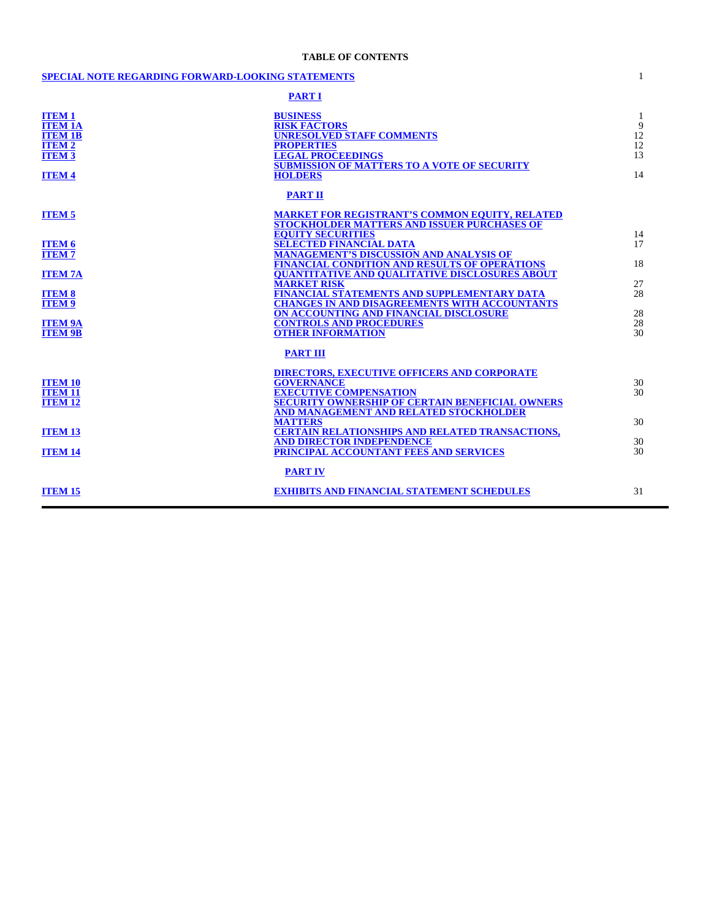**TABLE OF CONTENTS**

| | | |
|---|---|---|
| SPECIAL NOTE REGARDING FORWARD-LOOKING STATEMENTS | | 1 |
| | **PART I** | |
| ITEM 1 | BUSINESS | 1 |
| ITEM 1A | RISK FACTORS | 9 |
| ITEM 1B | UNRESOLVED STAFF COMMENTS | 12 |
| ITEM 2 | PROPERTIES | 12 |
| ITEM 3 | LEGAL PROCEEDINGS | 13 |
| ITEM 4 | SUBMISSION OF MATTERS TO A VOTE OF SECURITY HOLDERS | 14 |
| | **PART II** | |
| ITEM 5 | MARKET FOR REGISTRANT'S COMMON EQUITY, RELATED STOCKHOLDER MATTERS AND ISSUER PURCHASES OF EQUITY SECURITIES | 14 |
| ITEM 6 | SELECTED FINANCIAL DATA | 17 |
| ITEM 7 | MANAGEMENT'S DISCUSSION AND ANALYSIS OF FINANCIAL CONDITION AND RESULTS OF OPERATIONS | 18 |
| ITEM 7A | QUANTITATIVE AND QUALITATIVE DISCLOSURES ABOUT MARKET RISK | 27 |
| ITEM 8 | FINANCIAL STATEMENTS AND SUPPLEMENTARY DATA | 28 |
| ITEM 9 | CHANGES IN AND DISAGREEMENTS WITH ACCOUNTANTS ON ACCOUNTING AND FINANCIAL DISCLOSURE | 28 |
| ITEM 9A | CONTROLS AND PROCEDURES | 28 |
| ITEM 9B | OTHER INFORMATION | 30 |
| | **PART III** | |
| ITEM 10 | DIRECTORS, EXECUTIVE OFFICERS AND CORPORATE GOVERNANCE | 30 |
| ITEM 11 | EXECUTIVE COMPENSATION | 30 |
| ITEM 12 | SECURITY OWNERSHIP OF CERTAIN BENEFICIAL OWNERS AND MANAGEMENT AND RELATED STOCKHOLDER MATTERS | 30 |
| ITEM 13 | CERTAIN RELATIONSHIPS AND RELATED TRANSACTIONS, AND DIRECTOR INDEPENDENCE | 30 |
| ITEM 14 | PRINCIPAL ACCOUNTANT FEES AND SERVICES | 30 |
| | **PART IV** | |
| ITEM 15 | EXHIBITS AND FINANCIAL STATEMENT SCHEDULES | 31 |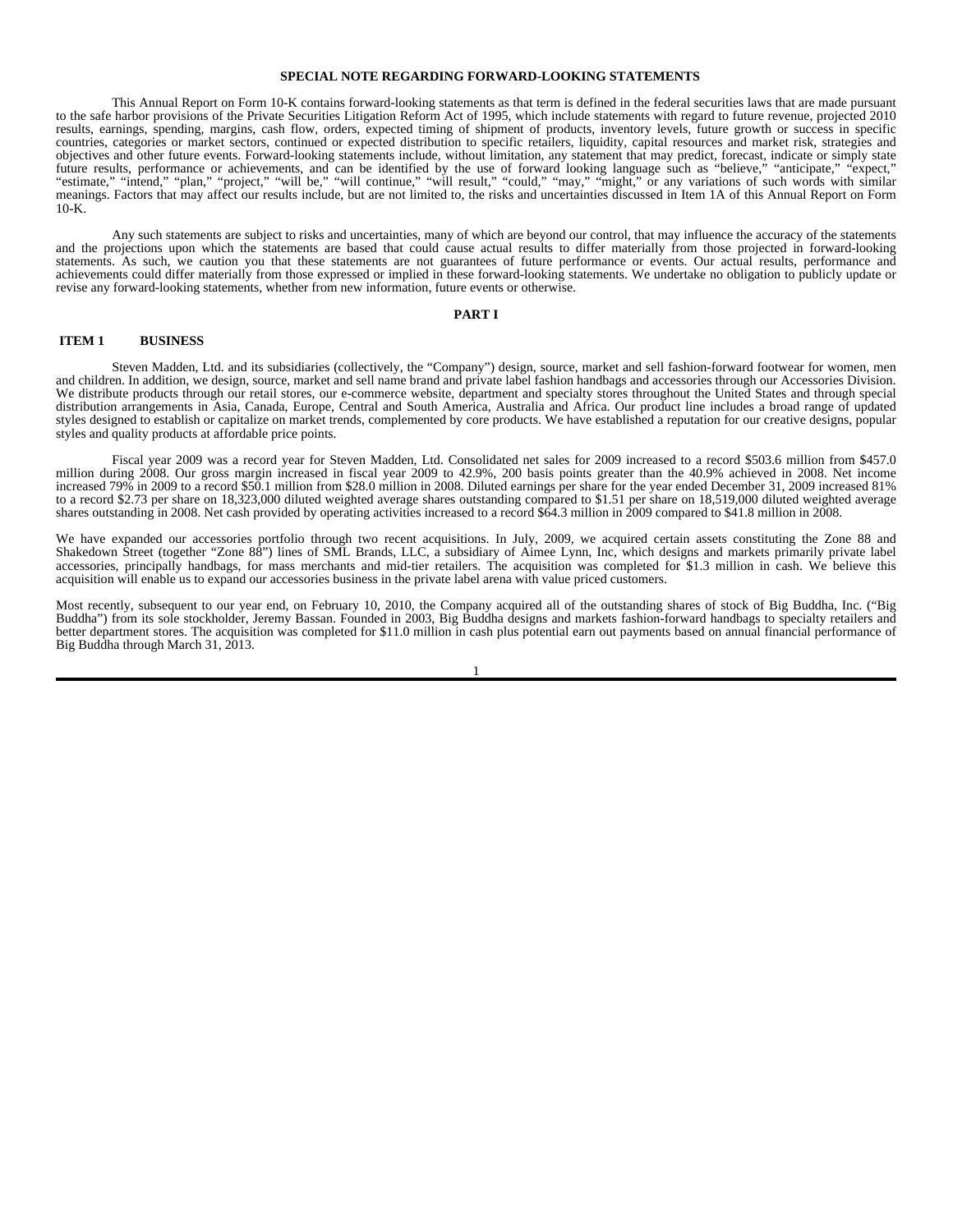**SPECIAL NOTE REGARDING FORWARD-LOOKING STATEMENTS**

This Annual Report on Form 10-K contains forward-looking statements as that term is defined in the federal securities laws that are made pursuant to the safe harbor provisions of the Private Securities Litigation Reform Act of 1995, which include statements with regard to future revenue, projected 2010 results, earnings, spending, margins, cash flow, orders, expected timing of shipment of products, inventory levels, future growth or success in specific countries, categories or market sectors, continued or expected distribution to specific retailers, liquidity, capital resources and market risk, strategies and objectives and other future events. Forward-looking statements include, without limitation, any statement that may predict, forecast, indicate or simply state future results, performance or achievements, and can be identified by the use of forward looking language such as "believe," "anticipate," "expect," "estimate," "intend," "plan," "project," "will be," "will continue," "will result," "could," "may," "might," or any variations of such words with similar meanings. Factors that may affect our results include, but are not limited to, the risks and uncertainties discussed in Item 1A of this Annual Report on Form 10-K.

Any such statements are subject to risks and uncertainties, many of which are beyond our control, that may influence the accuracy of the statements and the projections upon which the statements are based that could cause actual results to differ materially from those projected in forward-looking statements. As such, we caution you that these statements are not guarantees of future performance or events. Our actual results, performance and achievements could differ materially from those expressed or implied in these forward-looking statements. We undertake no obligation to publicly update or revise any forward-looking statements, whether from new information, future events or otherwise.

# PART I

## ITEM 1 BUSINESS

Steven Madden, Ltd. and its subsidiaries (collectively, the "Company") design, source, market and sell fashion-forward footwear for women, men and children. In addition, we design, source, market and sell name brand and private label fashion handbags and accessories through our Accessories Division. We distribute products through our retail stores, our e-commerce website, department and specialty stores throughout the United States and through special distribution arrangements in Asia, Canada, Europe, Central and South America, Australia and Africa. Our product line includes a broad range of updated styles designed to establish or capitalize on market trends, complemented by core products. We have established a reputation for our creative designs, popular styles and quality products at affordable price points.

Fiscal year 2009 was a record year for Steven Madden, Ltd. Consolidated net sales for 2009 increased to a record $503.6 million from $457.0 million during 2008. Our gross margin increased in fiscal year 2009 to 42.9%, 200 basis points greater than the 40.9% achieved in 2008. Net income increased 79% in 2009 to a record $50.1 million from $28.0 million in 2008. Diluted earnings per share for the year ended December 31, 2009 increased 81% to a record $2.73 per share on 18,323,000 diluted weighted average shares outstanding compared to $1.51 per share on 18,519,000 diluted weighted average shares outstanding in 2008. Net cash provided by operating activities increased to a record $64.3 million in 2009 compared to $41.8 million in 2008.

We have expanded our accessories portfolio through two recent acquisitions. In July, 2009, we acquired certain assets constituting the Zone 88 and Shakedown Street (together "Zone 88") lines of SML Brands, LLC, a subsidiary of Aimee Lynn, Inc, which designs and markets primarily private label accessories, principally handbags, for mass merchants and mid-tier retailers. The acquisition was completed for $1.3 million in cash. We believe this acquisition will enable us to expand our accessories business in the private label arena with value priced customers.

Most recently, subsequent to our year end, on February 10, 2010, the Company acquired all of the outstanding shares of stock of Big Buddha, Inc. ("Big Buddha") from its sole stockholder, Jeremy Bassan. Founded in 2003, Big Buddha designs and markets fashion-forward handbags to specialty retailers and better department stores. The acquisition was completed for $11.0 million in cash plus potential earn out payments based on annual financial performance of Big Buddha through March 31, 2013.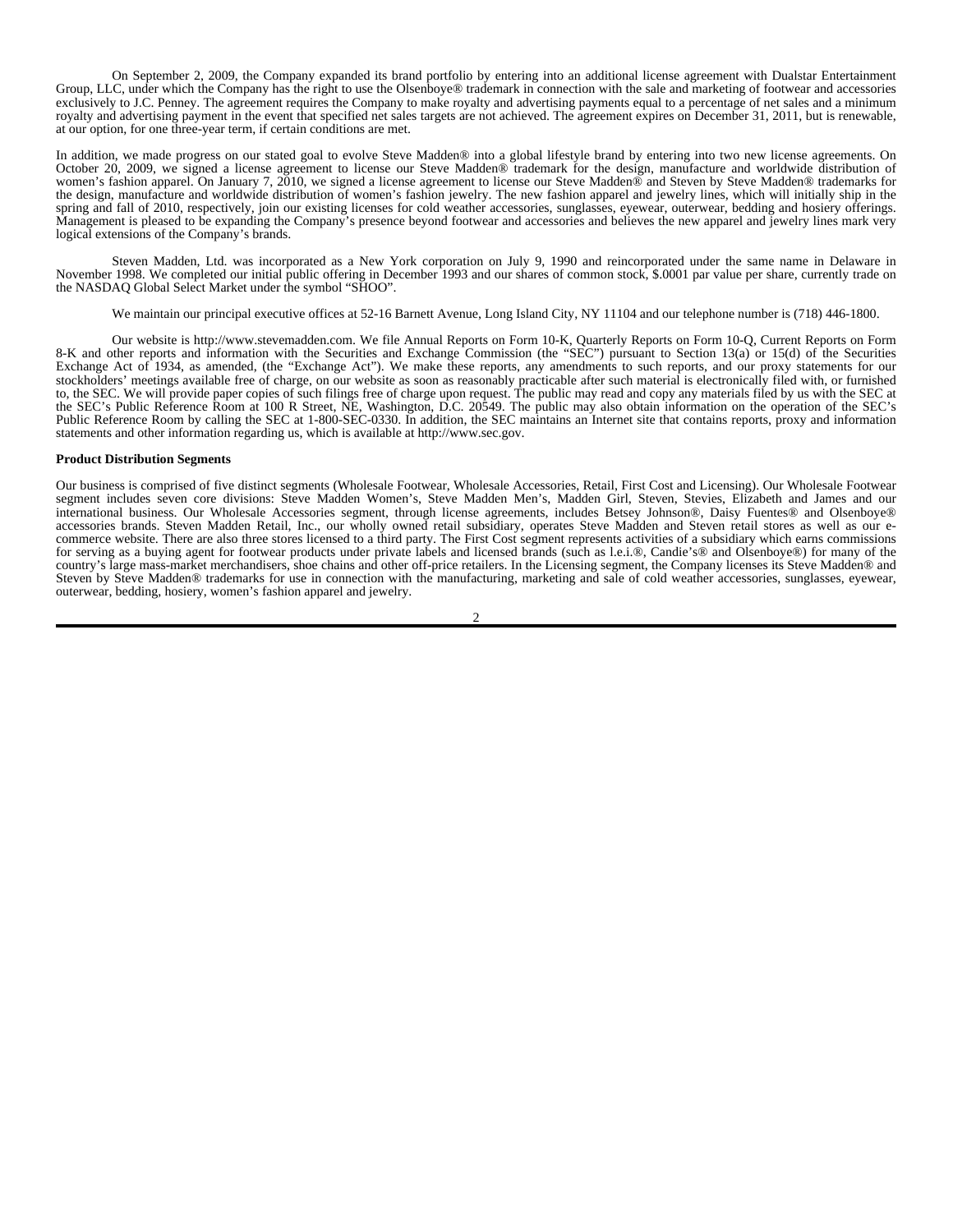On September 2, 2009, the Company expanded its brand portfolio by entering into an additional license agreement with Dualstar Entertainment Group, LLC, under which the Company has the right to use the Olsenboye® trademark in connection with the sale and marketing of footwear and accessories exclusively to J.C. Penney. The agreement requires the Company to make royalty and advertising payments equal to a percentage of net sales and a minimum royalty and advertising payment in the event that specified net sales targets are not achieved. The agreement expires on December 31, 2011, but is renewable, at our option, for one three-year term, if certain conditions are met.

In addition, we made progress on our stated goal to evolve Steve Madden® into a global lifestyle brand by entering into two new license agreements. On October 20, 2009, we signed a license agreement to license our Steve Madden® trademark for the design, manufacture and worldwide distribution of women's fashion apparel. On January 7, 2010, we signed a license agreement to license our Steve Madden® and Steven by Steve Madden® trademarks for the design, manufacture and worldwide distribution of women's fashion jewelry. The new fashion apparel and jewelry lines, which will initially ship in the spring and fall of 2010, respectively, join our existing licenses for cold weather accessories, sunglasses, eyewear, outerwear, bedding and hosiery offerings. Management is pleased to be expanding the Company's presence beyond footwear and accessories and believes the new apparel and jewelry lines mark very logical extensions of the Company's brands.

Steven Madden, Ltd. was incorporated as a New York corporation on July 9, 1990 and reincorporated under the same name in Delaware in November 1998. We completed our initial public offering in December 1993 and our shares of common stock, $.0001 par value per share, currently trade on the NASDAQ Global Select Market under the symbol "SHOO".

We maintain our principal executive offices at 52-16 Barnett Avenue, Long Island City, NY 11104 and our telephone number is (718) 446-1800.

Our website is http://www.stevemadden.com. We file Annual Reports on Form 10-K, Quarterly Reports on Form 10-Q, Current Reports on Form 8-K and other reports and information with the Securities and Exchange Commission (the "SEC") pursuant to Section 13(a) or 15(d) of the Securities Exchange Act of 1934, as amended, (the "Exchange Act"). We make these reports, any amendments to such reports, and our proxy statements for our stockholders' meetings available free of charge, on our website as soon as reasonably practicable after such material is electronically filed with, or furnished to, the SEC. We will provide paper copies of such filings free of charge upon request. The public may read and copy any materials filed by us with the SEC at the SEC's Public Reference Room at 100 R Street, NE, Washington, D.C. 20549. The public may also obtain information on the operation of the SEC's Public Reference Room by calling the SEC at 1-800-SEC-0330. In addition, the SEC maintains an Internet site that contains reports, proxy and information statements and other information regarding us, which is available at http://www.sec.gov.

**Product Distribution Segments**

Our business is comprised of five distinct segments (Wholesale Footwear, Wholesale Accessories, Retail, First Cost and Licensing). Our Wholesale Footwear segment includes seven core divisions: Steve Madden Women's, Steve Madden Men's, Madden Girl, Steven, Stevies, Elizabeth and James and our international business. Our Wholesale Accessories segment, through license agreements, includes Betsey Johnson®, Daisy Fuentes® and Olsenboye® accessories brands. Steven Madden Retail, Inc., our wholly owned retail subsidiary, operates Steve Madden and Steven retail stores as well as our e-commerce website. There are also three stores licensed to a third party. The First Cost segment represents activities of a subsidiary which earns commissions for serving as a buying agent for footwear products under private labels and licensed brands (such as l.e.i.®, Candie's® and Olsenboye®) for many of the country's large mass-market merchandisers, shoe chains and other off-price retailers. In the Licensing segment, the Company licenses its Steve Madden® and Steven by Steve Madden® trademarks for use in connection with the manufacturing, marketing and sale of cold weather accessories, sunglasses, eyewear, outerwear, bedding, hosiery, women's fashion apparel and jewelry.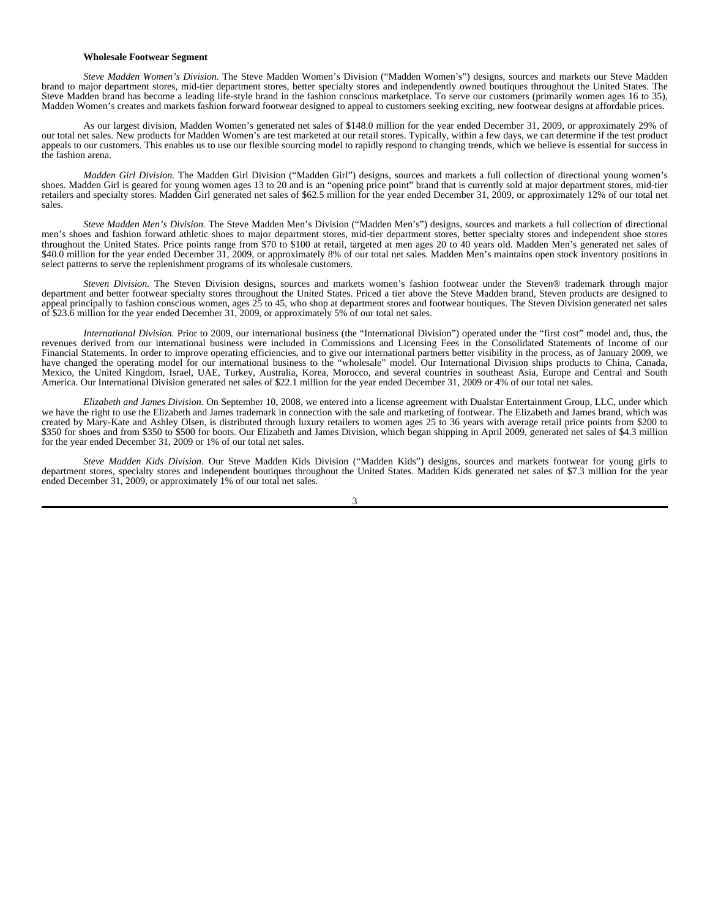**Wholesale Footwear Segment**

*Steve Madden Women's Division.* The Steve Madden Women's Division ("Madden Women's") designs, sources and markets our Steve Madden brand to major department stores, mid-tier department stores, better specialty stores and independently owned boutiques throughout the United States. The Steve Madden brand has become a leading life-style brand in the fashion conscious marketplace. To serve our customers (primarily women ages 16 to 35), Madden Women's creates and markets fashion forward footwear designed to appeal to customers seeking exciting, new footwear designs at affordable prices.

As our largest division, Madden Women's generated net sales of $148.0 million for the year ended December 31, 2009, or approximately 29% of our total net sales. New products for Madden Women's are test marketed at our retail stores. Typically, within a few days, we can determine if the test product appeals to our customers. This enables us to use our flexible sourcing model to rapidly respond to changing trends, which we believe is essential for success in the fashion arena.

*Madden Girl Division.* The Madden Girl Division ("Madden Girl") designs, sources and markets a full collection of directional young women's shoes. Madden Girl is geared for young women ages 13 to 20 and is an "opening price point" brand that is currently sold at major department stores, mid-tier retailers and specialty stores. Madden Girl generated net sales of $62.5 million for the year ended December 31, 2009, or approximately 12% of our total net sales.

*Steve Madden Men's Division.* The Steve Madden Men's Division ("Madden Men's") designs, sources and markets a full collection of directional men's shoes and fashion forward athletic shoes to major department stores, mid-tier department stores, better specialty stores and independent shoe stores throughout the United States. Price points range from $70 to $100 at retail, targeted at men ages 20 to 40 years old. Madden Men's generated net sales of $40.0 million for the year ended December 31, 2009, or approximately 8% of our total net sales. Madden Men's maintains open stock inventory positions in select patterns to serve the replenishment programs of its wholesale customers.

*Steven Division.* The Steven Division designs, sources and markets women's fashion footwear under the Steven® trademark through major department and better footwear specialty stores throughout the United States. Priced a tier above the Steve Madden brand, Steven products are designed to appeal principally to fashion conscious women, ages 25 to 45, who shop at department stores and footwear boutiques. The Steven Division generated net sales of $23.6 million for the year ended December 31, 2009, or approximately 5% of our total net sales.

*International Division.* Prior to 2009, our international business (the "International Division") operated under the "first cost" model and, thus, the revenues derived from our international business were included in Commissions and Licensing Fees in the Consolidated Statements of Income of our Financial Statements. In order to improve operating efficiencies, and to give our international partners better visibility in the process, as of January 2009, we have changed the operating model for our international business to the "wholesale" model. Our International Division ships products to China, Canada, Mexico, the United Kingdom, Israel, UAE, Turkey, Australia, Korea, Morocco, and several countries in southeast Asia, Europe and Central and South America. Our International Division generated net sales of $22.1 million for the year ended December 31, 2009 or 4% of our total net sales.

*Elizabeth and James Division.* On September 10, 2008, we entered into a license agreement with Dualstar Entertainment Group, LLC, under which we have the right to use the Elizabeth and James trademark in connection with the sale and marketing of footwear. The Elizabeth and James brand, which was created by Mary-Kate and Ashley Olsen, is distributed through luxury retailers to women ages 25 to 36 years with average retail price points from $200 to $350 for shoes and from $350 to $500 for boots. Our Elizabeth and James Division, which began shipping in April 2009, generated net sales of $4.3 million for the year ended December 31, 2009 or 1% of our total net sales.

*Steve Madden Kids Division.* Our Steve Madden Kids Division ("Madden Kids") designs, sources and markets footwear for young girls to department stores, specialty stores and independent boutiques throughout the United States. Madden Kids generated net sales of $7.3 million for the year ended December 31, 2009, or approximately 1% of our total net sales.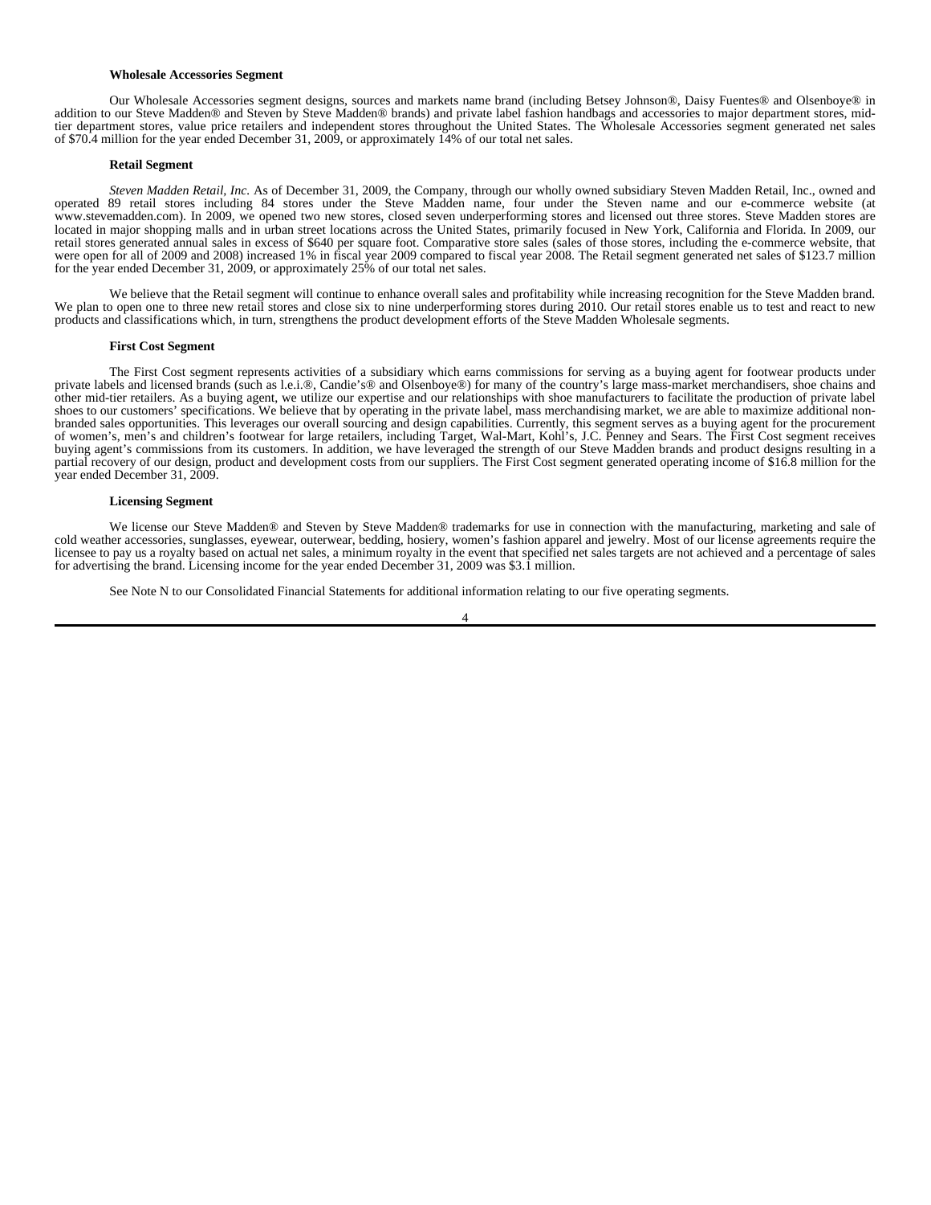**Wholesale Accessories Segment**

Our Wholesale Accessories segment designs, sources and markets name brand (including Betsey Johnson®, Daisy Fuentes® and Olsenboye® in addition to our Steve Madden® and Steven by Steve Madden® brands) and private label fashion handbags and accessories to major department stores, mid-tier department stores, value price retailers and independent stores throughout the United States. The Wholesale Accessories segment generated net sales of $70.4 million for the year ended December 31, 2009, or approximately 14% of our total net sales.

**Retail Segment**

*Steven Madden Retail, Inc.* As of December 31, 2009, the Company, through our wholly owned subsidiary Steven Madden Retail, Inc., owned and operated 89 retail stores including 84 stores under the Steve Madden name, four under the Steven name and our e-commerce website (at www.stevemadden.com). In 2009, we opened two new stores, closed seven underperforming stores and licensed out three stores. Steve Madden stores are located in major shopping malls and in urban street locations across the United States, primarily focused in New York, California and Florida. In 2009, our retail stores generated annual sales in excess of $640 per square foot. Comparative store sales (sales of those stores, including the e-commerce website, that were open for all of 2009 and 2008) increased 1% in fiscal year 2009 compared to fiscal year 2008. The Retail segment generated net sales of $123.7 million for the year ended December 31, 2009, or approximately 25% of our total net sales.

We believe that the Retail segment will continue to enhance overall sales and profitability while increasing recognition for the Steve Madden brand. We plan to open one to three new retail stores and close six to nine underperforming stores during 2010. Our retail stores enable us to test and react to new products and classifications which, in turn, strengthens the product development efforts of the Steve Madden Wholesale segments.

**First Cost Segment**

The First Cost segment represents activities of a subsidiary which earns commissions for serving as a buying agent for footwear products under private labels and licensed brands (such as l.e.i.®, Candie's® and Olsenboye®) for many of the country's large mass-market merchandisers, shoe chains and other mid-tier retailers. As a buying agent, we utilize our expertise and our relationships with shoe manufacturers to facilitate the production of private label shoes to our customers' specifications. We believe that by operating in the private label, mass merchandising market, we are able to maximize additional non-branded sales opportunities. This leverages our overall sourcing and design capabilities. Currently, this segment serves as a buying agent for the procurement of women's, men's and children's footwear for large retailers, including Target, Wal-Mart, Kohl's, J.C. Penney and Sears. The First Cost segment receives buying agent's commissions from its customers. In addition, we have leveraged the strength of our Steve Madden brands and product designs resulting in a partial recovery of our design, product and development costs from our suppliers. The First Cost segment generated operating income of $16.8 million for the year ended December 31, 2009.

**Licensing Segment**

We license our Steve Madden® and Steven by Steve Madden® trademarks for use in connection with the manufacturing, marketing and sale of cold weather accessories, sunglasses, eyewear, outerwear, bedding, hosiery, women's fashion apparel and jewelry. Most of our license agreements require the licensee to pay us a royalty based on actual net sales, a minimum royalty in the event that specified net sales targets are not achieved and a percentage of sales for advertising the brand. Licensing income for the year ended December 31, 2009 was $3.1 million.

See Note N to our Consolidated Financial Statements for additional information relating to our five operating segments.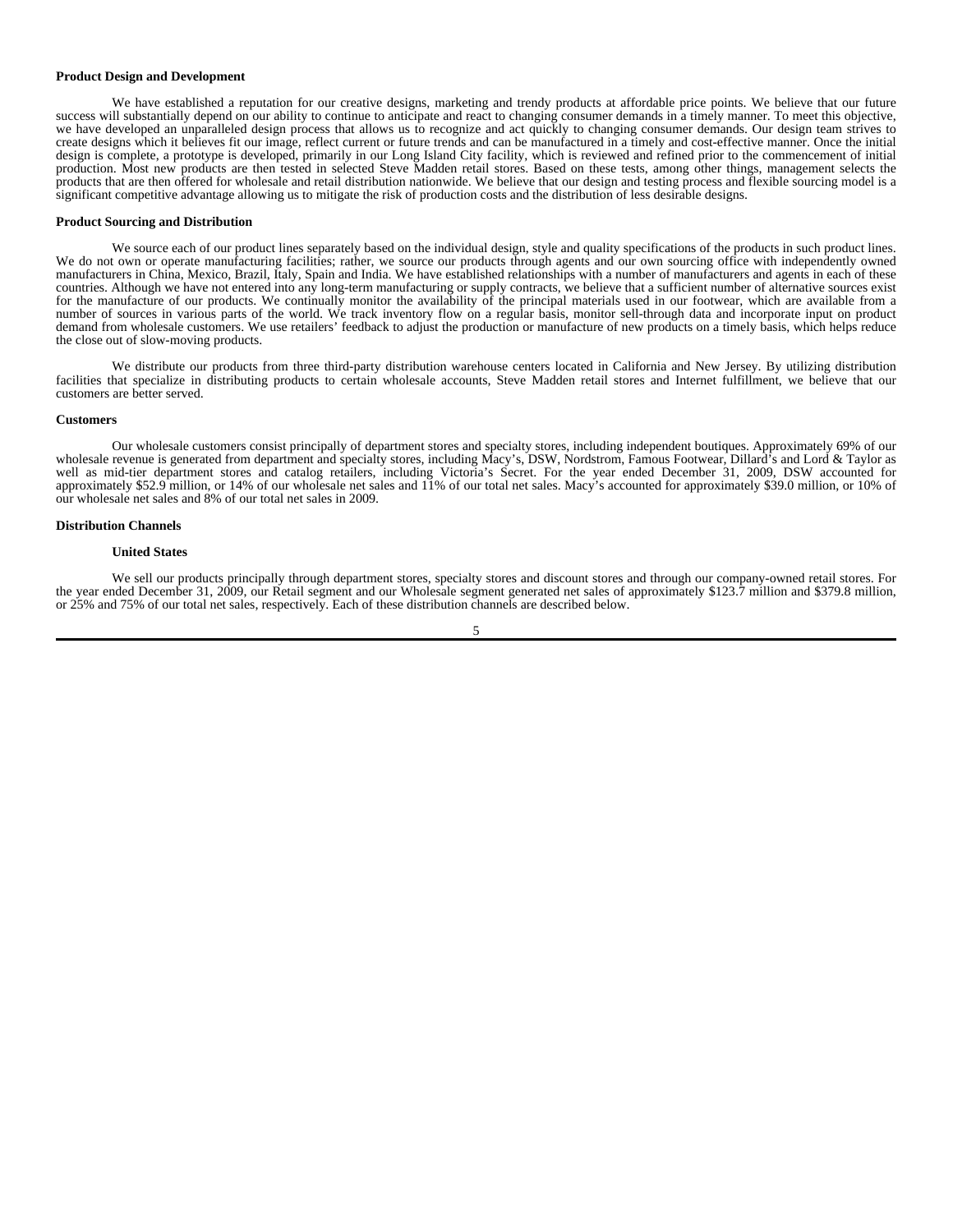**Product Design and Development**

We have established a reputation for our creative designs, marketing and trendy products at affordable price points. We believe that our future success will substantially depend on our ability to continue to anticipate and react to changing consumer demands in a timely manner. To meet this objective, we have developed an unparalleled design process that allows us to recognize and act quickly to changing consumer demands. Our design team strives to create designs which it believes fit our image, reflect current or future trends and can be manufactured in a timely and cost-effective manner. Once the initial design is complete, a prototype is developed, primarily in our Long Island City facility, which is reviewed and refined prior to the commencement of initial production. Most new products are then tested in selected Steve Madden retail stores. Based on these tests, among other things, management selects the products that are then offered for wholesale and retail distribution nationwide. We believe that our design and testing process and flexible sourcing model is a significant competitive advantage allowing us to mitigate the risk of production costs and the distribution of less desirable designs.

**Product Sourcing and Distribution**

We source each of our product lines separately based on the individual design, style and quality specifications of the products in such product lines. We do not own or operate manufacturing facilities; rather, we source our products through agents and our own sourcing office with independently owned manufacturers in China, Mexico, Brazil, Italy, Spain and India. We have established relationships with a number of manufacturers and agents in each of these countries. Although we have not entered into any long-term manufacturing or supply contracts, we believe that a sufficient number of alternative sources exist for the manufacture of our products. We continually monitor the availability of the principal materials used in our footwear, which are available from a number of sources in various parts of the world. We track inventory flow on a regular basis, monitor sell-through data and incorporate input on product demand from wholesale customers. We use retailers' feedback to adjust the production or manufacture of new products on a timely basis, which helps reduce the close out of slow-moving products.

We distribute our products from three third-party distribution warehouse centers located in California and New Jersey. By utilizing distribution facilities that specialize in distributing products to certain wholesale accounts, Steve Madden retail stores and Internet fulfillment, we believe that our customers are better served.

**Customers**

Our wholesale customers consist principally of department stores and specialty stores, including independent boutiques. Approximately 69% of our wholesale revenue is generated from department and specialty stores, including Macy's, DSW, Nordstrom, Famous Footwear, Dillard's and Lord & Taylor as well as mid-tier department stores and catalog retailers, including Victoria's Secret. For the year ended December 31, 2009, DSW accounted for approximately $52.9 million, or 14% of our wholesale net sales and 11% of our total net sales. Macy's accounted for approximately $39.0 million, or 10% of our wholesale net sales and 8% of our total net sales in 2009.

**Distribution Channels**

**United States**

We sell our products principally through department stores, specialty stores and discount stores and through our company-owned retail stores. For the year ended December 31, 2009, our Retail segment and our Wholesale segment generated net sales of approximately $123.7 million and $379.8 million, or 25% and 75% of our total net sales, respectively. Each of these distribution channels are described below.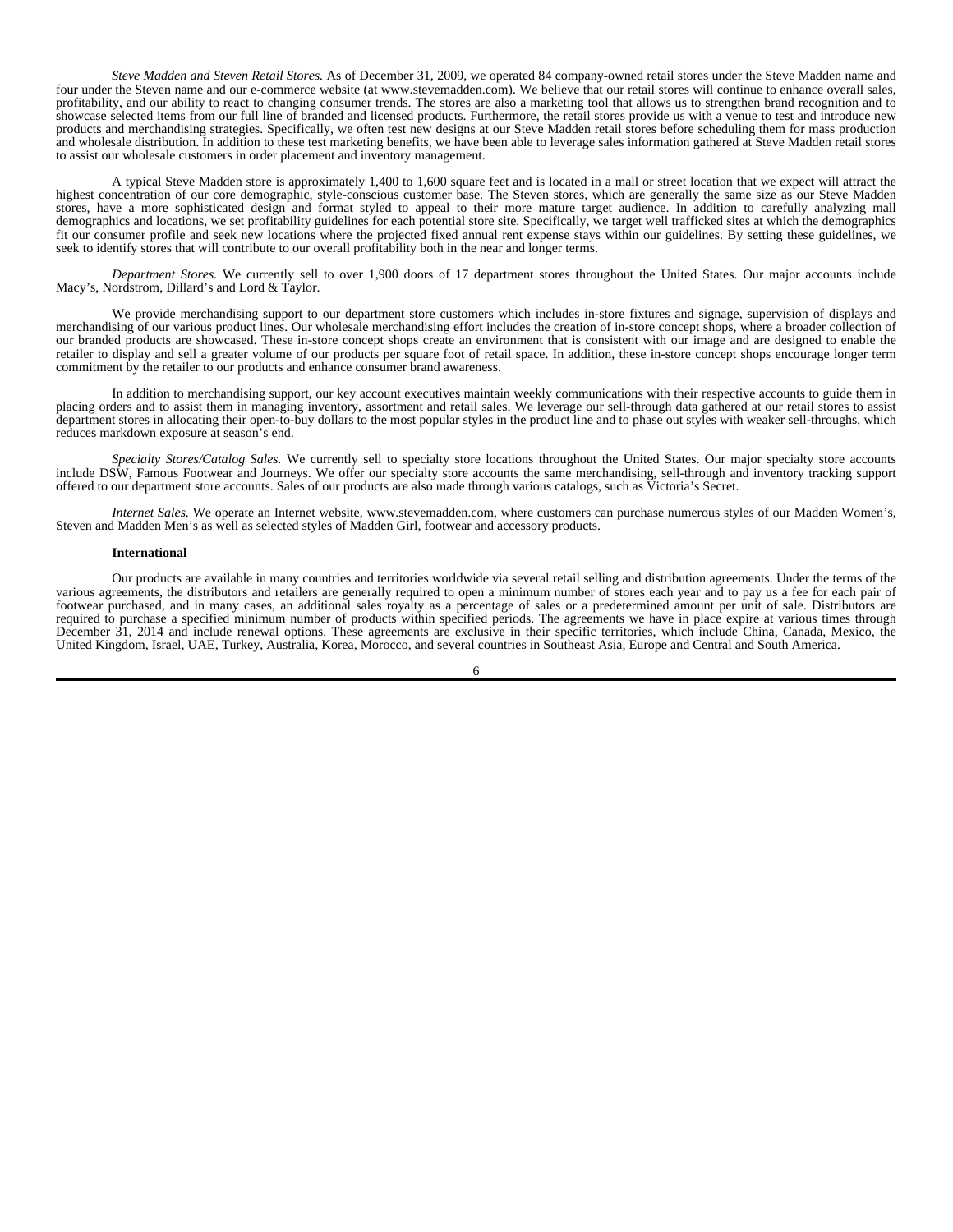*Steve Madden and Steven Retail Stores.* As of December 31, 2009, we operated 84 company-owned retail stores under the Steve Madden name and four under the Steven name and our e-commerce website (at www.stevemadden.com). We believe that our retail stores will continue to enhance overall sales, profitability, and our ability to react to changing consumer trends. The stores are also a marketing tool that allows us to strengthen brand recognition and to showcase selected items from our full line of branded and licensed products. Furthermore, the retail stores provide us with a venue to test and introduce new products and merchandising strategies. Specifically, we often test new designs at our Steve Madden retail stores before scheduling them for mass production and wholesale distribution. In addition to these test marketing benefits, we have been able to leverage sales information gathered at Steve Madden retail stores to assist our wholesale customers in order placement and inventory management.

A typical Steve Madden store is approximately 1,400 to 1,600 square feet and is located in a mall or street location that we expect will attract the highest concentration of our core demographic, style-conscious customer base. The Steven stores, which are generally the same size as our Steve Madden stores, have a more sophisticated design and format styled to appeal to their more mature target audience. In addition to carefully analyzing mall demographics and locations, we set profitability guidelines for each potential store site. Specifically, we target well trafficked sites at which the demographics fit our consumer profile and seek new locations where the projected fixed annual rent expense stays within our guidelines. By setting these guidelines, we seek to identify stores that will contribute to our overall profitability both in the near and longer terms.

*Department Stores.* We currently sell to over 1,900 doors of 17 department stores throughout the United States. Our major accounts include Macy's, Nordstrom, Dillard's and Lord & Taylor.

We provide merchandising support to our department store customers which includes in-store fixtures and signage, supervision of displays and merchandising of our various product lines. Our wholesale merchandising effort includes the creation of in-store concept shops, where a broader collection of our branded products are showcased. These in-store concept shops create an environment that is consistent with our image and are designed to enable the retailer to display and sell a greater volume of our products per square foot of retail space. In addition, these in-store concept shops encourage longer term commitment by the retailer to our products and enhance consumer brand awareness.

In addition to merchandising support, our key account executives maintain weekly communications with their respective accounts to guide them in placing orders and to assist them in managing inventory, assortment and retail sales. We leverage our sell-through data gathered at our retail stores to assist department stores in allocating their open-to-buy dollars to the most popular styles in the product line and to phase out styles with weaker sell-throughs, which reduces markdown exposure at season's end.

*Specialty Stores/Catalog Sales.* We currently sell to specialty store locations throughout the United States. Our major specialty store accounts include DSW, Famous Footwear and Journeys. We offer our specialty store accounts the same merchandising, sell-through and inventory tracking support offered to our department store accounts. Sales of our products are also made through various catalogs, such as Victoria's Secret.

*Internet Sales.* We operate an Internet website, www.stevemadden.com, where customers can purchase numerous styles of our Madden Women's, Steven and Madden Men's as well as selected styles of Madden Girl, footwear and accessory products.

**International**

Our products are available in many countries and territories worldwide via several retail selling and distribution agreements. Under the terms of the various agreements, the distributors and retailers are generally required to open a minimum number of stores each year and to pay us a fee for each pair of footwear purchased, and in many cases, an additional sales royalty as a percentage of sales or a predetermined amount per unit of sale. Distributors are required to purchase a specified minimum number of products within specified periods. The agreements we have in place expire at various times through December 31, 2014 and include renewal options. These agreements are exclusive in their specific territories, which include China, Canada, Mexico, the United Kingdom, Israel, UAE, Turkey, Australia, Korea, Morocco, and several countries in Southeast Asia, Europe and Central and South America.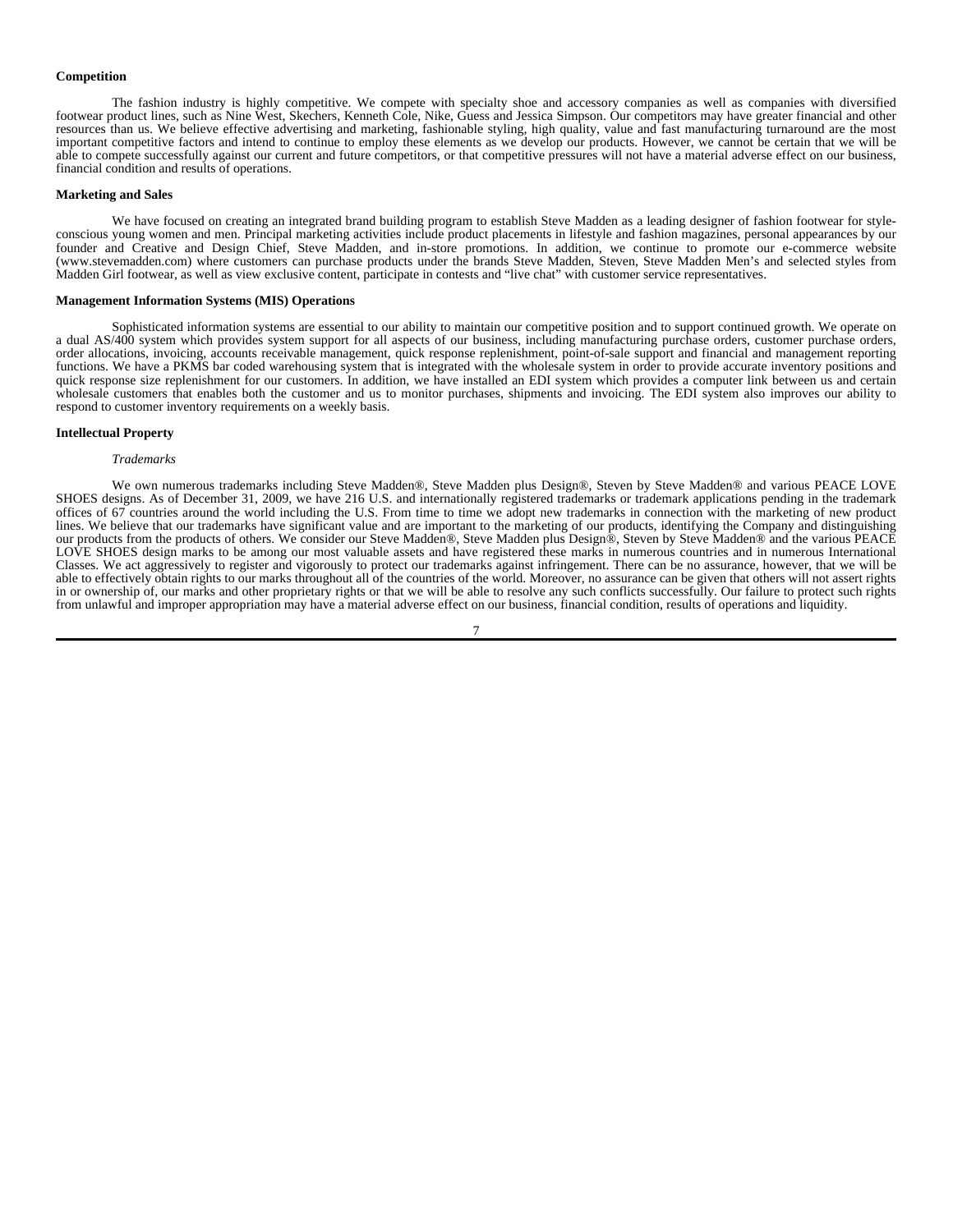**Competition**

The fashion industry is highly competitive. We compete with specialty shoe and accessory companies as well as companies with diversified footwear product lines, such as Nine West, Skechers, Kenneth Cole, Nike, Guess and Jessica Simpson. Our competitors may have greater financial and other resources than us. We believe effective advertising and marketing, fashionable styling, high quality, value and fast manufacturing turnaround are the most important competitive factors and intend to continue to employ these elements as we develop our products. However, we cannot be certain that we will be able to compete successfully against our current and future competitors, or that competitive pressures will not have a material adverse effect on our business, financial condition and results of operations.

**Marketing and Sales**

We have focused on creating an integrated brand building program to establish Steve Madden as a leading designer of fashion footwear for style-conscious young women and men. Principal marketing activities include product placements in lifestyle and fashion magazines, personal appearances by our founder and Creative and Design Chief, Steve Madden, and in-store promotions. In addition, we continue to promote our e-commerce website (www.stevemadden.com) where customers can purchase products under the brands Steve Madden, Steven, Steve Madden Men's and selected styles from Madden Girl footwear, as well as view exclusive content, participate in contests and "live chat" with customer service representatives.

**Management Information Systems (MIS) Operations**

Sophisticated information systems are essential to our ability to maintain our competitive position and to support continued growth. We operate on a dual AS/400 system which provides system support for all aspects of our business, including manufacturing purchase orders, customer purchase orders, order allocations, invoicing, accounts receivable management, quick response replenishment, point-of-sale support and financial and management reporting functions. We have a PKMS bar coded warehousing system that is integrated with the wholesale system in order to provide accurate inventory positions and quick response size replenishment for our customers. In addition, we have installed an EDI system which provides a computer link between us and certain wholesale customers that enables both the customer and us to monitor purchases, shipments and invoicing. The EDI system also improves our ability to respond to customer inventory requirements on a weekly basis.

**Intellectual Property**

*Trademarks*

We own numerous trademarks including Steve Madden®, Steve Madden plus Design®, Steven by Steve Madden® and various PEACE LOVE SHOES designs. As of December 31, 2009, we have 216 U.S. and internationally registered trademarks or trademark applications pending in the trademark offices of 67 countries around the world including the U.S. From time to time we adopt new trademarks in connection with the marketing of new product lines. We believe that our trademarks have significant value and are important to the marketing of our products, identifying the Company and distinguishing our products from the products of others. We consider our Steve Madden®, Steve Madden plus Design®, Steven by Steve Madden® and the various PEACE LOVE SHOES design marks to be among our most valuable assets and have registered these marks in numerous countries and in numerous International Classes. We act aggressively to register and vigorously to protect our trademarks against infringement. There can be no assurance, however, that we will be able to effectively obtain rights to our marks throughout all of the countries of the world. Moreover, no assurance can be given that others will not assert rights in or ownership of, our marks and other proprietary rights or that we will be able to resolve any such conflicts successfully. Our failure to protect such rights from unlawful and improper appropriation may have a material adverse effect on our business, financial condition, results of operations and liquidity.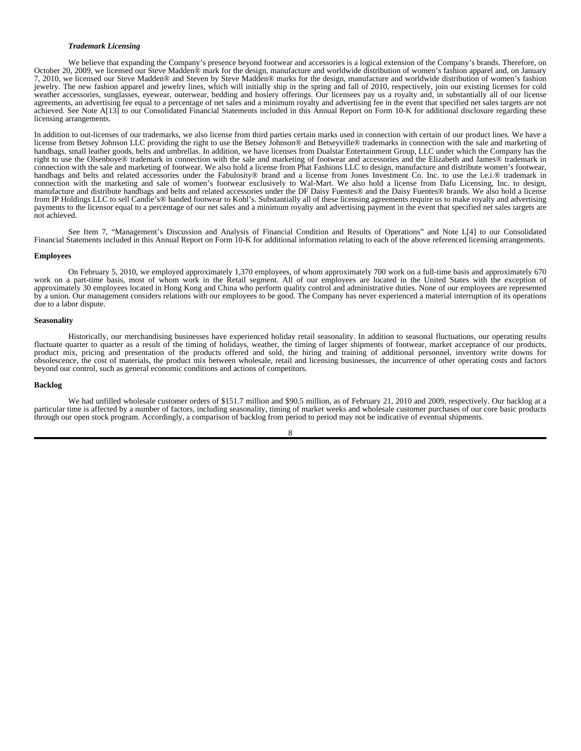***Trademark Licensing***

We believe that expanding the Company's presence beyond footwear and accessories is a logical extension of the Company's brands. Therefore, on October 20, 2009, we licensed our Steve Madden® mark for the design, manufacture and worldwide distribution of women's fashion apparel and, on January 7, 2010, we licensed our Steve Madden® and Steven by Steve Madden® marks for the design, manufacture and worldwide distribution of women's fashion jewelry. The new fashion apparel and jewelry lines, which will initially ship in the spring and fall of 2010, respectively, join our existing licenses for cold weather accessories, sunglasses, eyewear, outerwear, bedding and hosiery offerings. Our licensees pay us a royalty and, in substantially all of our license agreements, an advertising fee equal to a percentage of net sales and a minimum royalty and advertising fee in the event that specified net sales targets are not achieved. See Note A[13] to our Consolidated Financial Statements included in this Annual Report on Form 10-K for additional disclosure regarding these licensing arrangements.

In addition to out-licenses of our trademarks, we also license from third parties certain marks used in connection with certain of our product lines. We have a license from Betsey Johnson LLC providing the right to use the Betsey Johnson® and Betseyville® trademarks in connection with the sale and marketing of handbags, small leather goods, belts and umbrellas. In addition, we have licenses from Dualstar Entertainment Group, LLC under which the Company has the right to use the Olsenboye® trademark in connection with the sale and marketing of footwear and accessories and the Elizabeth and James® trademark in connection with the sale and marketing of footwear. We also hold a license from Phat Fashions LLC to design, manufacture and distribute women's footwear, handbags and belts and related accessories under the Fabulosity® brand and a license from Jones Investment Co. Inc. to use the l.e.i.® trademark in connection with the marketing and sale of women's footwear exclusively to Wal-Mart. We also hold a license from Dafu Licensing, Inc. to design, manufacture and distribute handbags and belts and related accessories under the DF Daisy Fuentes® and the Daisy Fuentes® brands. We also hold a license from IP Holdings LLC to sell Candie's® banded footwear to Kohl's. Substantially all of these licensing agreements require us to make royalty and advertising payments to the licensor equal to a percentage of our net sales and a minimum royalty and advertising payment in the event that specified net sales targets are not achieved.

See Item 7, "Management's Discussion and Analysis of Financial Condition and Results of Operations" and Note L[4] to our Consolidated Financial Statements included in this Annual Report on Form 10-K for additional information relating to each of the above referenced licensing arrangements.

**Employees**

On February 5, 2010, we employed approximately 1,370 employees, of whom approximately 700 work on a full-time basis and approximately 670 work on a part-time basis, most of whom work in the Retail segment. All of our employees are located in the United States with the exception of approximately 30 employees located in Hong Kong and China who perform quality control and administrative duties. None of our employees are represented by a union. Our management considers relations with our employees to be good. The Company has never experienced a material interruption of its operations due to a labor dispute.

**Seasonality**

Historically, our merchandising businesses have experienced holiday retail seasonality. In addition to seasonal fluctuations, our operating results fluctuate quarter to quarter as a result of the timing of holidays, weather, the timing of larger shipments of footwear, market acceptance of our products, product mix, pricing and presentation of the products offered and sold, the hiring and training of additional personnel, inventory write downs for obsolescence, the cost of materials, the product mix between wholesale, retail and licensing businesses, the incurrence of other operating costs and factors beyond our control, such as general economic conditions and actions of competitors.

**Backlog**

We had unfilled wholesale customer orders of $151.7 million and $90.5 million, as of February 21, 2010 and 2009, respectively. Our backlog at a particular time is affected by a number of factors, including seasonality, timing of market weeks and wholesale customer purchases of our core basic products through our open stock program. Accordingly, a comparison of backlog from period to period may not be indicative of eventual shipments.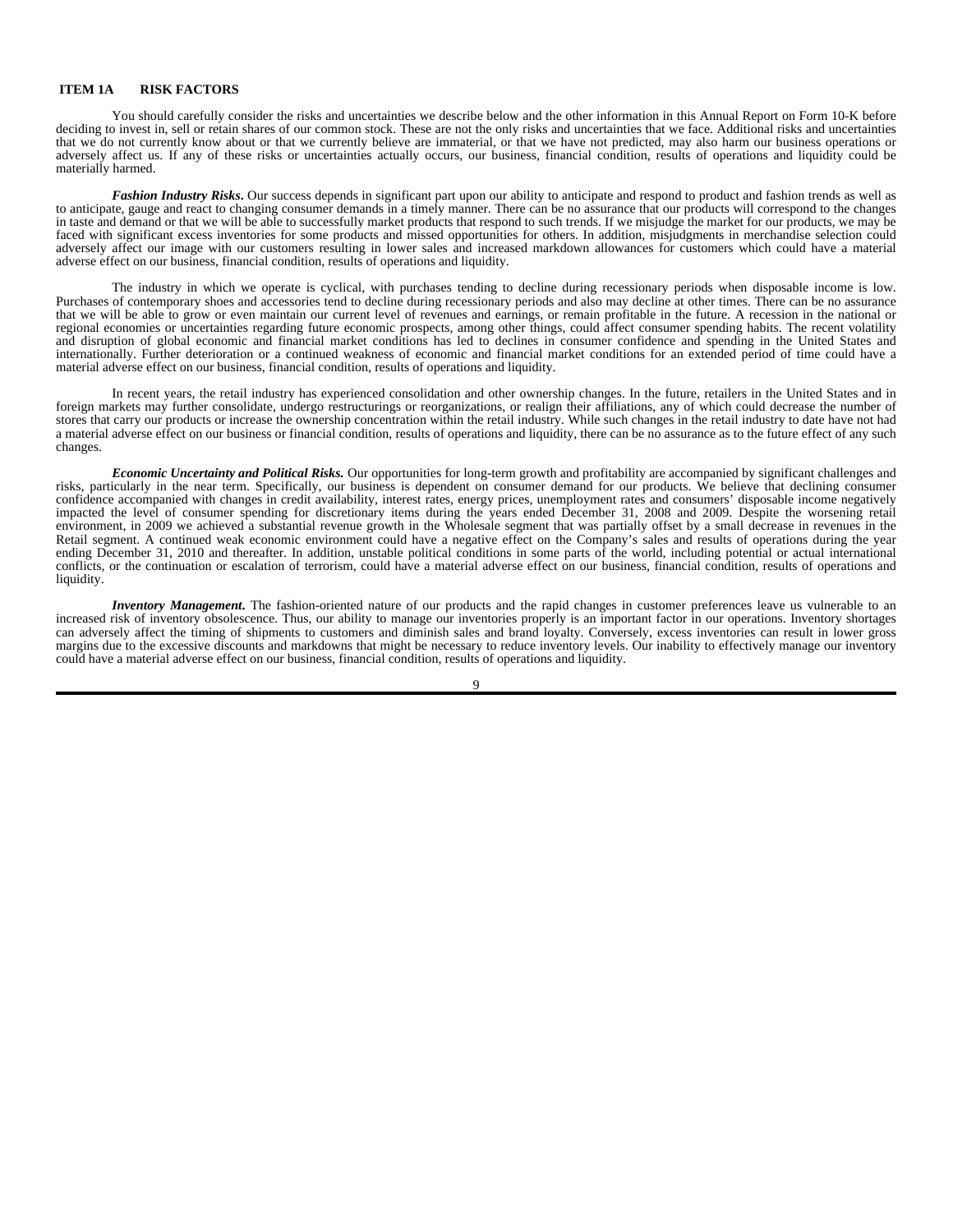## ITEM 1A RISK FACTORS

You should carefully consider the risks and uncertainties we describe below and the other information in this Annual Report on Form 10-K before deciding to invest in, sell or retain shares of our common stock. These are not the only risks and uncertainties that we face. Additional risks and uncertainties that we do not currently know about or that we currently believe are immaterial, or that we have not predicted, may also harm our business operations or adversely affect us. If any of these risks or uncertainties actually occurs, our business, financial condition, results of operations and liquidity could be materially harmed.

***Fashion Industry Risks*****.** Our success depends in significant part upon our ability to anticipate and respond to product and fashion trends as well as to anticipate, gauge and react to changing consumer demands in a timely manner. There can be no assurance that our products will correspond to the changes in taste and demand or that we will be able to successfully market products that respond to such trends. If we misjudge the market for our products, we may be faced with significant excess inventories for some products and missed opportunities for others. In addition, misjudgments in merchandise selection could adversely affect our image with our customers resulting in lower sales and increased markdown allowances for customers which could have a material adverse effect on our business, financial condition, results of operations and liquidity.

The industry in which we operate is cyclical, with purchases tending to decline during recessionary periods when disposable income is low. Purchases of contemporary shoes and accessories tend to decline during recessionary periods and also may decline at other times. There can be no assurance that we will be able to grow or even maintain our current level of revenues and earnings, or remain profitable in the future. A recession in the national or regional economies or uncertainties regarding future economic prospects, among other things, could affect consumer spending habits. The recent volatility and disruption of global economic and financial market conditions has led to declines in consumer confidence and spending in the United States and internationally. Further deterioration or a continued weakness of economic and financial market conditions for an extended period of time could have a material adverse effect on our business, financial condition, results of operations and liquidity.

In recent years, the retail industry has experienced consolidation and other ownership changes. In the future, retailers in the United States and in foreign markets may further consolidate, undergo restructurings or reorganizations, or realign their affiliations, any of which could decrease the number of stores that carry our products or increase the ownership concentration within the retail industry. While such changes in the retail industry to date have not had a material adverse effect on our business or financial condition, results of operations and liquidity, there can be no assurance as to the future effect of any such changes.

***Economic Uncertainty and Political Risks.*** Our opportunities for long-term growth and profitability are accompanied by significant challenges and risks, particularly in the near term. Specifically, our business is dependent on consumer demand for our products. We believe that declining consumer confidence accompanied with changes in credit availability, interest rates, energy prices, unemployment rates and consumers' disposable income negatively impacted the level of consumer spending for discretionary items during the years ended December 31, 2008 and 2009. Despite the worsening retail environment, in 2009 we achieved a substantial revenue growth in the Wholesale segment that was partially offset by a small decrease in revenues in the Retail segment. A continued weak economic environment could have a negative effect on the Company's sales and results of operations during the year ending December 31, 2010 and thereafter. In addition, unstable political conditions in some parts of the world, including potential or actual international conflicts, or the continuation or escalation of terrorism, could have a material adverse effect on our business, financial condition, results of operations and liquidity.

***Inventory Management*****.** The fashion-oriented nature of our products and the rapid changes in customer preferences leave us vulnerable to an increased risk of inventory obsolescence. Thus, our ability to manage our inventories properly is an important factor in our operations. Inventory shortages can adversely affect the timing of shipments to customers and diminish sales and brand loyalty. Conversely, excess inventories can result in lower gross margins due to the excessive discounts and markdowns that might be necessary to reduce inventory levels. Our inability to effectively manage our inventory could have a material adverse effect on our business, financial condition, results of operations and liquidity.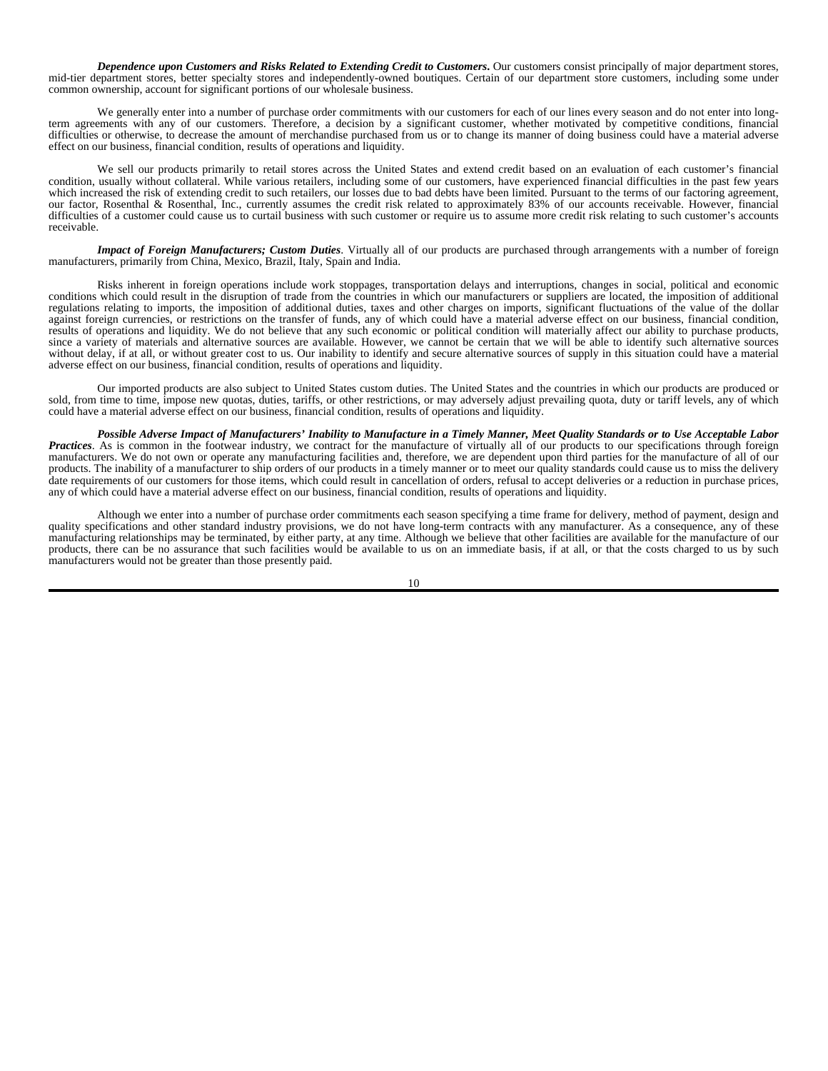***Dependence upon Customers and Risks Related to Extending Credit to Customers*.** Our customers consist principally of major department stores, mid-tier department stores, better specialty stores and independently-owned boutiques. Certain of our department store customers, including some under common ownership, account for significant portions of our wholesale business.

We generally enter into a number of purchase order commitments with our customers for each of our lines every season and do not enter into long-term agreements with any of our customers. Therefore, a decision by a significant customer, whether motivated by competitive conditions, financial difficulties or otherwise, to decrease the amount of merchandise purchased from us or to change its manner of doing business could have a material adverse effect on our business, financial condition, results of operations and liquidity.

We sell our products primarily to retail stores across the United States and extend credit based on an evaluation of each customer's financial condition, usually without collateral. While various retailers, including some of our customers, have experienced financial difficulties in the past few years which increased the risk of extending credit to such retailers, our losses due to bad debts have been limited. Pursuant to the terms of our factoring agreement, our factor, Rosenthal & Rosenthal, Inc., currently assumes the credit risk related to approximately 83% of our accounts receivable. However, financial difficulties of a customer could cause us to curtail business with such customer or require us to assume more credit risk relating to such customer's accounts receivable.

***Impact of Foreign Manufacturers; Custom Duties***. Virtually all of our products are purchased through arrangements with a number of foreign manufacturers, primarily from China, Mexico, Brazil, Italy, Spain and India.

Risks inherent in foreign operations include work stoppages, transportation delays and interruptions, changes in social, political and economic conditions which could result in the disruption of trade from the countries in which our manufacturers or suppliers are located, the imposition of additional regulations relating to imports, the imposition of additional duties, taxes and other charges on imports, significant fluctuations of the value of the dollar against foreign currencies, or restrictions on the transfer of funds, any of which could have a material adverse effect on our business, financial condition, results of operations and liquidity. We do not believe that any such economic or political condition will materially affect our ability to purchase products, since a variety of materials and alternative sources are available. However, we cannot be certain that we will be able to identify such alternative sources without delay, if at all, or without greater cost to us. Our inability to identify and secure alternative sources of supply in this situation could have a material adverse effect on our business, financial condition, results of operations and liquidity.

Our imported products are also subject to United States custom duties. The United States and the countries in which our products are produced or sold, from time to time, impose new quotas, duties, tariffs, or other restrictions, or may adversely adjust prevailing quota, duty or tariff levels, any of which could have a material adverse effect on our business, financial condition, results of operations and liquidity.

***Possible Adverse Impact of Manufacturers' Inability to Manufacture in a Timely Manner, Meet Quality Standards or to Use Acceptable Labor Practices***. As is common in the footwear industry, we contract for the manufacture of virtually all of our products to our specifications through foreign manufacturers. We do not own or operate any manufacturing facilities and, therefore, we are dependent upon third parties for the manufacture of all of our products. The inability of a manufacturer to ship orders of our products in a timely manner or to meet our quality standards could cause us to miss the delivery date requirements of our customers for those items, which could result in cancellation of orders, refusal to accept deliveries or a reduction in purchase prices, any of which could have a material adverse effect on our business, financial condition, results of operations and liquidity.

Although we enter into a number of purchase order commitments each season specifying a time frame for delivery, method of payment, design and quality specifications and other standard industry provisions, we do not have long-term contracts with any manufacturer. As a consequence, any of these manufacturing relationships may be terminated, by either party, at any time. Although we believe that other facilities are available for the manufacture of our products, there can be no assurance that such facilities would be available to us on an immediate basis, if at all, or that the costs charged to us by such manufacturers would not be greater than those presently paid.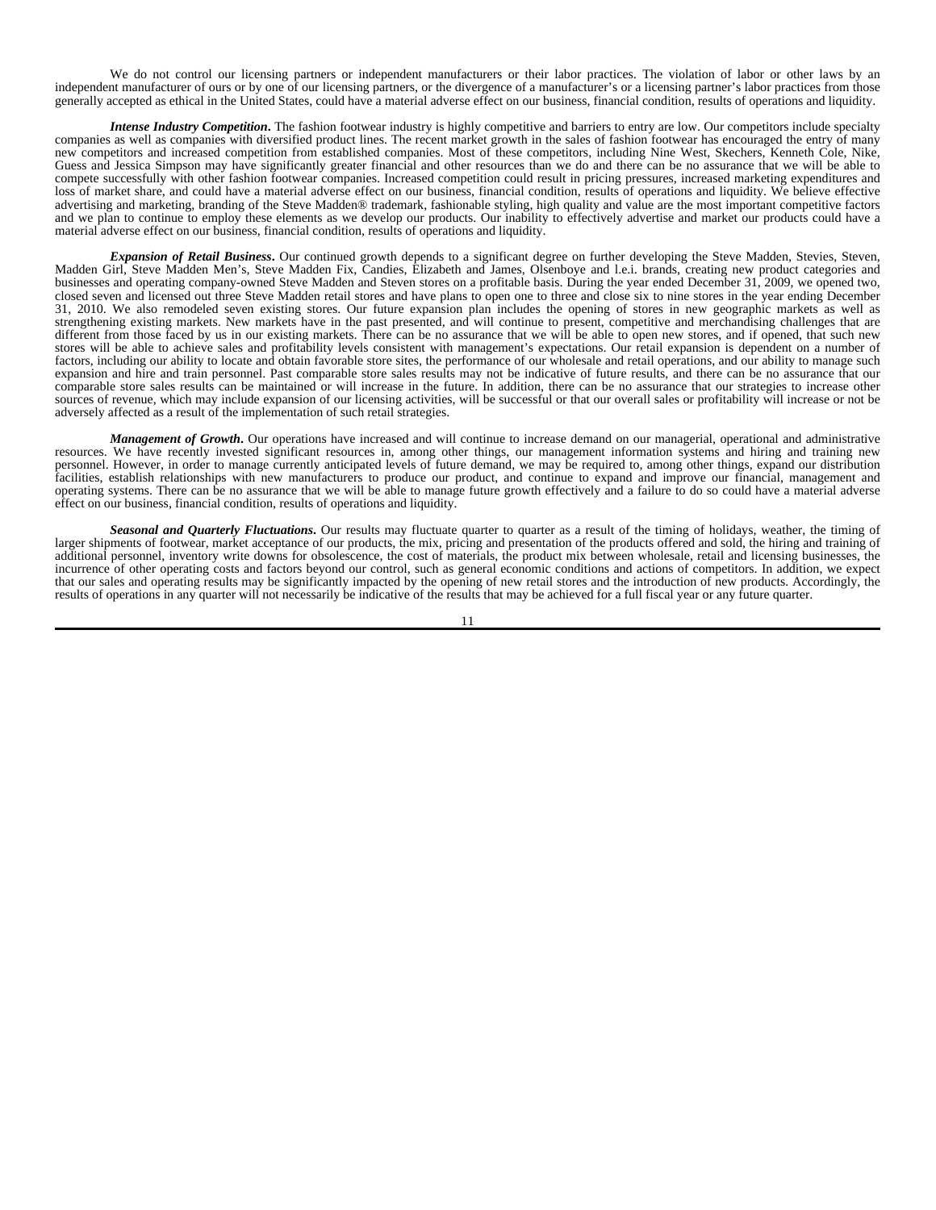We do not control our licensing partners or independent manufacturers or their labor practices. The violation of labor or other laws by an independent manufacturer of ours or by one of our licensing partners, or the divergence of a manufacturer's or a licensing partner's labor practices from those generally accepted as ethical in the United States, could have a material adverse effect on our business, financial condition, results of operations and liquidity.

***Intense Industry Competition*.** The fashion footwear industry is highly competitive and barriers to entry are low. Our competitors include specialty companies as well as companies with diversified product lines. The recent market growth in the sales of fashion footwear has encouraged the entry of many new competitors and increased competition from established companies. Most of these competitors, including Nine West, Skechers, Kenneth Cole, Nike, Guess and Jessica Simpson may have significantly greater financial and other resources than we do and there can be no assurance that we will be able to compete successfully with other fashion footwear companies. Increased competition could result in pricing pressures, increased marketing expenditures and loss of market share, and could have a material adverse effect on our business, financial condition, results of operations and liquidity. We believe effective advertising and marketing, branding of the Steve Madden® trademark, fashionable styling, high quality and value are the most important competitive factors and we plan to continue to employ these elements as we develop our products. Our inability to effectively advertise and market our products could have a material adverse effect on our business, financial condition, results of operations and liquidity.

***Expansion of Retail Business*.** Our continued growth depends to a significant degree on further developing the Steve Madden, Stevies, Steven, Madden Girl, Steve Madden Men's, Steve Madden Fix, Candies, Elizabeth and James, Olsenboye and l.e.i. brands, creating new product categories and businesses and operating company-owned Steve Madden and Steven stores on a profitable basis. During the year ended December 31, 2009, we opened two, closed seven and licensed out three Steve Madden retail stores and have plans to open one to three and close six to nine stores in the year ending December 31, 2010. We also remodeled seven existing stores. Our future expansion plan includes the opening of stores in new geographic markets as well as strengthening existing markets. New markets have in the past presented, and will continue to present, competitive and merchandising challenges that are different from those faced by us in our existing markets. There can be no assurance that we will be able to open new stores, and if opened, that such new stores will be able to achieve sales and profitability levels consistent with management's expectations. Our retail expansion is dependent on a number of factors, including our ability to locate and obtain favorable store sites, the performance of our wholesale and retail operations, and our ability to manage such expansion and hire and train personnel. Past comparable store sales results may not be indicative of future results, and there can be no assurance that our comparable store sales results can be maintained or will increase in the future. In addition, there can be no assurance that our strategies to increase other sources of revenue, which may include expansion of our licensing activities, will be successful or that our overall sales or profitability will increase or not be adversely affected as a result of the implementation of such retail strategies.

***Management of Growth*.** Our operations have increased and will continue to increase demand on our managerial, operational and administrative resources. We have recently invested significant resources in, among other things, our management information systems and hiring and training new personnel. However, in order to manage currently anticipated levels of future demand, we may be required to, among other things, expand our distribution facilities, establish relationships with new manufacturers to produce our product, and continue to expand and improve our financial, management and operating systems. There can be no assurance that we will be able to manage future growth effectively and a failure to do so could have a material adverse effect on our business, financial condition, results of operations and liquidity.

***Seasonal and Quarterly Fluctuations*.** Our results may fluctuate quarter to quarter as a result of the timing of holidays, weather, the timing of larger shipments of footwear, market acceptance of our products, the mix, pricing and presentation of the products offered and sold, the hiring and training of additional personnel, inventory write downs for obsolescence, the cost of materials, the product mix between wholesale, retail and licensing businesses, the incurrence of other operating costs and factors beyond our control, such as general economic conditions and actions of competitors. In addition, we expect that our sales and operating results may be significantly impacted by the opening of new retail stores and the introduction of new products. Accordingly, the results of operations in any quarter will not necessarily be indicative of the results that may be achieved for a full fiscal year or any future quarter.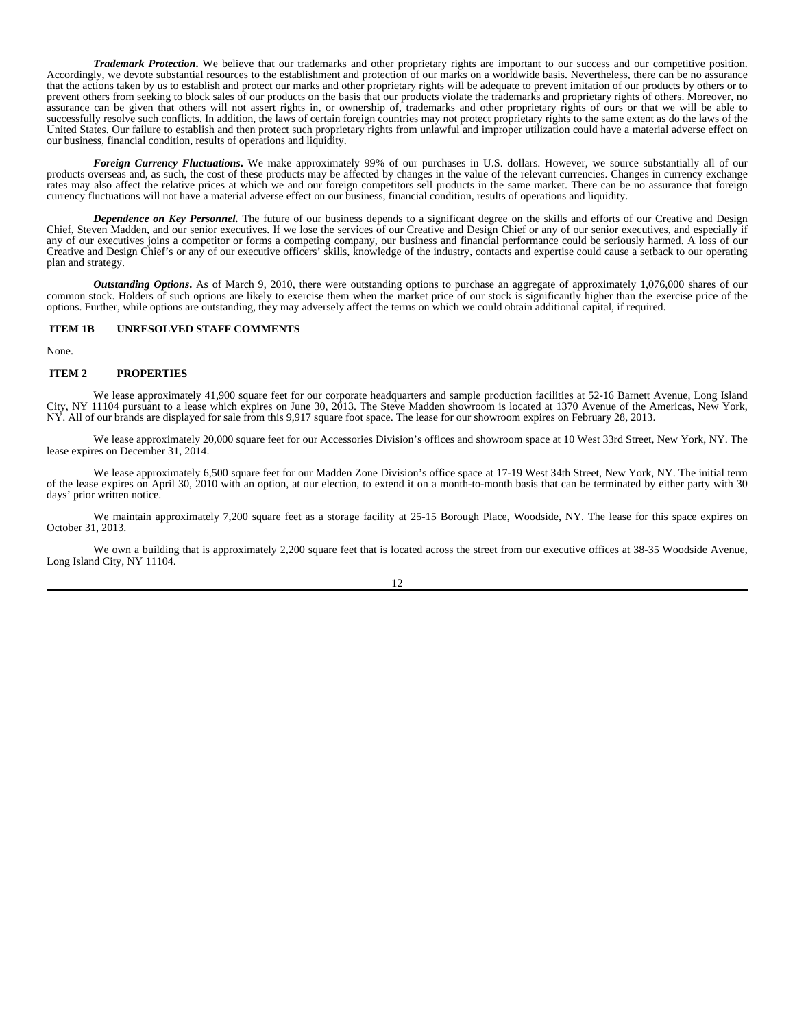***Trademark Protection*.** We believe that our trademarks and other proprietary rights are important to our success and our competitive position. Accordingly, we devote substantial resources to the establishment and protection of our marks on a worldwide basis. Nevertheless, there can be no assurance that the actions taken by us to establish and protect our marks and other proprietary rights will be adequate to prevent imitation of our products by others or to prevent others from seeking to block sales of our products on the basis that our products violate the trademarks and proprietary rights of others. Moreover, no assurance can be given that others will not assert rights in, or ownership of, trademarks and other proprietary rights of ours or that we will be able to successfully resolve such conflicts. In addition, the laws of certain foreign countries may not protect proprietary rights to the same extent as do the laws of the United States. Our failure to establish and then protect such proprietary rights from unlawful and improper utilization could have a material adverse effect on our business, financial condition, results of operations and liquidity.

***Foreign Currency Fluctuations*.** We make approximately 99% of our purchases in U.S. dollars. However, we source substantially all of our products overseas and, as such, the cost of these products may be affected by changes in the value of the relevant currencies. Changes in currency exchange rates may also affect the relative prices at which we and our foreign competitors sell products in the same market. There can be no assurance that foreign currency fluctuations will not have a material adverse effect on our business, financial condition, results of operations and liquidity.

***Dependence on Key Personnel.*** The future of our business depends to a significant degree on the skills and efforts of our Creative and Design Chief, Steven Madden, and our senior executives. If we lose the services of our Creative and Design Chief or any of our senior executives, and especially if any of our executives joins a competitor or forms a competing company, our business and financial performance could be seriously harmed. A loss of our Creative and Design Chief's or any of our executive officers' skills, knowledge of the industry, contacts and expertise could cause a setback to our operating plan and strategy.

***Outstanding Options*.** As of March 9, 2010, there were outstanding options to purchase an aggregate of approximately 1,076,000 shares of our common stock. Holders of such options are likely to exercise them when the market price of our stock is significantly higher than the exercise price of the options. Further, while options are outstanding, they may adversely affect the terms on which we could obtain additional capital, if required.

## ITEM 1B UNRESOLVED STAFF COMMENTS

None.

## ITEM 2 PROPERTIES

We lease approximately 41,900 square feet for our corporate headquarters and sample production facilities at 52-16 Barnett Avenue, Long Island City, NY 11104 pursuant to a lease which expires on June 30, 2013. The Steve Madden showroom is located at 1370 Avenue of the Americas, New York, NY. All of our brands are displayed for sale from this 9,917 square foot space. The lease for our showroom expires on February 28, 2013.

We lease approximately 20,000 square feet for our Accessories Division's offices and showroom space at 10 West 33rd Street, New York, NY. The lease expires on December 31, 2014.

We lease approximately 6,500 square feet for our Madden Zone Division's office space at 17-19 West 34th Street, New York, NY. The initial term of the lease expires on April 30, 2010 with an option, at our election, to extend it on a month-to-month basis that can be terminated by either party with 30 days' prior written notice.

We maintain approximately 7,200 square feet as a storage facility at 25-15 Borough Place, Woodside, NY. The lease for this space expires on October 31, 2013.

We own a building that is approximately 2,200 square feet that is located across the street from our executive offices at 38-35 Woodside Avenue, Long Island City, NY 11104.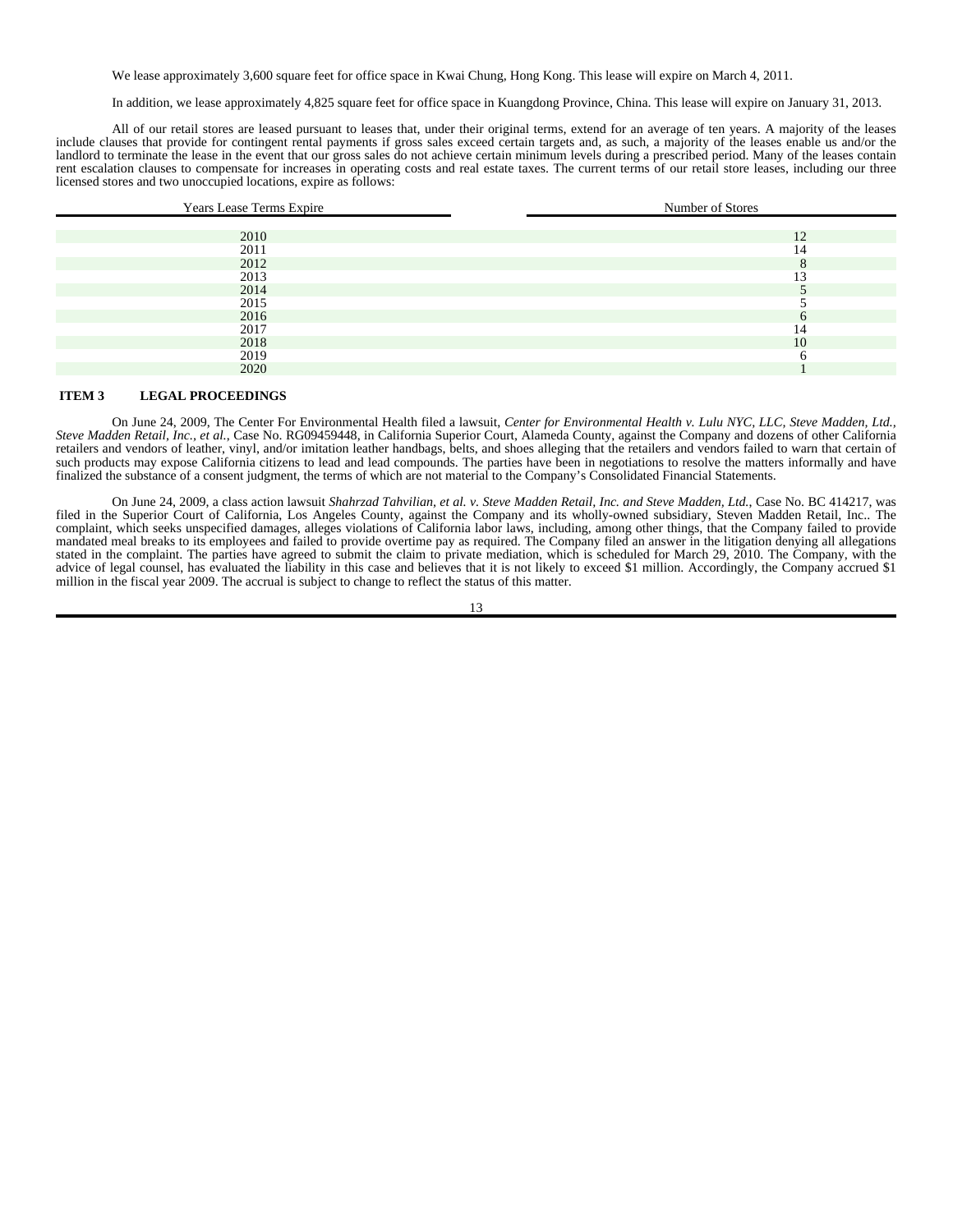We lease approximately 3,600 square feet for office space in Kwai Chung, Hong Kong. This lease will expire on March 4, 2011.

In addition, we lease approximately 4,825 square feet for office space in Kuangdong Province, China. This lease will expire on January 31, 2013.

All of our retail stores are leased pursuant to leases that, under their original terms, extend for an average of ten years. A majority of the leases include clauses that provide for contingent rental payments if gross sales exceed certain targets and, as such, a majority of the leases enable us and/or the landlord to terminate the lease in the event that our gross sales do not achieve certain minimum levels during a prescribed period. Many of the leases contain rent escalation clauses to compensate for increases in operating costs and real estate taxes. The current terms of our retail store leases, including our three licensed stores and two unoccupied locations, expire as follows:

| Years Lease Terms Expire | Number of Stores |
|---|---|
| 2010 | 12 |
| 2011 | 14 |
| 2012 | 8 |
| 2013 | 13 |
| 2014 | 5 |
| 2015 | 5 |
| 2016 | 6 |
| 2017 | 14 |
| 2018 | 10 |
| 2019 | 6 |
| 2020 | 1 |

## ITEM 3 LEGAL PROCEEDINGS

On June 24, 2009, The Center For Environmental Health filed a lawsuit, *Center for Environmental Health v. Lulu NYC, LLC, Steve Madden, Ltd., Steve Madden Retail, Inc., et al.*, Case No. RG09459448, in California Superior Court, Alameda County, against the Company and dozens of other California retailers and vendors of leather, vinyl, and/or imitation leather handbags, belts, and shoes alleging that the retailers and vendors failed to warn that certain of such products may expose California citizens to lead and lead compounds. The parties have been in negotiations to resolve the matters informally and have finalized the substance of a consent judgment, the terms of which are not material to the Company's Consolidated Financial Statements.

On June 24, 2009, a class action lawsuit *Shahrzad Tahvilian, et al. v. Steve Madden Retail, Inc. and Steve Madden, Ltd.*, Case No. BC 414217, was filed in the Superior Court of California, Los Angeles County, against the Company and its wholly-owned subsidiary, Steven Madden Retail, Inc.. The complaint, which seeks unspecified damages, alleges violations of California labor laws, including, among other things, that the Company failed to provide mandated meal breaks to its employees and failed to provide overtime pay as required. The Company filed an answer in the litigation denying all allegations stated in the complaint. The parties have agreed to submit the claim to private mediation, which is scheduled for March 29, 2010. The Company, with the advice of legal counsel, has evaluated the liability in this case and believes that it is not likely to exceed $1 million. Accordingly, the Company accrued $1 million in the fiscal year 2009. The accrual is subject to change to reflect the status of this matter.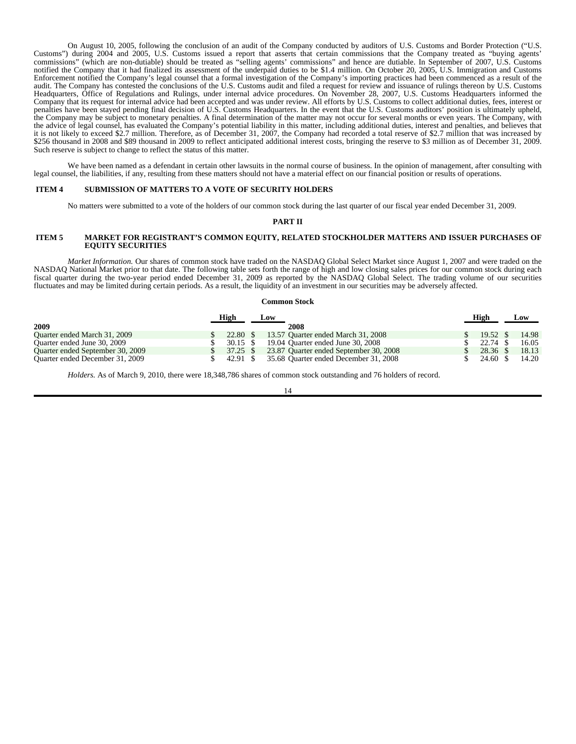On August 10, 2005, following the conclusion of an audit of the Company conducted by auditors of U.S. Customs and Border Protection ("U.S. Customs") during 2004 and 2005, U.S. Customs issued a report that asserts that certain commissions that the Company treated as "buying agents' commissions" (which are non-dutiable) should be treated as "selling agents' commissions" and hence are dutiable. In September of 2007, U.S. Customs notified the Company that it had finalized its assessment of the underpaid duties to be $1.4 million. On October 20, 2005, U.S. Immigration and Customs Enforcement notified the Company's legal counsel that a formal investigation of the Company's importing practices had been commenced as a result of the audit. The Company has contested the conclusions of the U.S. Customs audit and filed a request for review and issuance of rulings thereon by U.S. Customs Headquarters, Office of Regulations and Rulings, under internal advice procedures. On November 28, 2007, U.S. Customs Headquarters informed the Company that its request for internal advice had been accepted and was under review. All efforts by U.S. Customs to collect additional duties, fees, interest or penalties have been stayed pending final decision of U.S. Customs Headquarters. In the event that the U.S. Customs auditors' position is ultimately upheld, the Company may be subject to monetary penalties. A final determination of the matter may not occur for several months or even years. The Company, with the advice of legal counsel, has evaluated the Company's potential liability in this matter, including additional duties, interest and penalties, and believes that it is not likely to exceed $2.7 million. Therefore, as of December 31, 2007, the Company had recorded a total reserve of $2.7 million that was increased by $256 thousand in 2008 and $89 thousand in 2009 to reflect anticipated additional interest costs, bringing the reserve to $3 million as of December 31, 2009. Such reserve is subject to change to reflect the status of this matter.

We have been named as a defendant in certain other lawsuits in the normal course of business. In the opinion of management, after consulting with legal counsel, the liabilities, if any, resulting from these matters should not have a material effect on our financial position or results of operations.

## ITEM 4 SUBMISSION OF MATTERS TO A VOTE OF SECURITY HOLDERS

No matters were submitted to a vote of the holders of our common stock during the last quarter of our fiscal year ended December 31, 2009.

# PART II

## ITEM 5 MARKET FOR REGISTRANT'S COMMON EQUITY, RELATED STOCKHOLDER MATTERS AND ISSUER PURCHASES OF EQUITY SECURITIES

*Market Information.* Our shares of common stock have traded on the NASDAQ Global Select Market since August 1, 2007 and were traded on the NASDAQ National Market prior to that date. The following table sets forth the range of high and low closing sales prices for our common stock during each fiscal quarter during the two-year period ended December 31, 2009 as reported by the NASDAQ Global Select. The trading volume of our securities fluctuates and may be limited during certain periods. As a result, the liquidity of an investment in our securities may be adversely affected.

**Common Stock**

| 2009 | High | Low | 2008 | High | Low |
|---|---|---|---|---|---|
| Quarter ended March 31, 2009 | $ 22.80 | $ 13.57 | Quarter ended March 31, 2008 | $ 19.52 | $ 14.98 |
| Quarter ended June 30, 2009 | $ 30.15 | $ 19.04 | Quarter ended June 30, 2008 | $ 22.74 | $ 16.05 |
| Quarter ended September 30, 2009 | $ 37.25 | $ 23.87 | Quarter ended September 30, 2008 | $ 28.36 | $ 18.13 |
| Quarter ended December 31, 2009 | $ 42.91 | $ 35.68 | Quarter ended December 31, 2008 | $ 24.60 | $ 14.20 |

*Holders.* As of March 9, 2010, there were 18,348,786 shares of common stock outstanding and 76 holders of record.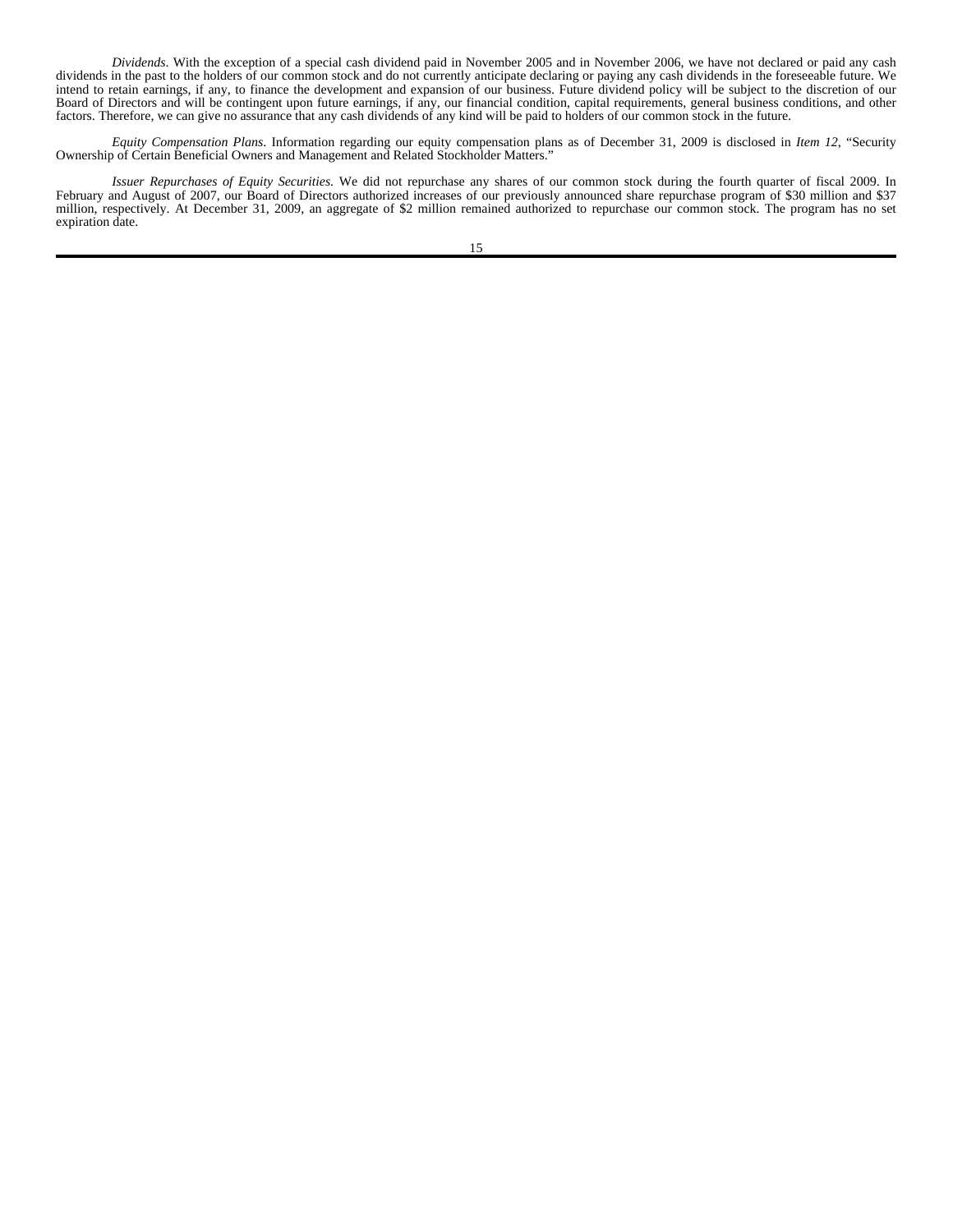*Dividends*. With the exception of a special cash dividend paid in November 2005 and in November 2006, we have not declared or paid any cash dividends in the past to the holders of our common stock and do not currently anticipate declaring or paying any cash dividends in the foreseeable future. We intend to retain earnings, if any, to finance the development and expansion of our business. Future dividend policy will be subject to the discretion of our Board of Directors and will be contingent upon future earnings, if any, our financial condition, capital requirements, general business conditions, and other factors. Therefore, we can give no assurance that any cash dividends of any kind will be paid to holders of our common stock in the future.

*Equity Compensation Plans*. Information regarding our equity compensation plans as of December 31, 2009 is disclosed in *Item 12*, "Security Ownership of Certain Beneficial Owners and Management and Related Stockholder Matters."

*Issuer Repurchases of Equity Securities.* We did not repurchase any shares of our common stock during the fourth quarter of fiscal 2009. In February and August of 2007, our Board of Directors authorized increases of our previously announced share repurchase program of $30 million and $37 million, respectively. At December 31, 2009, an aggregate of $2 million remained authorized to repurchase our common stock. The program has no set expiration date.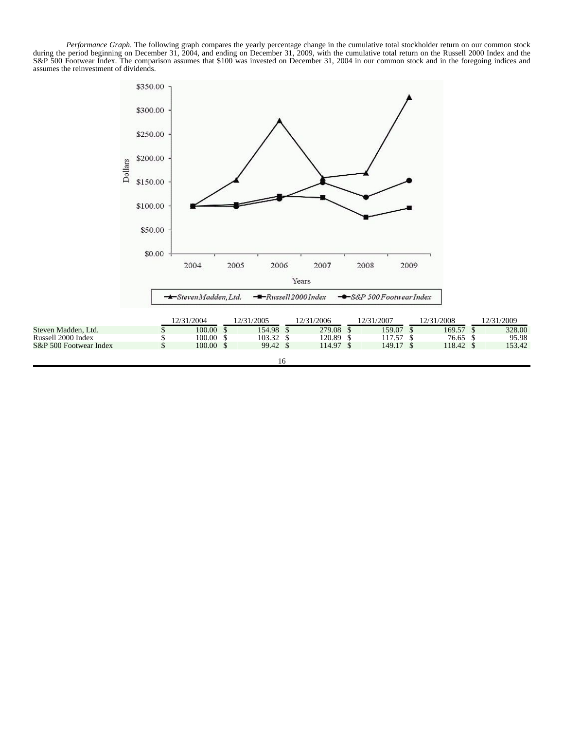*Performance Graph*. The following graph compares the yearly percentage change in the cumulative total stockholder return on our common stock during the period beginning on December 31, 2004, and ending on December 31, 2009, with the cumulative total return on the Russell 2000 Index and the S&P 500 Footwear Index. The comparison assumes that $100 was invested on December 31, 2004 in our common stock and in the foregoing indices and assumes the reinvestment of dividends.

| | 12/31/2004 | 12/31/2005 | 12/31/2006 | 12/31/2007 | 12/31/2008 | 12/31/2009 |
|---|---|---|---|---|---|---|
| Steven Madden, Ltd. | $ 100.00 | $ 154.98 | $ 279.08 | $ 159.07 | $ 169.57 | $ 328.00 |
| Russell 2000 Index | $ 100.00 | $ 103.32 | $ 120.89 | $ 117.57 | $ 76.65 | $ 95.98 |
| S&P 500 Footwear Index | $ 100.00 | $ 99.42 | $ 114.97 | $ 149.17 | $ 118.42 | $ 153.42 |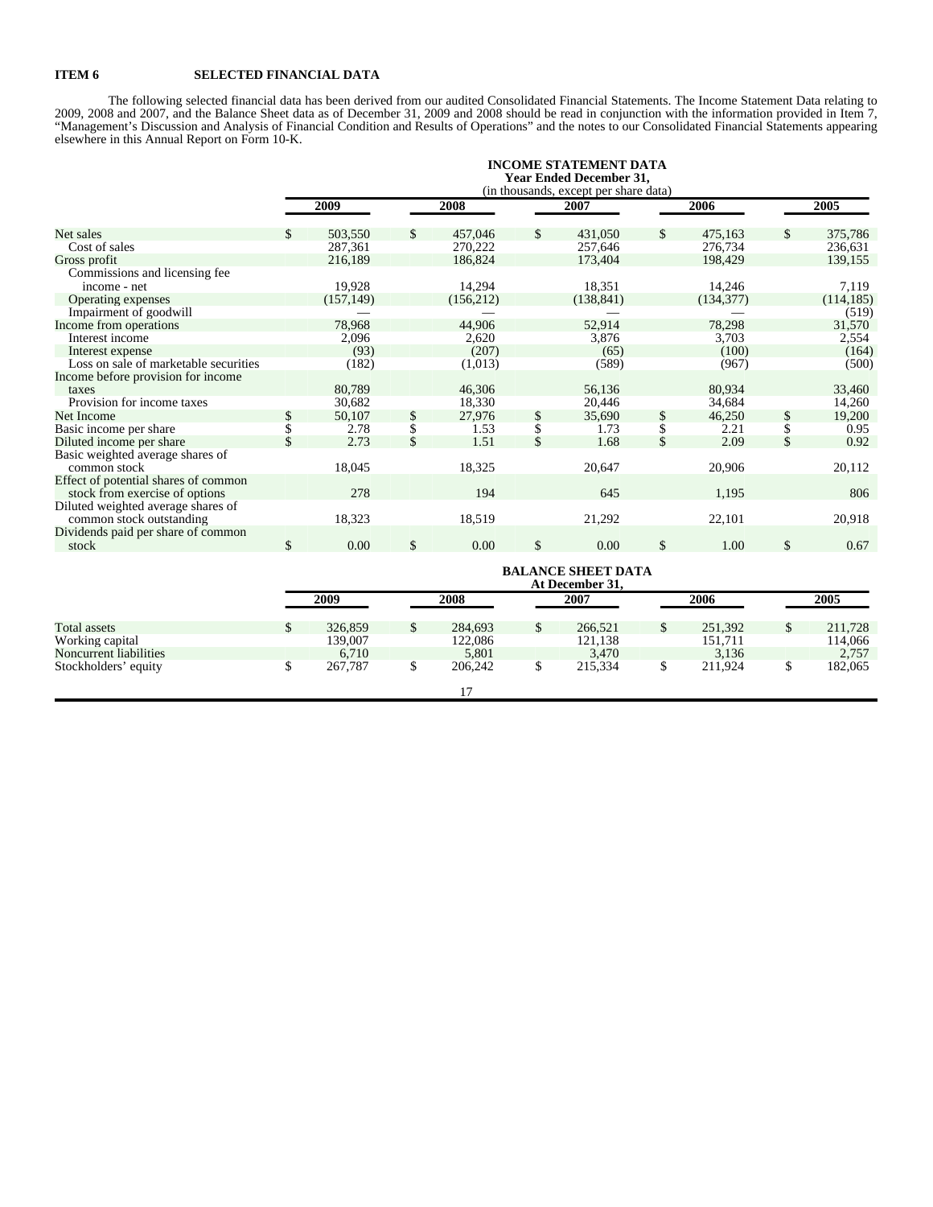**ITEM 6 SELECTED FINANCIAL DATA**

The following selected financial data has been derived from our audited Consolidated Financial Statements. The Income Statement Data relating to 2009, 2008 and 2007, and the Balance Sheet data as of December 31, 2009 and 2008 should be read in conjunction with the information provided in Item 7, "Management's Discussion and Analysis of Financial Condition and Results of Operations" and the notes to our Consolidated Financial Statements appearing elsewhere in this Annual Report on Form 10-K.

| | INCOME STATEMENT DATA Year Ended December 31, (in thousands, except per share data) | | | | |
|---|---|---|---|---|---|
| | 2009 | 2008 | 2007 | 2006 | 2005 |
| Net sales | $ 503,550 | $ 457,046 | $ 431,050 | $ 475,163 | $ 375,786 |
| Cost of sales | 287,361 | 270,222 | 257,646 | 276,734 | 236,631 |
| Gross profit | 216,189 | 186,824 | 173,404 | 198,429 | 139,155 |
| Commissions and licensing fee income - net | 19,928 | 14,294 | 18,351 | 14,246 | 7,119 |
| Operating expenses | (157,149) | (156,212) | (138,841) | (134,377) | (114,185) |
| Impairment of goodwill | — | — | — | — | (519) |
| Income from operations | 78,968 | 44,906 | 52,914 | 78,298 | 31,570 |
| Interest income | 2,096 | 2,620 | 3,876 | 3,703 | 2,554 |
| Interest expense | (93) | (207) | (65) | (100) | (164) |
| Loss on sale of marketable securities | (182) | (1,013) | (589) | (967) | (500) |
| Income before provision for income taxes | 80,789 | 46,306 | 56,136 | 80,934 | 33,460 |
| Provision for income taxes | 30,682 | 18,330 | 20,446 | 34,684 | 14,260 |
| Net Income | $ 50,107 | $ 27,976 | $ 35,690 | $ 46,250 | $ 19,200 |
| Basic income per share | $ 2.78 | $ 1.53 | $ 1.73 | $ 2.21 | $ 0.95 |
| Diluted income per share | $ 2.73 | $ 1.51 | $ 1.68 | $ 2.09 | $ 0.92 |
| Basic weighted average shares of common stock | 18,045 | 18,325 | 20,647 | 20,906 | 20,112 |
| Effect of potential shares of common stock from exercise of options | 278 | 194 | 645 | 1,195 | 806 |
| Diluted weighted average shares of common stock outstanding | 18,323 | 18,519 | 21,292 | 22,101 | 20,918 |
| Dividends paid per share of common stock | $ 0.00 | $ 0.00 | $ 0.00 | $ 1.00 | $ 0.67 |

| | BALANCE SHEET DATA At December 31, | | | | |
|---|---|---|---|---|---|
| | 2009 | 2008 | 2007 | 2006 | 2005 |
| Total assets | $ 326,859 | $ 284,693 | $ 266,521 | $ 251,392 | $ 211,728 |
| Working capital | 139,007 | 122,086 | 121,138 | 151,711 | 114,066 |
| Noncurrent liabilities | 6,710 | 5,801 | 3,470 | 3,136 | 2,757 |
| Stockholders' equity | $ 267,787 | $ 206,242 | $ 215,334 | $ 211,924 | $ 182,065 |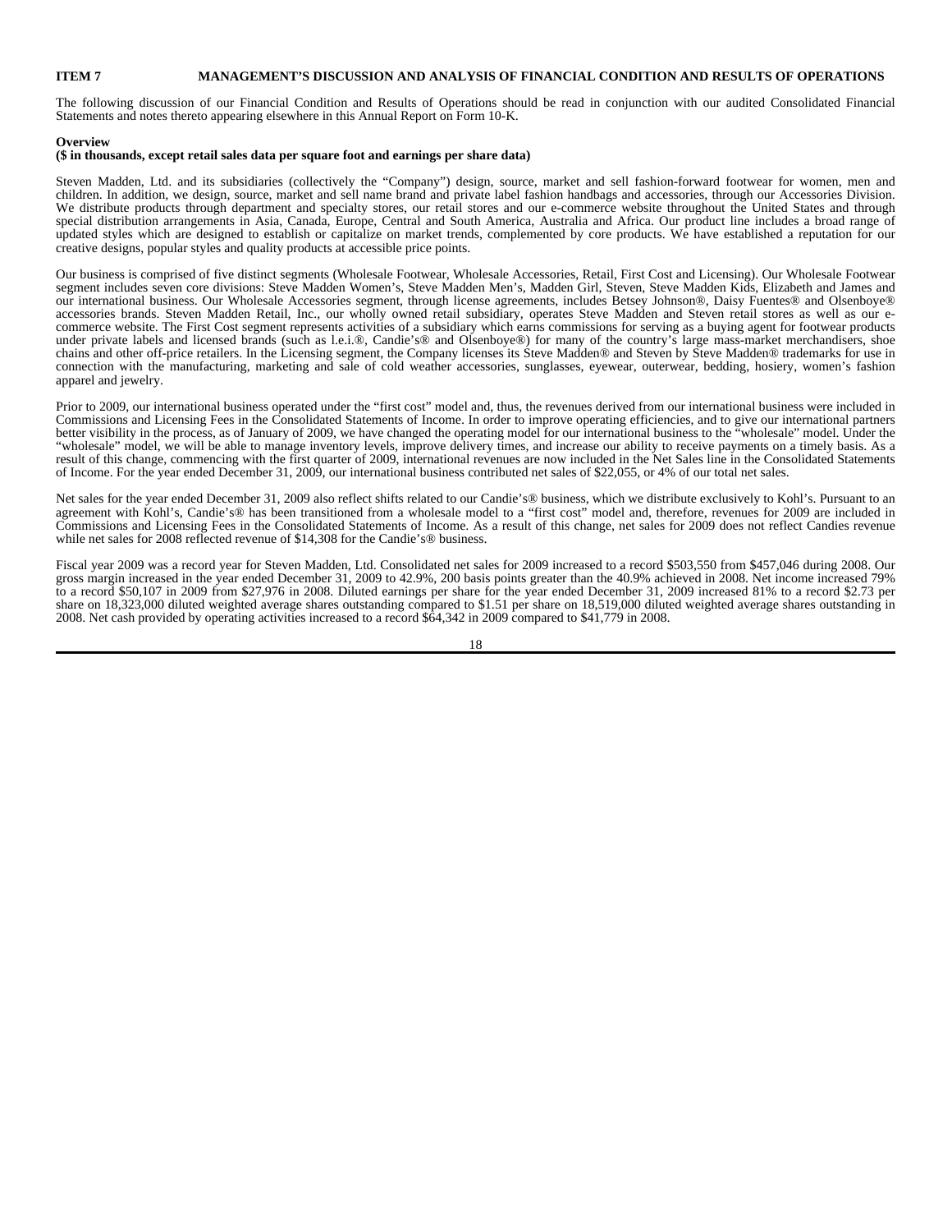**ITEM 7 MANAGEMENT'S DISCUSSION AND ANALYSIS OF FINANCIAL CONDITION AND RESULTS OF OPERATIONS**

The following discussion of our Financial Condition and Results of Operations should be read in conjunction with our audited Consolidated Financial Statements and notes thereto appearing elsewhere in this Annual Report on Form 10-K.

**Overview**
**($ in thousands, except retail sales data per square foot and earnings per share data)**

Steven Madden, Ltd. and its subsidiaries (collectively the "Company") design, source, market and sell fashion-forward footwear for women, men and children. In addition, we design, source, market and sell name brand and private label fashion handbags and accessories, through our Accessories Division. We distribute products through department and specialty stores, our retail stores and our e-commerce website throughout the United States and through special distribution arrangements in Asia, Canada, Europe, Central and South America, Australia and Africa. Our product line includes a broad range of updated styles which are designed to establish or capitalize on market trends, complemented by core products. We have established a reputation for our creative designs, popular styles and quality products at accessible price points.

Our business is comprised of five distinct segments (Wholesale Footwear, Wholesale Accessories, Retail, First Cost and Licensing). Our Wholesale Footwear segment includes seven core divisions: Steve Madden Women's, Steve Madden Men's, Madden Girl, Steven, Steve Madden Kids, Elizabeth and James and our international business. Our Wholesale Accessories segment, through license agreements, includes Betsey Johnson®, Daisy Fuentes® and Olsenboye® accessories brands. Steven Madden Retail, Inc., our wholly owned retail subsidiary, operates Steve Madden and Steven retail stores as well as our e-commerce website. The First Cost segment represents activities of a subsidiary which earns commissions for serving as a buying agent for footwear products under private labels and licensed brands (such as l.e.i.®, Candie's® and Olsenboye®) for many of the country's large mass-market merchandisers, shoe chains and other off-price retailers. In the Licensing segment, the Company licenses its Steve Madden® and Steven by Steve Madden® trademarks for use in connection with the manufacturing, marketing and sale of cold weather accessories, sunglasses, eyewear, outerwear, bedding, hosiery, women's fashion apparel and jewelry.

Prior to 2009, our international business operated under the "first cost" model and, thus, the revenues derived from our international business were included in Commissions and Licensing Fees in the Consolidated Statements of Income. In order to improve operating efficiencies, and to give our international partners better visibility in the process, as of January of 2009, we have changed the operating model for our international business to the "wholesale" model. Under the "wholesale" model, we will be able to manage inventory levels, improve delivery times, and increase our ability to receive payments on a timely basis. As a result of this change, commencing with the first quarter of 2009, international revenues are now included in the Net Sales line in the Consolidated Statements of Income. For the year ended December 31, 2009, our international business contributed net sales of $22,055, or 4% of our total net sales.

Net sales for the year ended December 31, 2009 also reflect shifts related to our Candie's® business, which we distribute exclusively to Kohl's. Pursuant to an agreement with Kohl's, Candie's® has been transitioned from a wholesale model to a "first cost" model and, therefore, revenues for 2009 are included in Commissions and Licensing Fees in the Consolidated Statements of Income. As a result of this change, net sales for 2009 does not reflect Candies revenue while net sales for 2008 reflected revenue of $14,308 for the Candie's® business.

Fiscal year 2009 was a record year for Steven Madden, Ltd. Consolidated net sales for 2009 increased to a record $503,550 from $457,046 during 2008. Our gross margin increased in the year ended December 31, 2009 to 42.9%, 200 basis points greater than the 40.9% achieved in 2008. Net income increased 79% to a record $50,107 in 2009 from $27,976 in 2008. Diluted earnings per share for the year ended December 31, 2009 increased 81% to a record $2.73 per share on 18,323,000 diluted weighted average shares outstanding compared to $1.51 per share on 18,519,000 diluted weighted average shares outstanding in 2008. Net cash provided by operating activities increased to a record $64,342 in 2009 compared to $41,779 in 2008.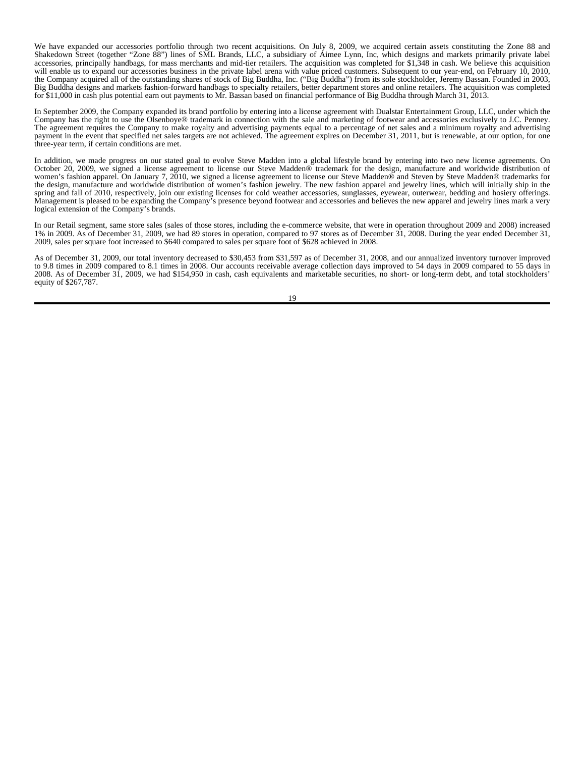We have expanded our accessories portfolio through two recent acquisitions. On July 8, 2009, we acquired certain assets constituting the Zone 88 and Shakedown Street (together "Zone 88") lines of SML Brands, LLC, a subsidiary of Aimee Lynn, Inc, which designs and markets primarily private label accessories, principally handbags, for mass merchants and mid-tier retailers. The acquisition was completed for $1,348 in cash. We believe this acquisition will enable us to expand our accessories business in the private label arena with value priced customers. Subsequent to our year-end, on February 10, 2010, the Company acquired all of the outstanding shares of stock of Big Buddha, Inc. ("Big Buddha") from its sole stockholder, Jeremy Bassan. Founded in 2003, Big Buddha designs and markets fashion-forward handbags to specialty retailers, better department stores and online retailers. The acquisition was completed for $11,000 in cash plus potential earn out payments to Mr. Bassan based on financial performance of Big Buddha through March 31, 2013.

In September 2009, the Company expanded its brand portfolio by entering into a license agreement with Dualstar Entertainment Group, LLC, under which the Company has the right to use the Olsenboye® trademark in connection with the sale and marketing of footwear and accessories exclusively to J.C. Penney. The agreement requires the Company to make royalty and advertising payments equal to a percentage of net sales and a minimum royalty and advertising payment in the event that specified net sales targets are not achieved. The agreement expires on December 31, 2011, but is renewable, at our option, for one three-year term, if certain conditions are met.

In addition, we made progress on our stated goal to evolve Steve Madden into a global lifestyle brand by entering into two new license agreements. On October 20, 2009, we signed a license agreement to license our Steve Madden® trademark for the design, manufacture and worldwide distribution of women's fashion apparel. On January 7, 2010, we signed a license agreement to license our Steve Madden® and Steven by Steve Madden® trademarks for the design, manufacture and worldwide distribution of women's fashion jewelry. The new fashion apparel and jewelry lines, which will initially ship in the spring and fall of 2010, respectively, join our existing licenses for cold weather accessories, sunglasses, eyewear, outerwear, bedding and hosiery offerings. Management is pleased to be expanding the Company's presence beyond footwear and accessories and believes the new apparel and jewelry lines mark a very logical extension of the Company's brands.

In our Retail segment, same store sales (sales of those stores, including the e-commerce website, that were in operation throughout 2009 and 2008) increased 1% in 2009. As of December 31, 2009, we had 89 stores in operation, compared to 97 stores as of December 31, 2008. During the year ended December 31, 2009, sales per square foot increased to $640 compared to sales per square foot of $628 achieved in 2008.

As of December 31, 2009, our total inventory decreased to $30,453 from $31,597 as of December 31, 2008, and our annualized inventory turnover improved to 9.8 times in 2009 compared to 8.1 times in 2008. Our accounts receivable average collection days improved to 54 days in 2009 compared to 55 days in 2008. As of December 31, 2009, we had $154,950 in cash, cash equivalents and marketable securities, no short- or long-term debt, and total stockholders' equity of $267,787.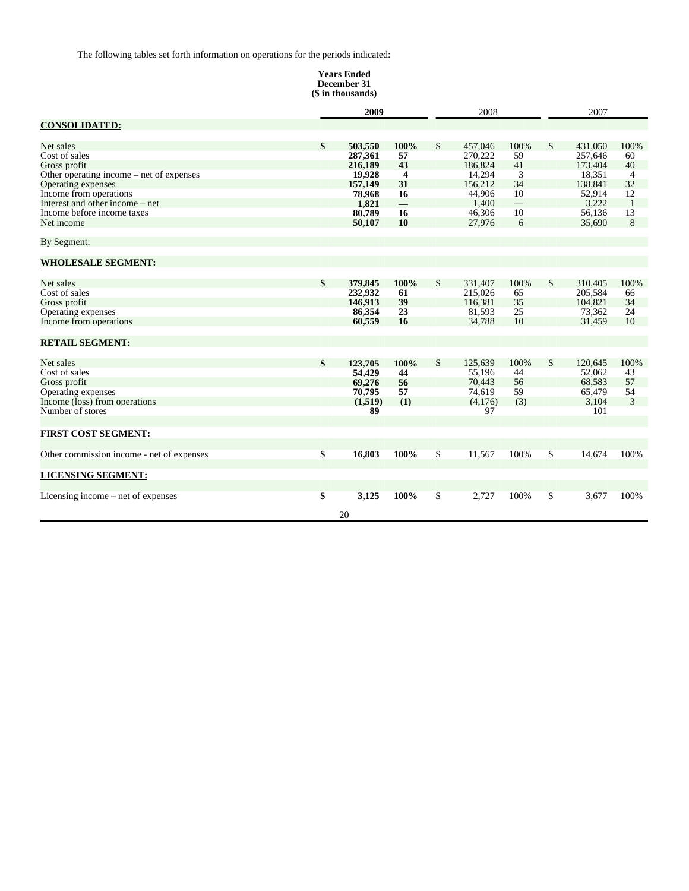The following tables set forth information on operations for the periods indicated:

| | Years Ended December 31 ($ in thousands) | | | | | | | | |
|---|---|---|---|---|---|---|---|---|---|
| | | **2009** | | | 2008 | | | 2007 | |
| **CONSOLIDATED:** | | | | | | | | | |
| Net sales | **$** | **503,550** | **100%** | $ | 457,046 | 100% | $ | 431,050 | 100% |
| Cost of sales | | **287,361** | **57** | | 270,222 | 59 | | 257,646 | 60 |
| Gross profit | | **216,189** | **43** | | 186,824 | 41 | | 173,404 | 40 |
| Other operating income – net of expenses | | **19,928** | **4** | | 14,294 | 3 | | 18,351 | 4 |
| Operating expenses | | **157,149** | **31** | | 156,212 | 34 | | 138,841 | 32 |
| Income from operations | | **78,968** | **16** | | 44,906 | 10 | | 52,914 | 12 |
| Interest and other income – net | | **1,821** | **—** | | 1,400 | — | | 3,222 | 1 |
| Income before income taxes | | **80,789** | **16** | | 46,306 | 10 | | 56,136 | 13 |
| Net income | | **50,107** | **10** | | 27,976 | 6 | | 35,690 | 8 |
| By Segment: | | | | | | | | | |
| **WHOLESALE SEGMENT:** | | | | | | | | | |
| Net sales | **$** | **379,845** | **100%** | $ | 331,407 | 100% | $ | 310,405 | 100% |
| Cost of sales | | **232,932** | **61** | | 215,026 | 65 | | 205,584 | 66 |
| Gross profit | | **146,913** | **39** | | 116,381 | 35 | | 104,821 | 34 |
| Operating expenses | | **86,354** | **23** | | 81,593 | 25 | | 73,362 | 24 |
| Income from operations | | **60,559** | **16** | | 34,788 | 10 | | 31,459 | 10 |
| **RETAIL SEGMENT:** | | | | | | | | | |
| Net sales | **$** | **123,705** | **100%** | $ | 125,639 | 100% | $ | 120,645 | 100% |
| Cost of sales | | **54,429** | **44** | | 55,196 | 44 | | 52,062 | 43 |
| Gross profit | | **69,276** | **56** | | 70,443 | 56 | | 68,583 | 57 |
| Operating expenses | | **70,795** | **57** | | 74,619 | 59 | | 65,479 | 54 |
| Income (loss) from operations | | **(1,519)** | **(1)** | | (4,176) | (3) | | 3,104 | 3 |
| Number of stores | | **89** | | | 97 | | | 101 | |
| **FIRST COST SEGMENT:** | | | | | | | | | |
| Other commission income - net of expenses | **$** | **16,803** | **100%** | $ | 11,567 | 100% | $ | 14,674 | 100% |
| **LICENSING SEGMENT:** | | | | | | | | | |
| Licensing income – net of expenses | **$** | **3,125** | **100%** | $ | 2,727 | 100% | $ | 3,677 | 100% |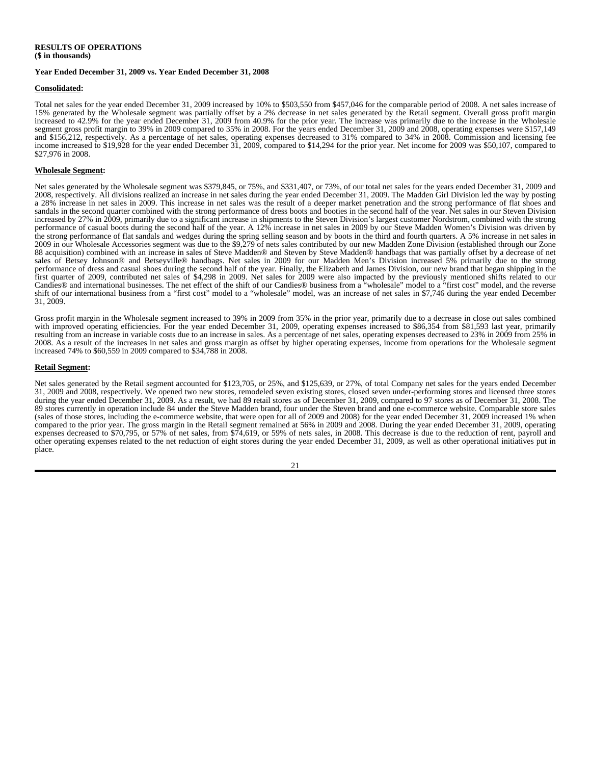**RESULTS OF OPERATIONS**
**($ in thousands)**

**Year Ended December 31, 2009 vs. Year Ended December 31, 2008**

**Consolidated:**

Total net sales for the year ended December 31, 2009 increased by 10% to $503,550 from $457,046 for the comparable period of 2008. A net sales increase of 15% generated by the Wholesale segment was partially offset by a 2% decrease in net sales generated by the Retail segment. Overall gross profit margin increased to 42.9% for the year ended December 31, 2009 from 40.9% for the prior year. The increase was primarily due to the increase in the Wholesale segment gross profit margin to 39% in 2009 compared to 35% in 2008. For the years ended December 31, 2009 and 2008, operating expenses were $157,149 and $156,212, respectively. As a percentage of net sales, operating expenses decreased to 31% compared to 34% in 2008. Commission and licensing fee income increased to $19,928 for the year ended December 31, 2009, compared to $14,294 for the prior year. Net income for 2009 was $50,107, compared to $27,976 in 2008.

**Wholesale Segment:**

Net sales generated by the Wholesale segment was $379,845, or 75%, and $331,407, or 73%, of our total net sales for the years ended December 31, 2009 and 2008, respectively. All divisions realized an increase in net sales during the year ended December 31, 2009. The Madden Girl Division led the way by posting a 28% increase in net sales in 2009. This increase in net sales was the result of a deeper market penetration and the strong performance of flat shoes and sandals in the second quarter combined with the strong performance of dress boots and booties in the second half of the year. Net sales in our Steven Division increased by 27% in 2009, primarily due to a significant increase in shipments to the Steven Division's largest customer Nordstrom, combined with the strong performance of casual boots during the second half of the year. A 12% increase in net sales in 2009 by our Steve Madden Women's Division was driven by the strong performance of flat sandals and wedges during the spring selling season and by boots in the third and fourth quarters. A 5% increase in net sales in 2009 in our Wholesale Accessories segment was due to the $9,279 of nets sales contributed by our new Madden Zone Division (established through our Zone 88 acquisition) combined with an increase in sales of Steve Madden® and Steven by Steve Madden® handbags that was partially offset by a decrease of net sales of Betsey Johnson® and Betseyville® handbags. Net sales in 2009 for our Madden Men's Division increased 5% primarily due to the strong performance of dress and casual shoes during the second half of the year. Finally, the Elizabeth and James Division, our new brand that began shipping in the first quarter of 2009, contributed net sales of $4,298 in 2009. Net sales for 2009 were also impacted by the previously mentioned shifts related to our Candies® and international businesses. The net effect of the shift of our Candies® business from a "wholesale" model to a "first cost" model, and the reverse shift of our international business from a "first cost" model to a "wholesale" model, was an increase of net sales in $7,746 during the year ended December 31, 2009.

Gross profit margin in the Wholesale segment increased to 39% in 2009 from 35% in the prior year, primarily due to a decrease in close out sales combined with improved operating efficiencies. For the year ended December 31, 2009, operating expenses increased to $86,354 from $81,593 last year, primarily resulting from an increase in variable costs due to an increase in sales. As a percentage of net sales, operating expenses decreased to 23% in 2009 from 25% in 2008. As a result of the increases in net sales and gross margin as offset by higher operating expenses, income from operations for the Wholesale segment increased 74% to $60,559 in 2009 compared to $34,788 in 2008.

**Retail Segment:**

Net sales generated by the Retail segment accounted for $123,705, or 25%, and $125,639, or 27%, of total Company net sales for the years ended December 31, 2009 and 2008, respectively. We opened two new stores, remodeled seven existing stores, closed seven under-performing stores and licensed three stores during the year ended December 31, 2009. As a result, we had 89 retail stores as of December 31, 2009, compared to 97 stores as of December 31, 2008. The 89 stores currently in operation include 84 under the Steve Madden brand, four under the Steven brand and one e-commerce website. Comparable store sales (sales of those stores, including the e-commerce website, that were open for all of 2009 and 2008) for the year ended December 31, 2009 increased 1% when compared to the prior year. The gross margin in the Retail segment remained at 56% in 2009 and 2008. During the year ended December 31, 2009, operating expenses decreased to $70,795, or 57% of net sales, from $74,619, or 59% of nets sales, in 2008. This decrease is due to the reduction of rent, payroll and other operating expenses related to the net reduction of eight stores during the year ended December 31, 2009, as well as other operational initiatives put in place.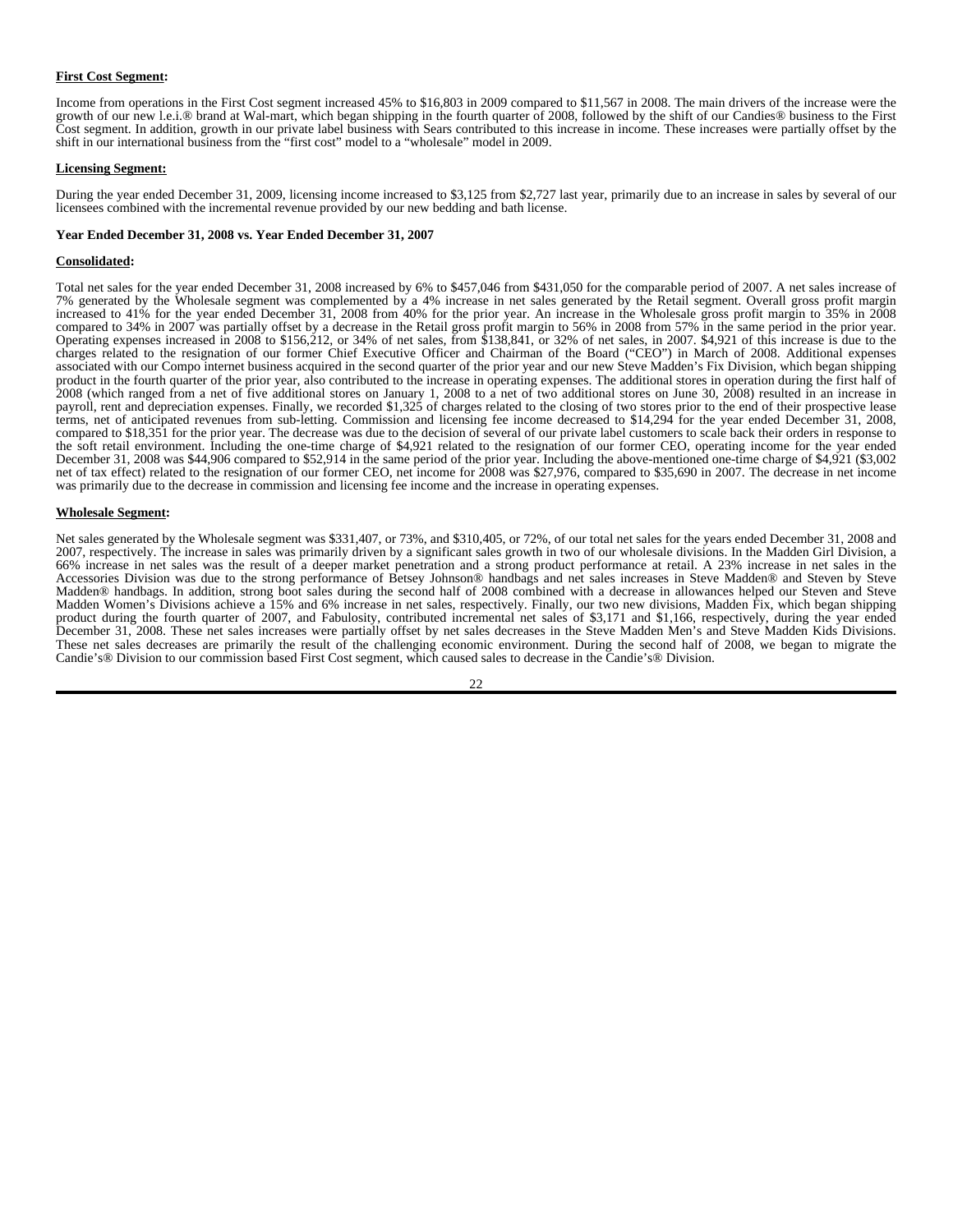**First Cost Segment:**

Income from operations in the First Cost segment increased 45% to $16,803 in 2009 compared to $11,567 in 2008. The main drivers of the increase were the growth of our new l.e.i.® brand at Wal-mart, which began shipping in the fourth quarter of 2008, followed by the shift of our Candies® business to the First Cost segment. In addition, growth in our private label business with Sears contributed to this increase in income. These increases were partially offset by the shift in our international business from the "first cost" model to a "wholesale" model in 2009.

**Licensing Segment:**

During the year ended December 31, 2009, licensing income increased to $3,125 from $2,727 last year, primarily due to an increase in sales by several of our licensees combined with the incremental revenue provided by our new bedding and bath license.

**Year Ended December 31, 2008 vs. Year Ended December 31, 2007**

**Consolidated:**

Total net sales for the year ended December 31, 2008 increased by 6% to $457,046 from $431,050 for the comparable period of 2007. A net sales increase of 7% generated by the Wholesale segment was complemented by a 4% increase in net sales generated by the Retail segment. Overall gross profit margin increased to 41% for the year ended December 31, 2008 from 40% for the prior year. An increase in the Wholesale gross profit margin to 35% in 2008 compared to 34% in 2007 was partially offset by a decrease in the Retail gross profit margin to 56% in 2008 from 57% in the same period in the prior year. Operating expenses increased in 2008 to $156,212, or 34% of net sales, from $138,841, or 32% of net sales, in 2007. $4,921 of this increase is due to the charges related to the resignation of our former Chief Executive Officer and Chairman of the Board ("CEO") in March of 2008. Additional expenses associated with our Compo internet business acquired in the second quarter of the prior year and our new Steve Madden's Fix Division, which began shipping product in the fourth quarter of the prior year, also contributed to the increase in operating expenses. The additional stores in operation during the first half of 2008 (which ranged from a net of five additional stores on January 1, 2008 to a net of two additional stores on June 30, 2008) resulted in an increase in payroll, rent and depreciation expenses. Finally, we recorded $1,325 of charges related to the closing of two stores prior to the end of their prospective lease terms, net of anticipated revenues from sub-letting. Commission and licensing fee income decreased to $14,294 for the year ended December 31, 2008, compared to $18,351 for the prior year. The decrease was due to the decision of several of our private label customers to scale back their orders in response to the soft retail environment. Including the one-time charge of $4,921 related to the resignation of our former CEO, operating income for the year ended December 31, 2008 was $44,906 compared to $52,914 in the same period of the prior year. Including the above-mentioned one-time charge of $4,921 ($3,002 net of tax effect) related to the resignation of our former CEO, net income for 2008 was $27,976, compared to $35,690 in 2007. The decrease in net income was primarily due to the decrease in commission and licensing fee income and the increase in operating expenses.

**Wholesale Segment:**

Net sales generated by the Wholesale segment was $331,407, or 73%, and $310,405, or 72%, of our total net sales for the years ended December 31, 2008 and 2007, respectively. The increase in sales was primarily driven by a significant sales growth in two of our wholesale divisions. In the Madden Girl Division, a 66% increase in net sales was the result of a deeper market penetration and a strong product performance at retail. A 23% increase in net sales in the Accessories Division was due to the strong performance of Betsey Johnson® handbags and net sales increases in Steve Madden® and Steven by Steve Madden® handbags. In addition, strong boot sales during the second half of 2008 combined with a decrease in allowances helped our Steven and Steve Madden Women's Divisions achieve a 15% and 6% increase in net sales, respectively. Finally, our two new divisions, Madden Fix, which began shipping product during the fourth quarter of 2007, and Fabulosity, contributed incremental net sales of $3,171 and $1,166, respectively, during the year ended December 31, 2008. These net sales increases were partially offset by net sales decreases in the Steve Madden Men's and Steve Madden Kids Divisions. These net sales decreases are primarily the result of the challenging economic environment. During the second half of 2008, we began to migrate the Candie's® Division to our commission based First Cost segment, which caused sales to decrease in the Candie's® Division.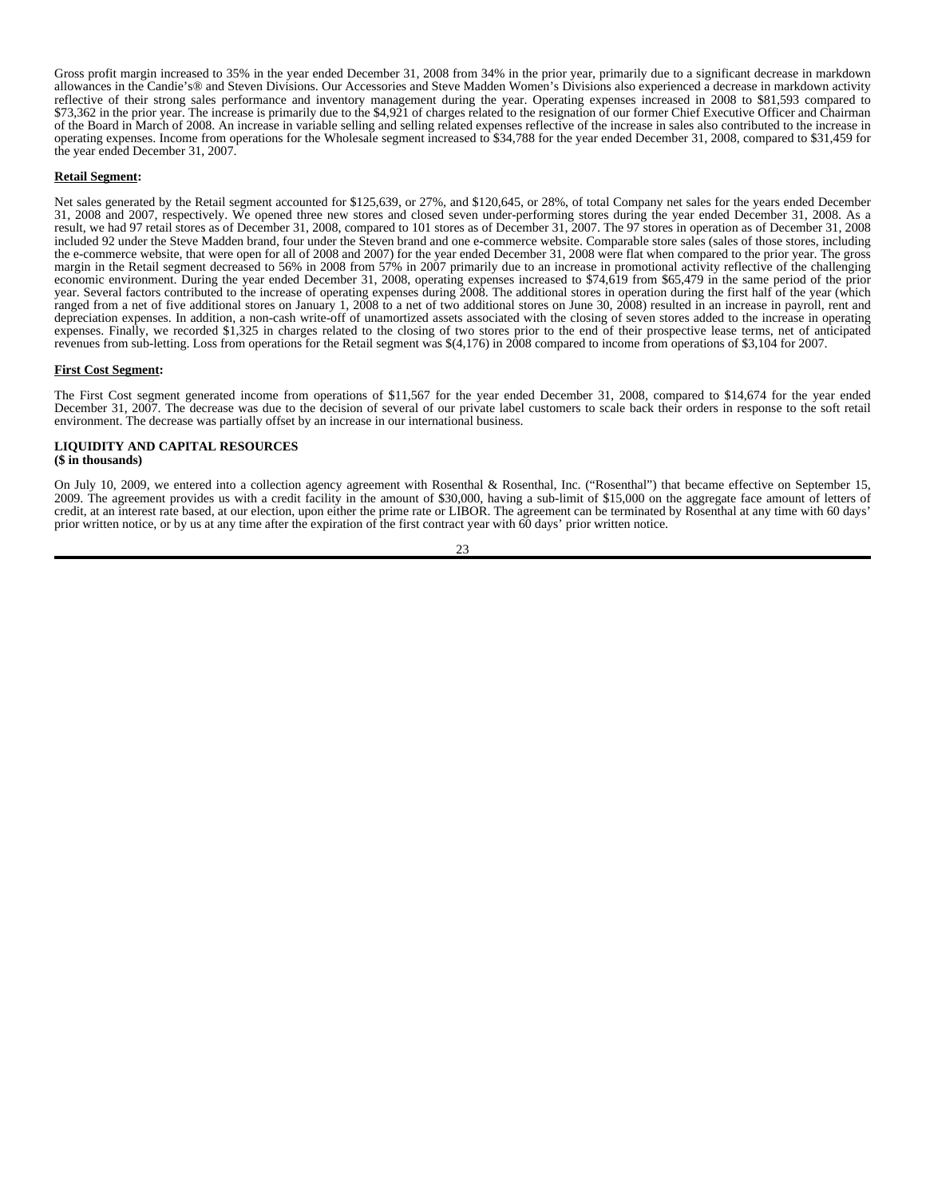Gross profit margin increased to 35% in the year ended December 31, 2008 from 34% in the prior year, primarily due to a significant decrease in markdown allowances in the Candie's® and Steven Divisions. Our Accessories and Steve Madden Women's Divisions also experienced a decrease in markdown activity reflective of their strong sales performance and inventory management during the year. Operating expenses increased in 2008 to $81,593 compared to $73,362 in the prior year. The increase is primarily due to the $4,921 of charges related to the resignation of our former Chief Executive Officer and Chairman of the Board in March of 2008. An increase in variable selling and selling related expenses reflective of the increase in sales also contributed to the increase in operating expenses. Income from operations for the Wholesale segment increased to $34,788 for the year ended December 31, 2008, compared to $31,459 for the year ended December 31, 2007.

**Retail Segment:**

Net sales generated by the Retail segment accounted for $125,639, or 27%, and $120,645, or 28%, of total Company net sales for the years ended December 31, 2008 and 2007, respectively. We opened three new stores and closed seven under-performing stores during the year ended December 31, 2008. As a result, we had 97 retail stores as of December 31, 2008, compared to 101 stores as of December 31, 2007. The 97 stores in operation as of December 31, 2008 included 92 under the Steve Madden brand, four under the Steven brand and one e-commerce website. Comparable store sales (sales of those stores, including the e-commerce website, that were open for all of 2008 and 2007) for the year ended December 31, 2008 were flat when compared to the prior year. The gross margin in the Retail segment decreased to 56% in 2008 from 57% in 2007 primarily due to an increase in promotional activity reflective of the challenging economic environment. During the year ended December 31, 2008, operating expenses increased to $74,619 from $65,479 in the same period of the prior year. Several factors contributed to the increase of operating expenses during 2008. The additional stores in operation during the first half of the year (which ranged from a net of five additional stores on January 1, 2008 to a net of two additional stores on June 30, 2008) resulted in an increase in payroll, rent and depreciation expenses. In addition, a non-cash write-off of unamortized assets associated with the closing of seven stores added to the increase in operating expenses. Finally, we recorded $1,325 in charges related to the closing of two stores prior to the end of their prospective lease terms, net of anticipated revenues from sub-letting. Loss from operations for the Retail segment was $(4,176) in 2008 compared to income from operations of $3,104 for 2007.

**First Cost Segment:**

The First Cost segment generated income from operations of $11,567 for the year ended December 31, 2008, compared to $14,674 for the year ended December 31, 2007. The decrease was due to the decision of several of our private label customers to scale back their orders in response to the soft retail environment. The decrease was partially offset by an increase in our international business.

**LIQUIDITY AND CAPITAL RESOURCES**
**($ in thousands)**

On July 10, 2009, we entered into a collection agency agreement with Rosenthal & Rosenthal, Inc. ("Rosenthal") that became effective on September 15, 2009. The agreement provides us with a credit facility in the amount of $30,000, having a sub-limit of $15,000 on the aggregate face amount of letters of credit, at an interest rate based, at our election, upon either the prime rate or LIBOR. The agreement can be terminated by Rosenthal at any time with 60 days' prior written notice, or by us at any time after the expiration of the first contract year with 60 days' prior written notice.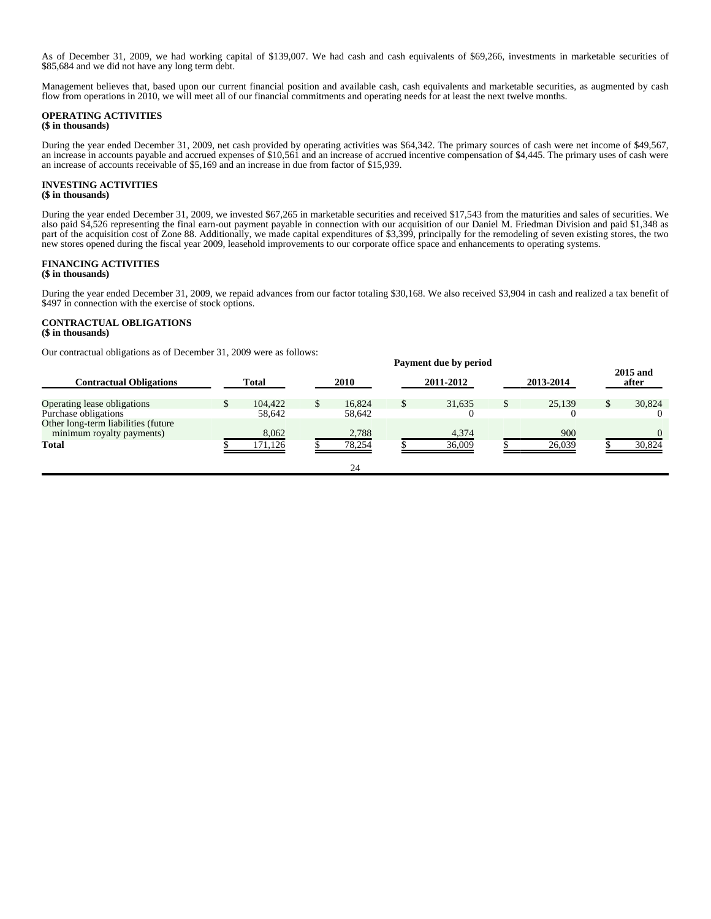As of December 31, 2009, we had working capital of $139,007. We had cash and cash equivalents of $69,266, investments in marketable securities of $85,684 and we did not have any long term debt.

Management believes that, based upon our current financial position and available cash, cash equivalents and marketable securities, as augmented by cash flow from operations in 2010, we will meet all of our financial commitments and operating needs for at least the next twelve months.

**OPERATING ACTIVITIES**
**($ in thousands)**

During the year ended December 31, 2009, net cash provided by operating activities was $64,342. The primary sources of cash were net income of $49,567, an increase in accounts payable and accrued expenses of $10,561 and an increase of accrued incentive compensation of $4,445. The primary uses of cash were an increase of accounts receivable of $5,169 and an increase in due from factor of $15,939.

**INVESTING ACTIVITIES**
**($ in thousands)**

During the year ended December 31, 2009, we invested $67,265 in marketable securities and received $17,543 from the maturities and sales of securities. We also paid $4,526 representing the final earn-out payment payable in connection with our acquisition of our Daniel M. Friedman Division and paid $1,348 as part of the acquisition cost of Zone 88. Additionally, we made capital expenditures of $3,399, principally for the remodeling of seven existing stores, the two new stores opened during the fiscal year 2009, leasehold improvements to our corporate office space and enhancements to operating systems.

**FINANCING ACTIVITIES**
**($ in thousands)**

During the year ended December 31, 2009, we repaid advances from our factor totaling $30,168. We also received $3,904 in cash and realized a tax benefit of $497 in connection with the exercise of stock options.

**CONTRACTUAL OBLIGATIONS**
**($ in thousands)**

Our contractual obligations as of December 31, 2009 were as follows:

| | Payment due by period | | | | |
|---|---|---|---|---|---|
| **Contractual Obligations** | **Total** | **2010** | **2011-2012** | **2013-2014** | **2015 and after** |
| Operating lease obligations | $ 104,422 | $ 16,824 | $ 31,635 | $ 25,139 | $ 30,824 |
| Purchase obligations | 58,642 | 58,642 | 0 | 0 | 0 |
| Other long-term liabilities (future minimum royalty payments) | 8,062 | 2,788 | 4,374 | 900 | 0 |
| **Total** | $ 171,126 | $ 78,254 | $ 36,009 | $ 26,039 | $ 30,824 |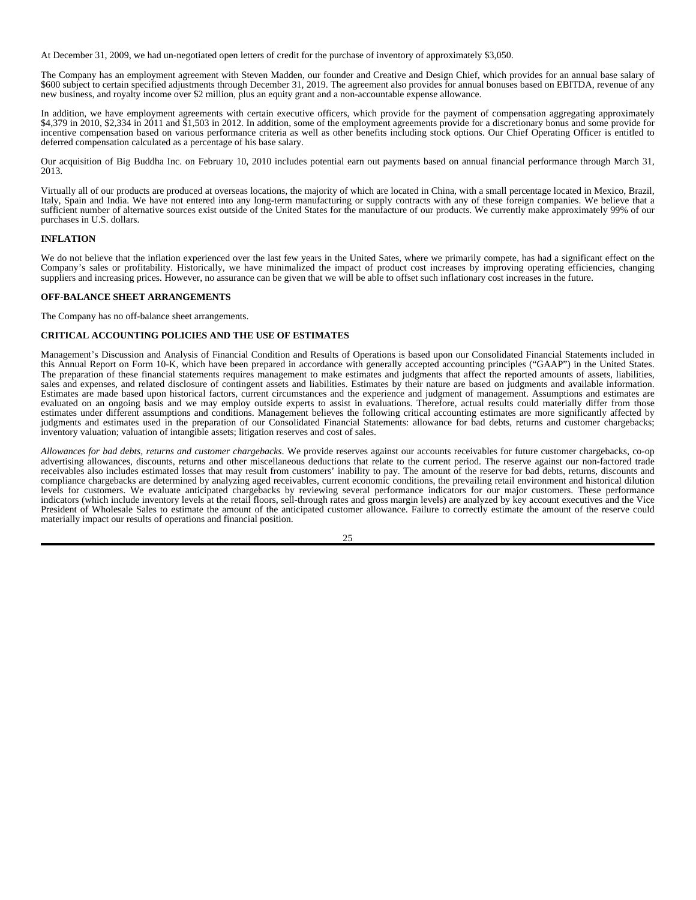At December 31, 2009, we had un-negotiated open letters of credit for the purchase of inventory of approximately $3,050.

The Company has an employment agreement with Steven Madden, our founder and Creative and Design Chief, which provides for an annual base salary of $600 subject to certain specified adjustments through December 31, 2019. The agreement also provides for annual bonuses based on EBITDA, revenue of any new business, and royalty income over $2 million, plus an equity grant and a non-accountable expense allowance.

In addition, we have employment agreements with certain executive officers, which provide for the payment of compensation aggregating approximately $4,379 in 2010, $2,334 in 2011 and $1,503 in 2012. In addition, some of the employment agreements provide for a discretionary bonus and some provide for incentive compensation based on various performance criteria as well as other benefits including stock options. Our Chief Operating Officer is entitled to deferred compensation calculated as a percentage of his base salary.

Our acquisition of Big Buddha Inc. on February 10, 2010 includes potential earn out payments based on annual financial performance through March 31, 2013.

Virtually all of our products are produced at overseas locations, the majority of which are located in China, with a small percentage located in Mexico, Brazil, Italy, Spain and India. We have not entered into any long-term manufacturing or supply contracts with any of these foreign companies. We believe that a sufficient number of alternative sources exist outside of the United States for the manufacture of our products. We currently make approximately 99% of our purchases in U.S. dollars.

**INFLATION**

We do not believe that the inflation experienced over the last few years in the United Sates, where we primarily compete, has had a significant effect on the Company's sales or profitability. Historically, we have minimalized the impact of product cost increases by improving operating efficiencies, changing suppliers and increasing prices. However, no assurance can be given that we will be able to offset such inflationary cost increases in the future.

**OFF-BALANCE SHEET ARRANGEMENTS**

The Company has no off-balance sheet arrangements.

**CRITICAL ACCOUNTING POLICIES AND THE USE OF ESTIMATES**

Management's Discussion and Analysis of Financial Condition and Results of Operations is based upon our Consolidated Financial Statements included in this Annual Report on Form 10-K, which have been prepared in accordance with generally accepted accounting principles ("GAAP") in the United States. The preparation of these financial statements requires management to make estimates and judgments that affect the reported amounts of assets, liabilities, sales and expenses, and related disclosure of contingent assets and liabilities. Estimates by their nature are based on judgments and available information. Estimates are made based upon historical factors, current circumstances and the experience and judgment of management. Assumptions and estimates are evaluated on an ongoing basis and we may employ outside experts to assist in evaluations. Therefore, actual results could materially differ from those estimates under different assumptions and conditions. Management believes the following critical accounting estimates are more significantly affected by judgments and estimates used in the preparation of our Consolidated Financial Statements: allowance for bad debts, returns and customer chargebacks; inventory valuation; valuation of intangible assets; litigation reserves and cost of sales.

*Allowances for bad debts, returns and customer chargebacks*. We provide reserves against our accounts receivables for future customer chargebacks, co-op advertising allowances, discounts, returns and other miscellaneous deductions that relate to the current period. The reserve against our non-factored trade receivables also includes estimated losses that may result from customers' inability to pay. The amount of the reserve for bad debts, returns, discounts and compliance chargebacks are determined by analyzing aged receivables, current economic conditions, the prevailing retail environment and historical dilution levels for customers. We evaluate anticipated chargebacks by reviewing several performance indicators for our major customers. These performance indicators (which include inventory levels at the retail floors, sell-through rates and gross margin levels) are analyzed by key account executives and the Vice President of Wholesale Sales to estimate the amount of the anticipated customer allowance. Failure to correctly estimate the amount of the reserve could materially impact our results of operations and financial position.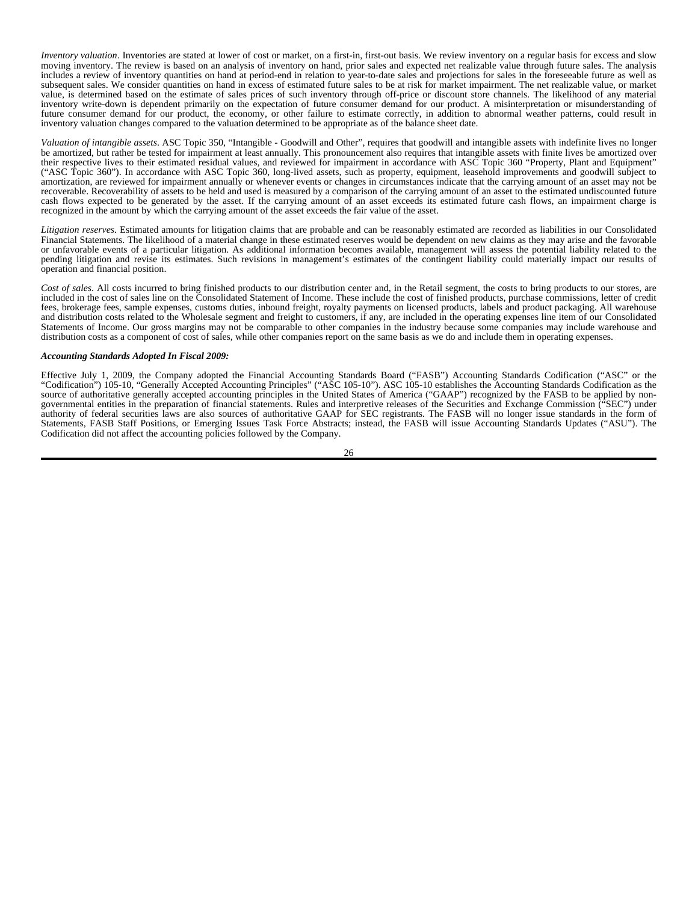*Inventory valuation*. Inventories are stated at lower of cost or market, on a first-in, first-out basis. We review inventory on a regular basis for excess and slow moving inventory. The review is based on an analysis of inventory on hand, prior sales and expected net realizable value through future sales. The analysis includes a review of inventory quantities on hand at period-end in relation to year-to-date sales and projections for sales in the foreseeable future as well as subsequent sales. We consider quantities on hand in excess of estimated future sales to be at risk for market impairment. The net realizable value, or market value, is determined based on the estimate of sales prices of such inventory through off-price or discount store channels. The likelihood of any material inventory write-down is dependent primarily on the expectation of future consumer demand for our product. A misinterpretation or misunderstanding of future consumer demand for our product, the economy, or other failure to estimate correctly, in addition to abnormal weather patterns, could result in inventory valuation changes compared to the valuation determined to be appropriate as of the balance sheet date.

*Valuation of intangible assets*. ASC Topic 350, "Intangible - Goodwill and Other", requires that goodwill and intangible assets with indefinite lives no longer be amortized, but rather be tested for impairment at least annually. This pronouncement also requires that intangible assets with finite lives be amortized over their respective lives to their estimated residual values, and reviewed for impairment in accordance with ASC Topic 360 "Property, Plant and Equipment" ("ASC Topic 360"). In accordance with ASC Topic 360, long-lived assets, such as property, equipment, leasehold improvements and goodwill subject to amortization, are reviewed for impairment annually or whenever events or changes in circumstances indicate that the carrying amount of an asset may not be recoverable. Recoverability of assets to be held and used is measured by a comparison of the carrying amount of an asset to the estimated undiscounted future cash flows expected to be generated by the asset. If the carrying amount of an asset exceeds its estimated future cash flows, an impairment charge is recognized in the amount by which the carrying amount of the asset exceeds the fair value of the asset.

*Litigation reserves*. Estimated amounts for litigation claims that are probable and can be reasonably estimated are recorded as liabilities in our Consolidated Financial Statements. The likelihood of a material change in these estimated reserves would be dependent on new claims as they may arise and the favorable or unfavorable events of a particular litigation. As additional information becomes available, management will assess the potential liability related to the pending litigation and revise its estimates. Such revisions in management's estimates of the contingent liability could materially impact our results of operation and financial position.

*Cost of sales*. All costs incurred to bring finished products to our distribution center and, in the Retail segment, the costs to bring products to our stores, are included in the cost of sales line on the Consolidated Statement of Income. These include the cost of finished products, purchase commissions, letter of credit fees, brokerage fees, sample expenses, customs duties, inbound freight, royalty payments on licensed products, labels and product packaging. All warehouse and distribution costs related to the Wholesale segment and freight to customers, if any, are included in the operating expenses line item of our Consolidated Statements of Income. Our gross margins may not be comparable to other companies in the industry because some companies may include warehouse and distribution costs as a component of cost of sales, while other companies report on the same basis as we do and include them in operating expenses.

***Accounting Standards Adopted In Fiscal 2009:***

Effective July 1, 2009, the Company adopted the Financial Accounting Standards Board ("FASB") Accounting Standards Codification ("ASC" or the "Codification") 105-10, "Generally Accepted Accounting Principles" ("ASC 105-10"). ASC 105-10 establishes the Accounting Standards Codification as the source of authoritative generally accepted accounting principles in the United States of America ("GAAP") recognized by the FASB to be applied by non-governmental entities in the preparation of financial statements. Rules and interpretive releases of the Securities and Exchange Commission ("SEC") under authority of federal securities laws are also sources of authoritative GAAP for SEC registrants. The FASB will no longer issue standards in the form of Statements, FASB Staff Positions, or Emerging Issues Task Force Abstracts; instead, the FASB will issue Accounting Standards Updates ("ASU"). The Codification did not affect the accounting policies followed by the Company.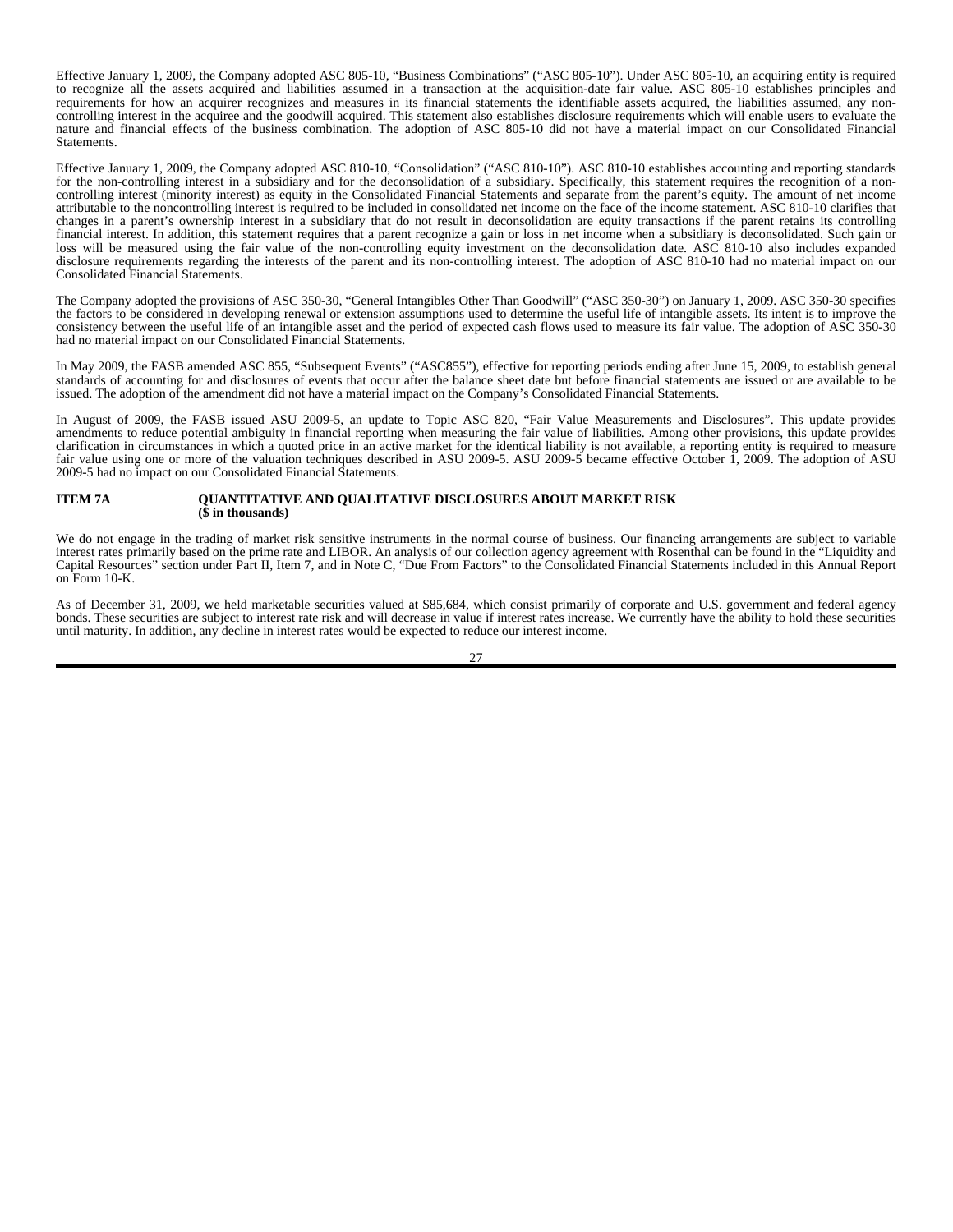Effective January 1, 2009, the Company adopted ASC 805-10, “Business Combinations” (“ASC 805-10”). Under ASC 805-10, an acquiring entity is required to recognize all the assets acquired and liabilities assumed in a transaction at the acquisition-date fair value. ASC 805-10 establishes principles and requirements for how an acquirer recognizes and measures in its financial statements the identifiable assets acquired, the liabilities assumed, any non-controlling interest in the acquiree and the goodwill acquired. This statement also establishes disclosure requirements which will enable users to evaluate the nature and financial effects of the business combination. The adoption of ASC 805-10 did not have a material impact on our Consolidated Financial Statements.

Effective January 1, 2009, the Company adopted ASC 810-10, “Consolidation” (“ASC 810-10”). ASC 810-10 establishes accounting and reporting standards for the non-controlling interest in a subsidiary and for the deconsolidation of a subsidiary. Specifically, this statement requires the recognition of a non-controlling interest (minority interest) as equity in the Consolidated Financial Statements and separate from the parent’s equity. The amount of net income attributable to the noncontrolling interest is required to be included in consolidated net income on the face of the income statement. ASC 810-10 clarifies that changes in a parent’s ownership interest in a subsidiary that do not result in deconsolidation are equity transactions if the parent retains its controlling financial interest. In addition, this statement requires that a parent recognize a gain or loss in net income when a subsidiary is deconsolidated. Such gain or loss will be measured using the fair value of the non-controlling equity investment on the deconsolidation date. ASC 810-10 also includes expanded disclosure requirements regarding the interests of the parent and its non-controlling interest. The adoption of ASC 810-10 had no material impact on our Consolidated Financial Statements.

The Company adopted the provisions of ASC 350-30, “General Intangibles Other Than Goodwill” (“ASC 350-30”) on January 1, 2009. ASC 350-30 specifies the factors to be considered in developing renewal or extension assumptions used to determine the useful life of intangible assets. Its intent is to improve the consistency between the useful life of an intangible asset and the period of expected cash flows used to measure its fair value. The adoption of ASC 350-30 had no material impact on our Consolidated Financial Statements.

In May 2009, the FASB amended ASC 855, “Subsequent Events” (“ASC855”), effective for reporting periods ending after June 15, 2009, to establish general standards of accounting for and disclosures of events that occur after the balance sheet date but before financial statements are issued or are available to be issued. The adoption of the amendment did not have a material impact on the Company’s Consolidated Financial Statements.

In August of 2009, the FASB issued ASU 2009-5, an update to Topic ASC 820, “Fair Value Measurements and Disclosures”. This update provides amendments to reduce potential ambiguity in financial reporting when measuring the fair value of liabilities. Among other provisions, this update provides clarification in circumstances in which a quoted price in an active market for the identical liability is not available, a reporting entity is required to measure fair value using one or more of the valuation techniques described in ASU 2009-5. ASU 2009-5 became effective October 1, 2009. The adoption of ASU 2009-5 had no impact on our Consolidated Financial Statements.

## ITEM 7A QUANTITATIVE AND QUALITATIVE DISCLOSURES ABOUT MARKET RISK ($ in thousands)

We do not engage in the trading of market risk sensitive instruments in the normal course of business. Our financing arrangements are subject to variable interest rates primarily based on the prime rate and LIBOR. An analysis of our collection agency agreement with Rosenthal can be found in the “Liquidity and Capital Resources” section under Part II, Item 7, and in Note C, “Due From Factors” to the Consolidated Financial Statements included in this Annual Report on Form 10-K.

As of December 31, 2009, we held marketable securities valued at $85,684, which consist primarily of corporate and U.S. government and federal agency bonds. These securities are subject to interest rate risk and will decrease in value if interest rates increase. We currently have the ability to hold these securities until maturity. In addition, any decline in interest rates would be expected to reduce our interest income.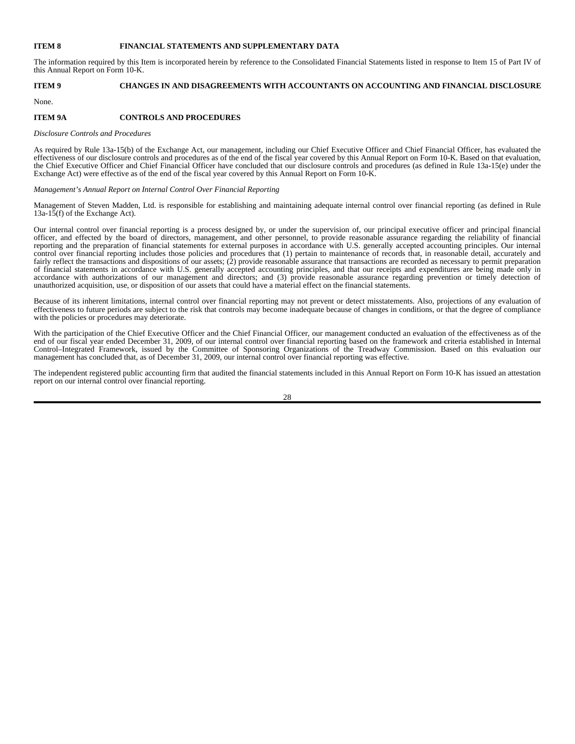## ITEM 8 FINANCIAL STATEMENTS AND SUPPLEMENTARY DATA

The information required by this Item is incorporated herein by reference to the Consolidated Financial Statements listed in response to Item 15 of Part IV of this Annual Report on Form 10-K.

## ITEM 9 CHANGES IN AND DISAGREEMENTS WITH ACCOUNTANTS ON ACCOUNTING AND FINANCIAL DISCLOSURE

None.

## ITEM 9A CONTROLS AND PROCEDURES

*Disclosure Controls and Procedures*

As required by Rule 13a-15(b) of the Exchange Act, our management, including our Chief Executive Officer and Chief Financial Officer, has evaluated the effectiveness of our disclosure controls and procedures as of the end of the fiscal year covered by this Annual Report on Form 10-K. Based on that evaluation, the Chief Executive Officer and Chief Financial Officer have concluded that our disclosure controls and procedures (as defined in Rule 13a-15(e) under the Exchange Act) were effective as of the end of the fiscal year covered by this Annual Report on Form 10-K.

*Management's Annual Report on Internal Control Over Financial Reporting*

Management of Steven Madden, Ltd. is responsible for establishing and maintaining adequate internal control over financial reporting (as defined in Rule 13a-15(f) of the Exchange Act).

Our internal control over financial reporting is a process designed by, or under the supervision of, our principal executive officer and principal financial officer, and effected by the board of directors, management, and other personnel, to provide reasonable assurance regarding the reliability of financial reporting and the preparation of financial statements for external purposes in accordance with U.S. generally accepted accounting principles. Our internal control over financial reporting includes those policies and procedures that (1) pertain to maintenance of records that, in reasonable detail, accurately and fairly reflect the transactions and dispositions of our assets; (2) provide reasonable assurance that transactions are recorded as necessary to permit preparation of financial statements in accordance with U.S. generally accepted accounting principles, and that our receipts and expenditures are being made only in accordance with authorizations of our management and directors; and (3) provide reasonable assurance regarding prevention or timely detection of unauthorized acquisition, use, or disposition of our assets that could have a material effect on the financial statements.

Because of its inherent limitations, internal control over financial reporting may not prevent or detect misstatements. Also, projections of any evaluation of effectiveness to future periods are subject to the risk that controls may become inadequate because of changes in conditions, or that the degree of compliance with the policies or procedures may deteriorate.

With the participation of the Chief Executive Officer and the Chief Financial Officer, our management conducted an evaluation of the effectiveness as of the end of our fiscal year ended December 31, 2009, of our internal control over financial reporting based on the framework and criteria established in Internal Control–Integrated Framework, issued by the Committee of Sponsoring Organizations of the Treadway Commission. Based on this evaluation our management has concluded that, as of December 31, 2009, our internal control over financial reporting was effective.

The independent registered public accounting firm that audited the financial statements included in this Annual Report on Form 10-K has issued an attestation report on our internal control over financial reporting.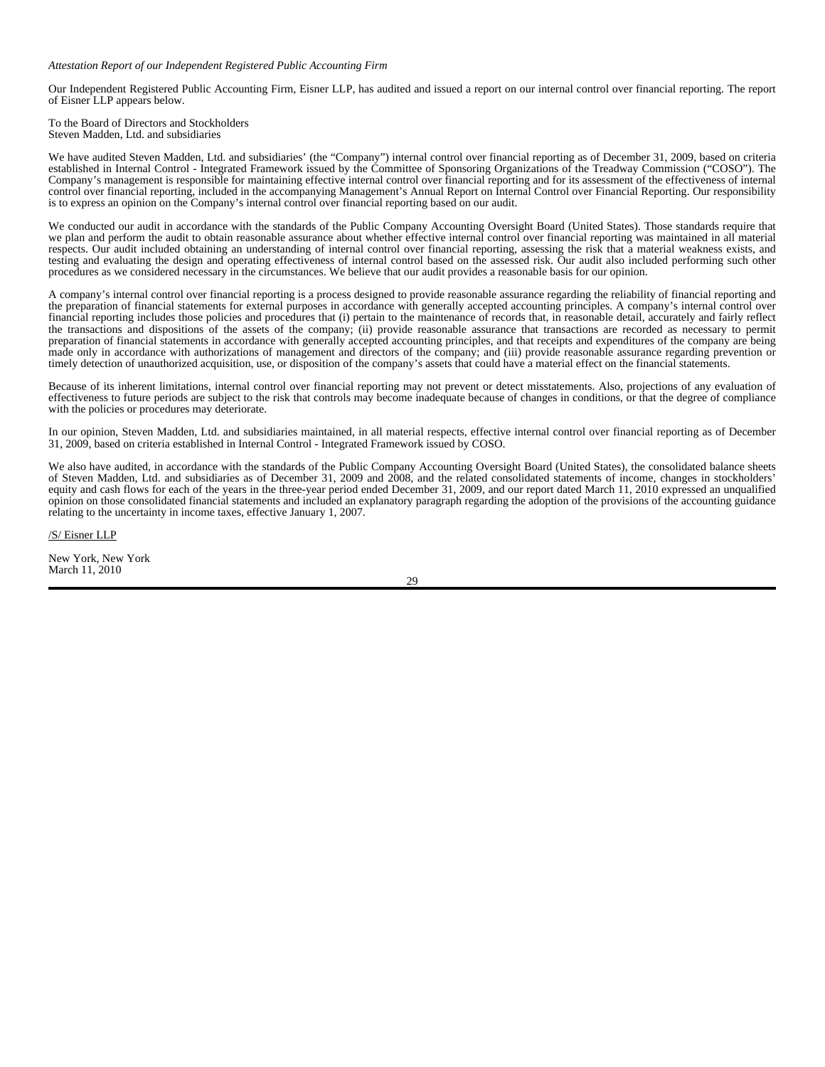*Attestation Report of our Independent Registered Public Accounting Firm*

Our Independent Registered Public Accounting Firm, Eisner LLP, has audited and issued a report on our internal control over financial reporting. The report of Eisner LLP appears below.

To the Board of Directors and Stockholders
Steven Madden, Ltd. and subsidiaries

We have audited Steven Madden, Ltd. and subsidiaries' (the "Company") internal control over financial reporting as of December 31, 2009, based on criteria established in Internal Control - Integrated Framework issued by the Committee of Sponsoring Organizations of the Treadway Commission ("COSO"). The Company's management is responsible for maintaining effective internal control over financial reporting and for its assessment of the effectiveness of internal control over financial reporting, included in the accompanying Management's Annual Report on Internal Control over Financial Reporting. Our responsibility is to express an opinion on the Company's internal control over financial reporting based on our audit.

We conducted our audit in accordance with the standards of the Public Company Accounting Oversight Board (United States). Those standards require that we plan and perform the audit to obtain reasonable assurance about whether effective internal control over financial reporting was maintained in all material respects. Our audit included obtaining an understanding of internal control over financial reporting, assessing the risk that a material weakness exists, and testing and evaluating the design and operating effectiveness of internal control based on the assessed risk. Our audit also included performing such other procedures as we considered necessary in the circumstances. We believe that our audit provides a reasonable basis for our opinion.

A company's internal control over financial reporting is a process designed to provide reasonable assurance regarding the reliability of financial reporting and the preparation of financial statements for external purposes in accordance with generally accepted accounting principles. A company's internal control over financial reporting includes those policies and procedures that (i) pertain to the maintenance of records that, in reasonable detail, accurately and fairly reflect the transactions and dispositions of the assets of the company; (ii) provide reasonable assurance that transactions are recorded as necessary to permit preparation of financial statements in accordance with generally accepted accounting principles, and that receipts and expenditures of the company are being made only in accordance with authorizations of management and directors of the company; and (iii) provide reasonable assurance regarding prevention or timely detection of unauthorized acquisition, use, or disposition of the company's assets that could have a material effect on the financial statements.

Because of its inherent limitations, internal control over financial reporting may not prevent or detect misstatements. Also, projections of any evaluation of effectiveness to future periods are subject to the risk that controls may become inadequate because of changes in conditions, or that the degree of compliance with the policies or procedures may deteriorate.

In our opinion, Steven Madden, Ltd. and subsidiaries maintained, in all material respects, effective internal control over financial reporting as of December 31, 2009, based on criteria established in Internal Control - Integrated Framework issued by COSO.

We also have audited, in accordance with the standards of the Public Company Accounting Oversight Board (United States), the consolidated balance sheets of Steven Madden, Ltd. and subsidiaries as of December 31, 2009 and 2008, and the related consolidated statements of income, changes in stockholders' equity and cash flows for each of the years in the three-year period ended December 31, 2009, and our report dated March 11, 2010 expressed an unqualified opinion on those consolidated financial statements and included an explanatory paragraph regarding the adoption of the provisions of the accounting guidance relating to the uncertainty in income taxes, effective January 1, 2007.

/S/ Eisner LLP

New York, New York
March 11, 2010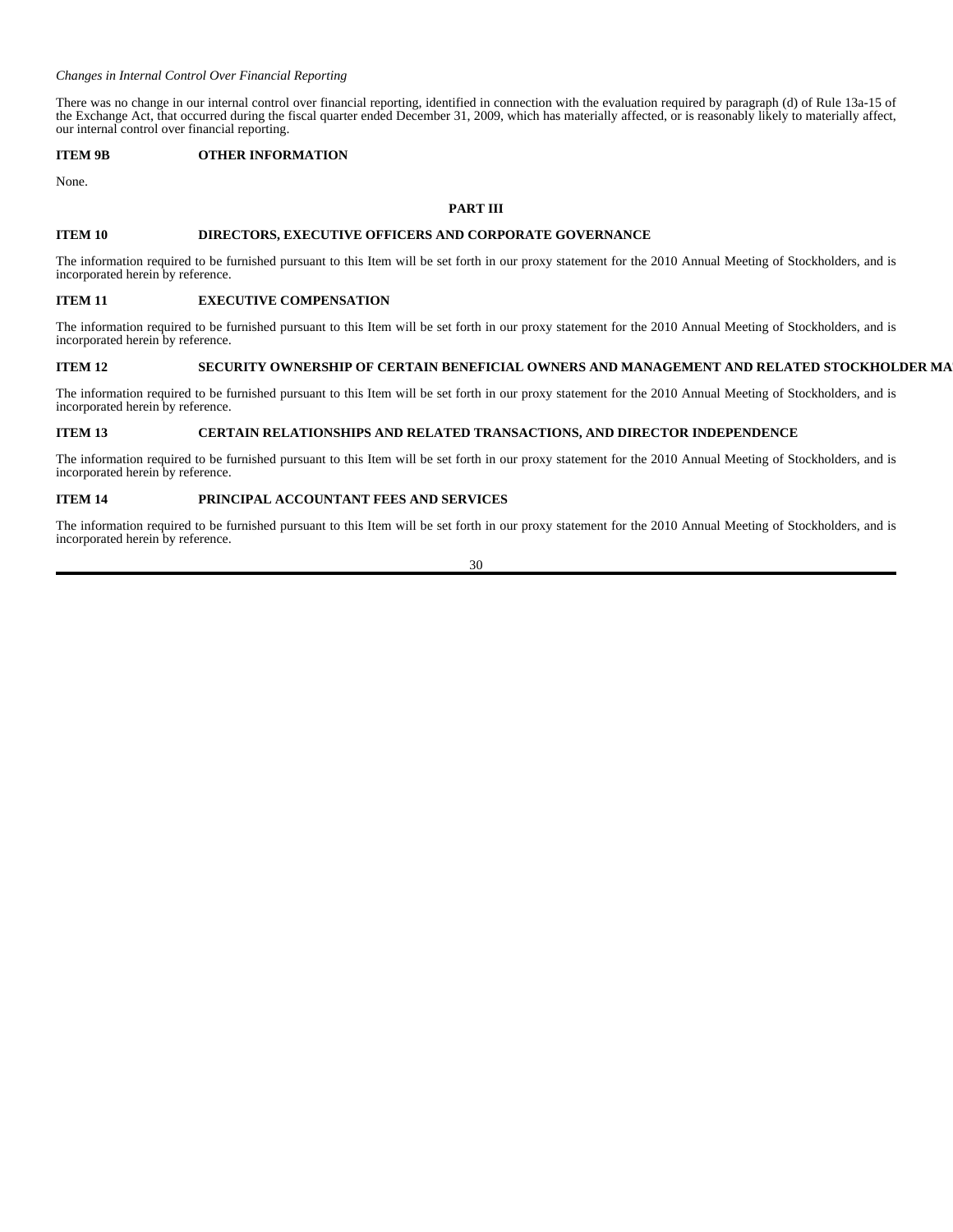*Changes in Internal Control Over Financial Reporting*

There was no change in our internal control over financial reporting, identified in connection with the evaluation required by paragraph (d) of Rule 13a-15 of the Exchange Act, that occurred during the fiscal quarter ended December 31, 2009, which has materially affected, or is reasonably likely to materially affect, our internal control over financial reporting.

## ITEM 9B OTHER INFORMATION

None.

# PART III

## ITEM 10 DIRECTORS, EXECUTIVE OFFICERS AND CORPORATE GOVERNANCE

The information required to be furnished pursuant to this Item will be set forth in our proxy statement for the 2010 Annual Meeting of Stockholders, and is incorporated herein by reference.

## ITEM 11 EXECUTIVE COMPENSATION

The information required to be furnished pursuant to this Item will be set forth in our proxy statement for the 2010 Annual Meeting of Stockholders, and is incorporated herein by reference.

## ITEM 12 SECURITY OWNERSHIP OF CERTAIN BENEFICIAL OWNERS AND MANAGEMENT AND RELATED STOCKHOLDER MA

The information required to be furnished pursuant to this Item will be set forth in our proxy statement for the 2010 Annual Meeting of Stockholders, and is incorporated herein by reference.

## ITEM 13 CERTAIN RELATIONSHIPS AND RELATED TRANSACTIONS, AND DIRECTOR INDEPENDENCE

The information required to be furnished pursuant to this Item will be set forth in our proxy statement for the 2010 Annual Meeting of Stockholders, and is incorporated herein by reference.

## ITEM 14 PRINCIPAL ACCOUNTANT FEES AND SERVICES

The information required to be furnished pursuant to this Item will be set forth in our proxy statement for the 2010 Annual Meeting of Stockholders, and is incorporated herein by reference.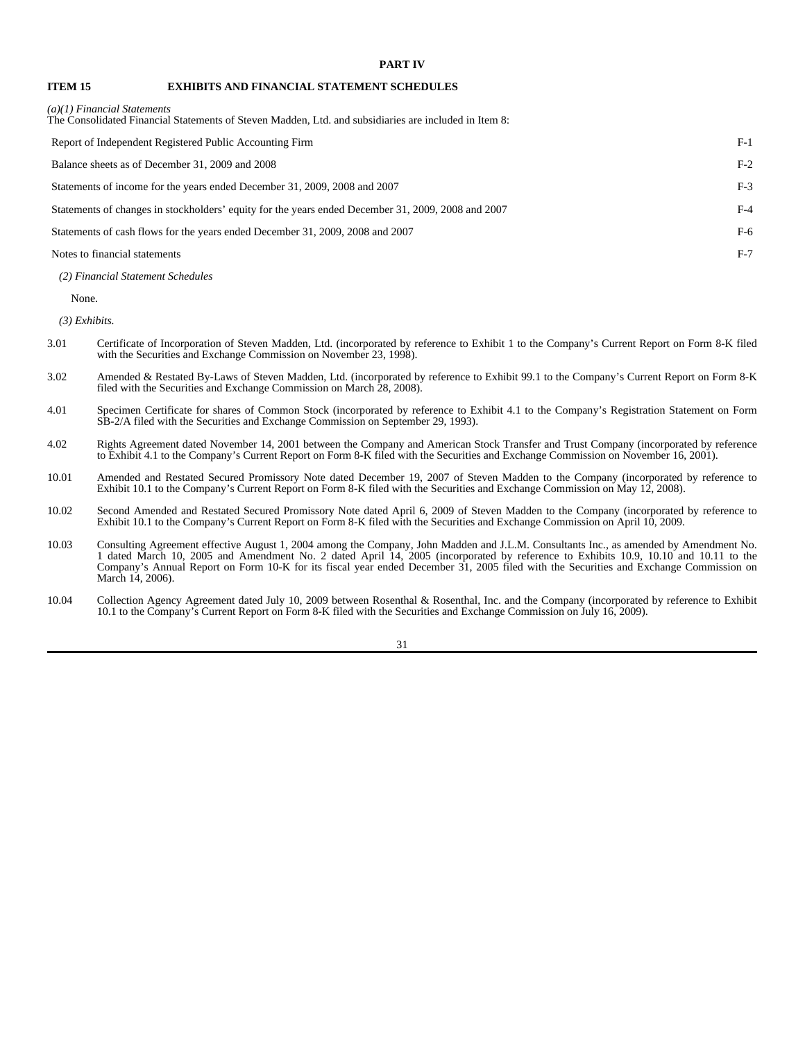## PART IV

### ITEM 15 EXHIBITS AND FINANCIAL STATEMENT SCHEDULES

*(a)(1) Financial Statements*

The Consolidated Financial Statements of Steven Madden, Ltd. and subsidiaries are included in Item 8:

| | |
|---|---|
| Report of Independent Registered Public Accounting Firm | F-1 |
| Balance sheets as of December 31, 2009 and 2008 | F-2 |
| Statements of income for the years ended December 31, 2009, 2008 and 2007 | F-3 |
| Statements of changes in stockholders' equity for the years ended December 31, 2009, 2008 and 2007 | F-4 |
| Statements of cash flows for the years ended December 31, 2009, 2008 and 2007 | F-6 |
| Notes to financial statements | F-7 |

*(2) Financial Statement Schedules*

None.

*(3) Exhibits.*

3.01 Certificate of Incorporation of Steven Madden, Ltd. (incorporated by reference to Exhibit 1 to the Company's Current Report on Form 8-K filed with the Securities and Exchange Commission on November 23, 1998).

3.02 Amended & Restated By-Laws of Steven Madden, Ltd. (incorporated by reference to Exhibit 99.1 to the Company's Current Report on Form 8-K filed with the Securities and Exchange Commission on March 28, 2008).

4.01 Specimen Certificate for shares of Common Stock (incorporated by reference to Exhibit 4.1 to the Company's Registration Statement on Form SB-2/A filed with the Securities and Exchange Commission on September 29, 1993).

4.02 Rights Agreement dated November 14, 2001 between the Company and American Stock Transfer and Trust Company (incorporated by reference to Exhibit 4.1 to the Company's Current Report on Form 8-K filed with the Securities and Exchange Commission on November 16, 2001).

10.01 Amended and Restated Secured Promissory Note dated December 19, 2007 of Steven Madden to the Company (incorporated by reference to Exhibit 10.1 to the Company's Current Report on Form 8-K filed with the Securities and Exchange Commission on May 12, 2008).

10.02 Second Amended and Restated Secured Promissory Note dated April 6, 2009 of Steven Madden to the Company (incorporated by reference to Exhibit 10.1 to the Company's Current Report on Form 8-K filed with the Securities and Exchange Commission on April 10, 2009.

10.03 Consulting Agreement effective August 1, 2004 among the Company, John Madden and J.L.M. Consultants Inc., as amended by Amendment No. 1 dated March 10, 2005 and Amendment No. 2 dated April 14, 2005 (incorporated by reference to Exhibits 10.9, 10.10 and 10.11 to the Company's Annual Report on Form 10-K for its fiscal year ended December 31, 2005 filed with the Securities and Exchange Commission on March 14, 2006).

10.04 Collection Agency Agreement dated July 10, 2009 between Rosenthal & Rosenthal, Inc. and the Company (incorporated by reference to Exhibit 10.1 to the Company's Current Report on Form 8-K filed with the Securities and Exchange Commission on July 16, 2009).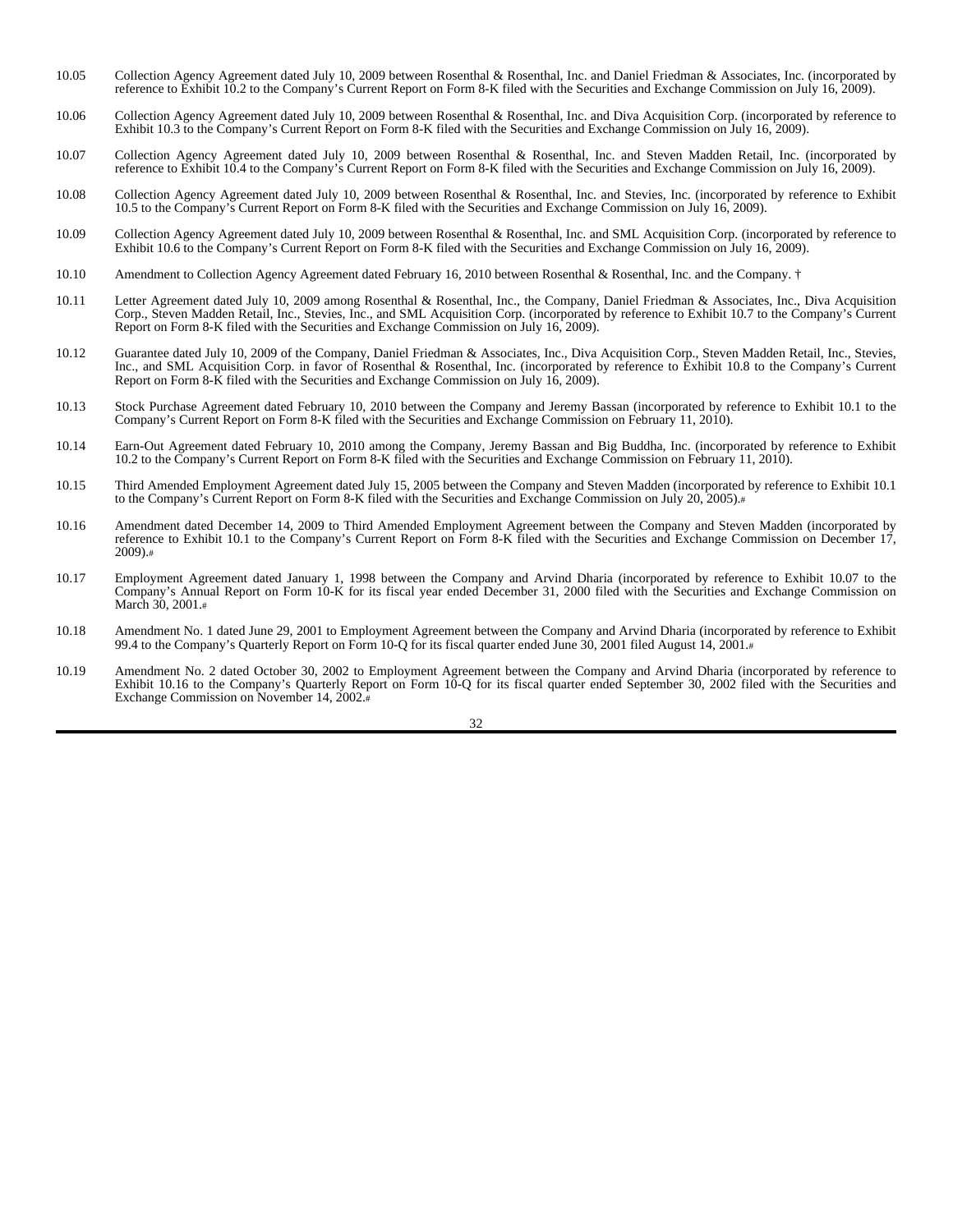10.05 Collection Agency Agreement dated July 10, 2009 between Rosenthal & Rosenthal, Inc. and Daniel Friedman & Associates, Inc. (incorporated by reference to Exhibit 10.2 to the Company's Current Report on Form 8-K filed with the Securities and Exchange Commission on July 16, 2009).

10.06 Collection Agency Agreement dated July 10, 2009 between Rosenthal & Rosenthal, Inc. and Diva Acquisition Corp. (incorporated by reference to Exhibit 10.3 to the Company's Current Report on Form 8-K filed with the Securities and Exchange Commission on July 16, 2009).

10.07 Collection Agency Agreement dated July 10, 2009 between Rosenthal & Rosenthal, Inc. and Steven Madden Retail, Inc. (incorporated by reference to Exhibit 10.4 to the Company's Current Report on Form 8-K filed with the Securities and Exchange Commission on July 16, 2009).

10.08 Collection Agency Agreement dated July 10, 2009 between Rosenthal & Rosenthal, Inc. and Stevies, Inc. (incorporated by reference to Exhibit 10.5 to the Company's Current Report on Form 8-K filed with the Securities and Exchange Commission on July 16, 2009).

10.09 Collection Agency Agreement dated July 10, 2009 between Rosenthal & Rosenthal, Inc. and SML Acquisition Corp. (incorporated by reference to Exhibit 10.6 to the Company's Current Report on Form 8-K filed with the Securities and Exchange Commission on July 16, 2009).

10.10 Amendment to Collection Agency Agreement dated February 16, 2010 between Rosenthal & Rosenthal, Inc. and the Company. †

10.11 Letter Agreement dated July 10, 2009 among Rosenthal & Rosenthal, Inc., the Company, Daniel Friedman & Associates, Inc., Diva Acquisition Corp., Steven Madden Retail, Inc., Stevies, Inc., and SML Acquisition Corp. (incorporated by reference to Exhibit 10.7 to the Company's Current Report on Form 8-K filed with the Securities and Exchange Commission on July 16, 2009).

10.12 Guarantee dated July 10, 2009 of the Company, Daniel Friedman & Associates, Inc., Diva Acquisition Corp., Steven Madden Retail, Inc., Stevies, Inc., and SML Acquisition Corp. in favor of Rosenthal & Rosenthal, Inc. (incorporated by reference to Exhibit 10.8 to the Company's Current Report on Form 8-K filed with the Securities and Exchange Commission on July 16, 2009).

10.13 Stock Purchase Agreement dated February 10, 2010 between the Company and Jeremy Bassan (incorporated by reference to Exhibit 10.1 to the Company's Current Report on Form 8-K filed with the Securities and Exchange Commission on February 11, 2010).

10.14 Earn-Out Agreement dated February 10, 2010 among the Company, Jeremy Bassan and Big Buddha, Inc. (incorporated by reference to Exhibit 10.2 to the Company's Current Report on Form 8-K filed with the Securities and Exchange Commission on February 11, 2010).

10.15 Third Amended Employment Agreement dated July 15, 2005 between the Company and Steven Madden (incorporated by reference to Exhibit 10.1 to the Company's Current Report on Form 8-K filed with the Securities and Exchange Commission on July 20, 2005).#

10.16 Amendment dated December 14, 2009 to Third Amended Employment Agreement between the Company and Steven Madden (incorporated by reference to Exhibit 10.1 to the Company's Current Report on Form 8-K filed with the Securities and Exchange Commission on December 17, 2009).#

10.17 Employment Agreement dated January 1, 1998 between the Company and Arvind Dharia (incorporated by reference to Exhibit 10.07 to the Company's Annual Report on Form 10-K for its fiscal year ended December 31, 2000 filed with the Securities and Exchange Commission on March 30, 2001.#

10.18 Amendment No. 1 dated June 29, 2001 to Employment Agreement between the Company and Arvind Dharia (incorporated by reference to Exhibit 99.4 to the Company's Quarterly Report on Form 10-Q for its fiscal quarter ended June 30, 2001 filed August 14, 2001.#

10.19 Amendment No. 2 dated October 30, 2002 to Employment Agreement between the Company and Arvind Dharia (incorporated by reference to Exhibit 10.16 to the Company's Quarterly Report on Form 10-Q for its fiscal quarter ended September 30, 2002 filed with the Securities and Exchange Commission on November 14, 2002.#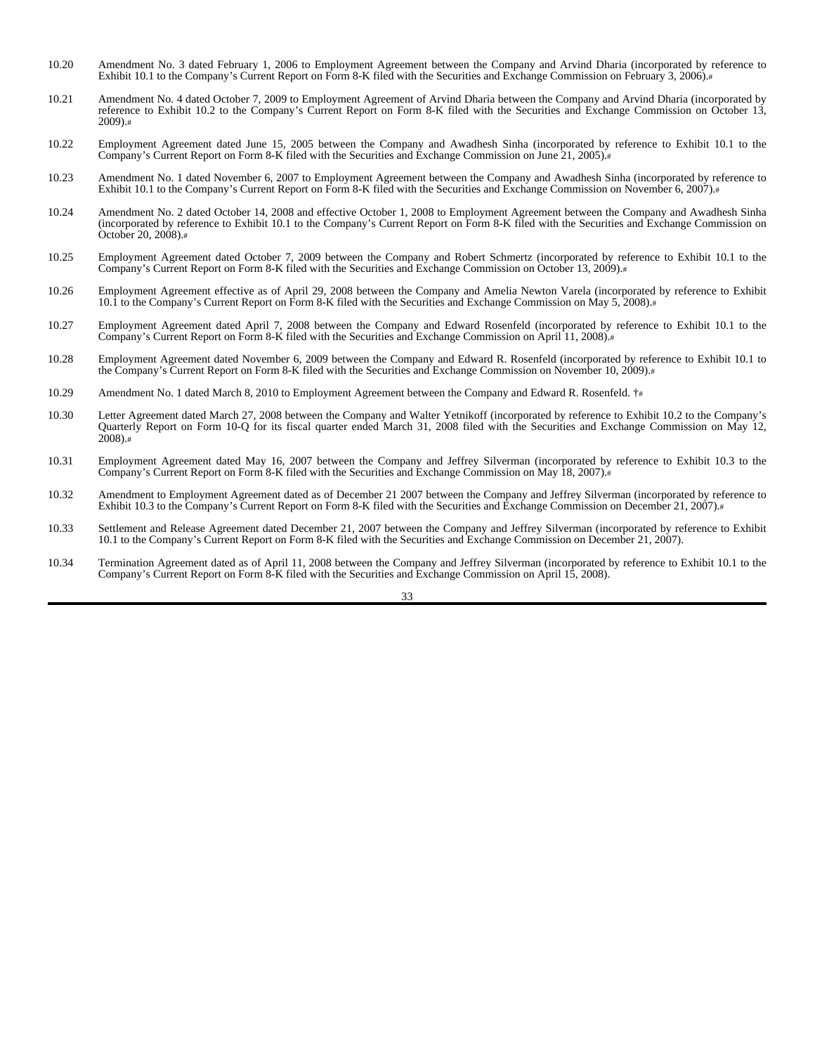| | |
|---|---|
| 10.20 | Amendment No. 3 dated February 1, 2006 to Employment Agreement between the Company and Arvind Dharia (incorporated by reference to Exhibit 10.1 to the Company's Current Report on Form 8-K filed with the Securities and Exchange Commission on February 3, 2006).# |
| 10.21 | Amendment No. 4 dated October 7, 2009 to Employment Agreement of Arvind Dharia between the Company and Arvind Dharia (incorporated by reference to Exhibit 10.2 to the Company's Current Report on Form 8-K filed with the Securities and Exchange Commission on October 13, 2009).# |
| 10.22 | Employment Agreement dated June 15, 2005 between the Company and Awadhesh Sinha (incorporated by reference to Exhibit 10.1 to the Company's Current Report on Form 8-K filed with the Securities and Exchange Commission on June 21, 2005).# |
| 10.23 | Amendment No. 1 dated November 6, 2007 to Employment Agreement between the Company and Awadhesh Sinha (incorporated by reference to Exhibit 10.1 to the Company's Current Report on Form 8-K filed with the Securities and Exchange Commission on November 6, 2007).# |
| 10.24 | Amendment No. 2 dated October 14, 2008 and effective October 1, 2008 to Employment Agreement between the Company and Awadhesh Sinha (incorporated by reference to Exhibit 10.1 to the Company's Current Report on Form 8-K filed with the Securities and Exchange Commission on October 20, 2008).# |
| 10.25 | Employment Agreement dated October 7, 2009 between the Company and Robert Schmertz (incorporated by reference to Exhibit 10.1 to the Company's Current Report on Form 8-K filed with the Securities and Exchange Commission on October 13, 2009).# |
| 10.26 | Employment Agreement effective as of April 29, 2008 between the Company and Amelia Newton Varela (incorporated by reference to Exhibit 10.1 to the Company's Current Report on Form 8-K filed with the Securities and Exchange Commission on May 5, 2008).# |
| 10.27 | Employment Agreement dated April 7, 2008 between the Company and Edward Rosenfeld (incorporated by reference to Exhibit 10.1 to the Company's Current Report on Form 8-K filed with the Securities and Exchange Commission on April 11, 2008).# |
| 10.28 | Employment Agreement dated November 6, 2009 between the Company and Edward R. Rosenfeld (incorporated by reference to Exhibit 10.1 to the Company's Current Report on Form 8-K filed with the Securities and Exchange Commission on November 10, 2009).# |
| 10.29 | Amendment No. 1 dated March 8, 2010 to Employment Agreement between the Company and Edward R. Rosenfeld. †# |
| 10.30 | Letter Agreement dated March 27, 2008 between the Company and Walter Yetnikoff (incorporated by reference to Exhibit 10.2 to the Company's Quarterly Report on Form 10-Q for its fiscal quarter ended March 31, 2008 filed with the Securities and Exchange Commission on May 12, 2008).# |
| 10.31 | Employment Agreement dated May 16, 2007 between the Company and Jeffrey Silverman (incorporated by reference to Exhibit 10.3 to the Company's Current Report on Form 8-K filed with the Securities and Exchange Commission on May 18, 2007).# |
| 10.32 | Amendment to Employment Agreement dated as of December 21 2007 between the Company and Jeffrey Silverman (incorporated by reference to Exhibit 10.3 to the Company's Current Report on Form 8-K filed with the Securities and Exchange Commission on December 21, 2007).# |
| 10.33 | Settlement and Release Agreement dated December 21, 2007 between the Company and Jeffrey Silverman (incorporated by reference to Exhibit 10.1 to the Company's Current Report on Form 8-K filed with the Securities and Exchange Commission on December 21, 2007). |
| 10.34 | Termination Agreement dated as of April 11, 2008 between the Company and Jeffrey Silverman (incorporated by reference to Exhibit 10.1 to the Company's Current Report on Form 8-K filed with the Securities and Exchange Commission on April 15, 2008). |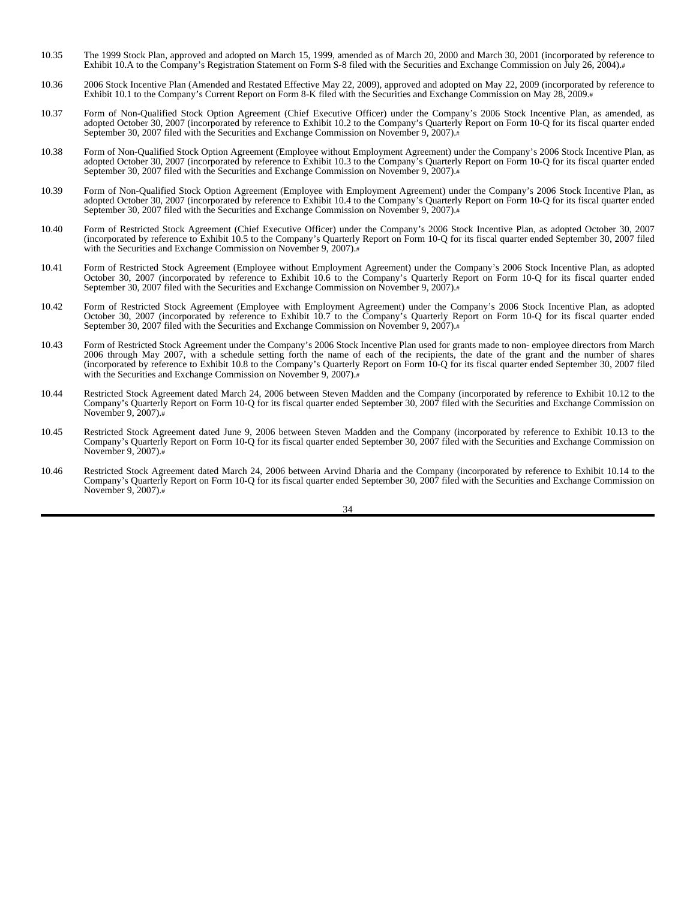| | |
|---|---|
| 10.35 | The 1999 Stock Plan, approved and adopted on March 15, 1999, amended as of March 20, 2000 and March 30, 2001 (incorporated by reference to Exhibit 10.A to the Company's Registration Statement on Form S-8 filed with the Securities and Exchange Commission on July 26, 2004).# |
| 10.36 | 2006 Stock Incentive Plan (Amended and Restated Effective May 22, 2009), approved and adopted on May 22, 2009 (incorporated by reference to Exhibit 10.1 to the Company's Current Report on Form 8-K filed with the Securities and Exchange Commission on May 28, 2009.# |
| 10.37 | Form of Non-Qualified Stock Option Agreement (Chief Executive Officer) under the Company's 2006 Stock Incentive Plan, as amended, as adopted October 30, 2007 (incorporated by reference to Exhibit 10.2 to the Company's Quarterly Report on Form 10-Q for its fiscal quarter ended September 30, 2007 filed with the Securities and Exchange Commission on November 9, 2007).# |
| 10.38 | Form of Non-Qualified Stock Option Agreement (Employee without Employment Agreement) under the Company's 2006 Stock Incentive Plan, as adopted October 30, 2007 (incorporated by reference to Exhibit 10.3 to the Company's Quarterly Report on Form 10-Q for its fiscal quarter ended September 30, 2007 filed with the Securities and Exchange Commission on November 9, 2007).# |
| 10.39 | Form of Non-Qualified Stock Option Agreement (Employee with Employment Agreement) under the Company's 2006 Stock Incentive Plan, as adopted October 30, 2007 (incorporated by reference to Exhibit 10.4 to the Company's Quarterly Report on Form 10-Q for its fiscal quarter ended September 30, 2007 filed with the Securities and Exchange Commission on November 9, 2007).# |
| 10.40 | Form of Restricted Stock Agreement (Chief Executive Officer) under the Company's 2006 Stock Incentive Plan, as adopted October 30, 2007 (incorporated by reference to Exhibit 10.5 to the Company's Quarterly Report on Form 10-Q for its fiscal quarter ended September 30, 2007 filed with the Securities and Exchange Commission on November 9, 2007).# |
| 10.41 | Form of Restricted Stock Agreement (Employee without Employment Agreement) under the Company's 2006 Stock Incentive Plan, as adopted October 30, 2007 (incorporated by reference to Exhibit 10.6 to the Company's Quarterly Report on Form 10-Q for its fiscal quarter ended September 30, 2007 filed with the Securities and Exchange Commission on November 9, 2007).# |
| 10.42 | Form of Restricted Stock Agreement (Employee with Employment Agreement) under the Company's 2006 Stock Incentive Plan, as adopted October 30, 2007 (incorporated by reference to Exhibit 10.7 to the Company's Quarterly Report on Form 10-Q for its fiscal quarter ended September 30, 2007 filed with the Securities and Exchange Commission on November 9, 2007).# |
| 10.43 | Form of Restricted Stock Agreement under the Company's 2006 Stock Incentive Plan used for grants made to non- employee directors from March 2006 through May 2007, with a schedule setting forth the name of each of the recipients, the date of the grant and the number of shares (incorporated by reference to Exhibit 10.8 to the Company's Quarterly Report on Form 10-Q for its fiscal quarter ended September 30, 2007 filed with the Securities and Exchange Commission on November 9, 2007).# |
| 10.44 | Restricted Stock Agreement dated March 24, 2006 between Steven Madden and the Company (incorporated by reference to Exhibit 10.12 to the Company's Quarterly Report on Form 10-Q for its fiscal quarter ended September 30, 2007 filed with the Securities and Exchange Commission on November 9, 2007).# |
| 10.45 | Restricted Stock Agreement dated June 9, 2006 between Steven Madden and the Company (incorporated by reference to Exhibit 10.13 to the Company's Quarterly Report on Form 10-Q for its fiscal quarter ended September 30, 2007 filed with the Securities and Exchange Commission on November 9, 2007).# |
| 10.46 | Restricted Stock Agreement dated March 24, 2006 between Arvind Dharia and the Company (incorporated by reference to Exhibit 10.14 to the Company's Quarterly Report on Form 10-Q for its fiscal quarter ended September 30, 2007 filed with the Securities and Exchange Commission on November 9, 2007).# |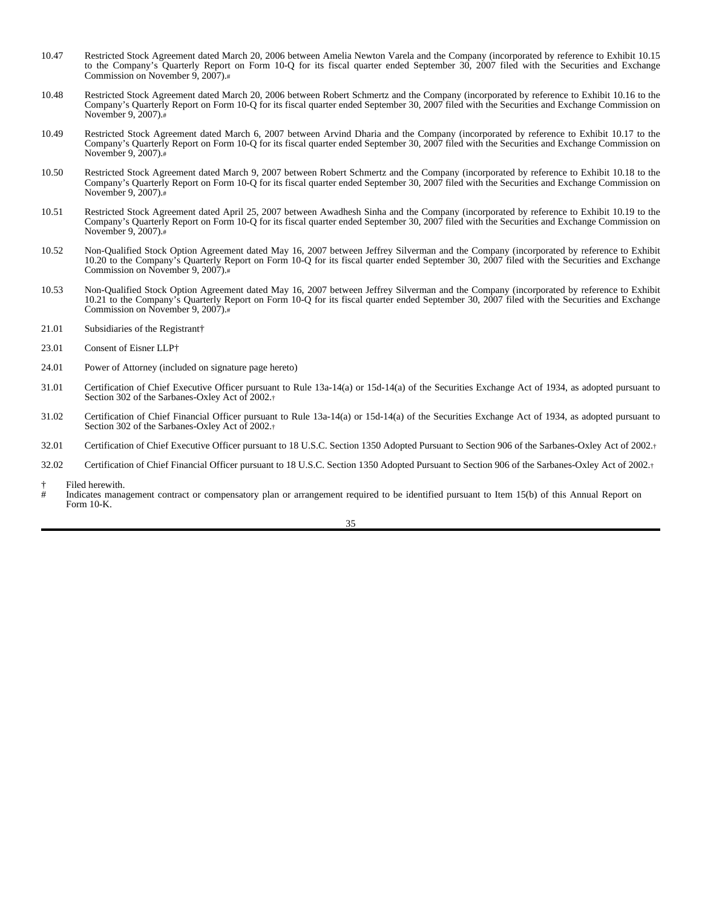| | |
|---|---|
| 10.47 | Restricted Stock Agreement dated March 20, 2006 between Amelia Newton Varela and the Company (incorporated by reference to Exhibit 10.15 to the Company's Quarterly Report on Form 10-Q for its fiscal quarter ended September 30, 2007 filed with the Securities and Exchange Commission on November 9, 2007).# |
| 10.48 | Restricted Stock Agreement dated March 20, 2006 between Robert Schmertz and the Company (incorporated by reference to Exhibit 10.16 to the Company's Quarterly Report on Form 10-Q for its fiscal quarter ended September 30, 2007 filed with the Securities and Exchange Commission on November 9, 2007).# |
| 10.49 | Restricted Stock Agreement dated March 6, 2007 between Arvind Dharia and the Company (incorporated by reference to Exhibit 10.17 to the Company's Quarterly Report on Form 10-Q for its fiscal quarter ended September 30, 2007 filed with the Securities and Exchange Commission on November 9, 2007).# |
| 10.50 | Restricted Stock Agreement dated March 9, 2007 between Robert Schmertz and the Company (incorporated by reference to Exhibit 10.18 to the Company's Quarterly Report on Form 10-Q for its fiscal quarter ended September 30, 2007 filed with the Securities and Exchange Commission on November 9, 2007).# |
| 10.51 | Restricted Stock Agreement dated April 25, 2007 between Awadhesh Sinha and the Company (incorporated by reference to Exhibit 10.19 to the Company's Quarterly Report on Form 10-Q for its fiscal quarter ended September 30, 2007 filed with the Securities and Exchange Commission on November 9, 2007).# |
| 10.52 | Non-Qualified Stock Option Agreement dated May 16, 2007 between Jeffrey Silverman and the Company (incorporated by reference to Exhibit 10.20 to the Company's Quarterly Report on Form 10-Q for its fiscal quarter ended September 30, 2007 filed with the Securities and Exchange Commission on November 9, 2007).# |
| 10.53 | Non-Qualified Stock Option Agreement dated May 16, 2007 between Jeffrey Silverman and the Company (incorporated by reference to Exhibit 10.21 to the Company's Quarterly Report on Form 10-Q for its fiscal quarter ended September 30, 2007 filed with the Securities and Exchange Commission on November 9, 2007).# |
| 21.01 | Subsidiaries of the Registrant† |
| 23.01 | Consent of Eisner LLP† |
| 24.01 | Power of Attorney (included on signature page hereto) |
| 31.01 | Certification of Chief Executive Officer pursuant to Rule 13a-14(a) or 15d-14(a) of the Securities Exchange Act of 1934, as adopted pursuant to Section 302 of the Sarbanes-Oxley Act of 2002.† |
| 31.02 | Certification of Chief Financial Officer pursuant to Rule 13a-14(a) or 15d-14(a) of the Securities Exchange Act of 1934, as adopted pursuant to Section 302 of the Sarbanes-Oxley Act of 2002.† |
| 32.01 | Certification of Chief Executive Officer pursuant to 18 U.S.C. Section 1350 Adopted Pursuant to Section 906 of the Sarbanes-Oxley Act of 2002.† |
| 32.02 | Certification of Chief Financial Officer pursuant to 18 U.S.C. Section 1350 Adopted Pursuant to Section 906 of the Sarbanes-Oxley Act of 2002.† |

† Filed herewith.
# Indicates management contract or compensatory plan or arrangement required to be identified pursuant to Item 15(b) of this Annual Report on Form 10-K.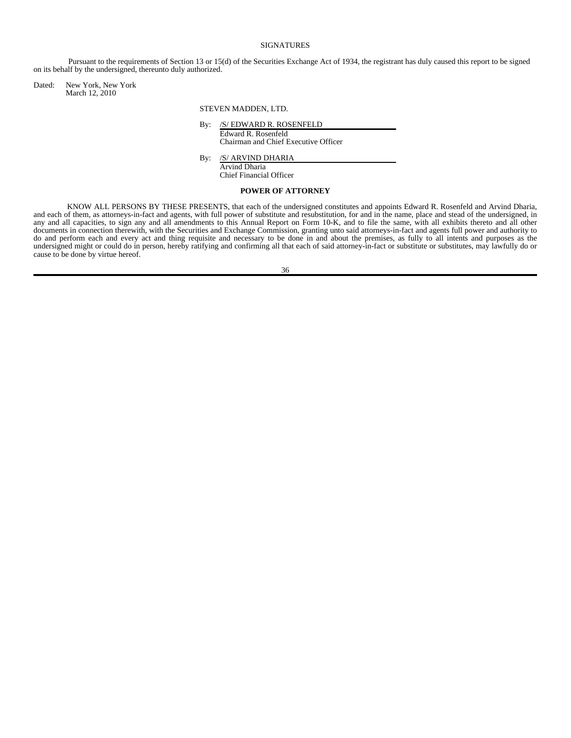## SIGNATURES

Pursuant to the requirements of Section 13 or 15(d) of the Securities Exchange Act of 1934, the registrant has duly caused this report to be signed on its behalf by the undersigned, thereunto duly authorized.

Dated: New York, New York
March 12, 2010

STEVEN MADDEN, LTD.

By: /S/ EDWARD R. ROSENFELD
Edward R. Rosenfeld
Chairman and Chief Executive Officer

By: /S/ ARVIND DHARIA
Arvind Dharia
Chief Financial Officer

**POWER OF ATTORNEY**

KNOW ALL PERSONS BY THESE PRESENTS, that each of the undersigned constitutes and appoints Edward R. Rosenfeld and Arvind Dharia, and each of them, as attorneys-in-fact and agents, with full power of substitute and resubstitution, for and in the name, place and stead of the undersigned, in any and all capacities, to sign any and all amendments to this Annual Report on Form 10-K, and to file the same, with all exhibits thereto and all other documents in connection therewith, with the Securities and Exchange Commission, granting unto said attorneys-in-fact and agents full power and authority to do and perform each and every act and thing requisite and necessary to be done in and about the premises, as fully to all intents and purposes as the undersigned might or could do in person, hereby ratifying and confirming all that each of said attorney-in-fact or substitute or substitutes, may lawfully do or cause to be done by virtue hereof.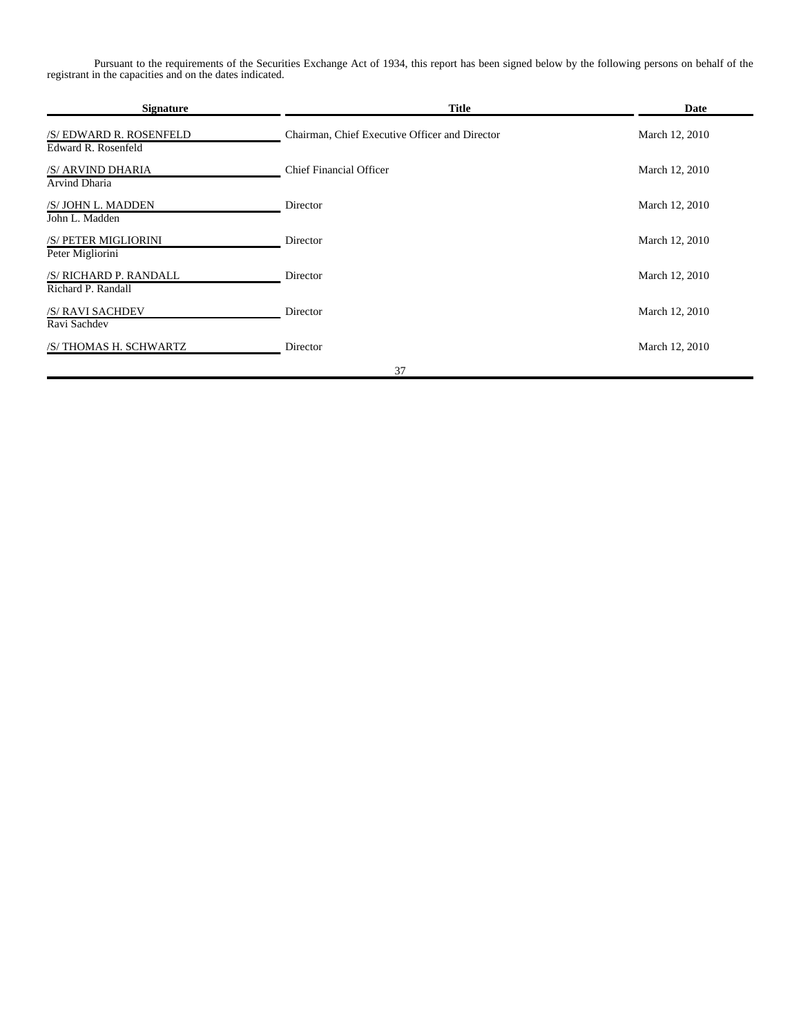Pursuant to the requirements of the Securities Exchange Act of 1934, this report has been signed below by the following persons on behalf of the registrant in the capacities and on the dates indicated.

| Signature | Title | Date |
|---|---|---|
| /S/ EDWARD R. ROSENFELD<br>Edward R. Rosenfeld | Chairman, Chief Executive Officer and Director | March 12, 2010 |
| /S/ ARVIND DHARIA<br>Arvind Dharia | Chief Financial Officer | March 12, 2010 |
| /S/ JOHN L. MADDEN<br>John L. Madden | Director | March 12, 2010 |
| /S/ PETER MIGLIORINI<br>Peter Migliorini | Director | March 12, 2010 |
| /S/ RICHARD P. RANDALL<br>Richard P. Randall | Director | March 12, 2010 |
| /S/ RAVI SACHDEV<br>Ravi Sachdev | Director | March 12, 2010 |
| /S/ THOMAS H. SCHWARTZ | Director | March 12, 2010 |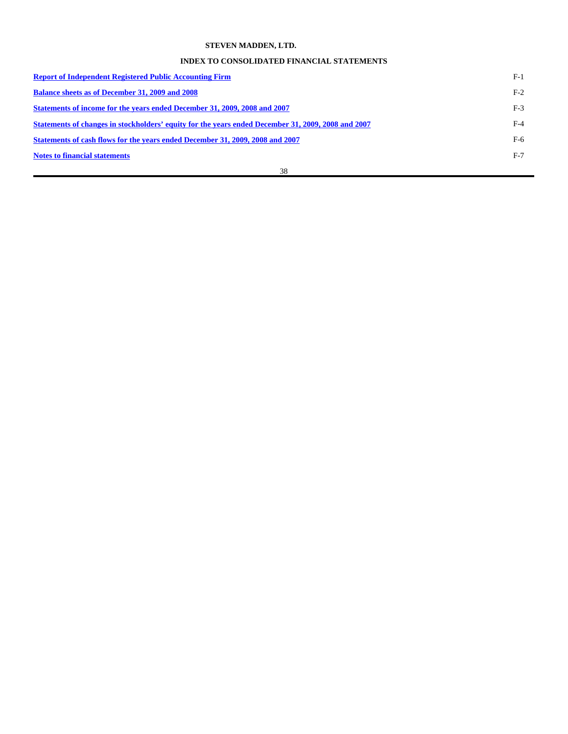**STEVEN MADDEN, LTD.**

**INDEX TO CONSOLIDATED FINANCIAL STATEMENTS**

| | |
|---|---|
| **Report of Independent Registered Public Accounting Firm** | F-1 |
| **Balance sheets as of December 31, 2009 and 2008** | F-2 |
| **Statements of income for the years ended December 31, 2009, 2008 and 2007** | F-3 |
| **Statements of changes in stockholders' equity for the years ended December 31, 2009, 2008 and 2007** | F-4 |
| **Statements of cash flows for the years ended December 31, 2009, 2008 and 2007** | F-6 |
| **Notes to financial statements** | F-7 |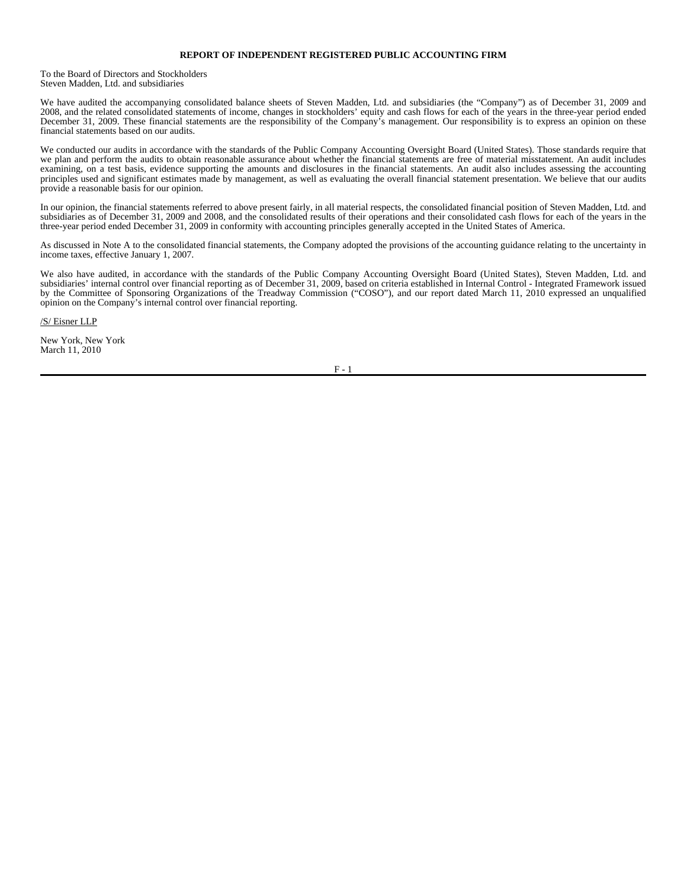# REPORT OF INDEPENDENT REGISTERED PUBLIC ACCOUNTING FIRM

To the Board of Directors and Stockholders
Steven Madden, Ltd. and subsidiaries

We have audited the accompanying consolidated balance sheets of Steven Madden, Ltd. and subsidiaries (the "Company") as of December 31, 2009 and 2008, and the related consolidated statements of income, changes in stockholders' equity and cash flows for each of the years in the three-year period ended December 31, 2009. These financial statements are the responsibility of the Company's management. Our responsibility is to express an opinion on these financial statements based on our audits.

We conducted our audits in accordance with the standards of the Public Company Accounting Oversight Board (United States). Those standards require that we plan and perform the audits to obtain reasonable assurance about whether the financial statements are free of material misstatement. An audit includes examining, on a test basis, evidence supporting the amounts and disclosures in the financial statements. An audit also includes assessing the accounting principles used and significant estimates made by management, as well as evaluating the overall financial statement presentation. We believe that our audits provide a reasonable basis for our opinion.

In our opinion, the financial statements referred to above present fairly, in all material respects, the consolidated financial position of Steven Madden, Ltd. and subsidiaries as of December 31, 2009 and 2008, and the consolidated results of their operations and their consolidated cash flows for each of the years in the three-year period ended December 31, 2009 in conformity with accounting principles generally accepted in the United States of America.

As discussed in Note A to the consolidated financial statements, the Company adopted the provisions of the accounting guidance relating to the uncertainty in income taxes, effective January 1, 2007.

We also have audited, in accordance with the standards of the Public Company Accounting Oversight Board (United States), Steven Madden, Ltd. and subsidiaries' internal control over financial reporting as of December 31, 2009, based on criteria established in Internal Control - Integrated Framework issued by the Committee of Sponsoring Organizations of the Treadway Commission ("COSO"), and our report dated March 11, 2010 expressed an unqualified opinion on the Company's internal control over financial reporting.

/S/ Eisner LLP

New York, New York
March 11, 2010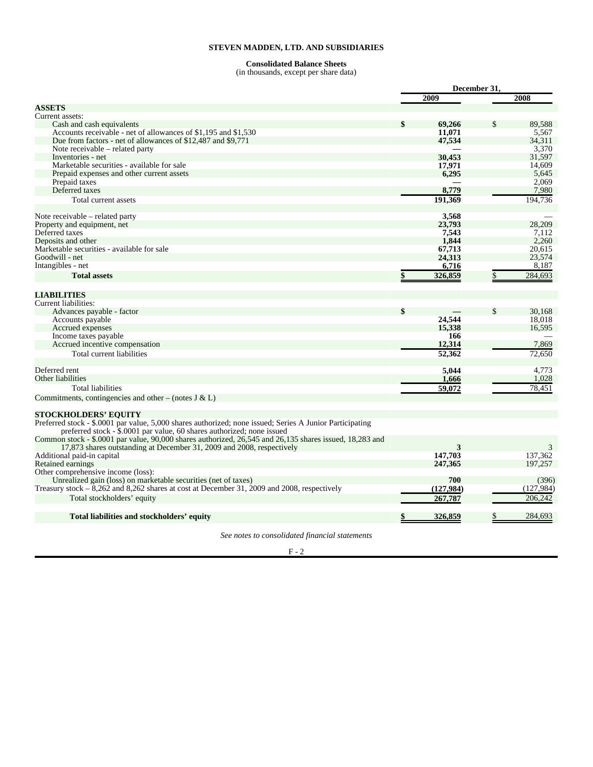# STEVEN MADDEN, LTD. AND SUBSIDIARIES

## Consolidated Balance Sheets

(in thousands, except per share data)

| | December 31, 2009 | December 31, 2008 |
|---|---|---|
| **ASSETS** | | |
| Current assets: | | |
| Cash and cash equivalents | $ 69,266 | $ 89,588 |
| Accounts receivable - net of allowances of $1,195 and $1,530 | 11,071 | 5,567 |
| Due from factors - net of allowances of $12,487 and $9,771 | 47,534 | 34,311 |
| Note receivable – related party | — | 3,370 |
| Inventories - net | 30,453 | 31,597 |
| Marketable securities - available for sale | 17,971 | 14,609 |
| Prepaid expenses and other current assets | 6,295 | 5,645 |
| Prepaid taxes | — | 2,069 |
| Deferred taxes | 8,779 | 7,980 |
| Total current assets | 191,369 | 194,736 |
| Note receivable – related party | 3,568 | — |
| Property and equipment, net | 23,793 | 28,209 |
| Deferred taxes | 7,543 | 7,112 |
| Deposits and other | 1,844 | 2,260 |
| Marketable securities - available for sale | 67,713 | 20,615 |
| Goodwill - net | 24,313 | 23,574 |
| Intangibles - net | 6,716 | 8,187 |
| **Total assets** | $ 326,859 | $ 284,693 |
| **LIABILITIES** | | |
| Current liabilities: | | |
| Advances payable - factor | $ — | $ 30,168 |
| Accounts payable | 24,544 | 18,018 |
| Accrued expenses | 15,338 | 16,595 |
| Income taxes payable | 166 | — |
| Accrued incentive compensation | 12,314 | 7,869 |
| Total current liabilities | 52,362 | 72,650 |
| Deferred rent | 5,044 | 4,773 |
| Other liabilities | 1,666 | 1,028 |
| Total liabilities | 59,072 | 78,451 |
| Commitments, contingencies and other – (notes J & L) | | |
| **STOCKHOLDERS' EQUITY** | | |
| Preferred stock - $.0001 par value, 5,000 shares authorized; none issued; Series A Junior Participating preferred stock - $.0001 par value, 60 shares authorized; none issued | | |
| Common stock - $.0001 par value, 90,000 shares authorized, 26,545 and 26,135 shares issued, 18,283 and 17,873 shares outstanding at December 31, 2009 and 2008, respectively | 3 | 3 |
| Additional paid-in capital | 147,703 | 137,362 |
| Retained earnings | 247,365 | 197,257 |
| Other comprehensive income (loss): | | |
| Unrealized gain (loss) on marketable securities (net of taxes) | 700 | (396) |
| Treasury stock – 8,262 and 8,262 shares at cost at December 31, 2009 and 2008, respectively | (127,984) | (127,984) |
| Total stockholders' equity | 267,787 | 206,242 |
| **Total liabilities and stockholders' equity** | $ 326,859 | $ 284,693 |

*See notes to consolidated financial statements*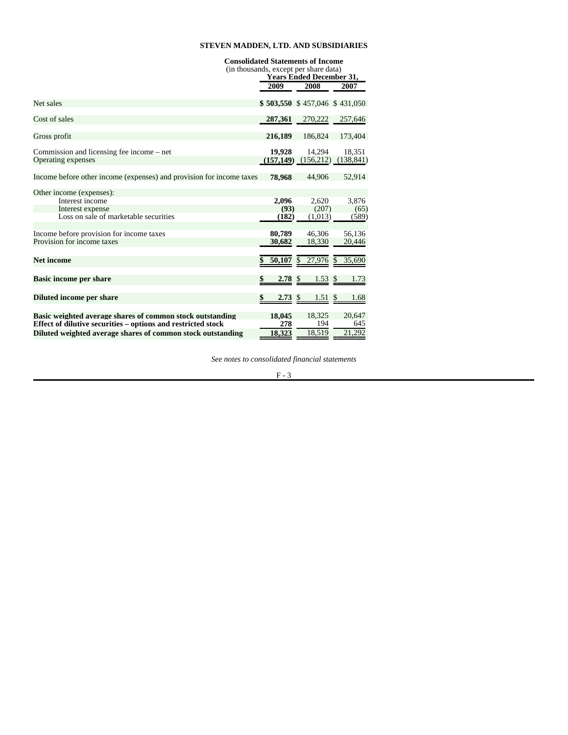# STEVEN MADDEN, LTD. AND SUBSIDIARIES

## Consolidated Statements of Income

(in thousands, except per share data)

| | Years Ended December 31, | | |
|---|---|---|---|
| | **2009** | **2008** | **2007** |
| Net sales | **$ 503,550** | $ 457,046 | $ 431,050 |
| Cost of sales | **287,361** | 270,222 | 257,646 |
| Gross profit | **216,189** | 186,824 | 173,404 |
| Commission and licensing fee income – net | **19,928** | 14,294 | 18,351 |
| Operating expenses | **(157,149)** | (156,212) | (138,841) |
| Income before other income (expenses) and provision for income taxes | **78,968** | 44,906 | 52,914 |
| Other income (expenses): | | | |
| Interest income | **2,096** | 2,620 | 3,876 |
| Interest expense | **(93)** | (207) | (65) |
| Loss on sale of marketable securities | **(182)** | (1,013) | (589) |
| Income before provision for income taxes | **80,789** | 46,306 | 56,136 |
| Provision for income taxes | **30,682** | 18,330 | 20,446 |
| **Net income** | **$ 50,107** | $ 27,976 | $ 35,690 |
| **Basic income per share** | **$ 2.78** | $ 1.53 | $ 1.73 |
| **Diluted income per share** | **$ 2.73** | $ 1.51 | $ 1.68 |
| **Basic weighted average shares of common stock outstanding** | **18,045** | 18,325 | 20,647 |
| **Effect of dilutive securities – options and restricted stock** | **278** | 194 | 645 |
| **Diluted weighted average shares of common stock outstanding** | **18,323** | 18,519 | 21,292 |

*See notes to consolidated financial statements*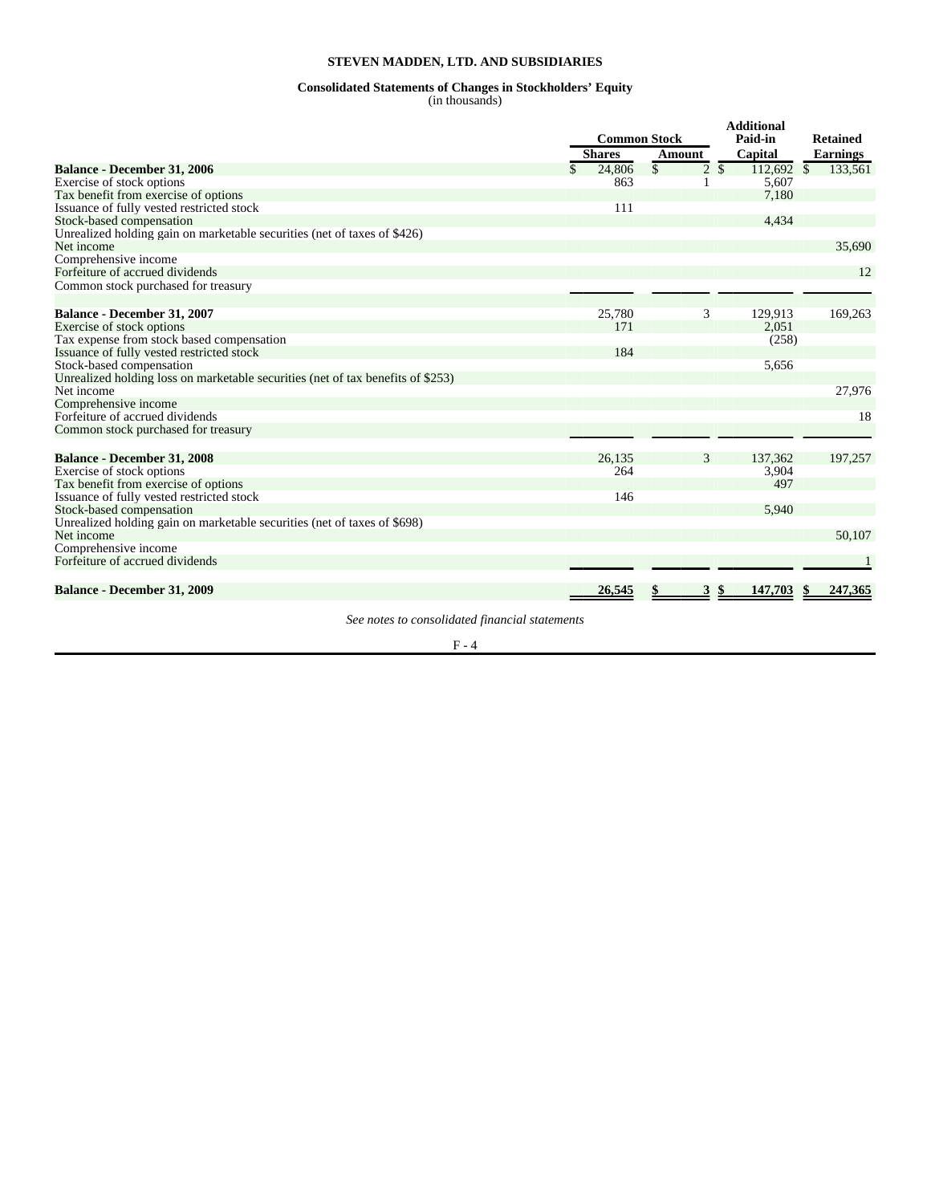**STEVEN MADDEN, LTD. AND SUBSIDIARIES**

**Consolidated Statements of Changes in Stockholders' Equity**
(in thousands)

| | Common Stock | | Additional Paid-in | Retained |
|---|---|---|---|---|
| | Shares | Amount | Capital | Earnings |
| **Balance - December 31, 2006** | $ 24,806 | $ 2 | $ 112,692 | $ 133,561 |
| Exercise of stock options | 863 | 1 | 5,607 | |
| Tax benefit from exercise of options | | | 7,180 | |
| Issuance of fully vested restricted stock | 111 | | | |
| Stock-based compensation | | | 4,434 | |
| Unrealized holding gain on marketable securities (net of taxes of $426) | | | | |
| Net income | | | | 35,690 |
| Comprehensive income | | | | |
| Forfeiture of accrued dividends | | | | 12 |
| Common stock purchased for treasury | | | | |
| **Balance - December 31, 2007** | 25,780 | 3 | 129,913 | 169,263 |
| Exercise of stock options | 171 | | 2,051 | |
| Tax expense from stock based compensation | | | (258) | |
| Issuance of fully vested restricted stock | 184 | | | |
| Stock-based compensation | | | 5,656 | |
| Unrealized holding loss on marketable securities (net of tax benefits of $253) | | | | |
| Net income | | | | 27,976 |
| Comprehensive income | | | | |
| Forfeiture of accrued dividends | | | | 18 |
| Common stock purchased for treasury | | | | |
| **Balance - December 31, 2008** | 26,135 | 3 | 137,362 | 197,257 |
| Exercise of stock options | 264 | | 3,904 | |
| Tax benefit from exercise of options | | | 497 | |
| Issuance of fully vested restricted stock | 146 | | | |
| Stock-based compensation | | | 5,940 | |
| Unrealized holding gain on marketable securities (net of taxes of $698) | | | | |
| Net income | | | | 50,107 |
| Comprehensive income | | | | |
| Forfeiture of accrued dividends | | | | 1 |
| **Balance - December 31, 2009** | **26,545** | **$ 3** | **$ 147,703** | **$ 247,365** |

*See notes to consolidated financial statements*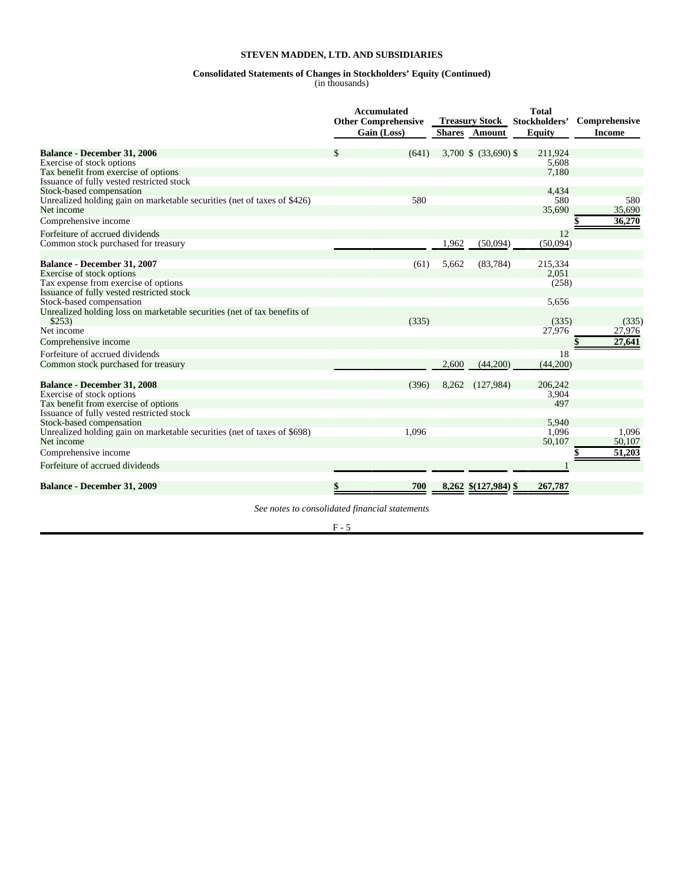**STEVEN MADDEN, LTD. AND SUBSIDIARIES**

**Consolidated Statements of Changes in Stockholders' Equity (Continued)**
(in thousands)

| | Accumulated Other Comprehensive Gain (Loss) | Treasury Stock Shares | Treasury Stock Amount | Total Stockholders' Equity | Comprehensive Income |
|---|---|---|---|---|---|
| **Balance - December 31, 2006** | $ (641) | 3,700 | $ (33,690) | $ 211,924 | |
| Exercise of stock options | | | | 5,608 | |
| Tax benefit from exercise of options | | | | 7,180 | |
| Issuance of fully vested restricted stock | | | | | |
| Stock-based compensation | | | | 4,434 | |
| Unrealized holding gain on marketable securities (net of taxes of $426) | 580 | | | 580 | 580 |
| Net income | | | | 35,690 | 35,690 |
| Comprehensive income | | | | | $ 36,270 |
| Forfeiture of accrued dividends | | | | 12 | |
| Common stock purchased for treasury | | 1,962 | (50,094) | (50,094) | |
| **Balance - December 31, 2007** | (61) | 5,662 | (83,784) | 215,334 | |
| Exercise of stock options | | | | 2,051 | |
| Tax expense from exercise of options | | | | (258) | |
| Issuance of fully vested restricted stock | | | | | |
| Stock-based compensation | | | | 5,656 | |
| Unrealized holding loss on marketable securities (net of tax benefits of $253) | (335) | | | (335) | (335) |
| Net income | | | | 27,976 | 27,976 |
| Comprehensive income | | | | | $ 27,641 |
| Forfeiture of accrued dividends | | | | 18 | |
| Common stock purchased for treasury | | 2,600 | (44,200) | (44,200) | |
| **Balance - December 31, 2008** | (396) | 8,262 | (127,984) | 206,242 | |
| Exercise of stock options | | | | 3,904 | |
| Tax benefit from exercise of options | | | | 497 | |
| Issuance of fully vested restricted stock | | | | | |
| Stock-based compensation | | | | 5,940 | |
| Unrealized holding gain on marketable securities (net of taxes of $698) | 1,096 | | | 1,096 | 1,096 |
| Net income | | | | 50,107 | 50,107 |
| Comprehensive income | | | | | $ 51,203 |
| Forfeiture of accrued dividends | | | | 1 | |
| **Balance - December 31, 2009** | **$ 700** | **8,262** | **$(127,984)** | **$ 267,787** | |

*See notes to consolidated financial statements*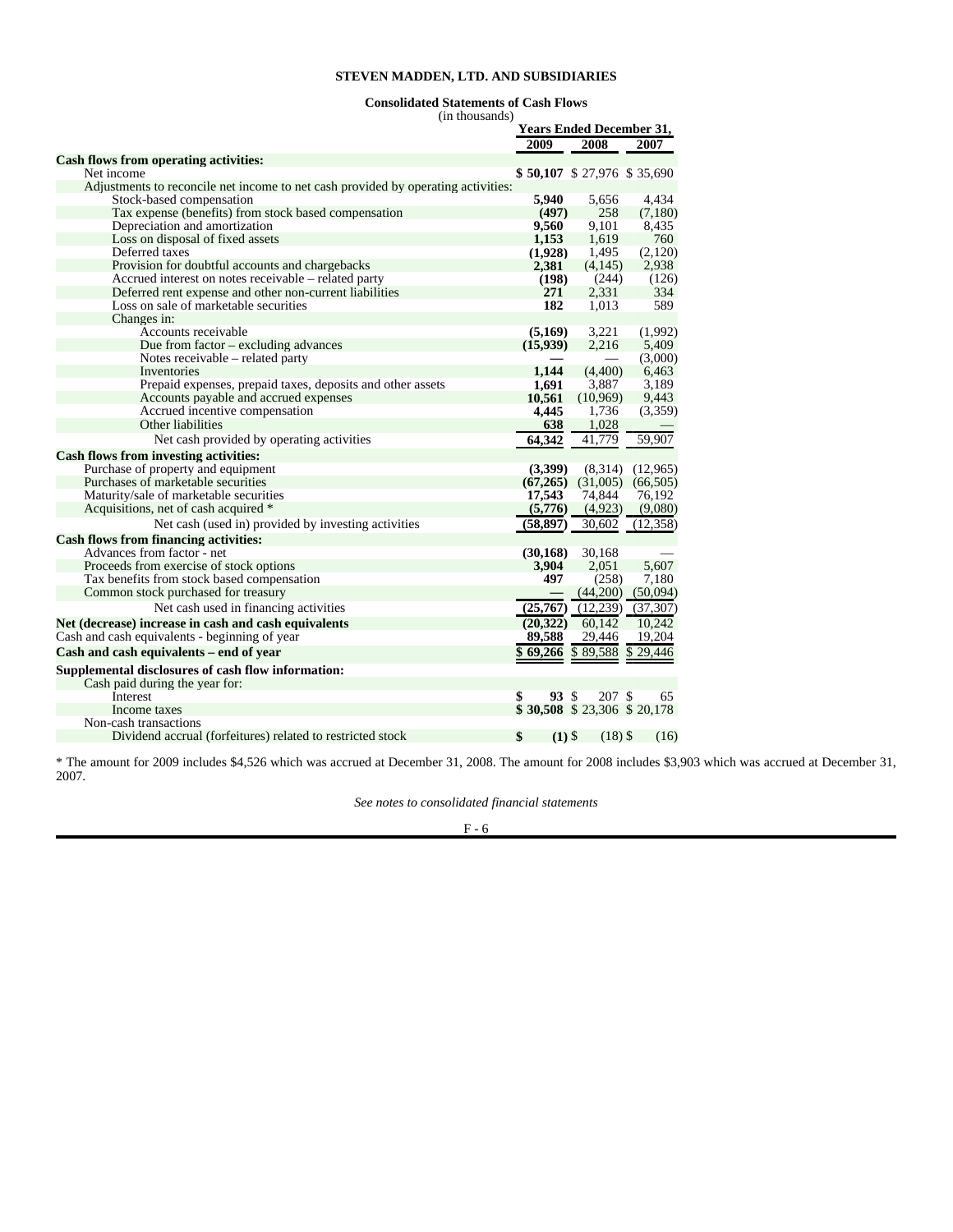**STEVEN MADDEN, LTD. AND SUBSIDIARIES**

**Consolidated Statements of Cash Flows**
(in thousands)

| | Years Ended December 31, | | |
|---|---|---|---|
| | **2009** | **2008** | **2007** |
| **Cash flows from operating activities:** | | | |
| Net income | **$ 50,107** | $ 27,976 | $ 35,690 |
| Adjustments to reconcile net income to net cash provided by operating activities: | | | |
| Stock-based compensation | **5,940** | 5,656 | 4,434 |
| Tax expense (benefits) from stock based compensation | **(497)** | 258 | (7,180) |
| Depreciation and amortization | **9,560** | 9,101 | 8,435 |
| Loss on disposal of fixed assets | **1,153** | 1,619 | 760 |
| Deferred taxes | **(1,928)** | 1,495 | (2,120) |
| Provision for doubtful accounts and chargebacks | **2,381** | (4,145) | 2,938 |
| Accrued interest on notes receivable – related party | **(198)** | (244) | (126) |
| Deferred rent expense and other non-current liabilities | **271** | 2,331 | 334 |
| Loss on sale of marketable securities | **182** | 1,013 | 589 |
| Changes in: | | | |
| Accounts receivable | **(5,169)** | 3,221 | (1,992) |
| Due from factor – excluding advances | **(15,939)** | 2,216 | 5,409 |
| Notes receivable – related party | **—** | — | (3,000) |
| Inventories | **1,144** | (4,400) | 6,463 |
| Prepaid expenses, prepaid taxes, deposits and other assets | **1,691** | 3,887 | 3,189 |
| Accounts payable and accrued expenses | **10,561** | (10,969) | 9,443 |
| Accrued incentive compensation | **4,445** | 1,736 | (3,359) |
| Other liabilities | **638** | 1,028 | — |
| Net cash provided by operating activities | **64,342** | 41,779 | 59,907 |
| **Cash flows from investing activities:** | | | |
| Purchase of property and equipment | **(3,399)** | (8,314) | (12,965) |
| Purchases of marketable securities | **(67,265)** | (31,005) | (66,505) |
| Maturity/sale of marketable securities | **17,543** | 74,844 | 76,192 |
| Acquisitions, net of cash acquired * | **(5,776)** | (4,923) | (9,080) |
| Net cash (used in) provided by investing activities | **(58,897)** | 30,602 | (12,358) |
| **Cash flows from financing activities:** | | | |
| Advances from factor - net | **(30,168)** | 30,168 | — |
| Proceeds from exercise of stock options | **3,904** | 2,051 | 5,607 |
| Tax benefits from stock based compensation | **497** | (258) | 7,180 |
| Common stock purchased for treasury | **—** | (44,200) | (50,094) |
| Net cash used in financing activities | **(25,767)** | (12,239) | (37,307) |
| **Net (decrease) increase in cash and cash equivalents** | **(20,322)** | 60,142 | 10,242 |
| Cash and cash equivalents - beginning of year | **89,588** | 29,446 | 19,204 |
| **Cash and cash equivalents – end of year** | **$ 69,266** | $ 89,588 | $ 29,446 |
| **Supplemental disclosures of cash flow information:** | | | |
| Cash paid during the year for: | | | |
| Interest | **$ 93** | $ 207 | $ 65 |
| Income taxes | **$ 30,508** | $ 23,306 | $ 20,178 |
| Non-cash transactions | | | |
| Dividend accrual (forfeitures) related to restricted stock | **$ (1)** | $ (18) | $ (16) |

* The amount for 2009 includes $4,526 which was accrued at December 31, 2008. The amount for 2008 includes $3,903 which was accrued at December 31, 2007.

*See notes to consolidated financial statements*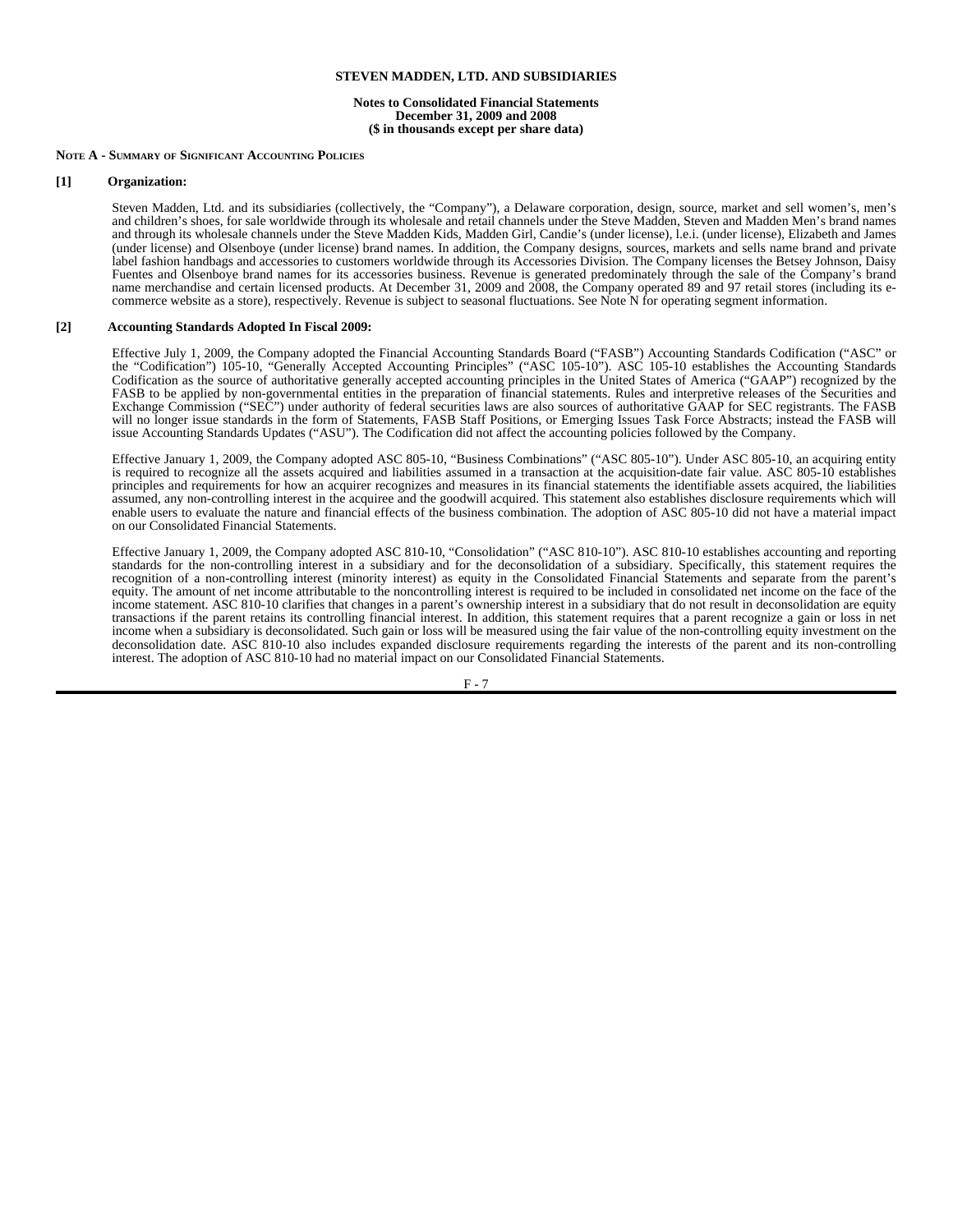**STEVEN MADDEN, LTD. AND SUBSIDIARIES**

**Notes to Consolidated Financial Statements**
**December 31, 2009 and 2008**
**($ in thousands except per share data)**

## NOTE A - SUMMARY OF SIGNIFICANT ACCOUNTING POLICIES

### [1] Organization:

Steven Madden, Ltd. and its subsidiaries (collectively, the "Company"), a Delaware corporation, design, source, market and sell women's, men's and children's shoes, for sale worldwide through its wholesale and retail channels under the Steve Madden, Steven and Madden Men's brand names and through its wholesale channels under the Steve Madden Kids, Madden Girl, Candie's (under license), l.e.i. (under license), Elizabeth and James (under license) and Olsenboye (under license) brand names. In addition, the Company designs, sources, markets and sells name brand and private label fashion handbags and accessories to customers worldwide through its Accessories Division. The Company licenses the Betsey Johnson, Daisy Fuentes and Olsenboye brand names for its accessories business. Revenue is generated predominately through the sale of the Company's brand name merchandise and certain licensed products. At December 31, 2009 and 2008, the Company operated 89 and 97 retail stores (including its e-commerce website as a store), respectively. Revenue is subject to seasonal fluctuations. See Note N for operating segment information.

### [2] Accounting Standards Adopted In Fiscal 2009:

Effective July 1, 2009, the Company adopted the Financial Accounting Standards Board ("FASB") Accounting Standards Codification ("ASC" or the "Codification") 105-10, "Generally Accepted Accounting Principles" ("ASC 105-10"). ASC 105-10 establishes the Accounting Standards Codification as the source of authoritative generally accepted accounting principles in the United States of America ("GAAP") recognized by the FASB to be applied by non-governmental entities in the preparation of financial statements. Rules and interpretive releases of the Securities and Exchange Commission ("SEC") under authority of federal securities laws are also sources of authoritative GAAP for SEC registrants. The FASB will no longer issue standards in the form of Statements, FASB Staff Positions, or Emerging Issues Task Force Abstracts; instead the FASB will issue Accounting Standards Updates ("ASU"). The Codification did not affect the accounting policies followed by the Company.

Effective January 1, 2009, the Company adopted ASC 805-10, "Business Combinations" ("ASC 805-10"). Under ASC 805-10, an acquiring entity is required to recognize all the assets acquired and liabilities assumed in a transaction at the acquisition-date fair value. ASC 805-10 establishes principles and requirements for how an acquirer recognizes and measures in its financial statements the identifiable assets acquired, the liabilities assumed, any non-controlling interest in the acquiree and the goodwill acquired. This statement also establishes disclosure requirements which will enable users to evaluate the nature and financial effects of the business combination. The adoption of ASC 805-10 did not have a material impact on our Consolidated Financial Statements.

Effective January 1, 2009, the Company adopted ASC 810-10, "Consolidation" ("ASC 810-10"). ASC 810-10 establishes accounting and reporting standards for the non-controlling interest in a subsidiary and for the deconsolidation of a subsidiary. Specifically, this statement requires the recognition of a non-controlling interest (minority interest) as equity in the Consolidated Financial Statements and separate from the parent's equity. The amount of net income attributable to the noncontrolling interest is required to be included in consolidated net income on the face of the income statement. ASC 810-10 clarifies that changes in a parent's ownership interest in a subsidiary that do not result in deconsolidation are equity transactions if the parent retains its controlling financial interest. In addition, this statement requires that a parent recognize a gain or loss in net income when a subsidiary is deconsolidated. Such gain or loss will be measured using the fair value of the non-controlling equity investment on the deconsolidation date. ASC 810-10 also includes expanded disclosure requirements regarding the interests of the parent and its non-controlling interest. The adoption of ASC 810-10 had no material impact on our Consolidated Financial Statements.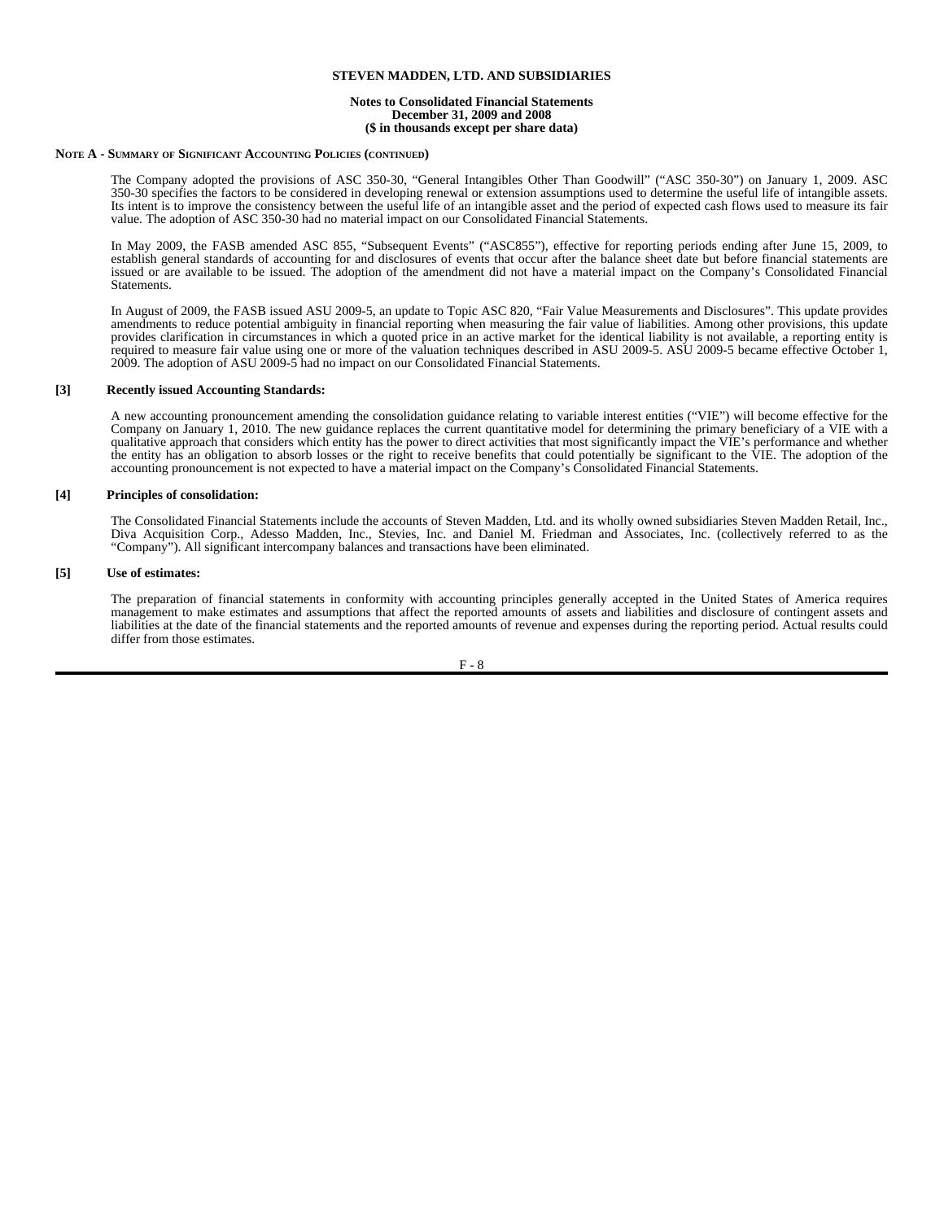**NOTE A - SUMMARY OF SIGNIFICANT ACCOUNTING POLICIES (CONTINUED)**

The Company adopted the provisions of ASC 350-30, "General Intangibles Other Than Goodwill" ("ASC 350-30") on January 1, 2009. ASC 350-30 specifies the factors to be considered in developing renewal or extension assumptions used to determine the useful life of intangible assets. Its intent is to improve the consistency between the useful life of an intangible asset and the period of expected cash flows used to measure its fair value. The adoption of ASC 350-30 had no material impact on our Consolidated Financial Statements.

In May 2009, the FASB amended ASC 855, "Subsequent Events" ("ASC855"), effective for reporting periods ending after June 15, 2009, to establish general standards of accounting for and disclosures of events that occur after the balance sheet date but before financial statements are issued or are available to be issued. The adoption of the amendment did not have a material impact on the Company's Consolidated Financial Statements.

In August of 2009, the FASB issued ASU 2009-5, an update to Topic ASC 820, "Fair Value Measurements and Disclosures". This update provides amendments to reduce potential ambiguity in financial reporting when measuring the fair value of liabilities. Among other provisions, this update provides clarification in circumstances in which a quoted price in an active market for the identical liability is not available, a reporting entity is required to measure fair value using one or more of the valuation techniques described in ASU 2009-5. ASU 2009-5 became effective October 1, 2009. The adoption of ASU 2009-5 had no impact on our Consolidated Financial Statements.

**[3] Recently issued Accounting Standards:**

A new accounting pronouncement amending the consolidation guidance relating to variable interest entities ("VIE") will become effective for the Company on January 1, 2010. The new guidance replaces the current quantitative model for determining the primary beneficiary of a VIE with a qualitative approach that considers which entity has the power to direct activities that most significantly impact the VIE's performance and whether the entity has an obligation to absorb losses or the right to receive benefits that could potentially be significant to the VIE. The adoption of the accounting pronouncement is not expected to have a material impact on the Company's Consolidated Financial Statements.

**[4] Principles of consolidation:**

The Consolidated Financial Statements include the accounts of Steven Madden, Ltd. and its wholly owned subsidiaries Steven Madden Retail, Inc., Diva Acquisition Corp., Adesso Madden, Inc., Stevies, Inc. and Daniel M. Friedman and Associates, Inc. (collectively referred to as the "Company"). All significant intercompany balances and transactions have been eliminated.

**[5] Use of estimates:**

The preparation of financial statements in conformity with accounting principles generally accepted in the United States of America requires management to make estimates and assumptions that affect the reported amounts of assets and liabilities and disclosure of contingent assets and liabilities at the date of the financial statements and the reported amounts of revenue and expenses during the reporting period. Actual results could differ from those estimates.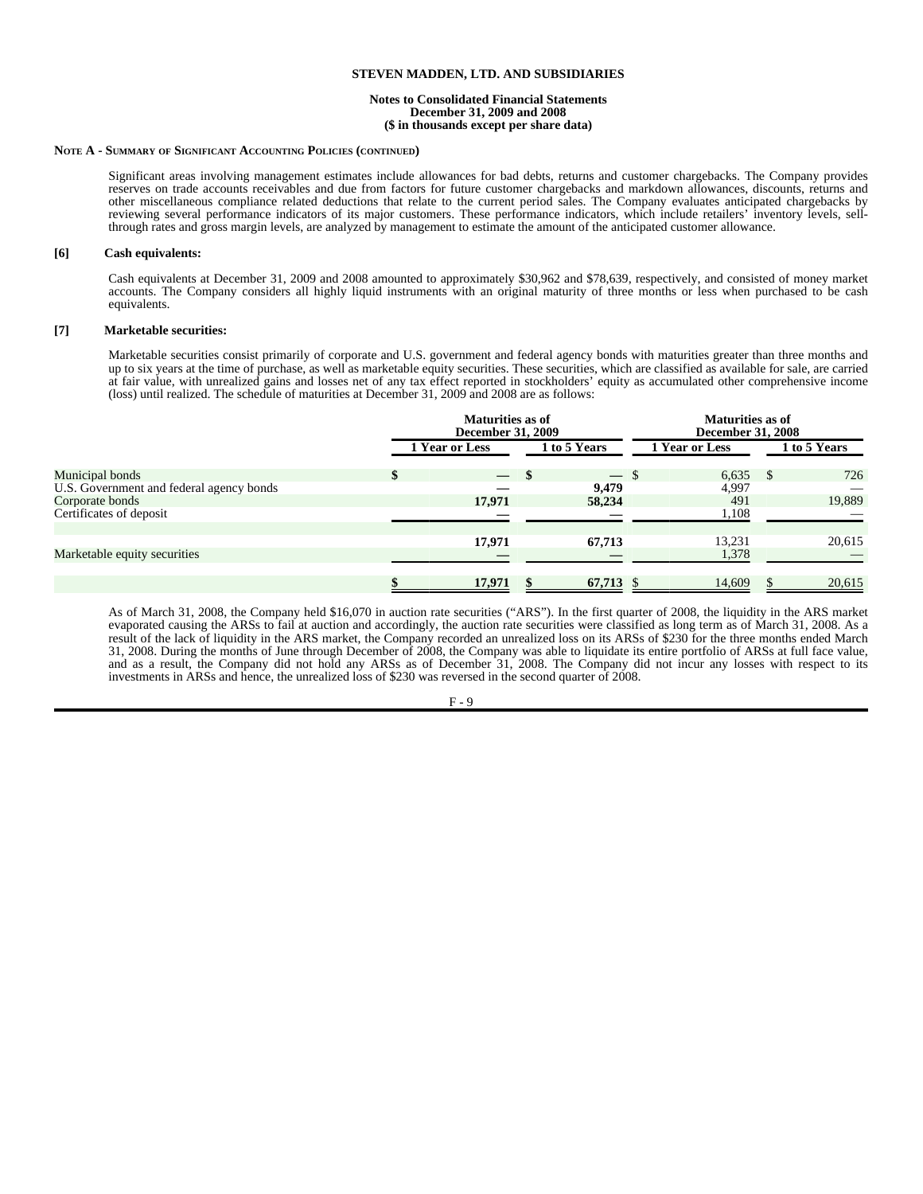**NOTE A - SUMMARY OF SIGNIFICANT ACCOUNTING POLICIES (CONTINUED)**

Significant areas involving management estimates include allowances for bad debts, returns and customer chargebacks. The Company provides reserves on trade accounts receivables and due from factors for future customer chargebacks and markdown allowances, discounts, returns and other miscellaneous compliance related deductions that relate to the current period sales. The Company evaluates anticipated chargebacks by reviewing several performance indicators of its major customers. These performance indicators, which include retailers' inventory levels, sell-through rates and gross margin levels, are analyzed by management to estimate the amount of the anticipated customer allowance.

**[6] Cash equivalents:**

Cash equivalents at December 31, 2009 and 2008 amounted to approximately $30,962 and $78,639, respectively, and consisted of money market accounts. The Company considers all highly liquid instruments with an original maturity of three months or less when purchased to be cash equivalents.

**[7] Marketable securities:**

Marketable securities consist primarily of corporate and U.S. government and federal agency bonds with maturities greater than three months and up to six years at the time of purchase, as well as marketable equity securities. These securities, which are classified as available for sale, are carried at fair value, with unrealized gains and losses net of any tax effect reported in stockholders' equity as accumulated other comprehensive income (loss) until realized. The schedule of maturities at December 31, 2009 and 2008 are as follows:

| | Maturities as of December 31, 2009 | | Maturities as of December 31, 2008 | |
|---|---|---|---|---|
| | 1 Year or Less | 1 to 5 Years | 1 Year or Less | 1 to 5 Years |
| Municipal bonds | $ — | $ — | $ 6,635 | $ 726 |
| U.S. Government and federal agency bonds | — | 9,479 | 4,997 | — |
| Corporate bonds | 17,971 | 58,234 | 491 | 19,889 |
| Certificates of deposit | — | — | 1,108 | — |
| | 17,971 | 67,713 | 13,231 | 20,615 |
| Marketable equity securities | — | — | 1,378 | — |
| | $ 17,971 | $ 67,713 | $ 14,609 | $ 20,615 |

As of March 31, 2008, the Company held $16,070 in auction rate securities ("ARS"). In the first quarter of 2008, the liquidity in the ARS market evaporated causing the ARSs to fail at auction and accordingly, the auction rate securities were classified as long term as of March 31, 2008. As a result of the lack of liquidity in the ARS market, the Company recorded an unrealized loss on its ARSs of $230 for the three months ended March 31, 2008. During the months of June through December of 2008, the Company was able to liquidate its entire portfolio of ARSs at full face value, and as a result, the Company did not hold any ARSs as of December 31, 2008. The Company did not incur any losses with respect to its investments in ARSs and hence, the unrealized loss of $230 was reversed in the second quarter of 2008.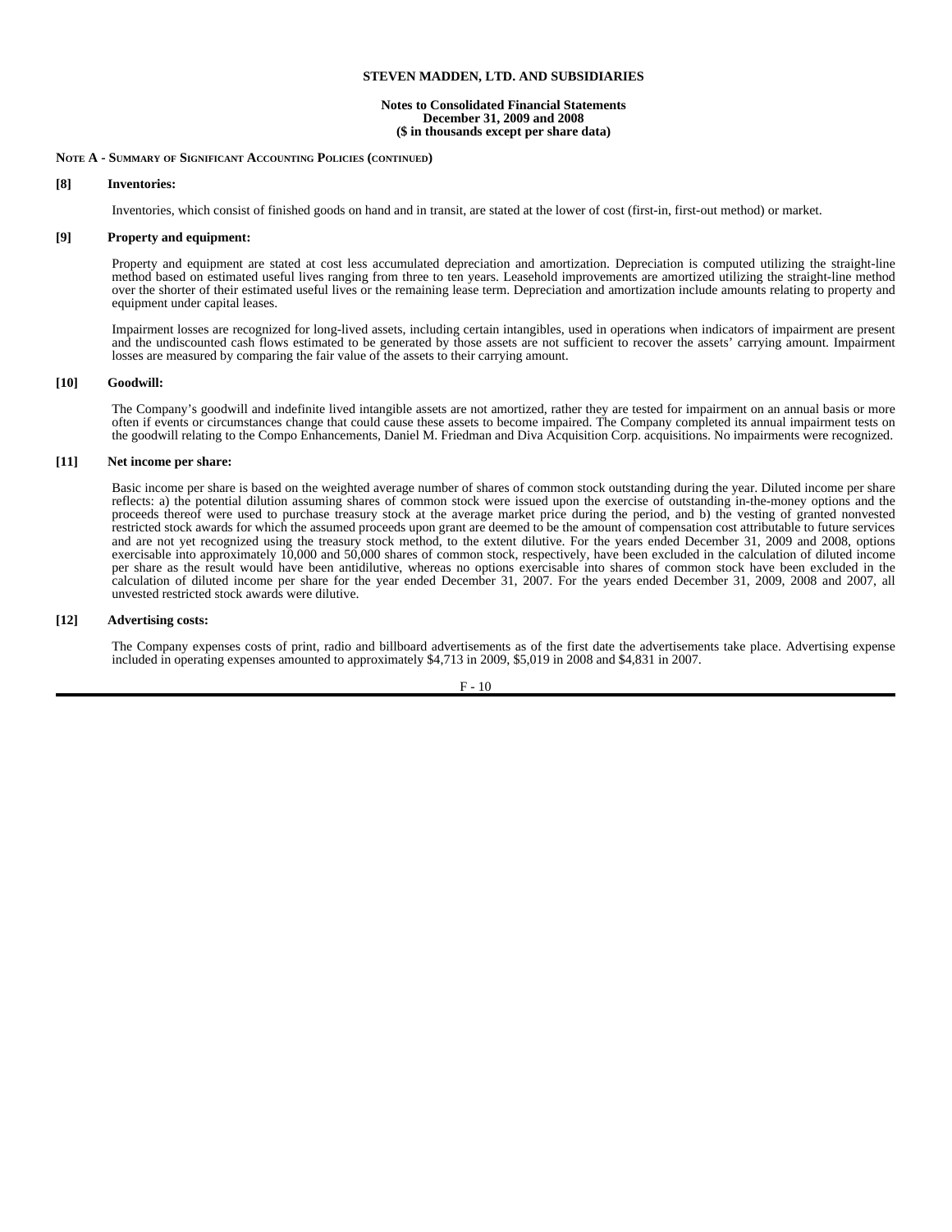**STEVEN MADDEN, LTD. AND SUBSIDIARIES**

**Notes to Consolidated Financial Statements**
**December 31, 2009 and 2008**
**($ in thousands except per share data)**

**NOTE A - SUMMARY OF SIGNIFICANT ACCOUNTING POLICIES (CONTINUED)**

**[8] Inventories:**

Inventories, which consist of finished goods on hand and in transit, are stated at the lower of cost (first-in, first-out method) or market.

**[9] Property and equipment:**

Property and equipment are stated at cost less accumulated depreciation and amortization. Depreciation is computed utilizing the straight-line method based on estimated useful lives ranging from three to ten years. Leasehold improvements are amortized utilizing the straight-line method over the shorter of their estimated useful lives or the remaining lease term. Depreciation and amortization include amounts relating to property and equipment under capital leases.

Impairment losses are recognized for long-lived assets, including certain intangibles, used in operations when indicators of impairment are present and the undiscounted cash flows estimated to be generated by those assets are not sufficient to recover the assets' carrying amount. Impairment losses are measured by comparing the fair value of the assets to their carrying amount.

**[10] Goodwill:**

The Company's goodwill and indefinite lived intangible assets are not amortized, rather they are tested for impairment on an annual basis or more often if events or circumstances change that could cause these assets to become impaired. The Company completed its annual impairment tests on the goodwill relating to the Compo Enhancements, Daniel M. Friedman and Diva Acquisition Corp. acquisitions. No impairments were recognized.

**[11] Net income per share:**

Basic income per share is based on the weighted average number of shares of common stock outstanding during the year. Diluted income per share reflects: a) the potential dilution assuming shares of common stock were issued upon the exercise of outstanding in-the-money options and the proceeds thereof were used to purchase treasury stock at the average market price during the period, and b) the vesting of granted nonvested restricted stock awards for which the assumed proceeds upon grant are deemed to be the amount of compensation cost attributable to future services and are not yet recognized using the treasury stock method, to the extent dilutive. For the years ended December 31, 2009 and 2008, options exercisable into approximately 10,000 and 50,000 shares of common stock, respectively, have been excluded in the calculation of diluted income per share as the result would have been antidilutive, whereas no options exercisable into shares of common stock have been excluded in the calculation of diluted income per share for the year ended December 31, 2007. For the years ended December 31, 2009, 2008 and 2007, all unvested restricted stock awards were dilutive.

**[12] Advertising costs:**

The Company expenses costs of print, radio and billboard advertisements as of the first date the advertisements take place. Advertising expense included in operating expenses amounted to approximately $4,713 in 2009, $5,019 in 2008 and $4,831 in 2007.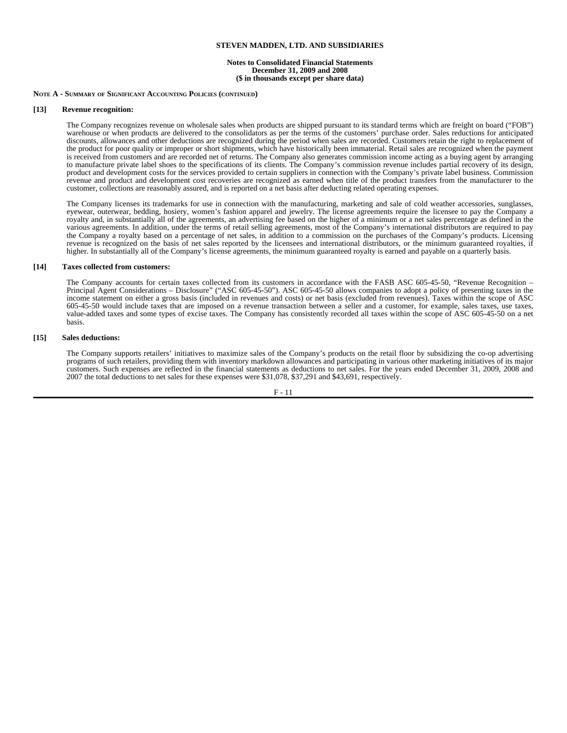**STEVEN MADDEN, LTD. AND SUBSIDIARIES**

**Notes to Consolidated Financial Statements**
**December 31, 2009 and 2008**
**($ in thousands except per share data)**

**NOTE A - SUMMARY OF SIGNIFICANT ACCOUNTING POLICIES (CONTINUED)**

**[13] Revenue recognition:**

The Company recognizes revenue on wholesale sales when products are shipped pursuant to its standard terms which are freight on board ("FOB") warehouse or when products are delivered to the consolidators as per the terms of the customers' purchase order. Sales reductions for anticipated discounts, allowances and other deductions are recognized during the period when sales are recorded. Customers retain the right to replacement of the product for poor quality or improper or short shipments, which have historically been immaterial. Retail sales are recognized when the payment is received from customers and are recorded net of returns. The Company also generates commission income acting as a buying agent by arranging to manufacture private label shoes to the specifications of its clients. The Company's commission revenue includes partial recovery of its design, product and development costs for the services provided to certain suppliers in connection with the Company's private label business. Commission revenue and product and development cost recoveries are recognized as earned when title of the product transfers from the manufacturer to the customer, collections are reasonably assured, and is reported on a net basis after deducting related operating expenses.

The Company licenses its trademarks for use in connection with the manufacturing, marketing and sale of cold weather accessories, sunglasses, eyewear, outerwear, bedding, hosiery, women's fashion apparel and jewelry. The license agreements require the licensee to pay the Company a royalty and, in substantially all of the agreements, an advertising fee based on the higher of a minimum or a net sales percentage as defined in the various agreements. In addition, under the terms of retail selling agreements, most of the Company's international distributors are required to pay the Company a royalty based on a percentage of net sales, in addition to a commission on the purchases of the Company's products. Licensing revenue is recognized on the basis of net sales reported by the licensees and international distributors, or the minimum guaranteed royalties, if higher. In substantially all of the Company's license agreements, the minimum guaranteed royalty is earned and payable on a quarterly basis.

**[14] Taxes collected from customers:**

The Company accounts for certain taxes collected from its customers in accordance with the FASB ASC 605-45-50, "Revenue Recognition – Principal Agent Considerations – Disclosure" ("ASC 605-45-50"). ASC 605-45-50 allows companies to adopt a policy of presenting taxes in the income statement on either a gross basis (included in revenues and costs) or net basis (excluded from revenues). Taxes within the scope of ASC 605-45-50 would include taxes that are imposed on a revenue transaction between a seller and a customer, for example, sales taxes, use taxes, value-added taxes and some types of excise taxes. The Company has consistently recorded all taxes within the scope of ASC 605-45-50 on a net basis.

**[15] Sales deductions:**

The Company supports retailers' initiatives to maximize sales of the Company's products on the retail floor by subsidizing the co-op advertising programs of such retailers, providing them with inventory markdown allowances and participating in various other marketing initiatives of its major customers. Such expenses are reflected in the financial statements as deductions to net sales. For the years ended December 31, 2009, 2008 and 2007 the total deductions to net sales for these expenses were $31,078, $37,291 and $43,691, respectively.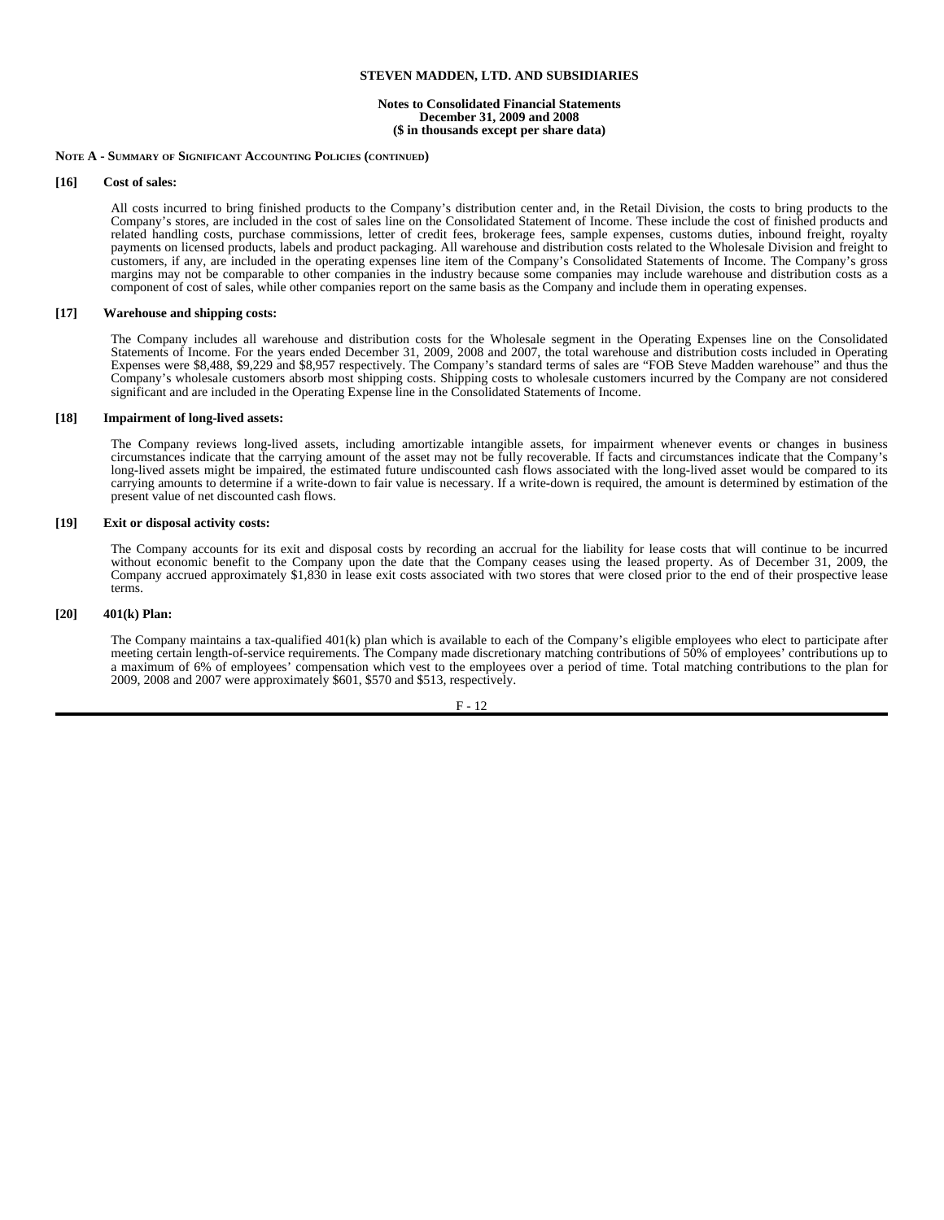**Note A - Summary of Significant Accounting Policies (continued)**

**[16] Cost of sales:**

All costs incurred to bring finished products to the Company's distribution center and, in the Retail Division, the costs to bring products to the Company's stores, are included in the cost of sales line on the Consolidated Statement of Income. These include the cost of finished products and related handling costs, purchase commissions, letter of credit fees, brokerage fees, sample expenses, customs duties, inbound freight, royalty payments on licensed products, labels and product packaging. All warehouse and distribution costs related to the Wholesale Division and freight to customers, if any, are included in the operating expenses line item of the Company's Consolidated Statements of Income. The Company's gross margins may not be comparable to other companies in the industry because some companies may include warehouse and distribution costs as a component of cost of sales, while other companies report on the same basis as the Company and include them in operating expenses.

**[17] Warehouse and shipping costs:**

The Company includes all warehouse and distribution costs for the Wholesale segment in the Operating Expenses line on the Consolidated Statements of Income. For the years ended December 31, 2009, 2008 and 2007, the total warehouse and distribution costs included in Operating Expenses were $8,488, $9,229 and $8,957 respectively. The Company's standard terms of sales are "FOB Steve Madden warehouse" and thus the Company's wholesale customers absorb most shipping costs. Shipping costs to wholesale customers incurred by the Company are not considered significant and are included in the Operating Expense line in the Consolidated Statements of Income.

**[18] Impairment of long-lived assets:**

The Company reviews long-lived assets, including amortizable intangible assets, for impairment whenever events or changes in business circumstances indicate that the carrying amount of the asset may not be fully recoverable. If facts and circumstances indicate that the Company's long-lived assets might be impaired, the estimated future undiscounted cash flows associated with the long-lived asset would be compared to its carrying amounts to determine if a write-down to fair value is necessary. If a write-down is required, the amount is determined by estimation of the present value of net discounted cash flows.

**[19] Exit or disposal activity costs:**

The Company accounts for its exit and disposal costs by recording an accrual for the liability for lease costs that will continue to be incurred without economic benefit to the Company upon the date that the Company ceases using the leased property. As of December 31, 2009, the Company accrued approximately $1,830 in lease exit costs associated with two stores that were closed prior to the end of their prospective lease terms.

**[20] 401(k) Plan:**

The Company maintains a tax-qualified 401(k) plan which is available to each of the Company's eligible employees who elect to participate after meeting certain length-of-service requirements. The Company made discretionary matching contributions of 50% of employees' contributions up to a maximum of 6% of employees' compensation which vest to the employees over a period of time. Total matching contributions to the plan for 2009, 2008 and 2007 were approximately $601, $570 and $513, respectively.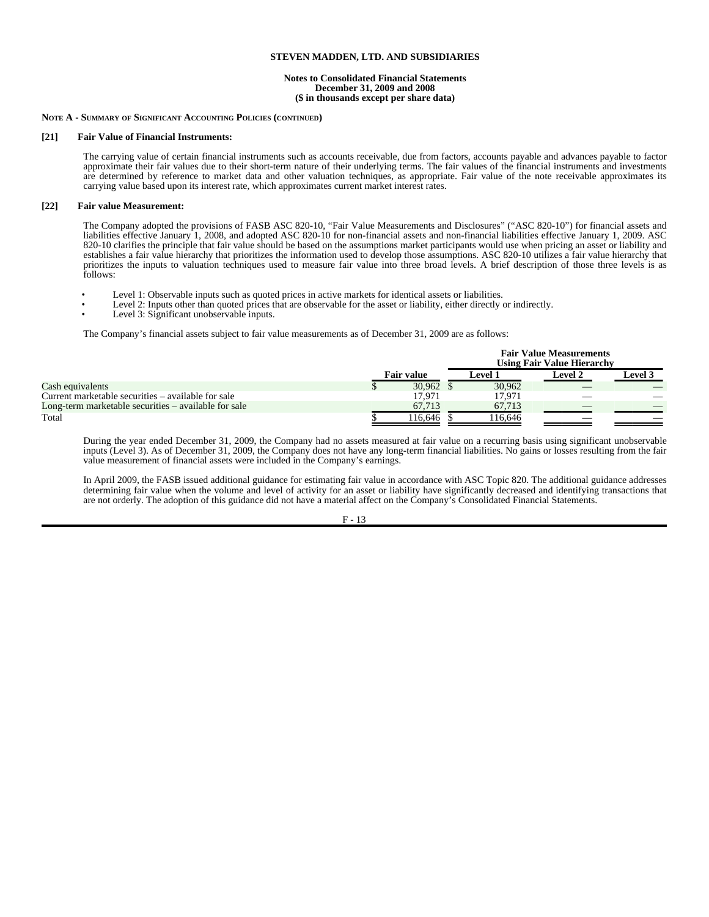# STEVEN MADDEN, LTD. AND SUBSIDIARIES

**Notes to Consolidated Financial Statements**
**December 31, 2009 and 2008**
**($ in thousands except per share data)**

**NOTE A - SUMMARY OF SIGNIFICANT ACCOUNTING POLICIES (CONTINUED)**

**[21] Fair Value of Financial Instruments:**

The carrying value of certain financial instruments such as accounts receivable, due from factors, accounts payable and advances payable to factor approximate their fair values due to their short-term nature of their underlying terms. The fair values of the financial instruments and investments are determined by reference to market data and other valuation techniques, as appropriate. Fair value of the note receivable approximates its carrying value based upon its interest rate, which approximates current market interest rates.

**[22] Fair value Measurement:**

The Company adopted the provisions of FASB ASC 820-10, "Fair Value Measurements and Disclosures" ("ASC 820-10") for financial assets and liabilities effective January 1, 2008, and adopted ASC 820-10 for non-financial assets and non-financial liabilities effective January 1, 2009. ASC 820-10 clarifies the principle that fair value should be based on the assumptions market participants would use when pricing an asset or liability and establishes a fair value hierarchy that prioritizes the information used to develop those assumptions. ASC 820-10 utilizes a fair value hierarchy that prioritizes the inputs to valuation techniques used to measure fair value into three broad levels. A brief description of those three levels is as follows:

- Level 1: Observable inputs such as quoted prices in active markets for identical assets or liabilities.
- Level 2: Inputs other than quoted prices that are observable for the asset or liability, either directly or indirectly.
- Level 3: Significant unobservable inputs.

The Company's financial assets subject to fair value measurements as of December 31, 2009 are as follows:

| | | Fair Value Measurements Using Fair Value Hierarchy | | |
|---|---|---|---|---|
| | Fair value | Level 1 | Level 2 | Level 3 |
| Cash equivalents | $ 30,962 | $ 30,962 | — | — |
| Current marketable securities – available for sale | 17,971 | 17,971 | — | — |
| Long-term marketable securities – available for sale | 67,713 | 67,713 | — | — |
| Total | $ 116,646 | $ 116,646 | — | — |

During the year ended December 31, 2009, the Company had no assets measured at fair value on a recurring basis using significant unobservable inputs (Level 3). As of December 31, 2009, the Company does not have any long-term financial liabilities. No gains or losses resulting from the fair value measurement of financial assets were included in the Company's earnings.

In April 2009, the FASB issued additional guidance for estimating fair value in accordance with ASC Topic 820. The additional guidance addresses determining fair value when the volume and level of activity for an asset or liability have significantly decreased and identifying transactions that are not orderly. The adoption of this guidance did not have a material affect on the Company's Consolidated Financial Statements.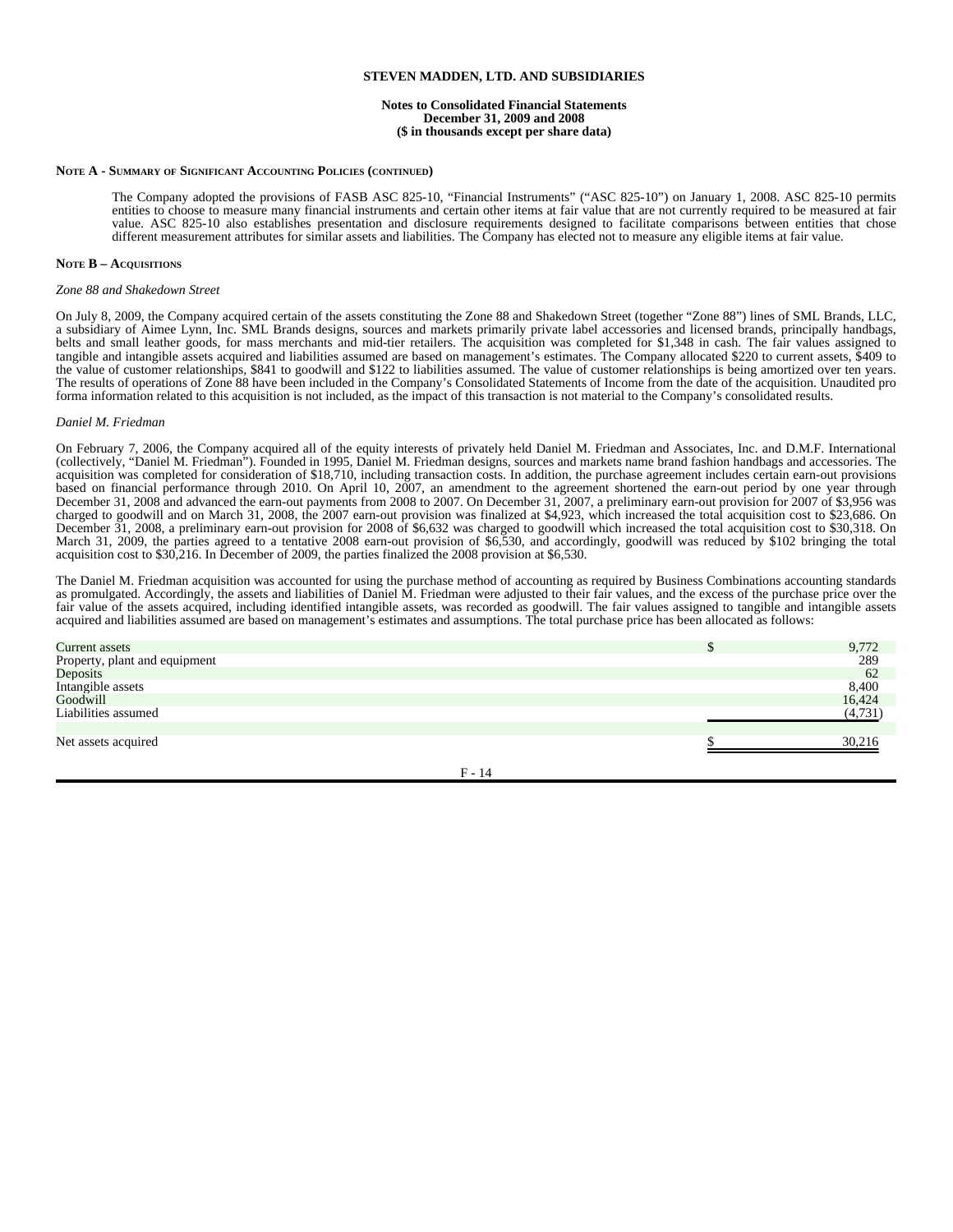**STEVEN MADDEN, LTD. AND SUBSIDIARIES**

**Notes to Consolidated Financial Statements**
**December 31, 2009 and 2008**
**($ in thousands except per share data)**

**NOTE A - SUMMARY OF SIGNIFICANT ACCOUNTING POLICIES (CONTINUED)**

The Company adopted the provisions of FASB ASC 825-10, "Financial Instruments" ("ASC 825-10") on January 1, 2008. ASC 825-10 permits entities to choose to measure many financial instruments and certain other items at fair value that are not currently required to be measured at fair value. ASC 825-10 also establishes presentation and disclosure requirements designed to facilitate comparisons between entities that chose different measurement attributes for similar assets and liabilities. The Company has elected not to measure any eligible items at fair value.

**NOTE B – ACQUISITIONS**

*Zone 88 and Shakedown Street*

On July 8, 2009, the Company acquired certain of the assets constituting the Zone 88 and Shakedown Street (together "Zone 88") lines of SML Brands, LLC, a subsidiary of Aimee Lynn, Inc. SML Brands designs, sources and markets primarily private label accessories and licensed brands, principally handbags, belts and small leather goods, for mass merchants and mid-tier retailers. The acquisition was completed for $1,348 in cash. The fair values assigned to tangible and intangible assets acquired and liabilities assumed are based on management's estimates. The Company allocated $220 to current assets, $409 to the value of customer relationships, $841 to goodwill and $122 to liabilities assumed. The value of customer relationships is being amortized over ten years. The results of operations of Zone 88 have been included in the Company's Consolidated Statements of Income from the date of the acquisition. Unaudited pro forma information related to this acquisition is not included, as the impact of this transaction is not material to the Company's consolidated results.

*Daniel M. Friedman*

On February 7, 2006, the Company acquired all of the equity interests of privately held Daniel M. Friedman and Associates, Inc. and D.M.F. International (collectively, "Daniel M. Friedman"). Founded in 1995, Daniel M. Friedman designs, sources and markets name brand fashion handbags and accessories. The acquisition was completed for consideration of $18,710, including transaction costs. In addition, the purchase agreement includes certain earn-out provisions based on financial performance through 2010. On April 10, 2007, an amendment to the agreement shortened the earn-out period by one year through December 31, 2008 and advanced the earn-out payments from 2008 to 2007. On December 31, 2007, a preliminary earn-out provision for 2007 of $3,956 was charged to goodwill and on March 31, 2008, the 2007 earn-out provision was finalized at $4,923, which increased the total acquisition cost to $23,686. On December 31, 2008, a preliminary earn-out provision for 2008 of $6,632 was charged to goodwill which increased the total acquisition cost to $30,318. On March 31, 2009, the parties agreed to a tentative 2008 earn-out provision of $6,530, and accordingly, goodwill was reduced by $102 bringing the total acquisition cost to $30,216. In December of 2009, the parties finalized the 2008 provision at $6,530.

The Daniel M. Friedman acquisition was accounted for using the purchase method of accounting as required by Business Combinations accounting standards as promulgated. Accordingly, the assets and liabilities of Daniel M. Friedman were adjusted to their fair values, and the excess of the purchase price over the fair value of the assets acquired, including identified intangible assets, was recorded as goodwill. The fair values assigned to tangible and intangible assets acquired and liabilities assumed are based on management's estimates and assumptions. The total purchase price has been allocated as follows:

| | |
|---|---|
| Current assets | $ 9,772 |
| Property, plant and equipment | 289 |
| Deposits | 62 |
| Intangible assets | 8,400 |
| Goodwill | 16,424 |
| Liabilities assumed | (4,731) |
| Net assets acquired | $ 30,216 |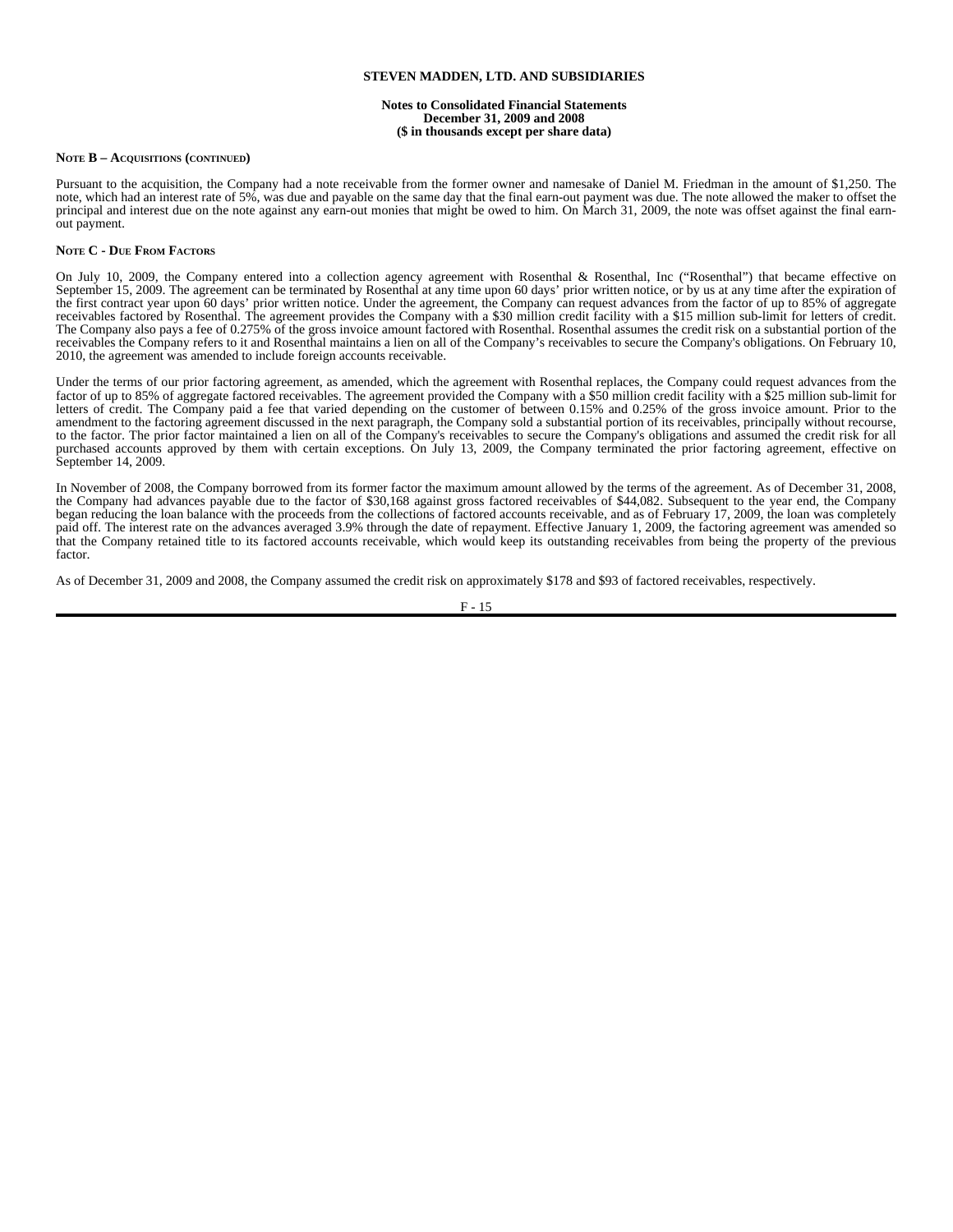**Note B – Acquisitions (continued)**

Pursuant to the acquisition, the Company had a note receivable from the former owner and namesake of Daniel M. Friedman in the amount of $1,250. The note, which had an interest rate of 5%, was due and payable on the same day that the final earn-out payment was due. The note allowed the maker to offset the principal and interest due on the note against any earn-out monies that might be owed to him. On March 31, 2009, the note was offset against the final earn-out payment.

**Note C - Due From Factors**

On July 10, 2009, the Company entered into a collection agency agreement with Rosenthal & Rosenthal, Inc ("Rosenthal") that became effective on September 15, 2009. The agreement can be terminated by Rosenthal at any time upon 60 days' prior written notice, or by us at any time after the expiration of the first contract year upon 60 days' prior written notice. Under the agreement, the Company can request advances from the factor of up to 85% of aggregate receivables factored by Rosenthal. The agreement provides the Company with a $30 million credit facility with a $15 million sub-limit for letters of credit. The Company also pays a fee of 0.275% of the gross invoice amount factored with Rosenthal. Rosenthal assumes the credit risk on a substantial portion of the receivables the Company refers to it and Rosenthal maintains a lien on all of the Company's receivables to secure the Company's obligations. On February 10, 2010, the agreement was amended to include foreign accounts receivable.

Under the terms of our prior factoring agreement, as amended, which the agreement with Rosenthal replaces, the Company could request advances from the factor of up to 85% of aggregate factored receivables. The agreement provided the Company with a $50 million credit facility with a $25 million sub-limit for letters of credit. The Company paid a fee that varied depending on the customer of between 0.15% and 0.25% of the gross invoice amount. Prior to the amendment to the factoring agreement discussed in the next paragraph, the Company sold a substantial portion of its receivables, principally without recourse, to the factor. The prior factor maintained a lien on all of the Company's receivables to secure the Company's obligations and assumed the credit risk for all purchased accounts approved by them with certain exceptions. On July 13, 2009, the Company terminated the prior factoring agreement, effective on September 14, 2009.

In November of 2008, the Company borrowed from its former factor the maximum amount allowed by the terms of the agreement. As of December 31, 2008, the Company had advances payable due to the factor of $30,168 against gross factored receivables of $44,082. Subsequent to the year end, the Company began reducing the loan balance with the proceeds from the collections of factored accounts receivable, and as of February 17, 2009, the loan was completely paid off. The interest rate on the advances averaged 3.9% through the date of repayment. Effective January 1, 2009, the factoring agreement was amended so that the Company retained title to its factored accounts receivable, which would keep its outstanding receivables from being the property of the previous factor.

As of December 31, 2009 and 2008, the Company assumed the credit risk on approximately $178 and $93 of factored receivables, respectively.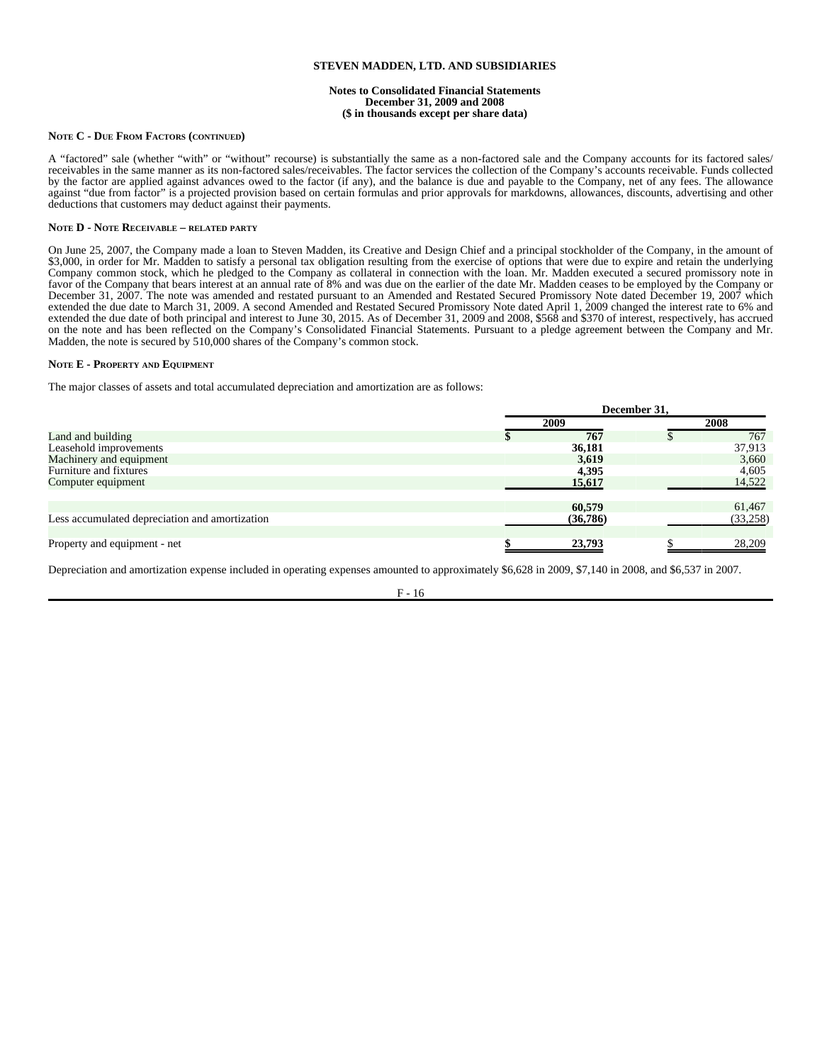**Note C - Due From Factors (continued)**

A “factored” sale (whether “with” or “without” recourse) is substantially the same as a non-factored sale and the Company accounts for its factored sales/ receivables in the same manner as its non-factored sales/receivables. The factor services the collection of the Company’s accounts receivable. Funds collected by the factor are applied against advances owed to the factor (if any), and the balance is due and payable to the Company, net of any fees. The allowance against “due from factor” is a projected provision based on certain formulas and prior approvals for markdowns, allowances, discounts, advertising and other deductions that customers may deduct against their payments.

**Note D - Note Receivable – related party**

On June 25, 2007, the Company made a loan to Steven Madden, its Creative and Design Chief and a principal stockholder of the Company, in the amount of $3,000, in order for Mr. Madden to satisfy a personal tax obligation resulting from the exercise of options that were due to expire and retain the underlying Company common stock, which he pledged to the Company as collateral in connection with the loan. Mr. Madden executed a secured promissory note in favor of the Company that bears interest at an annual rate of 8% and was due on the earlier of the date Mr. Madden ceases to be employed by the Company or December 31, 2007. The note was amended and restated pursuant to an Amended and Restated Secured Promissory Note dated December 19, 2007 which extended the due date to March 31, 2009. A second Amended and Restated Secured Promissory Note dated April 1, 2009 changed the interest rate to 6% and extended the due date of both principal and interest to June 30, 2015. As of December 31, 2009 and 2008, $568 and $370 of interest, respectively, has accrued on the note and has been reflected on the Company’s Consolidated Financial Statements. Pursuant to a pledge agreement between the Company and Mr. Madden, the note is secured by 510,000 shares of the Company’s common stock.

**Note E - Property and Equipment**

The major classes of assets and total accumulated depreciation and amortization are as follows:

| | December 31, | |
|---|---|---|
| | **2009** | **2008** |
| Land and building | **$ 767** | $ 767 |
| Leasehold improvements | **36,181** | 37,913 |
| Machinery and equipment | **3,619** | 3,660 |
| Furniture and fixtures | **4,395** | 4,605 |
| Computer equipment | **15,617** | 14,522 |
| | **60,579** | 61,467 |
| Less accumulated depreciation and amortization | **(36,786)** | (33,258) |
| Property and equipment - net | **$ 23,793** | $ 28,209 |

Depreciation and amortization expense included in operating expenses amounted to approximately $6,628 in 2009, $7,140 in 2008, and $6,537 in 2007.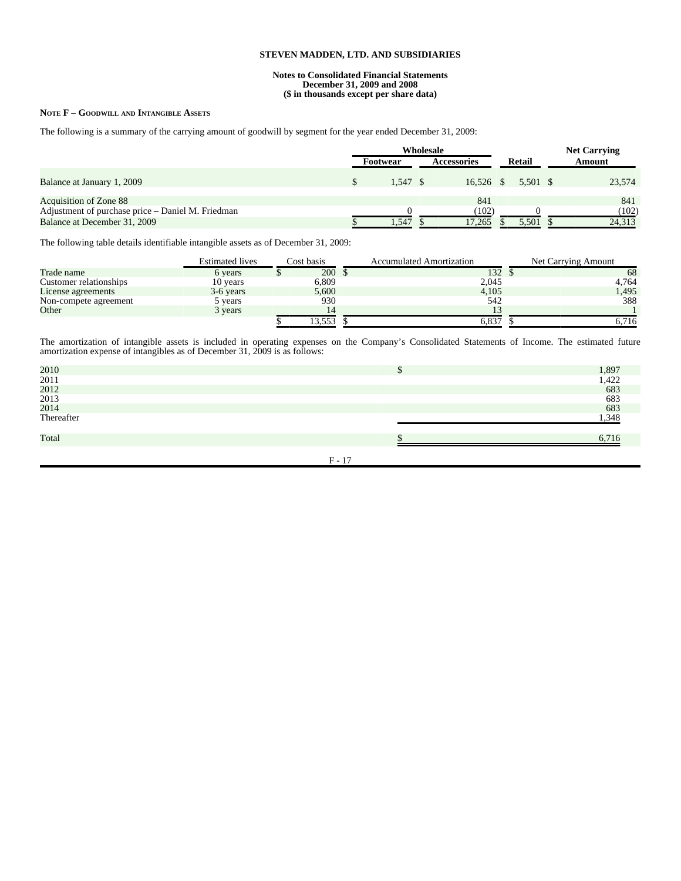**STEVEN MADDEN, LTD. AND SUBSIDIARIES**

**Notes to Consolidated Financial Statements**
**December 31, 2009 and 2008**
**($ in thousands except per share data)**

**NOTE F – GOODWILL AND INTANGIBLE ASSETS**

The following is a summary of the carrying amount of goodwill by segment for the year ended December 31, 2009:

| | Wholesale | | | Net Carrying |
|---|---|---|---|---|
| | Footwear | Accessories | Retail | Amount |
| Balance at January 1, 2009 | $ 1,547 | $ 16,526 | $ 5,501 | $ 23,574 |
| Acquisition of Zone 88 | | 841 | | 841 |
| Adjustment of purchase price – Daniel M. Friedman | 0 | (102) | 0 | (102) |
| Balance at December 31, 2009 | $ 1,547 | $ 17,265 | $ 5,501 | $ 24,313 |

The following table details identifiable intangible assets as of December 31, 2009:

| | Estimated lives | Cost basis | Accumulated Amortization | Net Carrying Amount |
|---|---|---|---|---|
| Trade name | 6 years | $ 200 | $ 132 | $ 68 |
| Customer relationships | 10 years | 6,809 | 2,045 | 4,764 |
| License agreements | 3-6 years | 5,600 | 4,105 | 1,495 |
| Non-compete agreement | 5 years | 930 | 542 | 388 |
| Other | 3 years | 14 | 13 | 1 |
| | | $ 13,553 | $ 6,837 | $ 6,716 |

The amortization of intangible assets is included in operating expenses on the Company's Consolidated Statements of Income. The estimated future amortization expense of intangibles as of December 31, 2009 is as follows:

| | |
|---|---|
| 2010 | $ 1,897 |
| 2011 | 1,422 |
| 2012 | 683 |
| 2013 | 683 |
| 2014 | 683 |
| Thereafter | 1,348 |
| Total | $ 6,716 |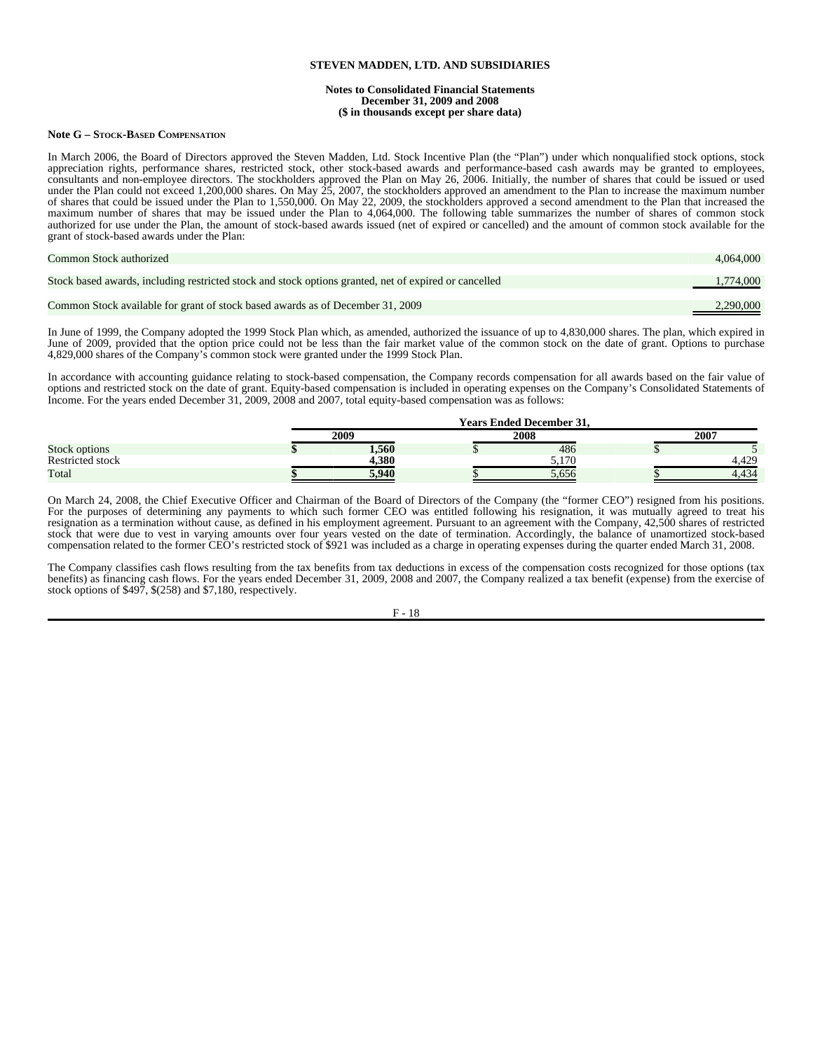**STEVEN MADDEN, LTD. AND SUBSIDIARIES**

**Notes to Consolidated Financial Statements**
**December 31, 2009 and 2008**
**($ in thousands except per share data)**

**Note G – Stock-Based Compensation**

In March 2006, the Board of Directors approved the Steven Madden, Ltd. Stock Incentive Plan (the "Plan") under which nonqualified stock options, stock appreciation rights, performance shares, restricted stock, other stock-based awards and performance-based cash awards may be granted to employees, consultants and non-employee directors. The stockholders approved the Plan on May 26, 2006. Initially, the number of shares that could be issued or used under the Plan could not exceed 1,200,000 shares. On May 25, 2007, the stockholders approved an amendment to the Plan to increase the maximum number of shares that could be issued under the Plan to 1,550,000. On May 22, 2009, the stockholders approved a second amendment to the Plan that increased the maximum number of shares that may be issued under the Plan to 4,064,000. The following table summarizes the number of shares of common stock authorized for use under the Plan, the amount of stock-based awards issued (net of expired or cancelled) and the amount of common stock available for the grant of stock-based awards under the Plan:

| | |
|---|---|
| Common Stock authorized | 4,064,000 |
| Stock based awards, including restricted stock and stock options granted, net of expired or cancelled | 1,774,000 |
| Common Stock available for grant of stock based awards as of December 31, 2009 | 2,290,000 |

In June of 1999, the Company adopted the 1999 Stock Plan which, as amended, authorized the issuance of up to 4,830,000 shares. The plan, which expired in June of 2009, provided that the option price could not be less than the fair market value of the common stock on the date of grant. Options to purchase 4,829,000 shares of the Company's common stock were granted under the 1999 Stock Plan.

In accordance with accounting guidance relating to stock-based compensation, the Company records compensation for all awards based on the fair value of options and restricted stock on the date of grant. Equity-based compensation is included in operating expenses on the Company's Consolidated Statements of Income. For the years ended December 31, 2009, 2008 and 2007, total equity-based compensation was as follows:

| | Years Ended December 31, | | |
|---|---|---|---|
| | **2009** | **2008** | **2007** |
| Stock options | **$ 1,560** | $ 486 | $ 5 |
| Restricted stock | **4,380** | 5,170 | 4,429 |
| Total | **$ 5,940** | $ 5,656 | $ 4,434 |

On March 24, 2008, the Chief Executive Officer and Chairman of the Board of Directors of the Company (the "former CEO") resigned from his positions. For the purposes of determining any payments to which such former CEO was entitled following his resignation, it was mutually agreed to treat his resignation as a termination without cause, as defined in his employment agreement. Pursuant to an agreement with the Company, 42,500 shares of restricted stock that were due to vest in varying amounts over four years vested on the date of termination. Accordingly, the balance of unamortized stock-based compensation related to the former CEO's restricted stock of $921 was included as a charge in operating expenses during the quarter ended March 31, 2008.

The Company classifies cash flows resulting from the tax benefits from tax deductions in excess of the compensation costs recognized for those options (tax benefits) as financing cash flows. For the years ended December 31, 2009, 2008 and 2007, the Company realized a tax benefit (expense) from the exercise of stock options of $497, $(258) and $7,180, respectively.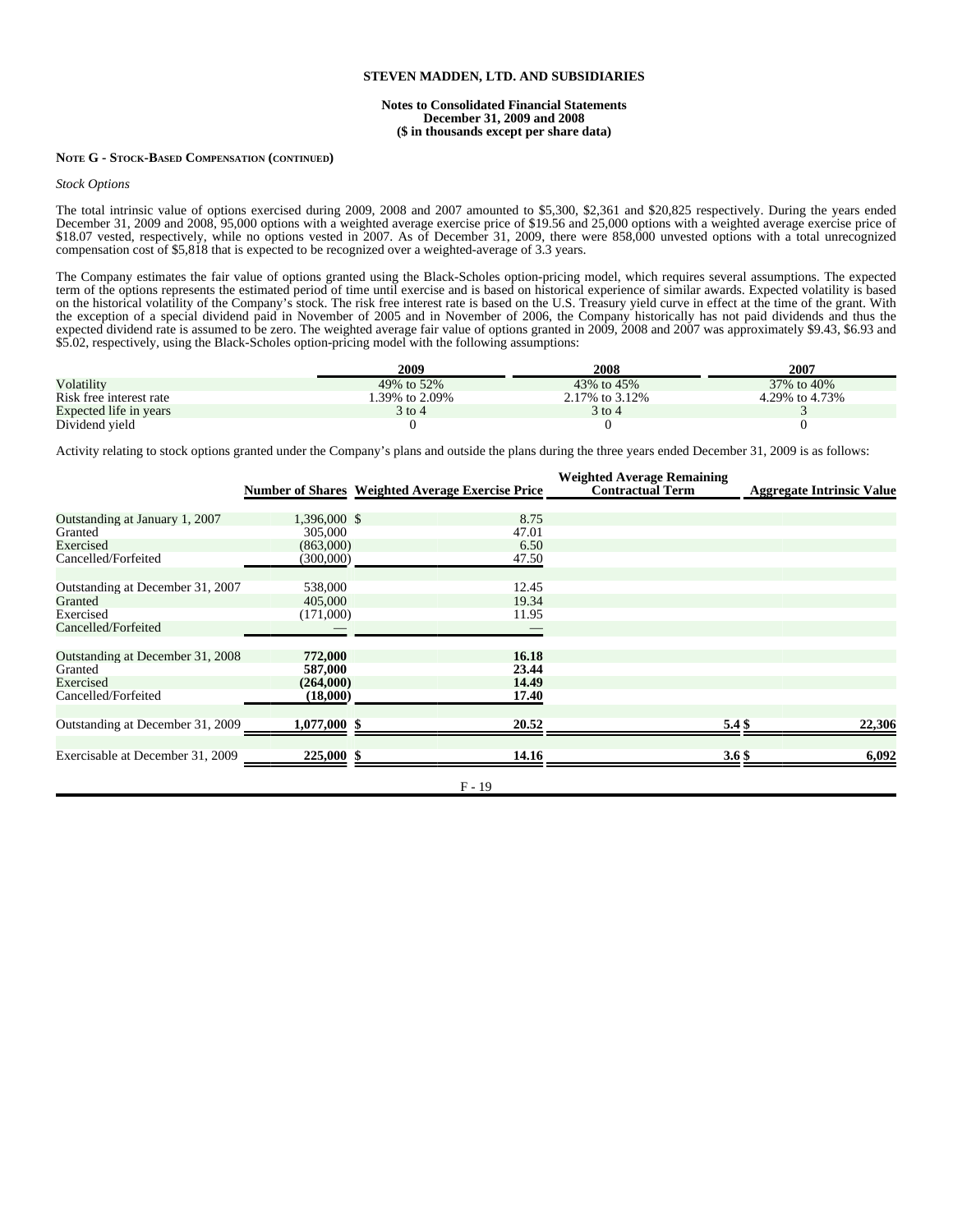**STEVEN MADDEN, LTD. AND SUBSIDIARIES**

**Notes to Consolidated Financial Statements**
**December 31, 2009 and 2008**
**($ in thousands except per share data)**

**NOTE G - STOCK-BASED COMPENSATION (CONTINUED)**

*Stock Options*

The total intrinsic value of options exercised during 2009, 2008 and 2007 amounted to $5,300, $2,361 and $20,825 respectively. During the years ended December 31, 2009 and 2008, 95,000 options with a weighted average exercise price of $19.56 and 25,000 options with a weighted average exercise price of $18.07 vested, respectively, while no options vested in 2007. As of December 31, 2009, there were 858,000 unvested options with a total unrecognized compensation cost of $5,818 that is expected to be recognized over a weighted-average of 3.3 years.

The Company estimates the fair value of options granted using the Black-Scholes option-pricing model, which requires several assumptions. The expected term of the options represents the estimated period of time until exercise and is based on historical experience of similar awards. Expected volatility is based on the historical volatility of the Company's stock. The risk free interest rate is based on the U.S. Treasury yield curve in effect at the time of the grant. With the exception of a special dividend paid in November of 2005 and in November of 2006, the Company historically has not paid dividends and thus the expected dividend rate is assumed to be zero. The weighted average fair value of options granted in 2009, 2008 and 2007 was approximately $9.43, $6.93 and $5.02, respectively, using the Black-Scholes option-pricing model with the following assumptions:

| | 2009 | 2008 | 2007 |
|---|---|---|---|
| Volatility | 49% to 52% | 43% to 45% | 37% to 40% |
| Risk free interest rate | 1.39% to 2.09% | 2.17% to 3.12% | 4.29% to 4.73% |
| Expected life in years | 3 to 4 | 3 to 4 | 3 |
| Dividend yield | 0 | 0 | 0 |

Activity relating to stock options granted under the Company's plans and outside the plans during the three years ended December 31, 2009 is as follows:

| | Number of Shares | Weighted Average Exercise Price | Weighted Average Remaining Contractual Term | Aggregate Intrinsic Value |
|---|---|---|---|---|
| Outstanding at January 1, 2007 | 1,396,000 | $ 8.75 | | |
| Granted | 305,000 | 47.01 | | |
| Exercised | (863,000) | 6.50 | | |
| Cancelled/Forfeited | (300,000) | 47.50 | | |
| Outstanding at December 31, 2007 | 538,000 | 12.45 | | |
| Granted | 405,000 | 19.34 | | |
| Exercised | (171,000) | 11.95 | | |
| Cancelled/Forfeited | — | — | | |
| Outstanding at December 31, 2008 | **772,000** | **16.18** | | |
| Granted | **587,000** | **23.44** | | |
| Exercised | **(264,000)** | **14.49** | | |
| Cancelled/Forfeited | **(18,000)** | **17.40** | | |
| Outstanding at December 31, 2009 | **1,077,000** | **$ 20.52** | **5.4** | **$ 22,306** |
| Exercisable at December 31, 2009 | **225,000** | **$ 14.16** | **3.6** | **$ 6,092** |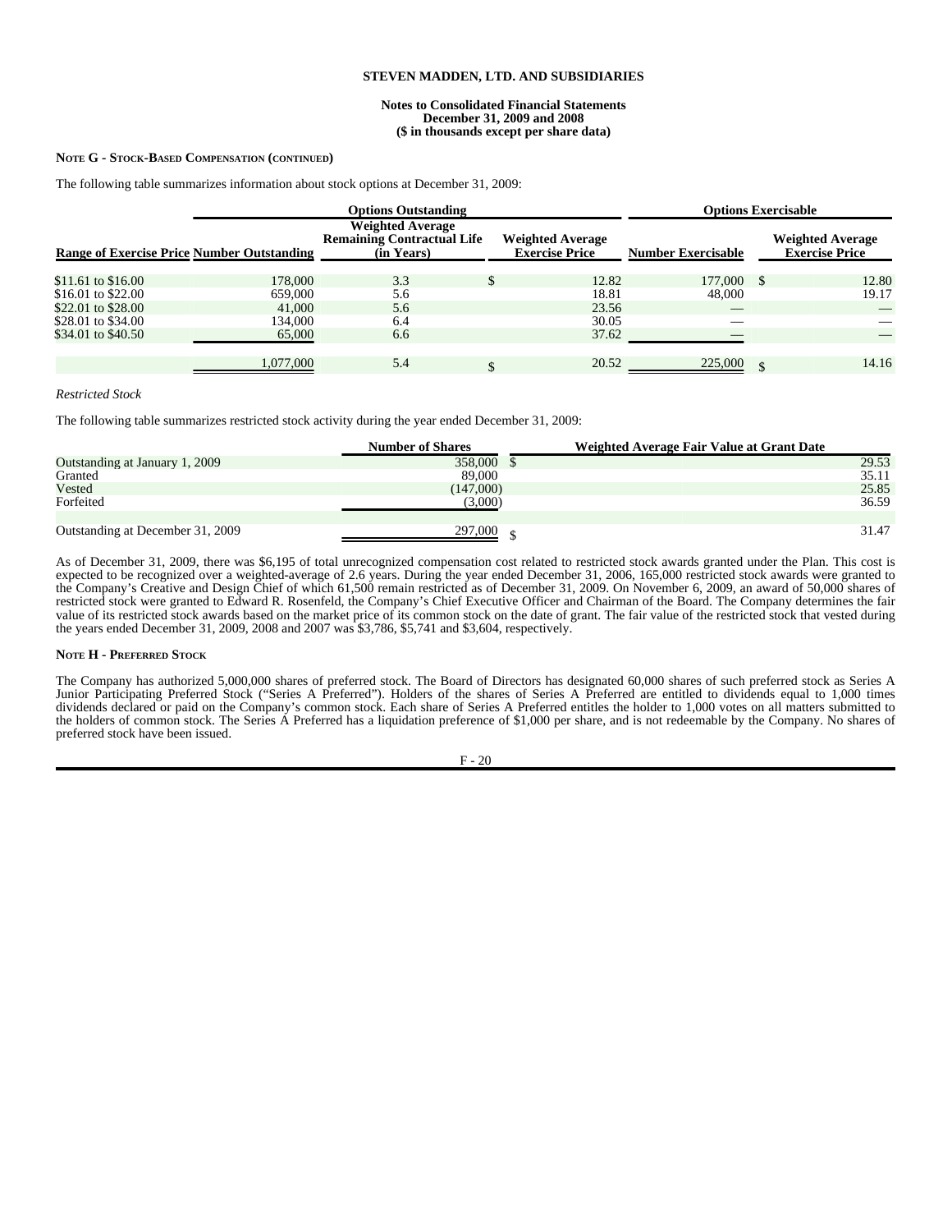**STEVEN MADDEN, LTD. AND SUBSIDIARIES**

**Notes to Consolidated Financial Statements**
**December 31, 2009 and 2008**
**($ in thousands except per share data)**

**NOTE G - STOCK-BASED COMPENSATION (CONTINUED)**

The following table summarizes information about stock options at December 31, 2009:

| | Options Outstanding | | | Options Exercisable | |
|---|---|---|---|---|---|
| Range of Exercise Price | Number Outstanding | Weighted Average Remaining Contractual Life (in Years) | Weighted Average Exercise Price | Number Exercisable | Weighted Average Exercise Price |
| \$11.61 to \$16.00 | 178,000 | 3.3 | \$ 12.82 | 177,000 | \$ 12.80 |
| \$16.01 to \$22.00 | 659,000 | 5.6 | 18.81 | 48,000 | 19.17 |
| \$22.01 to \$28.00 | 41,000 | 5.6 | 23.56 | — | — |
| \$28.01 to \$34.00 | 134,000 | 6.4 | 30.05 | — | — |
| \$34.01 to \$40.50 | 65,000 | 6.6 | 37.62 | — | — |
| | 1,077,000 | 5.4 | \$ 20.52 | 225,000 | \$ 14.16 |

*Restricted Stock*

The following table summarizes restricted stock activity during the year ended December 31, 2009:

| | Number of Shares | Weighted Average Fair Value at Grant Date |
|---|---|---|
| Outstanding at January 1, 2009 | 358,000 | \$ 29.53 |
| Granted | 89,000 | 35.11 |
| Vested | (147,000) | 25.85 |
| Forfeited | (3,000) | 36.59 |
| Outstanding at December 31, 2009 | 297,000 | \$ 31.47 |

As of December 31, 2009, there was \$6,195 of total unrecognized compensation cost related to restricted stock awards granted under the Plan. This cost is expected to be recognized over a weighted-average of 2.6 years. During the year ended December 31, 2006, 165,000 restricted stock awards were granted to the Company's Creative and Design Chief of which 61,500 remain restricted as of December 31, 2009. On November 6, 2009, an award of 50,000 shares of restricted stock were granted to Edward R. Rosenfeld, the Company's Chief Executive Officer and Chairman of the Board. The Company determines the fair value of its restricted stock awards based on the market price of its common stock on the date of grant. The fair value of the restricted stock that vested during the years ended December 31, 2009, 2008 and 2007 was \$3,786, \$5,741 and \$3,604, respectively.

**NOTE H - PREFERRED STOCK**

The Company has authorized 5,000,000 shares of preferred stock. The Board of Directors has designated 60,000 shares of such preferred stock as Series A Junior Participating Preferred Stock ("Series A Preferred"). Holders of the shares of Series A Preferred are entitled to dividends equal to 1,000 times dividends declared or paid on the Company's common stock. Each share of Series A Preferred entitles the holder to 1,000 votes on all matters submitted to the holders of common stock. The Series A Preferred has a liquidation preference of \$1,000 per share, and is not redeemable by the Company. No shares of preferred stock have been issued.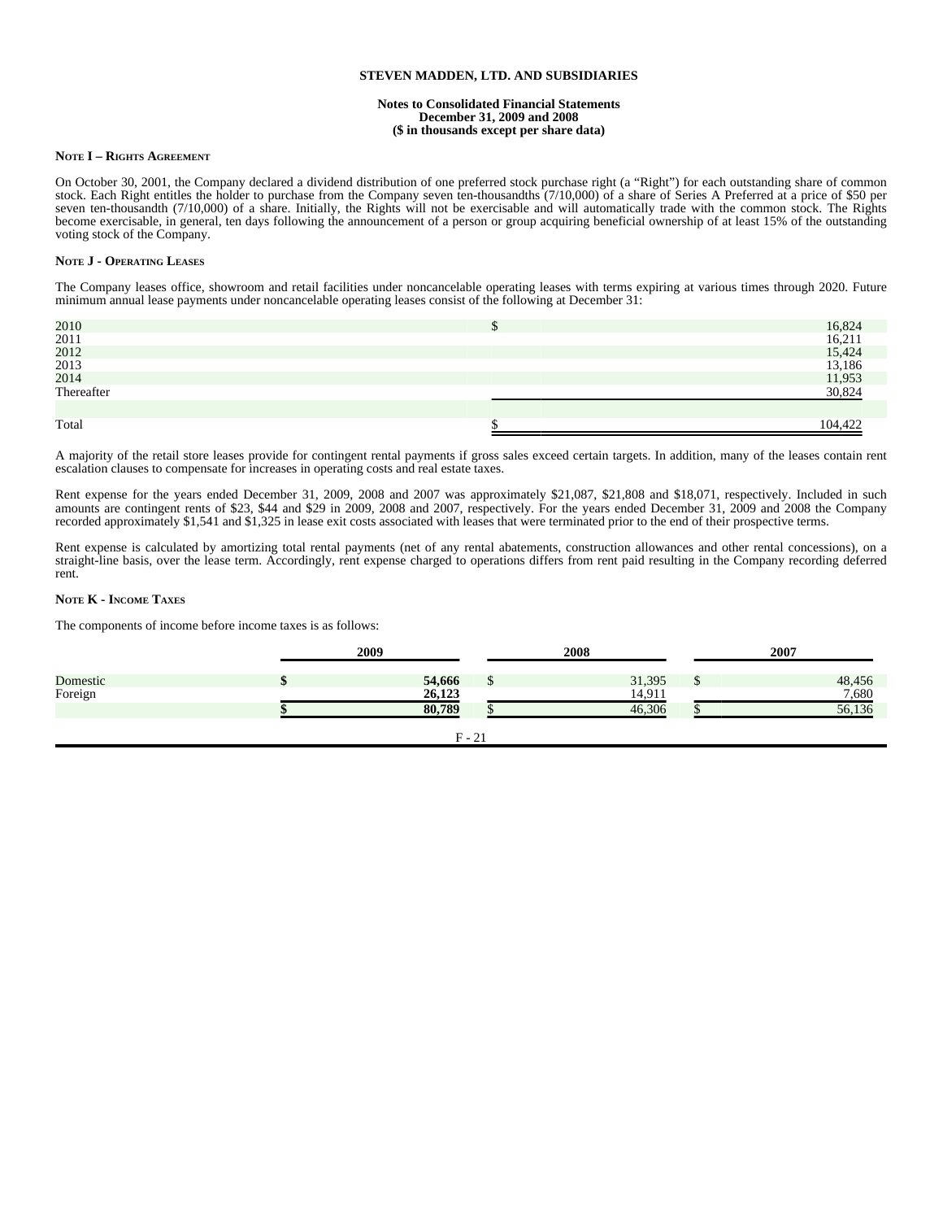**STEVEN MADDEN, LTD. AND SUBSIDIARIES**

**Notes to Consolidated Financial Statements**
**December 31, 2009 and 2008**
**($ in thousands except per share data)**

**NOTE I – RIGHTS AGREEMENT**

On October 30, 2001, the Company declared a dividend distribution of one preferred stock purchase right (a "Right") for each outstanding share of common stock. Each Right entitles the holder to purchase from the Company seven ten-thousandths (7/10,000) of a share of Series A Preferred at a price of $50 per seven ten-thousandth (7/10,000) of a share. Initially, the Rights will not be exercisable and will automatically trade with the common stock. The Rights become exercisable, in general, ten days following the announcement of a person or group acquiring beneficial ownership of at least 15% of the outstanding voting stock of the Company.

**NOTE J - OPERATING LEASES**

The Company leases office, showroom and retail facilities under noncancelable operating leases with terms expiring at various times through 2020. Future minimum annual lease payments under noncancelable operating leases consist of the following at December 31:

| | | |
|---|---|---|
| 2010 | $ | 16,824 |
| 2011 | | 16,211 |
| 2012 | | 15,424 |
| 2013 | | 13,186 |
| 2014 | | 11,953 |
| Thereafter | | 30,824 |
| Total | $ | 104,422 |

A majority of the retail store leases provide for contingent rental payments if gross sales exceed certain targets. In addition, many of the leases contain rent escalation clauses to compensate for increases in operating costs and real estate taxes.

Rent expense for the years ended December 31, 2009, 2008 and 2007 was approximately $21,087, $21,808 and $18,071, respectively. Included in such amounts are contingent rents of $23, $44 and $29 in 2009, 2008 and 2007, respectively. For the years ended December 31, 2009 and 2008 the Company recorded approximately $1,541 and $1,325 in lease exit costs associated with leases that were terminated prior to the end of their prospective terms.

Rent expense is calculated by amortizing total rental payments (net of any rental abatements, construction allowances and other rental concessions), on a straight-line basis, over the lease term. Accordingly, rent expense charged to operations differs from rent paid resulting in the Company recording deferred rent.

**NOTE K - INCOME TAXES**

The components of income before income taxes is as follows:

| | **2009** | | **2008** | | **2007** | |
|---|---|---|---|---|---|---|
| Domestic | **$** | **54,666** | $ | 31,395 | $ | 48,456 |
| Foreign | | **26,123** | | 14,911 | | 7,680 |
| | **$** | **80,789** | $ | 46,306 | $ | 56,136 |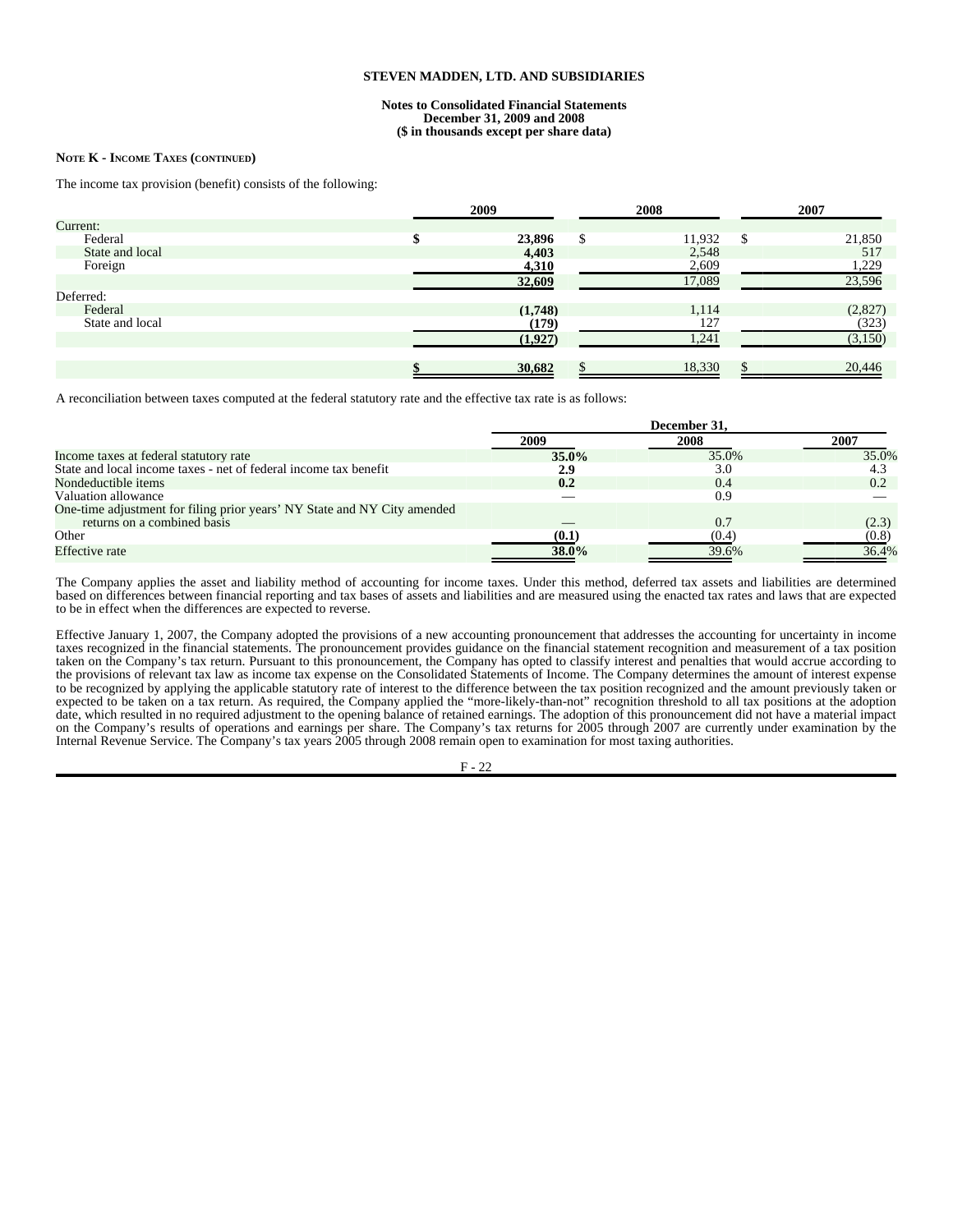**NOTE K - INCOME TAXES (CONTINUED)**

The income tax provision (benefit) consists of the following:

| | 2009 | 2008 | 2007 |
|---|---|---|---|
| Current: | | | |
| Federal | $ **23,896** | $ 11,932 | $ 21,850 |
| State and local | **4,403** | 2,548 | 517 |
| Foreign | **4,310** | 2,609 | 1,229 |
| | **32,609** | 17,089 | 23,596 |
| Deferred: | | | |
| Federal | **(1,748)** | 1,114 | (2,827) |
| State and local | **(179)** | 127 | (323) |
| | **(1,927)** | 1,241 | (3,150) |
| | $ **30,682** | $ 18,330 | $ 20,446 |

A reconciliation between taxes computed at the federal statutory rate and the effective tax rate is as follows:

| | December 31, | | |
|---|---|---|---|
| | 2009 | 2008 | 2007 |
| Income taxes at federal statutory rate | **35.0%** | 35.0% | 35.0% |
| State and local income taxes - net of federal income tax benefit | **2.9** | 3.0 | 4.3 |
| Nondeductible items | **0.2** | 0.4 | 0.2 |
| Valuation allowance | — | 0.9 | — |
| One-time adjustment for filing prior years' NY State and NY City amended returns on a combined basis | — | 0.7 | (2.3) |
| Other | **(0.1)** | (0.4) | (0.8) |
| Effective rate | **38.0%** | 39.6% | 36.4% |

The Company applies the asset and liability method of accounting for income taxes. Under this method, deferred tax assets and liabilities are determined based on differences between financial reporting and tax bases of assets and liabilities and are measured using the enacted tax rates and laws that are expected to be in effect when the differences are expected to reverse.

Effective January 1, 2007, the Company adopted the provisions of a new accounting pronouncement that addresses the accounting for uncertainty in income taxes recognized in the financial statements. The pronouncement provides guidance on the financial statement recognition and measurement of a tax position taken on the Company's tax return. Pursuant to this pronouncement, the Company has opted to classify interest and penalties that would accrue according to the provisions of relevant tax law as income tax expense on the Consolidated Statements of Income. The Company determines the amount of interest expense to be recognized by applying the applicable statutory rate of interest to the difference between the tax position recognized and the amount previously taken or expected to be taken on a tax return. As required, the Company applied the "more-likely-than-not" recognition threshold to all tax positions at the adoption date, which resulted in no required adjustment to the opening balance of retained earnings. The adoption of this pronouncement did not have a material impact on the Company's results of operations and earnings per share. The Company's tax returns for 2005 through 2007 are currently under examination by the Internal Revenue Service. The Company's tax years 2005 through 2008 remain open to examination for most taxing authorities.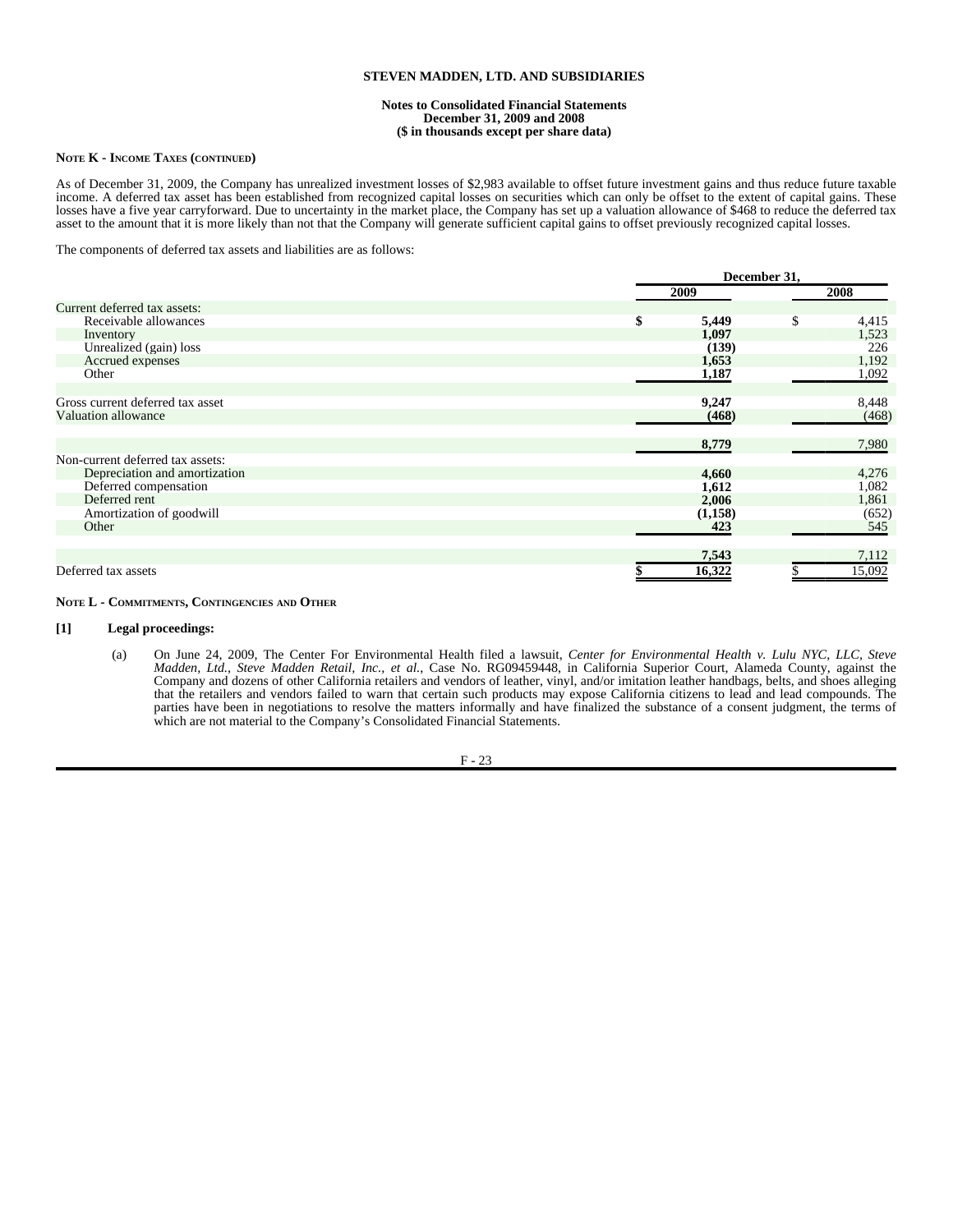**STEVEN MADDEN, LTD. AND SUBSIDIARIES**

**Notes to Consolidated Financial Statements**
**December 31, 2009 and 2008**
**($ in thousands except per share data)**

**NOTE K - INCOME TAXES (CONTINUED)**

As of December 31, 2009, the Company has unrealized investment losses of $2,983 available to offset future investment gains and thus reduce future taxable income. A deferred tax asset has been established from recognized capital losses on securities which can only be offset to the extent of capital gains. These losses have a five year carryforward. Due to uncertainty in the market place, the Company has set up a valuation allowance of $468 to reduce the deferred tax asset to the amount that it is more likely than not that the Company will generate sufficient capital gains to offset previously recognized capital losses.

The components of deferred tax assets and liabilities are as follows:

| | December 31, | |
|---|---|---|
| | **2009** | **2008** |
| Current deferred tax assets: | | |
| Receivable allowances | **$ 5,449** | $ 4,415 |
| Inventory | **1,097** | 1,523 |
| Unrealized (gain) loss | **(139)** | 226 |
| Accrued expenses | **1,653** | 1,192 |
| Other | **1,187** | 1,092 |
| Gross current deferred tax asset | **9,247** | 8,448 |
| Valuation allowance | **(468)** | (468) |
| | **8,779** | 7,980 |
| Non-current deferred tax assets: | | |
| Depreciation and amortization | **4,660** | 4,276 |
| Deferred compensation | **1,612** | 1,082 |
| Deferred rent | **2,006** | 1,861 |
| Amortization of goodwill | **(1,158)** | (652) |
| Other | **423** | 545 |
| | **7,543** | 7,112 |
| Deferred tax assets | **$ 16,322** | $ 15,092 |

**NOTE L - COMMITMENTS, CONTINGENCIES AND OTHER**

**[1] Legal proceedings:**

(a) On June 24, 2009, The Center For Environmental Health filed a lawsuit, *Center for Environmental Health v. Lulu NYC, LLC, Steve Madden, Ltd., Steve Madden Retail, Inc., et al.*, Case No. RG09459448, in California Superior Court, Alameda County, against the Company and dozens of other California retailers and vendors of leather, vinyl, and/or imitation leather handbags, belts, and shoes alleging that the retailers and vendors failed to warn that certain such products may expose California citizens to lead and lead compounds. The parties have been in negotiations to resolve the matters informally and have finalized the substance of a consent judgment, the terms of which are not material to the Company's Consolidated Financial Statements.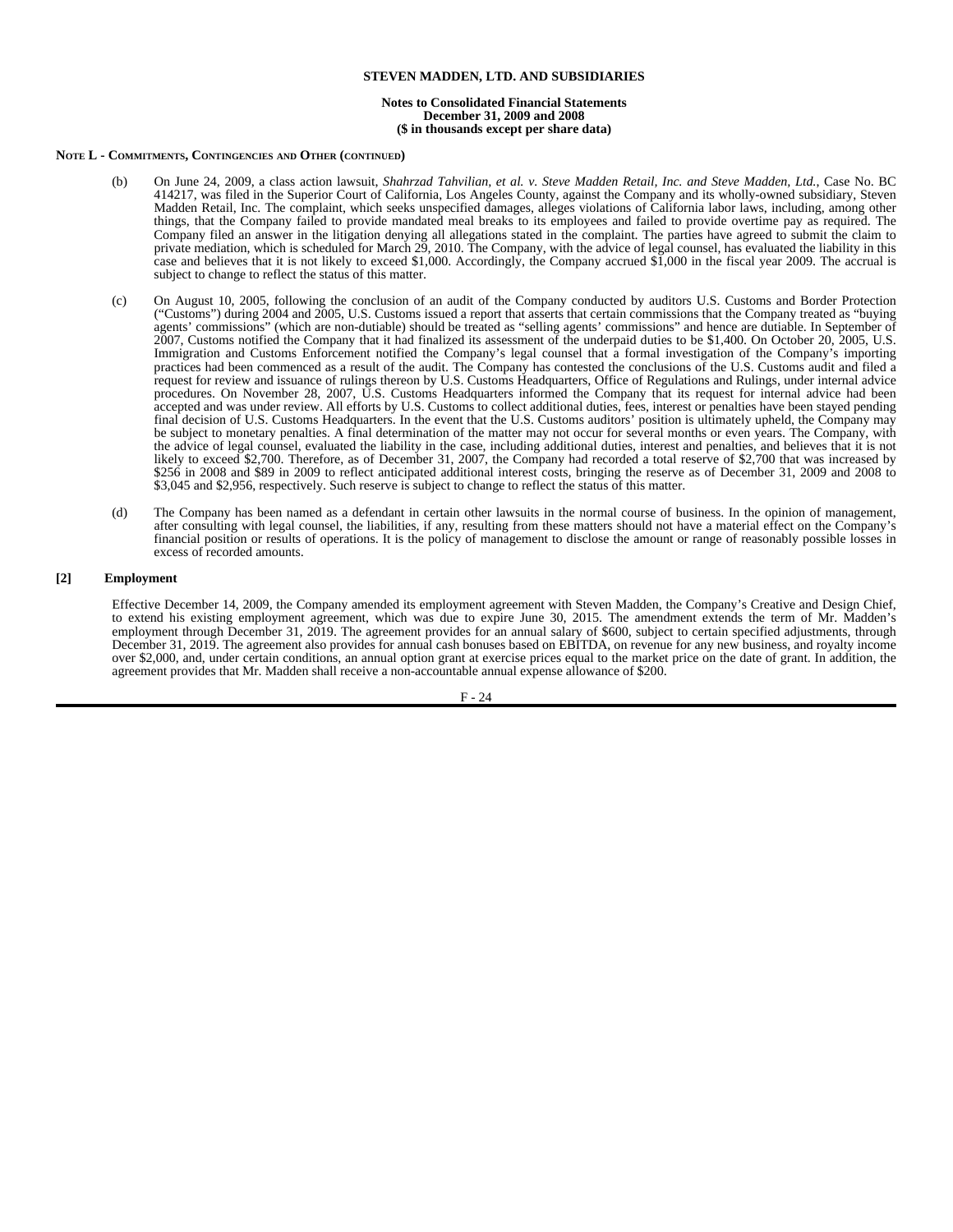**STEVEN MADDEN, LTD. AND SUBSIDIARIES**

**Notes to Consolidated Financial Statements**
**December 31, 2009 and 2008**
**($ in thousands except per share data)**

**NOTE L - COMMITMENTS, CONTINGENCIES AND OTHER (CONTINUED)**

(b) On June 24, 2009, a class action lawsuit, *Shahrzad Tahvilian, et al. v. Steve Madden Retail, Inc. and Steve Madden, Ltd.*, Case No. BC 414217, was filed in the Superior Court of California, Los Angeles County, against the Company and its wholly-owned subsidiary, Steven Madden Retail, Inc. The complaint, which seeks unspecified damages, alleges violations of California labor laws, including, among other things, that the Company failed to provide mandated meal breaks to its employees and failed to provide overtime pay as required. The Company filed an answer in the litigation denying all allegations stated in the complaint. The parties have agreed to submit the claim to private mediation, which is scheduled for March 29, 2010. The Company, with the advice of legal counsel, has evaluated the liability in this case and believes that it is not likely to exceed $1,000. Accordingly, the Company accrued $1,000 in the fiscal year 2009. The accrual is subject to change to reflect the status of this matter.

(c) On August 10, 2005, following the conclusion of an audit of the Company conducted by auditors U.S. Customs and Border Protection ("Customs") during 2004 and 2005, U.S. Customs issued a report that asserts that certain commissions that the Company treated as "buying agents' commissions" (which are non-dutiable) should be treated as "selling agents' commissions" and hence are dutiable. In September of 2007, Customs notified the Company that it had finalized its assessment of the underpaid duties to be $1,400. On October 20, 2005, U.S. Immigration and Customs Enforcement notified the Company's legal counsel that a formal investigation of the Company's importing practices had been commenced as a result of the audit. The Company has contested the conclusions of the U.S. Customs audit and filed a request for review and issuance of rulings thereon by U.S. Customs Headquarters, Office of Regulations and Rulings, under internal advice procedures. On November 28, 2007, U.S. Customs Headquarters informed the Company that its request for internal advice had been accepted and was under review. All efforts by U.S. Customs to collect additional duties, fees, interest or penalties have been stayed pending final decision of U.S. Customs Headquarters. In the event that the U.S. Customs auditors' position is ultimately upheld, the Company may be subject to monetary penalties. A final determination of the matter may not occur for several months or even years. The Company, with the advice of legal counsel, evaluated the liability in the case, including additional duties, interest and penalties, and believes that it is not likely to exceed $2,700. Therefore, as of December 31, 2007, the Company had recorded a total reserve of $2,700 that was increased by $256 in 2008 and $89 in 2009 to reflect anticipated additional interest costs, bringing the reserve as of December 31, 2009 and 2008 to $3,045 and $2,956, respectively. Such reserve is subject to change to reflect the status of this matter.

(d) The Company has been named as a defendant in certain other lawsuits in the normal course of business. In the opinion of management, after consulting with legal counsel, the liabilities, if any, resulting from these matters should not have a material effect on the Company's financial position or results of operations. It is the policy of management to disclose the amount or range of reasonably possible losses in excess of recorded amounts.

**[2] Employment**

Effective December 14, 2009, the Company amended its employment agreement with Steven Madden, the Company's Creative and Design Chief, to extend his existing employment agreement, which was due to expire June 30, 2015. The amendment extends the term of Mr. Madden's employment through December 31, 2019. The agreement provides for an annual salary of $600, subject to certain specified adjustments, through December 31, 2019. The agreement also provides for annual cash bonuses based on EBITDA, on revenue for any new business, and royalty income over $2,000, and, under certain conditions, an annual option grant at exercise prices equal to the market price on the date of grant. In addition, the agreement provides that Mr. Madden shall receive a non-accountable annual expense allowance of $200.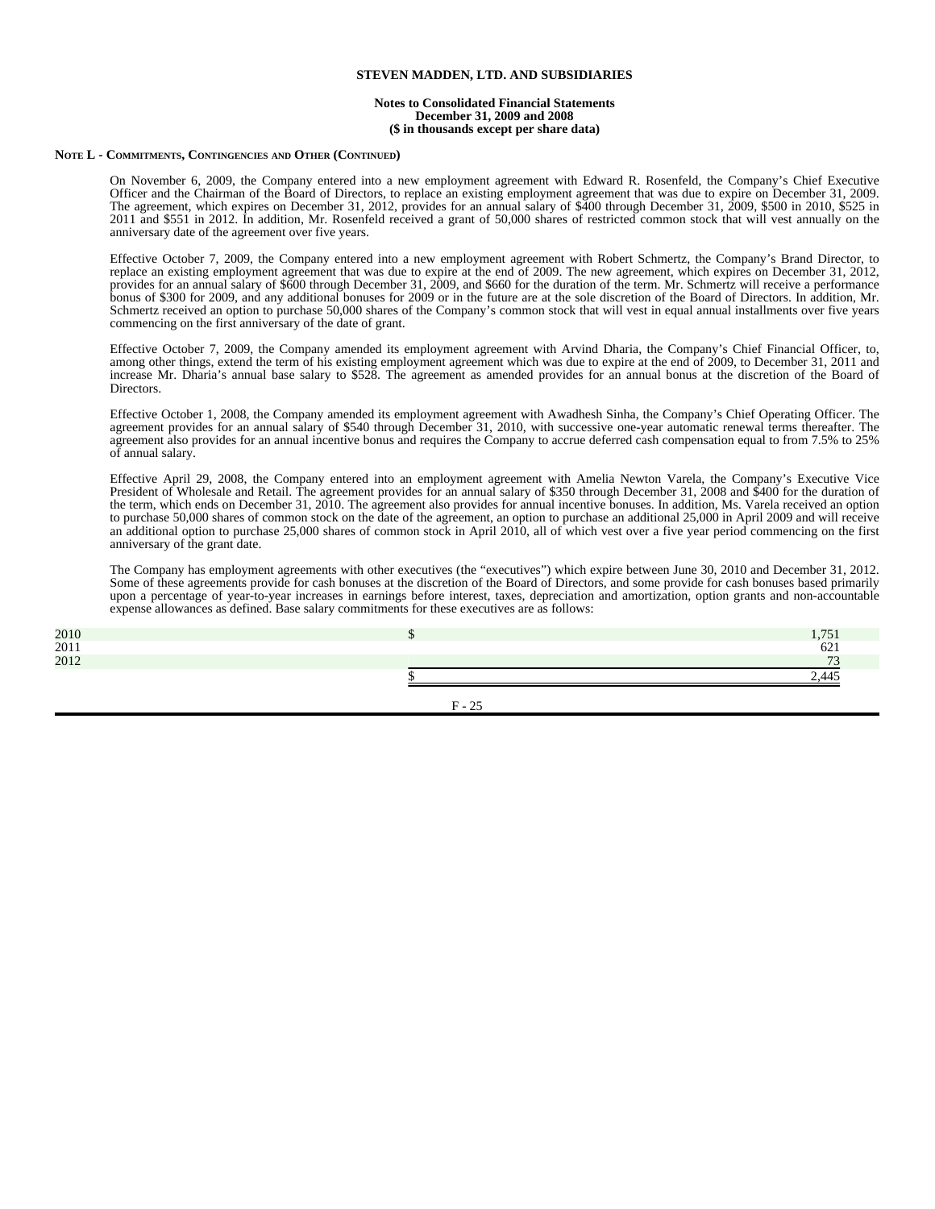**STEVEN MADDEN, LTD. AND SUBSIDIARIES**

**Notes to Consolidated Financial Statements**
**December 31, 2009 and 2008**
**($ in thousands except per share data)**

**NOTE L - COMMITMENTS, CONTINGENCIES AND OTHER (CONTINUED)**

On November 6, 2009, the Company entered into a new employment agreement with Edward R. Rosenfeld, the Company's Chief Executive Officer and the Chairman of the Board of Directors, to replace an existing employment agreement that was due to expire on December 31, 2009. The agreement, which expires on December 31, 2012, provides for an annual salary of $400 through December 31, 2009, $500 in 2010, $525 in 2011 and $551 in 2012. In addition, Mr. Rosenfeld received a grant of 50,000 shares of restricted common stock that will vest annually on the anniversary date of the agreement over five years.

Effective October 7, 2009, the Company entered into a new employment agreement with Robert Schmertz, the Company's Brand Director, to replace an existing employment agreement that was due to expire at the end of 2009. The new agreement, which expires on December 31, 2012, provides for an annual salary of $600 through December 31, 2009, and $660 for the duration of the term. Mr. Schmertz will receive a performance bonus of $300 for 2009, and any additional bonuses for 2009 or in the future are at the sole discretion of the Board of Directors. In addition, Mr. Schmertz received an option to purchase 50,000 shares of the Company's common stock that will vest in equal annual installments over five years commencing on the first anniversary of the date of grant.

Effective October 7, 2009, the Company amended its employment agreement with Arvind Dharia, the Company's Chief Financial Officer, to, among other things, extend the term of his existing employment agreement which was due to expire at the end of 2009, to December 31, 2011 and increase Mr. Dharia's annual base salary to $528. The agreement as amended provides for an annual bonus at the discretion of the Board of Directors.

Effective October 1, 2008, the Company amended its employment agreement with Awadhesh Sinha, the Company's Chief Operating Officer. The agreement provides for an annual salary of $540 through December 31, 2010, with successive one-year automatic renewal terms thereafter. The agreement also provides for an annual incentive bonus and requires the Company to accrue deferred cash compensation equal to from 7.5% to 25% of annual salary.

Effective April 29, 2008, the Company entered into an employment agreement with Amelia Newton Varela, the Company's Executive Vice President of Wholesale and Retail. The agreement provides for an annual salary of $350 through December 31, 2008 and $400 for the duration of the term, which ends on December 31, 2010. The agreement also provides for annual incentive bonuses. In addition, Ms. Varela received an option to purchase 50,000 shares of common stock on the date of the agreement, an option to purchase an additional 25,000 in April 2009 and will receive an additional option to purchase 25,000 shares of common stock in April 2010, all of which vest over a five year period commencing on the first anniversary of the grant date.

The Company has employment agreements with other executives (the "executives") which expire between June 30, 2010 and December 31, 2012. Some of these agreements provide for cash bonuses at the discretion of the Board of Directors, and some provide for cash bonuses based primarily upon a percentage of year-to-year increases in earnings before interest, taxes, depreciation and amortization, option grants and non-accountable expense allowances as defined. Base salary commitments for these executives are as follows:

| | | |
|---|---|---|
| 2010 | $ | 1,751 |
| 2011 | | 621 |
| 2012 | | 73 |
| | $ | 2,445 |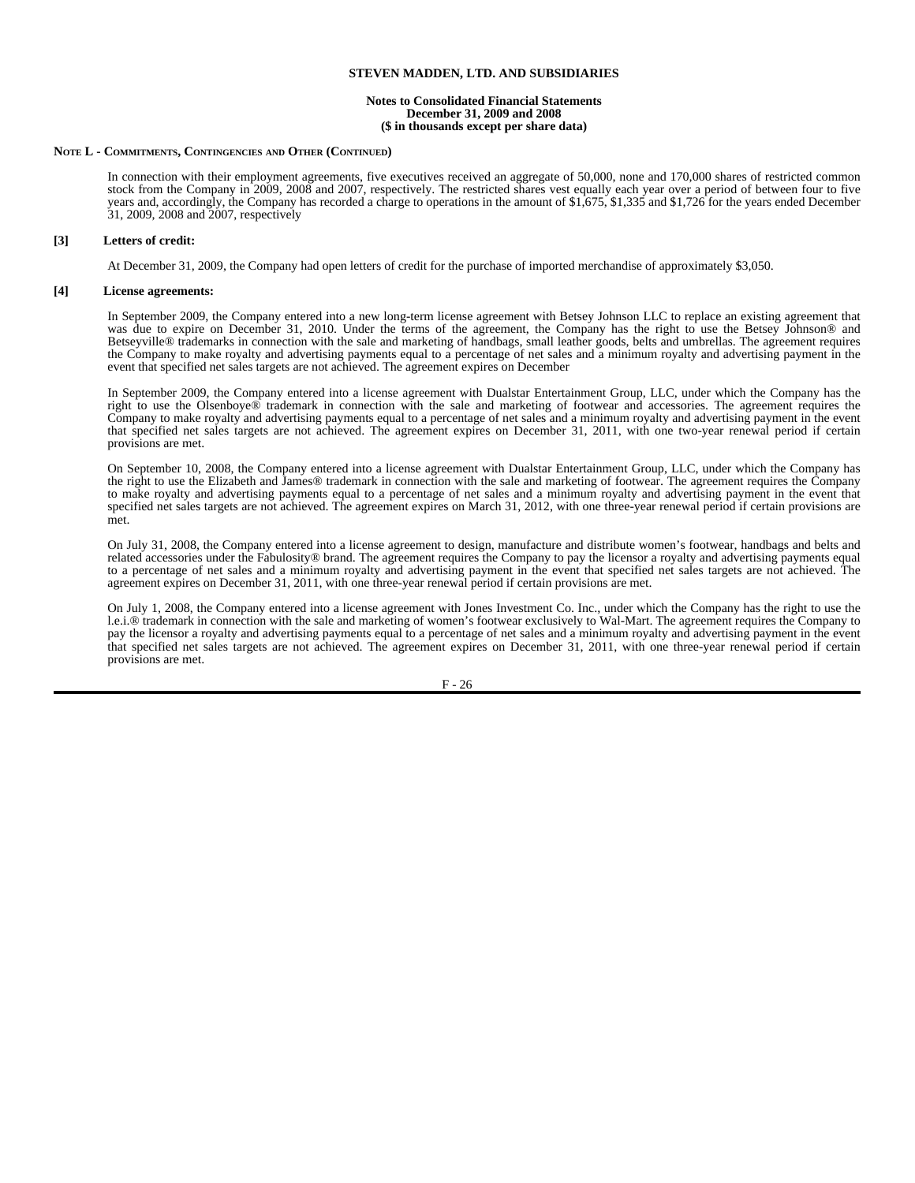# STEVEN MADDEN, LTD. AND SUBSIDIARIES

**Notes to Consolidated Financial Statements**
**December 31, 2009 and 2008**
**($ in thousands except per share data)**

**NOTE L - COMMITMENTS, CONTINGENCIES AND OTHER (CONTINUED)**

In connection with their employment agreements, five executives received an aggregate of 50,000, none and 170,000 shares of restricted common stock from the Company in 2009, 2008 and 2007, respectively. The restricted shares vest equally each year over a period of between four to five years and, accordingly, the Company has recorded a charge to operations in the amount of $1,675, $1,335 and $1,726 for the years ended December 31, 2009, 2008 and 2007, respectively

**[3] Letters of credit:**

At December 31, 2009, the Company had open letters of credit for the purchase of imported merchandise of approximately $3,050.

**[4] License agreements:**

In September 2009, the Company entered into a new long-term license agreement with Betsey Johnson LLC to replace an existing agreement that was due to expire on December 31, 2010. Under the terms of the agreement, the Company has the right to use the Betsey Johnson® and Betseyville® trademarks in connection with the sale and marketing of handbags, small leather goods, belts and umbrellas. The agreement requires the Company to make royalty and advertising payments equal to a percentage of net sales and a minimum royalty and advertising payment in the event that specified net sales targets are not achieved. The agreement expires on December

In September 2009, the Company entered into a license agreement with Dualstar Entertainment Group, LLC, under which the Company has the right to use the Olsenboye® trademark in connection with the sale and marketing of footwear and accessories. The agreement requires the Company to make royalty and advertising payments equal to a percentage of net sales and a minimum royalty and advertising payment in the event that specified net sales targets are not achieved. The agreement expires on December 31, 2011, with one two-year renewal period if certain provisions are met.

On September 10, 2008, the Company entered into a license agreement with Dualstar Entertainment Group, LLC, under which the Company has the right to use the Elizabeth and James® trademark in connection with the sale and marketing of footwear. The agreement requires the Company to make royalty and advertising payments equal to a percentage of net sales and a minimum royalty and advertising payment in the event that specified net sales targets are not achieved. The agreement expires on March 31, 2012, with one three-year renewal period if certain provisions are met.

On July 31, 2008, the Company entered into a license agreement to design, manufacture and distribute women's footwear, handbags and belts and related accessories under the Fabulosity® brand. The agreement requires the Company to pay the licensor a royalty and advertising payments equal to a percentage of net sales and a minimum royalty and advertising payment in the event that specified net sales targets are not achieved. The agreement expires on December 31, 2011, with one three-year renewal period if certain provisions are met.

On July 1, 2008, the Company entered into a license agreement with Jones Investment Co. Inc., under which the Company has the right to use the l.e.i.® trademark in connection with the sale and marketing of women's footwear exclusively to Wal-Mart. The agreement requires the Company to pay the licensor a royalty and advertising payments equal to a percentage of net sales and a minimum royalty and advertising payment in the event that specified net sales targets are not achieved. The agreement expires on December 31, 2011, with one three-year renewal period if certain provisions are met.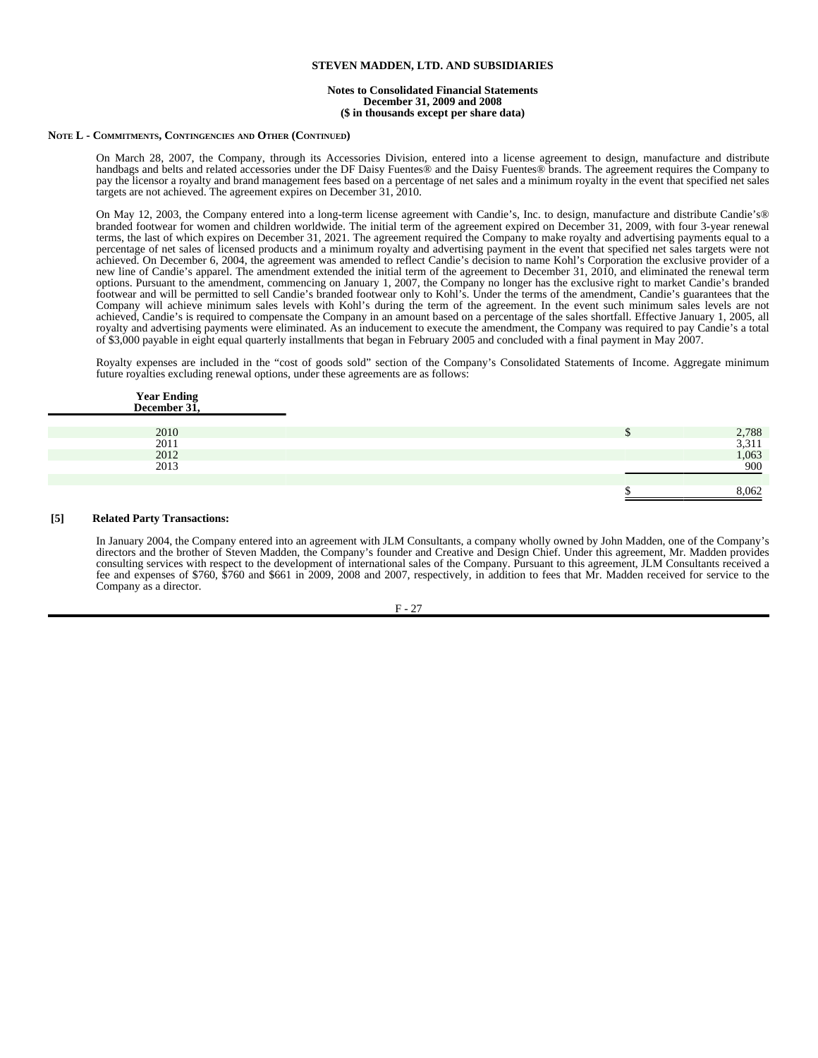## NOTE L - COMMITMENTS, CONTINGENCIES AND OTHER (CONTINUED)

On March 28, 2007, the Company, through its Accessories Division, entered into a license agreement to design, manufacture and distribute handbags and belts and related accessories under the DF Daisy Fuentes® and the Daisy Fuentes® brands. The agreement requires the Company to pay the licensor a royalty and brand management fees based on a percentage of net sales and a minimum royalty in the event that specified net sales targets are not achieved. The agreement expires on December 31, 2010.

On May 12, 2003, the Company entered into a long-term license agreement with Candie's, Inc. to design, manufacture and distribute Candie's® branded footwear for women and children worldwide. The initial term of the agreement expired on December 31, 2009, with four 3-year renewal terms, the last of which expires on December 31, 2021. The agreement required the Company to make royalty and advertising payments equal to a percentage of net sales of licensed products and a minimum royalty and advertising payment in the event that specified net sales targets were not achieved. On December 6, 2004, the agreement was amended to reflect Candie's decision to name Kohl's Corporation the exclusive provider of a new line of Candie's apparel. The amendment extended the initial term of the agreement to December 31, 2010, and eliminated the renewal term options. Pursuant to the amendment, commencing on January 1, 2007, the Company no longer has the exclusive right to market Candie's branded footwear and will be permitted to sell Candie's branded footwear only to Kohl's. Under the terms of the amendment, Candie's guarantees that the Company will achieve minimum sales levels with Kohl's during the term of the agreement. In the event such minimum sales levels are not achieved, Candie's is required to compensate the Company in an amount based on a percentage of the sales shortfall. Effective January 1, 2005, all royalty and advertising payments were eliminated. As an inducement to execute the amendment, the Company was required to pay Candie's a total of $3,000 payable in eight equal quarterly installments that began in February 2005 and concluded with a final payment in May 2007.

Royalty expenses are included in the "cost of goods sold" section of the Company's Consolidated Statements of Income. Aggregate minimum future royalties excluding renewal options, under these agreements are as follows:

| Year Ending December 31, | | |
|---|---|---|
| 2010 | $ | 2,788 |
| 2011 | | 3,311 |
| 2012 | | 1,063 |
| 2013 | | 900 |
| | $ | 8,062 |

**[5] Related Party Transactions:**

In January 2004, the Company entered into an agreement with JLM Consultants, a company wholly owned by John Madden, one of the Company's directors and the brother of Steven Madden, the Company's founder and Creative and Design Chief. Under this agreement, Mr. Madden provides consulting services with respect to the development of international sales of the Company. Pursuant to this agreement, JLM Consultants received a fee and expenses of $760, $760 and $661 in 2009, 2008 and 2007, respectively, in addition to fees that Mr. Madden received for service to the Company as a director.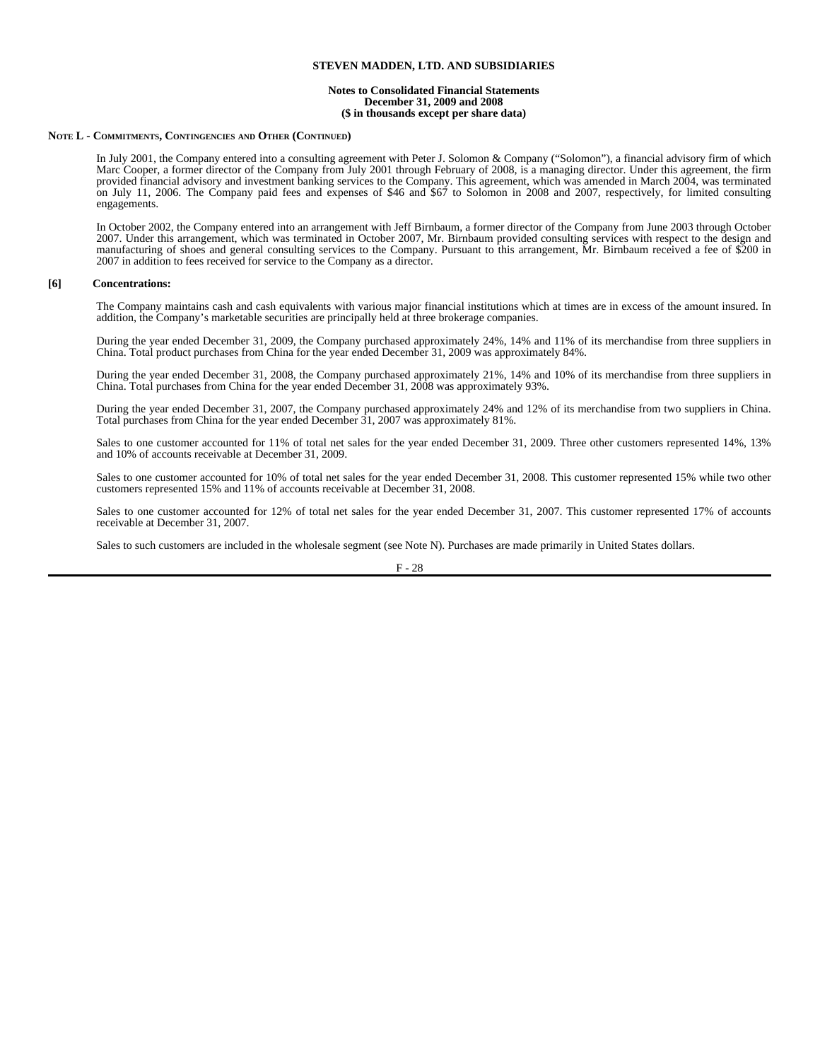**NOTE L - COMMITMENTS, CONTINGENCIES AND OTHER (CONTINUED)**

In July 2001, the Company entered into a consulting agreement with Peter J. Solomon & Company ("Solomon"), a financial advisory firm of which Marc Cooper, a former director of the Company from July 2001 through February of 2008, is a managing director. Under this agreement, the firm provided financial advisory and investment banking services to the Company. This agreement, which was amended in March 2004, was terminated on July 11, 2006. The Company paid fees and expenses of $46 and $67 to Solomon in 2008 and 2007, respectively, for limited consulting engagements.

In October 2002, the Company entered into an arrangement with Jeff Birnbaum, a former director of the Company from June 2003 through October 2007. Under this arrangement, which was terminated in October 2007, Mr. Birnbaum provided consulting services with respect to the design and manufacturing of shoes and general consulting services to the Company. Pursuant to this arrangement, Mr. Birnbaum received a fee of $200 in 2007 in addition to fees received for service to the Company as a director.

**[6] Concentrations:**

The Company maintains cash and cash equivalents with various major financial institutions which at times are in excess of the amount insured. In addition, the Company's marketable securities are principally held at three brokerage companies.

During the year ended December 31, 2009, the Company purchased approximately 24%, 14% and 11% of its merchandise from three suppliers in China. Total product purchases from China for the year ended December 31, 2009 was approximately 84%.

During the year ended December 31, 2008, the Company purchased approximately 21%, 14% and 10% of its merchandise from three suppliers in China. Total purchases from China for the year ended December 31, 2008 was approximately 93%.

During the year ended December 31, 2007, the Company purchased approximately 24% and 12% of its merchandise from two suppliers in China. Total purchases from China for the year ended December 31, 2007 was approximately 81%.

Sales to one customer accounted for 11% of total net sales for the year ended December 31, 2009. Three other customers represented 14%, 13% and 10% of accounts receivable at December 31, 2009.

Sales to one customer accounted for 10% of total net sales for the year ended December 31, 2008. This customer represented 15% while two other customers represented 15% and 11% of accounts receivable at December 31, 2008.

Sales to one customer accounted for 12% of total net sales for the year ended December 31, 2007. This customer represented 17% of accounts receivable at December 31, 2007.

Sales to such customers are included in the wholesale segment (see Note N). Purchases are made primarily in United States dollars.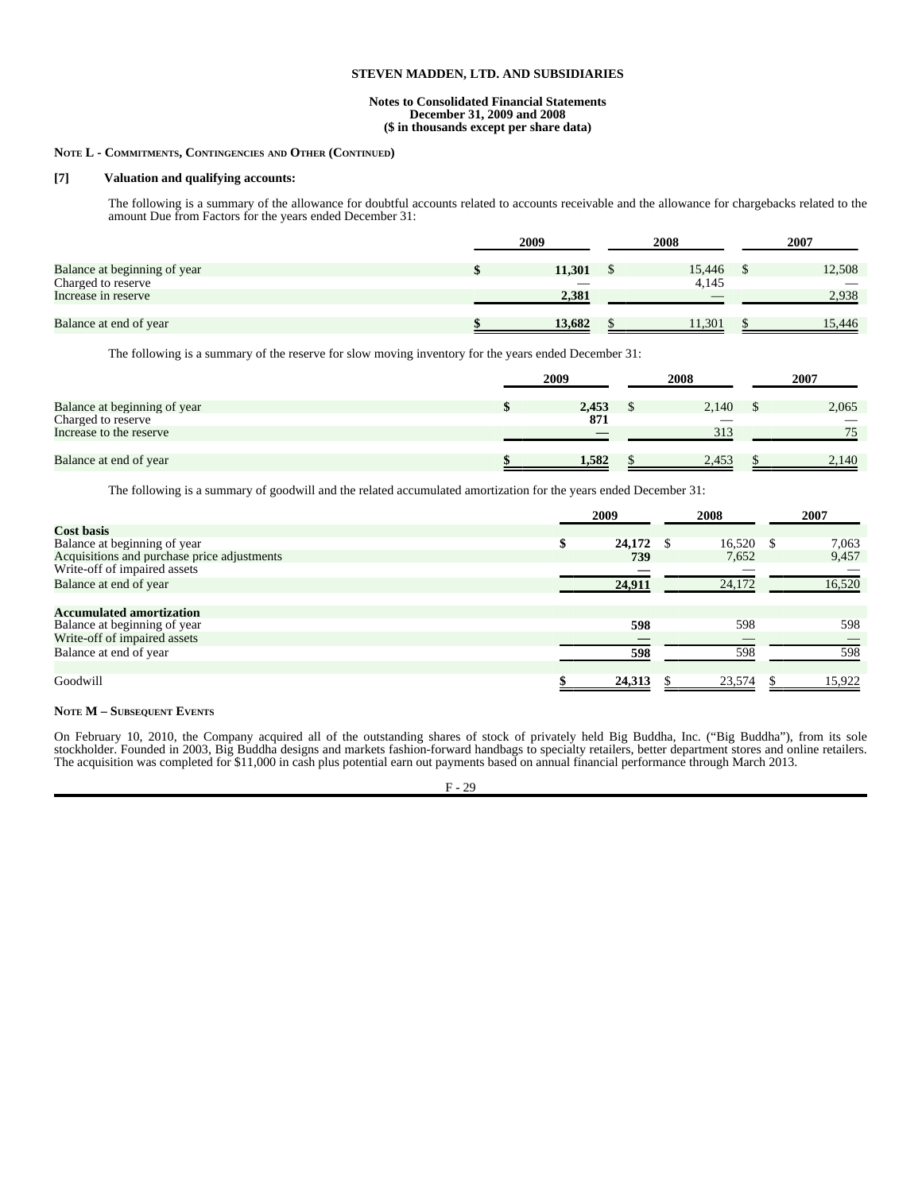**STEVEN MADDEN, LTD. AND SUBSIDIARIES**

**Notes to Consolidated Financial Statements**
**December 31, 2009 and 2008**
**($ in thousands except per share data)**

**NOTE L - COMMITMENTS, CONTINGENCIES AND OTHER (CONTINUED)**

**[7] Valuation and qualifying accounts:**

The following is a summary of the allowance for doubtful accounts related to accounts receivable and the allowance for chargebacks related to the amount Due from Factors for the years ended December 31:

| | 2009 | 2008 | 2007 |
|---|---|---|---|
| Balance at beginning of year | **$ 11,301** | $ 15,446 | $ 12,508 |
| Charged to reserve | — | 4,145 | — |
| Increase in reserve | **2,381** | — | 2,938 |
| Balance at end of year | **$ 13,682** | $ 11,301 | $ 15,446 |

The following is a summary of the reserve for slow moving inventory for the years ended December 31:

| | 2009 | 2008 | 2007 |
|---|---|---|---|
| Balance at beginning of year | **$ 2,453** | $ 2,140 | $ 2,065 |
| Charged to reserve | **871** | — | — |
| Increase to the reserve | **—** | 313 | 75 |
| Balance at end of year | **$ 1,582** | $ 2,453 | $ 2,140 |

The following is a summary of goodwill and the related accumulated amortization for the years ended December 31:

| | 2009 | 2008 | 2007 |
|---|---|---|---|
| **Cost basis** | | | |
| Balance at beginning of year | **$ 24,172** | $ 16,520 | $ 7,063 |
| Acquisitions and purchase price adjustments | **739** | 7,652 | 9,457 |
| Write-off of impaired assets | **—** | — | — |
| Balance at end of year | **24,911** | 24,172 | 16,520 |
| **Accumulated amortization** | | | |
| Balance at beginning of year | **598** | 598 | 598 |
| Write-off of impaired assets | **—** | — | — |
| Balance at end of year | **598** | 598 | 598 |
| Goodwill | **$ 24,313** | $ 23,574 | $ 15,922 |

**NOTE M – SUBSEQUENT EVENTS**

On February 10, 2010, the Company acquired all of the outstanding shares of stock of privately held Big Buddha, Inc. ("Big Buddha"), from its sole stockholder. Founded in 2003, Big Buddha designs and markets fashion-forward handbags to specialty retailers, better department stores and online retailers. The acquisition was completed for $11,000 in cash plus potential earn out payments based on annual financial performance through March 2013.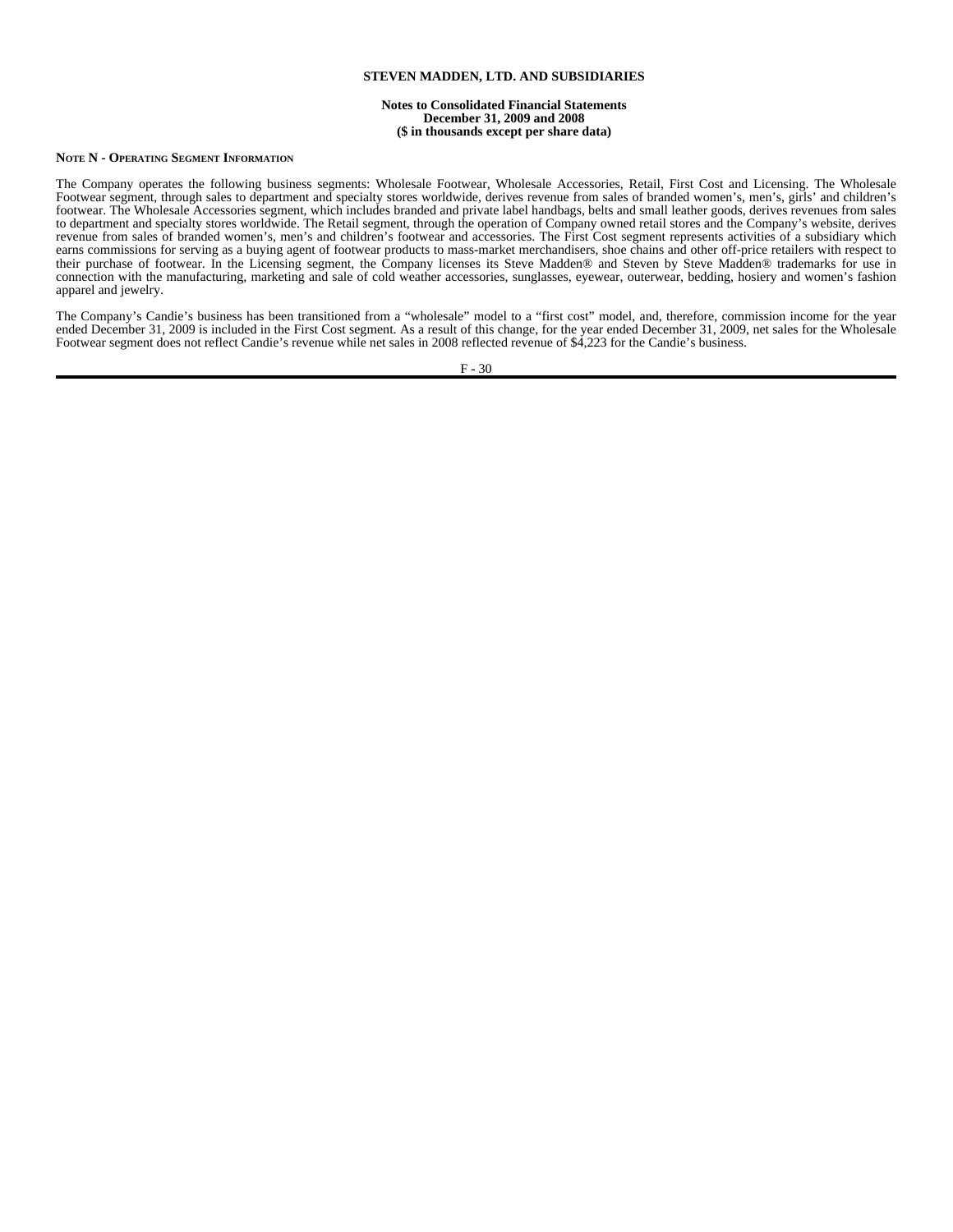**STEVEN MADDEN, LTD. AND SUBSIDIARIES**

**Notes to Consolidated Financial Statements**
**December 31, 2009 and 2008**
**($ in thousands except per share data)**

**NOTE N - OPERATING SEGMENT INFORMATION**

The Company operates the following business segments: Wholesale Footwear, Wholesale Accessories, Retail, First Cost and Licensing. The Wholesale Footwear segment, through sales to department and specialty stores worldwide, derives revenue from sales of branded women's, men's, girls' and children's footwear. The Wholesale Accessories segment, which includes branded and private label handbags, belts and small leather goods, derives revenues from sales to department and specialty stores worldwide. The Retail segment, through the operation of Company owned retail stores and the Company's website, derives revenue from sales of branded women's, men's and children's footwear and accessories. The First Cost segment represents activities of a subsidiary which earns commissions for serving as a buying agent of footwear products to mass-market merchandisers, shoe chains and other off-price retailers with respect to their purchase of footwear. In the Licensing segment, the Company licenses its Steve Madden® and Steven by Steve Madden® trademarks for use in connection with the manufacturing, marketing and sale of cold weather accessories, sunglasses, eyewear, outerwear, bedding, hosiery and women's fashion apparel and jewelry.

The Company's Candie's business has been transitioned from a "wholesale" model to a "first cost" model, and, therefore, commission income for the year ended December 31, 2009 is included in the First Cost segment. As a result of this change, for the year ended December 31, 2009, net sales for the Wholesale Footwear segment does not reflect Candie's revenue while net sales in 2008 reflected revenue of $4,223 for the Candie's business.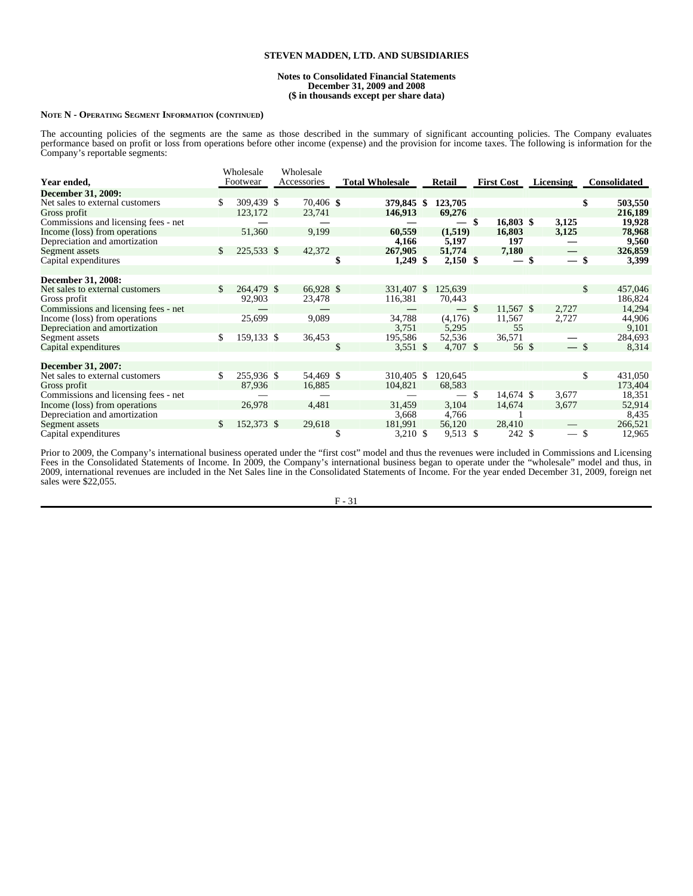**STEVEN MADDEN, LTD. AND SUBSIDIARIES**

**Notes to Consolidated Financial Statements**
**December 31, 2009 and 2008**
**($ in thousands except per share data)**

**NOTE N - OPERATING SEGMENT INFORMATION (CONTINUED)**

The accounting policies of the segments are the same as those described in the summary of significant accounting policies. The Company evaluates performance based on profit or loss from operations before other income (expense) and the provision for income taxes. The following is information for the Company's reportable segments:

| Year ended, | Wholesale Footwear | Wholesale Accessories | Total Wholesale | Retail | First Cost | Licensing | Consolidated |
|---|---|---|---|---|---|---|---|
| **December 31, 2009:** | | | | | | | |
| Net sales to external customers | $ 309,439 | $ 70,406 | **$ 379,845** | **$ 123,705** | | | **$ 503,550** |
| Gross profit | 123,172 | 23,741 | **146,913** | **69,276** | | | **216,189** |
| Commissions and licensing fees - net | — | — | **—** | **—** | **$ 16,803** | **$ 3,125** | **19,928** |
| Income (loss) from operations | 51,360 | 9,199 | **60,559** | **(1,519)** | **16,803** | **3,125** | **78,968** |
| Depreciation and amortization | | | **4,166** | **5,197** | **197** | **—** | **9,560** |
| Segment assets | $ 225,533 | $ 42,372 | **267,905** | **51,774** | **7,180** | **—** | **326,859** |
| Capital expenditures | | | **$ 1,249** | **$ 2,150** | **$ —** | **$ —** | **$ 3,399** |
| | | | | | | | |
| **December 31, 2008:** | | | | | | | |
| Net sales to external customers | $ 264,479 | $ 66,928 | $ 331,407 | $ 125,639 | | | $ 457,046 |
| Gross profit | 92,903 | 23,478 | 116,381 | 70,443 | | | 186,824 |
| Commissions and licensing fees - net | — | — | — | — | $ 11,567 | $ 2,727 | 14,294 |
| Income (loss) from operations | 25,699 | 9,089 | 34,788 | (4,176) | 11,567 | 2,727 | 44,906 |
| Depreciation and amortization | | | 3,751 | 5,295 | 55 | | 9,101 |
| Segment assets | $ 159,133 | $ 36,453 | 195,586 | 52,536 | 36,571 | — | 284,693 |
| Capital expenditures | | | $ 3,551 | $ 4,707 | $ 56 | $ — | $ 8,314 |
| | | | | | | | |
| **December 31, 2007:** | | | | | | | |
| Net sales to external customers | $ 255,936 | $ 54,469 | $ 310,405 | $ 120,645 | | | $ 431,050 |
| Gross profit | 87,936 | 16,885 | 104,821 | 68,583 | | | 173,404 |
| Commissions and licensing fees - net | — | — | — | — | $ 14,674 | $ 3,677 | 18,351 |
| Income (loss) from operations | 26,978 | 4,481 | 31,459 | 3,104 | 14,674 | 3,677 | 52,914 |
| Depreciation and amortization | | | 3,668 | 4,766 | 1 | | 8,435 |
| Segment assets | $ 152,373 | $ 29,618 | 181,991 | 56,120 | 28,410 | — | 266,521 |
| Capital expenditures | | | $ 3,210 | $ 9,513 | $ 242 | $ — | $ 12,965 |

Prior to 2009, the Company's international business operated under the "first cost" model and thus the revenues were included in Commissions and Licensing Fees in the Consolidated Statements of Income. In 2009, the Company's international business began to operate under the "wholesale" model and thus, in 2009, international revenues are included in the Net Sales line in the Consolidated Statements of Income. For the year ended December 31, 2009, foreign net sales were $22,055.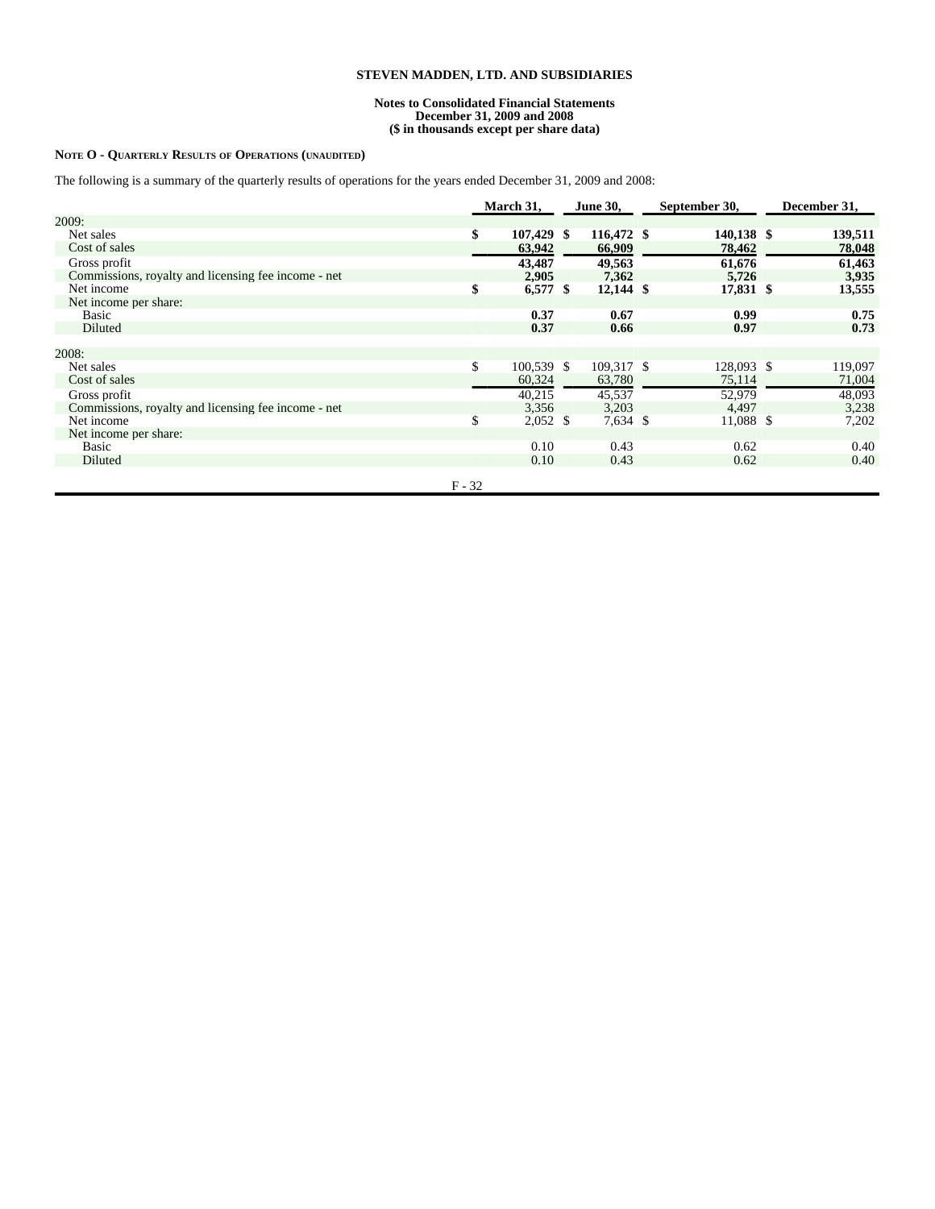**STEVEN MADDEN, LTD. AND SUBSIDIARIES**

**Notes to Consolidated Financial Statements**
**December 31, 2009 and 2008**
**($ in thousands except per share data)**

**NOTE O - QUARTERLY RESULTS OF OPERATIONS (UNAUDITED)**

The following is a summary of the quarterly results of operations for the years ended December 31, 2009 and 2008:

| | March 31, | June 30, | September 30, | December 31, |
|---|---|---|---|---|
| 2009: | | | | |
| Net sales | **$ 107,429** | **$ 116,472** | **$ 140,138** | **$ 139,511** |
| Cost of sales | **63,942** | **66,909** | **78,462** | **78,048** |
| Gross profit | **43,487** | **49,563** | **61,676** | **61,463** |
| Commissions, royalty and licensing fee income - net | **2,905** | **7,362** | **5,726** | **3,935** |
| Net income | **$ 6,577** | **$ 12,144** | **$ 17,831** | **$ 13,555** |
| Net income per share: | | | | |
| Basic | **0.37** | **0.67** | **0.99** | **0.75** |
| Diluted | **0.37** | **0.66** | **0.97** | **0.73** |
| | | | | |
| 2008: | | | | |
| Net sales | $ 100,539 | $ 109,317 | $ 128,093 | $ 119,097 |
| Cost of sales | 60,324 | 63,780 | 75,114 | 71,004 |
| Gross profit | 40,215 | 45,537 | 52,979 | 48,093 |
| Commissions, royalty and licensing fee income - net | 3,356 | 3,203 | 4,497 | 3,238 |
| Net income | $ 2,052 | $ 7,634 | $ 11,088 | $ 7,202 |
| Net income per share: | | | | |
| Basic | 0.10 | 0.43 | 0.62 | 0.40 |
| Diluted | 0.10 | 0.43 | 0.62 | 0.40 |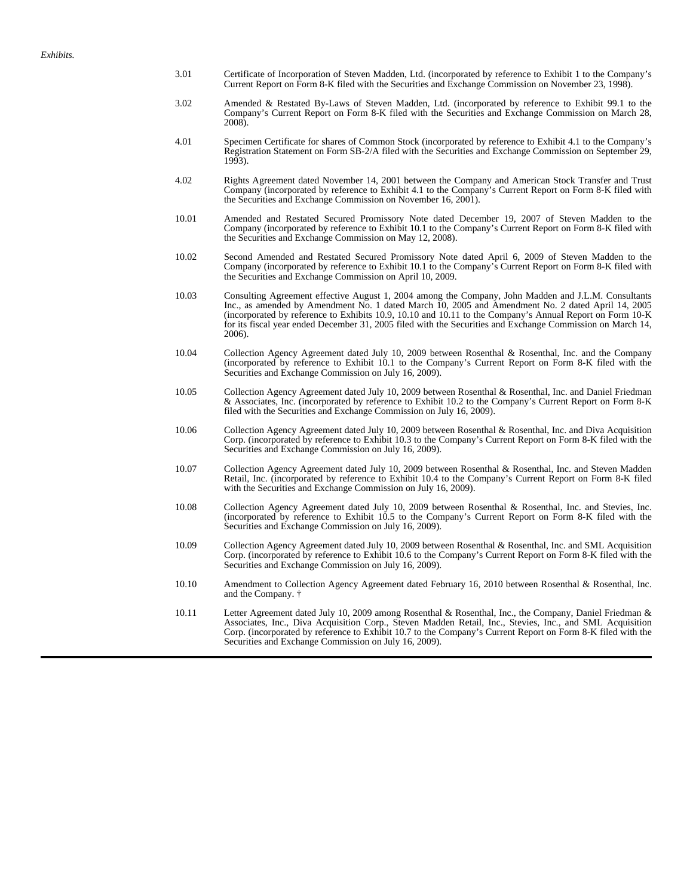*Exhibits.*

| | |
|---|---|
| 3.01 | Certificate of Incorporation of Steven Madden, Ltd. (incorporated by reference to Exhibit 1 to the Company's Current Report on Form 8-K filed with the Securities and Exchange Commission on November 23, 1998). |
| 3.02 | Amended & Restated By-Laws of Steven Madden, Ltd. (incorporated by reference to Exhibit 99.1 to the Company's Current Report on Form 8-K filed with the Securities and Exchange Commission on March 28, 2008). |
| 4.01 | Specimen Certificate for shares of Common Stock (incorporated by reference to Exhibit 4.1 to the Company's Registration Statement on Form SB-2/A filed with the Securities and Exchange Commission on September 29, 1993). |
| 4.02 | Rights Agreement dated November 14, 2001 between the Company and American Stock Transfer and Trust Company (incorporated by reference to Exhibit 4.1 to the Company's Current Report on Form 8-K filed with the Securities and Exchange Commission on November 16, 2001). |
| 10.01 | Amended and Restated Secured Promissory Note dated December 19, 2007 of Steven Madden to the Company (incorporated by reference to Exhibit 10.1 to the Company's Current Report on Form 8-K filed with the Securities and Exchange Commission on May 12, 2008). |
| 10.02 | Second Amended and Restated Secured Promissory Note dated April 6, 2009 of Steven Madden to the Company (incorporated by reference to Exhibit 10.1 to the Company's Current Report on Form 8-K filed with the Securities and Exchange Commission on April 10, 2009. |
| 10.03 | Consulting Agreement effective August 1, 2004 among the Company, John Madden and J.L.M. Consultants Inc., as amended by Amendment No. 1 dated March 10, 2005 and Amendment No. 2 dated April 14, 2005 (incorporated by reference to Exhibits 10.9, 10.10 and 10.11 to the Company's Annual Report on Form 10-K for its fiscal year ended December 31, 2005 filed with the Securities and Exchange Commission on March 14, 2006). |
| 10.04 | Collection Agency Agreement dated July 10, 2009 between Rosenthal & Rosenthal, Inc. and the Company (incorporated by reference to Exhibit 10.1 to the Company's Current Report on Form 8-K filed with the Securities and Exchange Commission on July 16, 2009). |
| 10.05 | Collection Agency Agreement dated July 10, 2009 between Rosenthal & Rosenthal, Inc. and Daniel Friedman & Associates, Inc. (incorporated by reference to Exhibit 10.2 to the Company's Current Report on Form 8-K filed with the Securities and Exchange Commission on July 16, 2009). |
| 10.06 | Collection Agency Agreement dated July 10, 2009 between Rosenthal & Rosenthal, Inc. and Diva Acquisition Corp. (incorporated by reference to Exhibit 10.3 to the Company's Current Report on Form 8-K filed with the Securities and Exchange Commission on July 16, 2009). |
| 10.07 | Collection Agency Agreement dated July 10, 2009 between Rosenthal & Rosenthal, Inc. and Steven Madden Retail, Inc. (incorporated by reference to Exhibit 10.4 to the Company's Current Report on Form 8-K filed with the Securities and Exchange Commission on July 16, 2009). |
| 10.08 | Collection Agency Agreement dated July 10, 2009 between Rosenthal & Rosenthal, Inc. and Stevies, Inc. (incorporated by reference to Exhibit 10.5 to the Company's Current Report on Form 8-K filed with the Securities and Exchange Commission on July 16, 2009). |
| 10.09 | Collection Agency Agreement dated July 10, 2009 between Rosenthal & Rosenthal, Inc. and SML Acquisition Corp. (incorporated by reference to Exhibit 10.6 to the Company's Current Report on Form 8-K filed with the Securities and Exchange Commission on July 16, 2009). |
| 10.10 | Amendment to Collection Agency Agreement dated February 16, 2010 between Rosenthal & Rosenthal, Inc. and the Company. † |
| 10.11 | Letter Agreement dated July 10, 2009 among Rosenthal & Rosenthal, Inc., the Company, Daniel Friedman & Associates, Inc., Diva Acquisition Corp., Steven Madden Retail, Inc., Stevies, Inc., and SML Acquisition Corp. (incorporated by reference to Exhibit 10.7 to the Company's Current Report on Form 8-K filed with the Securities and Exchange Commission on July 16, 2009). |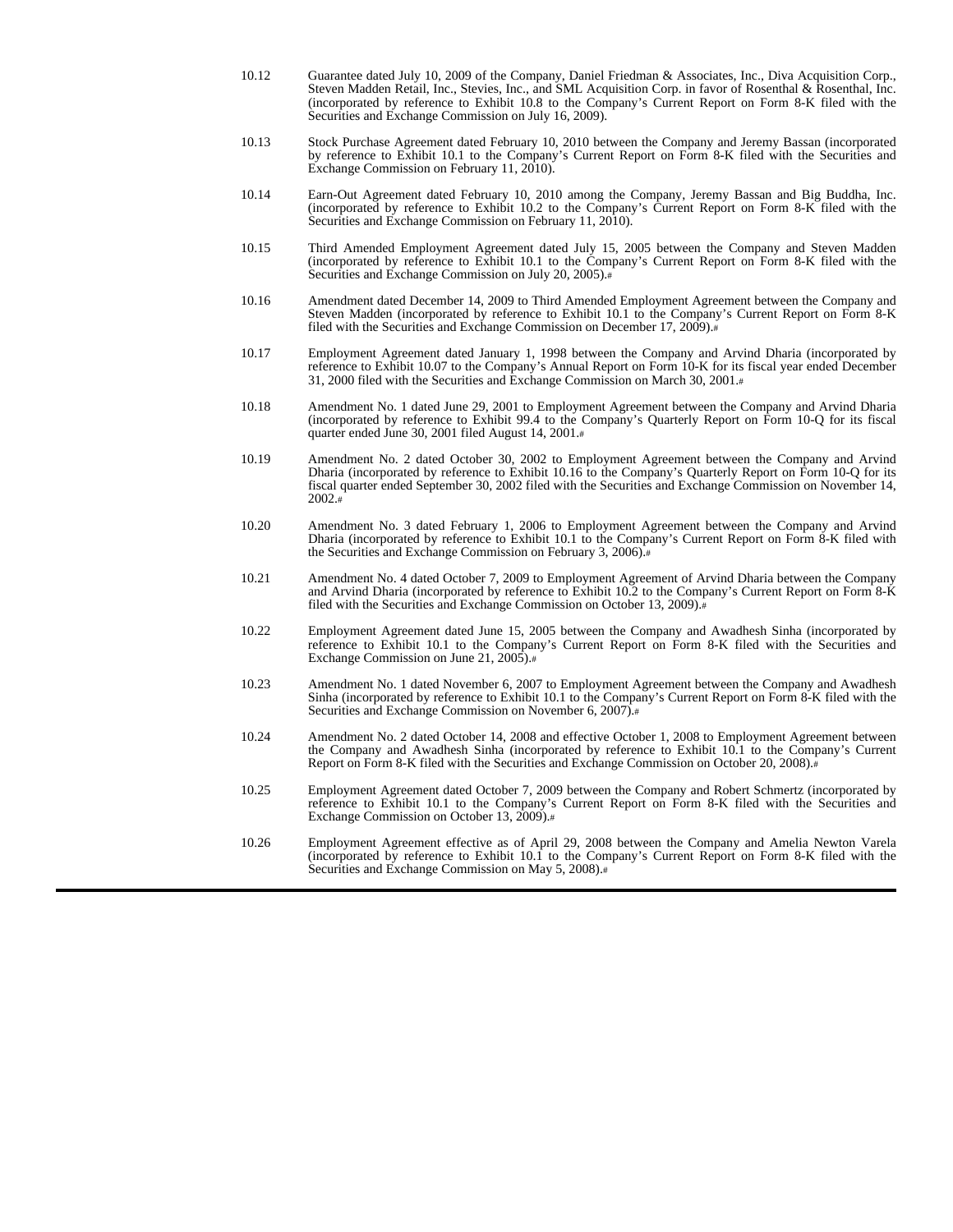10.12 Guarantee dated July 10, 2009 of the Company, Daniel Friedman & Associates, Inc., Diva Acquisition Corp., Steven Madden Retail, Inc., Stevies, Inc., and SML Acquisition Corp. in favor of Rosenthal & Rosenthal, Inc. (incorporated by reference to Exhibit 10.8 to the Company's Current Report on Form 8-K filed with the Securities and Exchange Commission on July 16, 2009).

10.13 Stock Purchase Agreement dated February 10, 2010 between the Company and Jeremy Bassan (incorporated by reference to Exhibit 10.1 to the Company's Current Report on Form 8-K filed with the Securities and Exchange Commission on February 11, 2010).

10.14 Earn-Out Agreement dated February 10, 2010 among the Company, Jeremy Bassan and Big Buddha, Inc. (incorporated by reference to Exhibit 10.2 to the Company's Current Report on Form 8-K filed with the Securities and Exchange Commission on February 11, 2010).

10.15 Third Amended Employment Agreement dated July 15, 2005 between the Company and Steven Madden (incorporated by reference to Exhibit 10.1 to the Company's Current Report on Form 8-K filed with the Securities and Exchange Commission on July 20, 2005).#

10.16 Amendment dated December 14, 2009 to Third Amended Employment Agreement between the Company and Steven Madden (incorporated by reference to Exhibit 10.1 to the Company's Current Report on Form 8-K filed with the Securities and Exchange Commission on December 17, 2009).#

10.17 Employment Agreement dated January 1, 1998 between the Company and Arvind Dharia (incorporated by reference to Exhibit 10.07 to the Company's Annual Report on Form 10-K for its fiscal year ended December 31, 2000 filed with the Securities and Exchange Commission on March 30, 2001.#

10.18 Amendment No. 1 dated June 29, 2001 to Employment Agreement between the Company and Arvind Dharia (incorporated by reference to Exhibit 99.4 to the Company's Quarterly Report on Form 10-Q for its fiscal quarter ended June 30, 2001 filed August 14, 2001.#

10.19 Amendment No. 2 dated October 30, 2002 to Employment Agreement between the Company and Arvind Dharia (incorporated by reference to Exhibit 10.16 to the Company's Quarterly Report on Form 10-Q for its fiscal quarter ended September 30, 2002 filed with the Securities and Exchange Commission on November 14, 2002.#

10.20 Amendment No. 3 dated February 1, 2006 to Employment Agreement between the Company and Arvind Dharia (incorporated by reference to Exhibit 10.1 to the Company's Current Report on Form 8-K filed with the Securities and Exchange Commission on February 3, 2006).#

10.21 Amendment No. 4 dated October 7, 2009 to Employment Agreement of Arvind Dharia between the Company and Arvind Dharia (incorporated by reference to Exhibit 10.2 to the Company's Current Report on Form 8-K filed with the Securities and Exchange Commission on October 13, 2009).#

10.22 Employment Agreement dated June 15, 2005 between the Company and Awadhesh Sinha (incorporated by reference to Exhibit 10.1 to the Company's Current Report on Form 8-K filed with the Securities and Exchange Commission on June 21, 2005).#

10.23 Amendment No. 1 dated November 6, 2007 to Employment Agreement between the Company and Awadhesh Sinha (incorporated by reference to Exhibit 10.1 to the Company's Current Report on Form 8-K filed with the Securities and Exchange Commission on November 6, 2007).#

10.24 Amendment No. 2 dated October 14, 2008 and effective October 1, 2008 to Employment Agreement between the Company and Awadhesh Sinha (incorporated by reference to Exhibit 10.1 to the Company's Current Report on Form 8-K filed with the Securities and Exchange Commission on October 20, 2008).#

10.25 Employment Agreement dated October 7, 2009 between the Company and Robert Schmertz (incorporated by reference to Exhibit 10.1 to the Company's Current Report on Form 8-K filed with the Securities and Exchange Commission on October 13, 2009).#

10.26 Employment Agreement effective as of April 29, 2008 between the Company and Amelia Newton Varela (incorporated by reference to Exhibit 10.1 to the Company's Current Report on Form 8-K filed with the Securities and Exchange Commission on May 5, 2008).#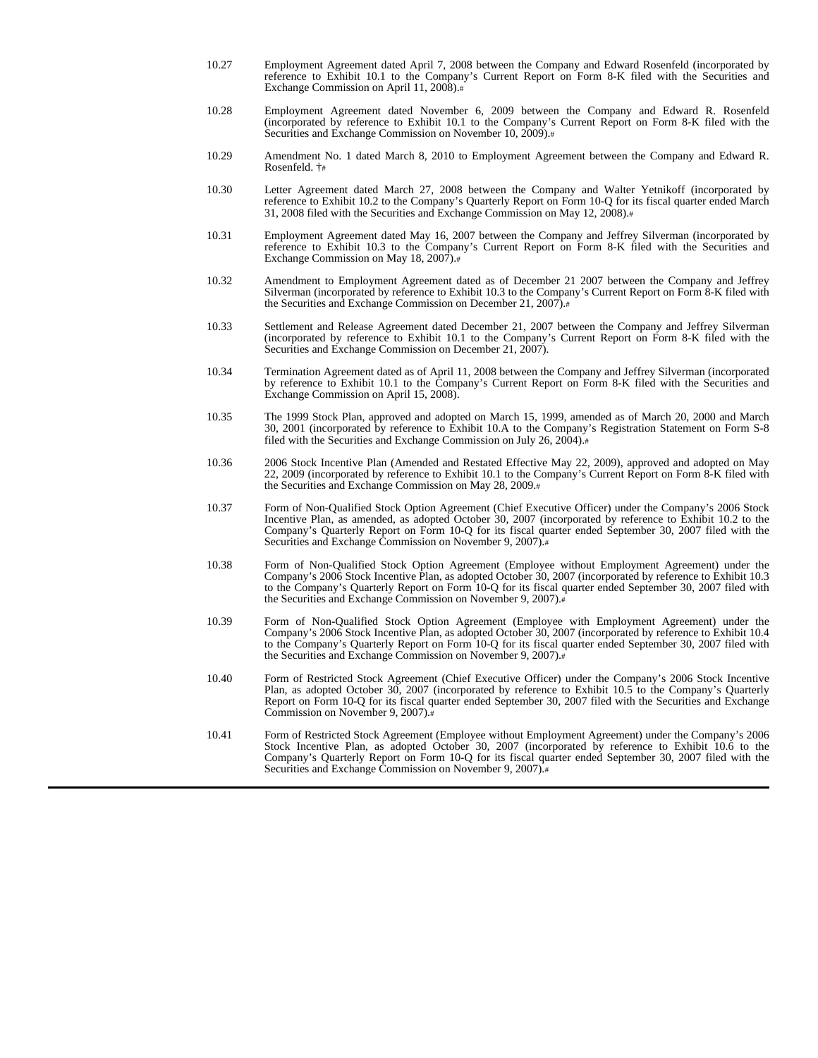| | |
|---|---|
| 10.27 | Employment Agreement dated April 7, 2008 between the Company and Edward Rosenfeld (incorporated by reference to Exhibit 10.1 to the Company's Current Report on Form 8-K filed with the Securities and Exchange Commission on April 11, 2008).# |
| 10.28 | Employment Agreement dated November 6, 2009 between the Company and Edward R. Rosenfeld (incorporated by reference to Exhibit 10.1 to the Company's Current Report on Form 8-K filed with the Securities and Exchange Commission on November 10, 2009).# |
| 10.29 | Amendment No. 1 dated March 8, 2010 to Employment Agreement between the Company and Edward R. Rosenfeld. †# |
| 10.30 | Letter Agreement dated March 27, 2008 between the Company and Walter Yetnikoff (incorporated by reference to Exhibit 10.2 to the Company's Quarterly Report on Form 10-Q for its fiscal quarter ended March 31, 2008 filed with the Securities and Exchange Commission on May 12, 2008).# |
| 10.31 | Employment Agreement dated May 16, 2007 between the Company and Jeffrey Silverman (incorporated by reference to Exhibit 10.3 to the Company's Current Report on Form 8-K filed with the Securities and Exchange Commission on May 18, 2007).# |
| 10.32 | Amendment to Employment Agreement dated as of December 21 2007 between the Company and Jeffrey Silverman (incorporated by reference to Exhibit 10.3 to the Company's Current Report on Form 8-K filed with the Securities and Exchange Commission on December 21, 2007).# |
| 10.33 | Settlement and Release Agreement dated December 21, 2007 between the Company and Jeffrey Silverman (incorporated by reference to Exhibit 10.1 to the Company's Current Report on Form 8-K filed with the Securities and Exchange Commission on December 21, 2007). |
| 10.34 | Termination Agreement dated as of April 11, 2008 between the Company and Jeffrey Silverman (incorporated by reference to Exhibit 10.1 to the Company's Current Report on Form 8-K filed with the Securities and Exchange Commission on April 15, 2008). |
| 10.35 | The 1999 Stock Plan, approved and adopted on March 15, 1999, amended as of March 20, 2000 and March 30, 2001 (incorporated by reference to Exhibit 10.A to the Company's Registration Statement on Form S-8 filed with the Securities and Exchange Commission on July 26, 2004).# |
| 10.36 | 2006 Stock Incentive Plan (Amended and Restated Effective May 22, 2009), approved and adopted on May 22, 2009 (incorporated by reference to Exhibit 10.1 to the Company's Current Report on Form 8-K filed with the Securities and Exchange Commission on May 28, 2009.# |
| 10.37 | Form of Non-Qualified Stock Option Agreement (Chief Executive Officer) under the Company's 2006 Stock Incentive Plan, as amended, as adopted October 30, 2007 (incorporated by reference to Exhibit 10.2 to the Company's Quarterly Report on Form 10-Q for its fiscal quarter ended September 30, 2007 filed with the Securities and Exchange Commission on November 9, 2007).# |
| 10.38 | Form of Non-Qualified Stock Option Agreement (Employee without Employment Agreement) under the Company's 2006 Stock Incentive Plan, as adopted October 30, 2007 (incorporated by reference to Exhibit 10.3 to the Company's Quarterly Report on Form 10-Q for its fiscal quarter ended September 30, 2007 filed with the Securities and Exchange Commission on November 9, 2007).# |
| 10.39 | Form of Non-Qualified Stock Option Agreement (Employee with Employment Agreement) under the Company's 2006 Stock Incentive Plan, as adopted October 30, 2007 (incorporated by reference to Exhibit 10.4 to the Company's Quarterly Report on Form 10-Q for its fiscal quarter ended September 30, 2007 filed with the Securities and Exchange Commission on November 9, 2007).# |
| 10.40 | Form of Restricted Stock Agreement (Chief Executive Officer) under the Company's 2006 Stock Incentive Plan, as adopted October 30, 2007 (incorporated by reference to Exhibit 10.5 to the Company's Quarterly Report on Form 10-Q for its fiscal quarter ended September 30, 2007 filed with the Securities and Exchange Commission on November 9, 2007).# |
| 10.41 | Form of Restricted Stock Agreement (Employee without Employment Agreement) under the Company's 2006 Stock Incentive Plan, as adopted October 30, 2007 (incorporated by reference to Exhibit 10.6 to the Company's Quarterly Report on Form 10-Q for its fiscal quarter ended September 30, 2007 filed with the Securities and Exchange Commission on November 9, 2007).# |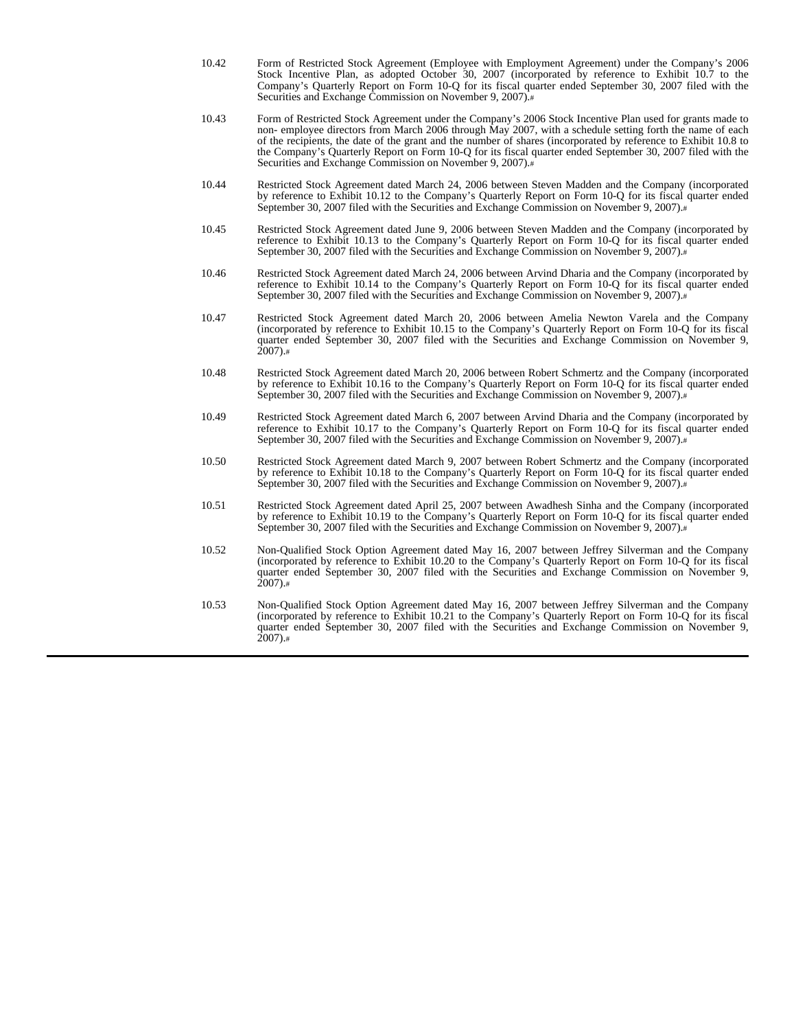| | |
|---|---|
| 10.42 | Form of Restricted Stock Agreement (Employee with Employment Agreement) under the Company's 2006 Stock Incentive Plan, as adopted October 30, 2007 (incorporated by reference to Exhibit 10.7 to the Company's Quarterly Report on Form 10-Q for its fiscal quarter ended September 30, 2007 filed with the Securities and Exchange Commission on November 9, 2007).# |
| 10.43 | Form of Restricted Stock Agreement under the Company's 2006 Stock Incentive Plan used for grants made to non- employee directors from March 2006 through May 2007, with a schedule setting forth the name of each of the recipients, the date of the grant and the number of shares (incorporated by reference to Exhibit 10.8 to the Company's Quarterly Report on Form 10-Q for its fiscal quarter ended September 30, 2007 filed with the Securities and Exchange Commission on November 9, 2007).# |
| 10.44 | Restricted Stock Agreement dated March 24, 2006 between Steven Madden and the Company (incorporated by reference to Exhibit 10.12 to the Company's Quarterly Report on Form 10-Q for its fiscal quarter ended September 30, 2007 filed with the Securities and Exchange Commission on November 9, 2007).# |
| 10.45 | Restricted Stock Agreement dated June 9, 2006 between Steven Madden and the Company (incorporated by reference to Exhibit 10.13 to the Company's Quarterly Report on Form 10-Q for its fiscal quarter ended September 30, 2007 filed with the Securities and Exchange Commission on November 9, 2007).# |
| 10.46 | Restricted Stock Agreement dated March 24, 2006 between Arvind Dharia and the Company (incorporated by reference to Exhibit 10.14 to the Company's Quarterly Report on Form 10-Q for its fiscal quarter ended September 30, 2007 filed with the Securities and Exchange Commission on November 9, 2007).# |
| 10.47 | Restricted Stock Agreement dated March 20, 2006 between Amelia Newton Varela and the Company (incorporated by reference to Exhibit 10.15 to the Company's Quarterly Report on Form 10-Q for its fiscal quarter ended September 30, 2007 filed with the Securities and Exchange Commission on November 9, 2007).# |
| 10.48 | Restricted Stock Agreement dated March 20, 2006 between Robert Schmertz and the Company (incorporated by reference to Exhibit 10.16 to the Company's Quarterly Report on Form 10-Q for its fiscal quarter ended September 30, 2007 filed with the Securities and Exchange Commission on November 9, 2007).# |
| 10.49 | Restricted Stock Agreement dated March 6, 2007 between Arvind Dharia and the Company (incorporated by reference to Exhibit 10.17 to the Company's Quarterly Report on Form 10-Q for its fiscal quarter ended September 30, 2007 filed with the Securities and Exchange Commission on November 9, 2007).# |
| 10.50 | Restricted Stock Agreement dated March 9, 2007 between Robert Schmertz and the Company (incorporated by reference to Exhibit 10.18 to the Company's Quarterly Report on Form 10-Q for its fiscal quarter ended September 30, 2007 filed with the Securities and Exchange Commission on November 9, 2007).# |
| 10.51 | Restricted Stock Agreement dated April 25, 2007 between Awadhesh Sinha and the Company (incorporated by reference to Exhibit 10.19 to the Company's Quarterly Report on Form 10-Q for its fiscal quarter ended September 30, 2007 filed with the Securities and Exchange Commission on November 9, 2007).# |
| 10.52 | Non-Qualified Stock Option Agreement dated May 16, 2007 between Jeffrey Silverman and the Company (incorporated by reference to Exhibit 10.20 to the Company's Quarterly Report on Form 10-Q for its fiscal quarter ended September 30, 2007 filed with the Securities and Exchange Commission on November 9, 2007).# |
| 10.53 | Non-Qualified Stock Option Agreement dated May 16, 2007 between Jeffrey Silverman and the Company (incorporated by reference to Exhibit 10.21 to the Company's Quarterly Report on Form 10-Q for its fiscal quarter ended September 30, 2007 filed with the Securities and Exchange Commission on November 9, 2007).# |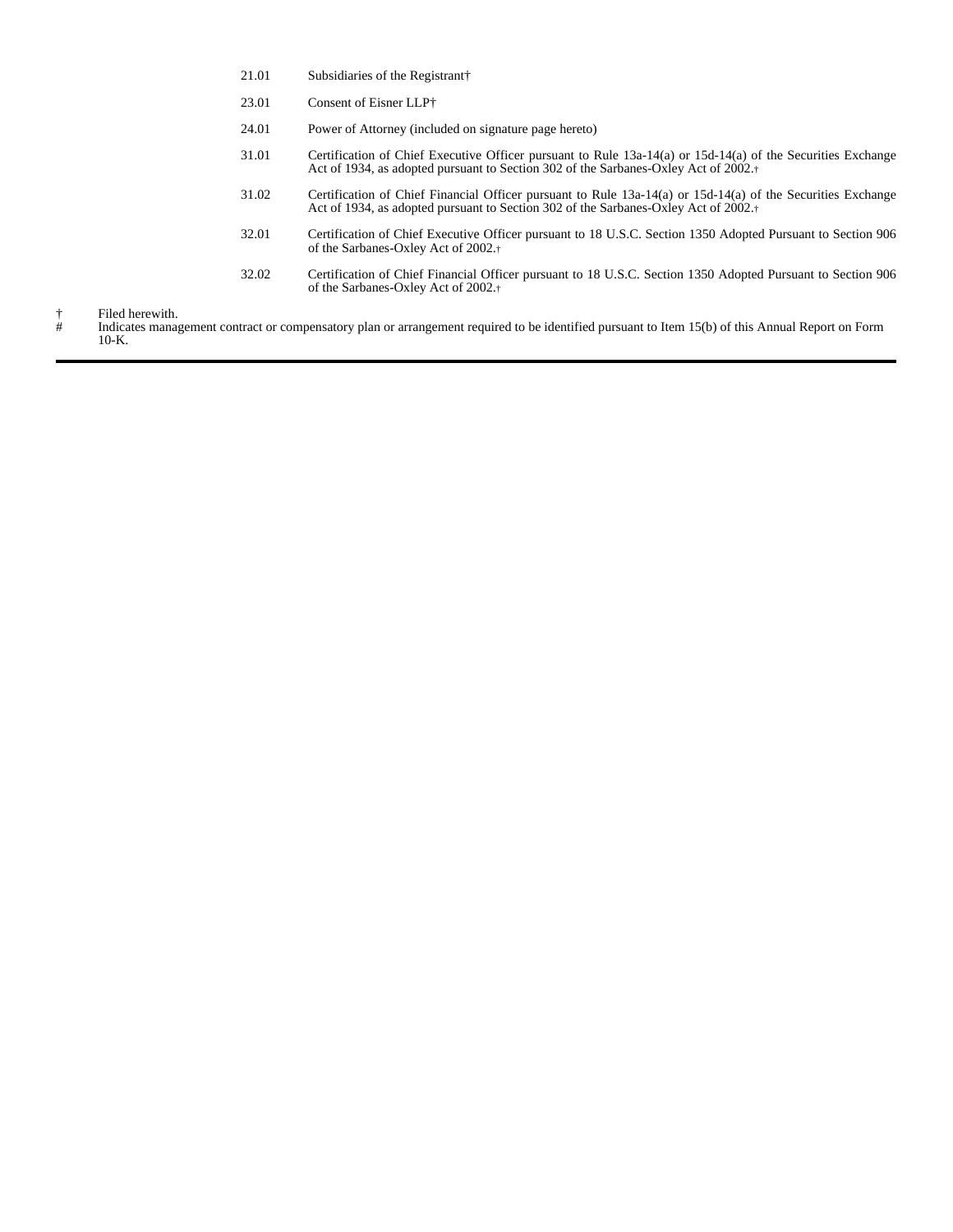| | |
|---|---|
| 21.01 | Subsidiaries of the Registrant† |
| 23.01 | Consent of Eisner LLP† |
| 24.01 | Power of Attorney (included on signature page hereto) |
| 31.01 | Certification of Chief Executive Officer pursuant to Rule 13a-14(a) or 15d-14(a) of the Securities Exchange Act of 1934, as adopted pursuant to Section 302 of the Sarbanes-Oxley Act of 2002.† |
| 31.02 | Certification of Chief Financial Officer pursuant to Rule 13a-14(a) or 15d-14(a) of the Securities Exchange Act of 1934, as adopted pursuant to Section 302 of the Sarbanes-Oxley Act of 2002.† |
| 32.01 | Certification of Chief Executive Officer pursuant to 18 U.S.C. Section 1350 Adopted Pursuant to Section 906 of the Sarbanes-Oxley Act of 2002.† |
| 32.02 | Certification of Chief Financial Officer pursuant to 18 U.S.C. Section 1350 Adopted Pursuant to Section 906 of the Sarbanes-Oxley Act of 2002.† |

† Filed herewith.

# Indicates management contract or compensatory plan or arrangement required to be identified pursuant to Item 15(b) of this Annual Report on Form 10-K.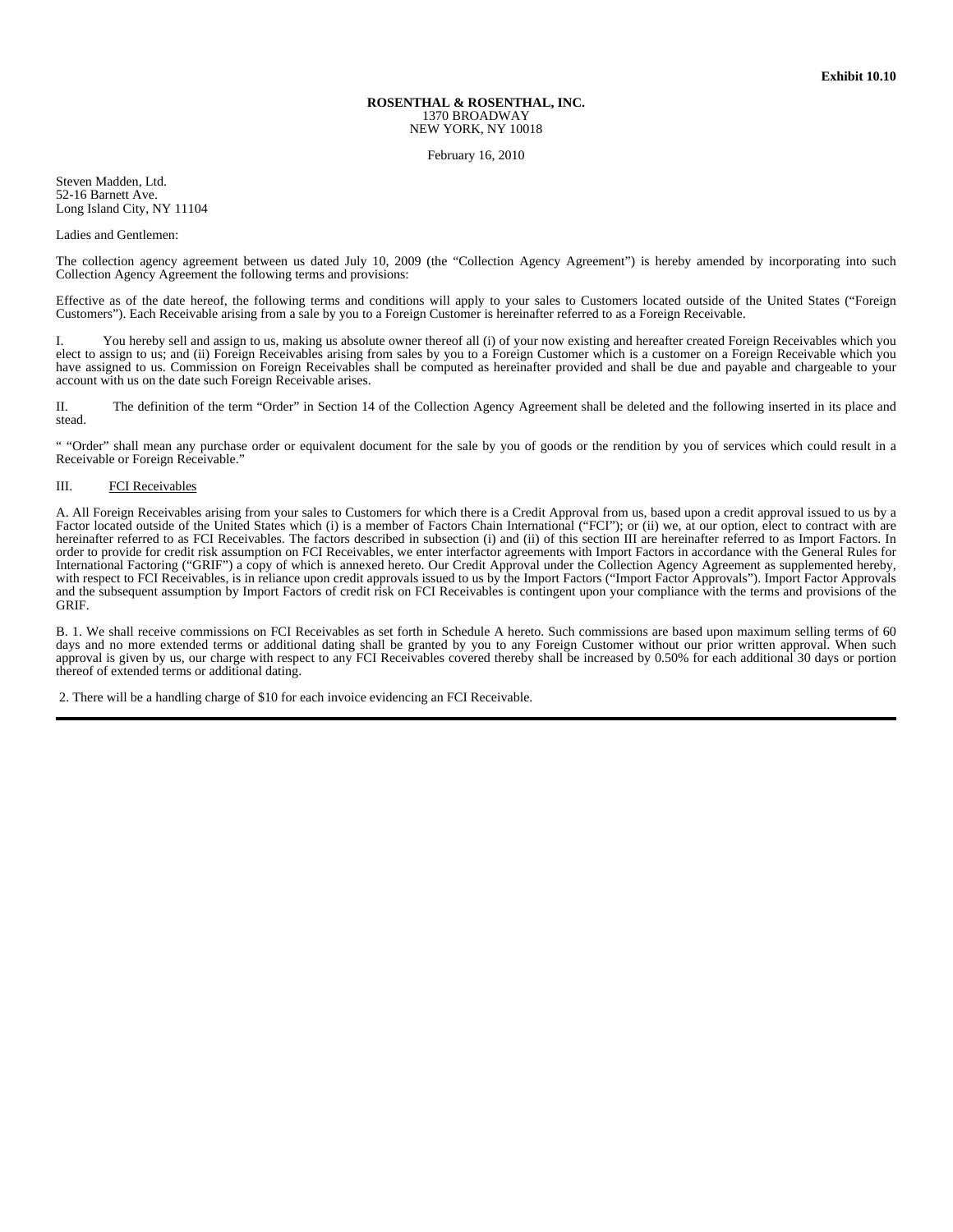**Exhibit 10.10**

**ROSENTHAL & ROSENTHAL, INC.**
1370 BROADWAY
NEW YORK, NY 10018

February 16, 2010

Steven Madden, Ltd.
52-16 Barnett Ave.
Long Island City, NY 11104

Ladies and Gentlemen:

The collection agency agreement between us dated July 10, 2009 (the "Collection Agency Agreement") is hereby amended by incorporating into such Collection Agency Agreement the following terms and provisions:

Effective as of the date hereof, the following terms and conditions will apply to your sales to Customers located outside of the United States ("Foreign Customers"). Each Receivable arising from a sale by you to a Foreign Customer is hereinafter referred to as a Foreign Receivable.

I. You hereby sell and assign to us, making us absolute owner thereof all (i) of your now existing and hereafter created Foreign Receivables which you elect to assign to us; and (ii) Foreign Receivables arising from sales by you to a Foreign Customer which is a customer on a Foreign Receivable which you have assigned to us. Commission on Foreign Receivables shall be computed as hereinafter provided and shall be due and payable and chargeable to your account with us on the date such Foreign Receivable arises.

II. The definition of the term "Order" in Section 14 of the Collection Agency Agreement shall be deleted and the following inserted in its place and stead.

" "Order" shall mean any purchase order or equivalent document for the sale by you of goods or the rendition by you of services which could result in a Receivable or Foreign Receivable."

III. FCI Receivables

A. All Foreign Receivables arising from your sales to Customers for which there is a Credit Approval from us, based upon a credit approval issued to us by a Factor located outside of the United States which (i) is a member of Factors Chain International ("FCI"); or (ii) we, at our option, elect to contract with are hereinafter referred to as FCI Receivables. The factors described in subsection (i) and (ii) of this section III are hereinafter referred to as Import Factors. In order to provide for credit risk assumption on FCI Receivables, we enter interfactor agreements with Import Factors in accordance with the General Rules for International Factoring ("GRIF") a copy of which is annexed hereto. Our Credit Approval under the Collection Agency Agreement as supplemented hereby, with respect to FCI Receivables, is in reliance upon credit approvals issued to us by the Import Factors ("Import Factor Approvals"). Import Factor Approvals and the subsequent assumption by Import Factors of credit risk on FCI Receivables is contingent upon your compliance with the terms and provisions of the GRIF.

B. 1. We shall receive commissions on FCI Receivables as set forth in Schedule A hereto. Such commissions are based upon maximum selling terms of 60 days and no more extended terms or additional dating shall be granted by you to any Foreign Customer without our prior written approval. When such approval is given by us, our charge with respect to any FCI Receivables covered thereby shall be increased by 0.50% for each additional 30 days or portion thereof of extended terms or additional dating.

2. There will be a handling charge of $10 for each invoice evidencing an FCI Receivable.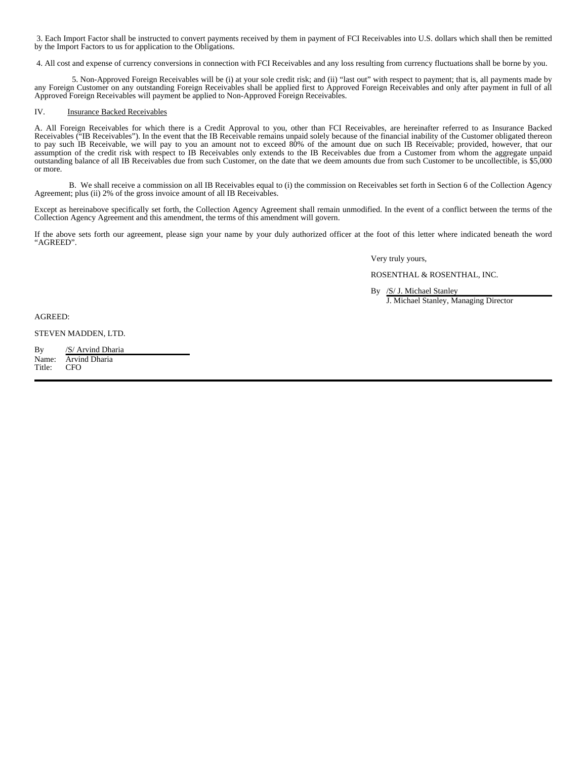3. Each Import Factor shall be instructed to convert payments received by them in payment of FCI Receivables into U.S. dollars which shall then be remitted by the Import Factors to us for application to the Obligations.

4. All cost and expense of currency conversions in connection with FCI Receivables and any loss resulting from currency fluctuations shall be borne by you.

5. Non-Approved Foreign Receivables will be (i) at your sole credit risk; and (ii) "last out" with respect to payment; that is, all payments made by any Foreign Customer on any outstanding Foreign Receivables shall be applied first to Approved Foreign Receivables and only after payment in full of all Approved Foreign Receivables will payment be applied to Non-Approved Foreign Receivables.

IV. Insurance Backed Receivables

A. All Foreign Receivables for which there is a Credit Approval to you, other than FCI Receivables, are hereinafter referred to as Insurance Backed Receivables ("IB Receivables"). In the event that the IB Receivable remains unpaid solely because of the financial inability of the Customer obligated thereon to pay such IB Receivable, we will pay to you an amount not to exceed 80% of the amount due on such IB Receivable; provided, however, that our assumption of the credit risk with respect to IB Receivables only extends to the IB Receivables due from a Customer from whom the aggregate unpaid outstanding balance of all IB Receivables due from such Customer, on the date that we deem amounts due from such Customer to be uncollectible, is $5,000 or more.

B. We shall receive a commission on all IB Receivables equal to (i) the commission on Receivables set forth in Section 6 of the Collection Agency Agreement; plus (ii) 2% of the gross invoice amount of all IB Receivables.

Except as hereinabove specifically set forth, the Collection Agency Agreement shall remain unmodified. In the event of a conflict between the terms of the Collection Agency Agreement and this amendment, the terms of this amendment will govern.

If the above sets forth our agreement, please sign your name by your duly authorized officer at the foot of this letter where indicated beneath the word "AGREED".

Very truly yours,

ROSENTHAL & ROSENTHAL, INC.

By /S/ J. Michael Stanley
J. Michael Stanley, Managing Director

AGREED:

STEVEN MADDEN, LTD.

By /S/ Arvind Dharia
Name: Arvind Dharia
Title: CFO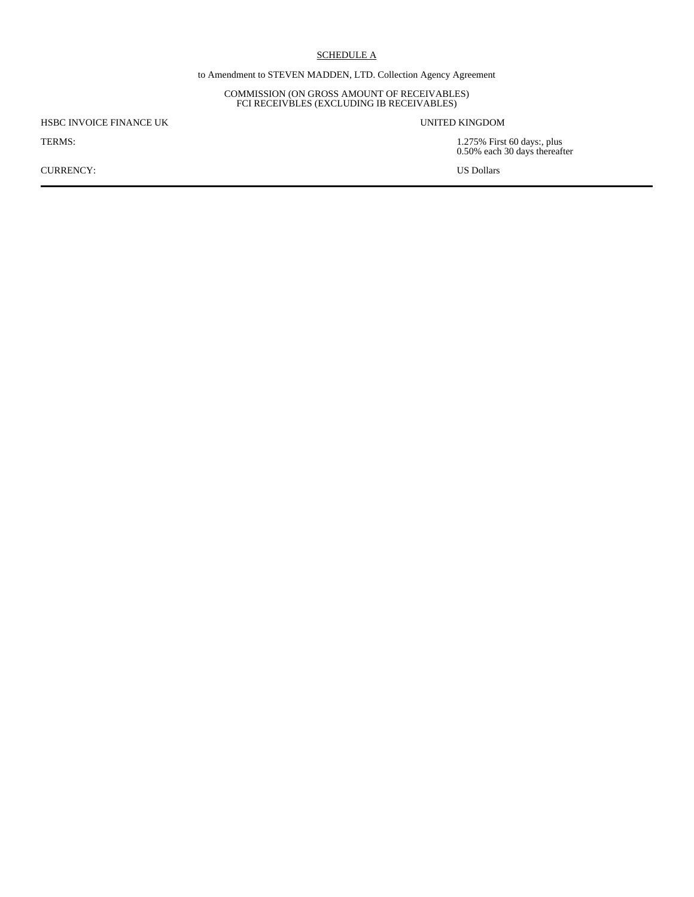<u>SCHEDULE A</u>

to Amendment to STEVEN MADDEN, LTD. Collection Agency Agreement

COMMISSION (ON GROSS AMOUNT OF RECEIVABLES)
FCI RECEIVBLES (EXCLUDING IB RECEIVABLES)

| | |
|---|---|
| HSBC INVOICE FINANCE UK | UNITED KINGDOM |
| TERMS: | 1.275% First 60 days:, plus<br>0.50% each 30 days thereafter |
| CURRENCY: | US Dollars |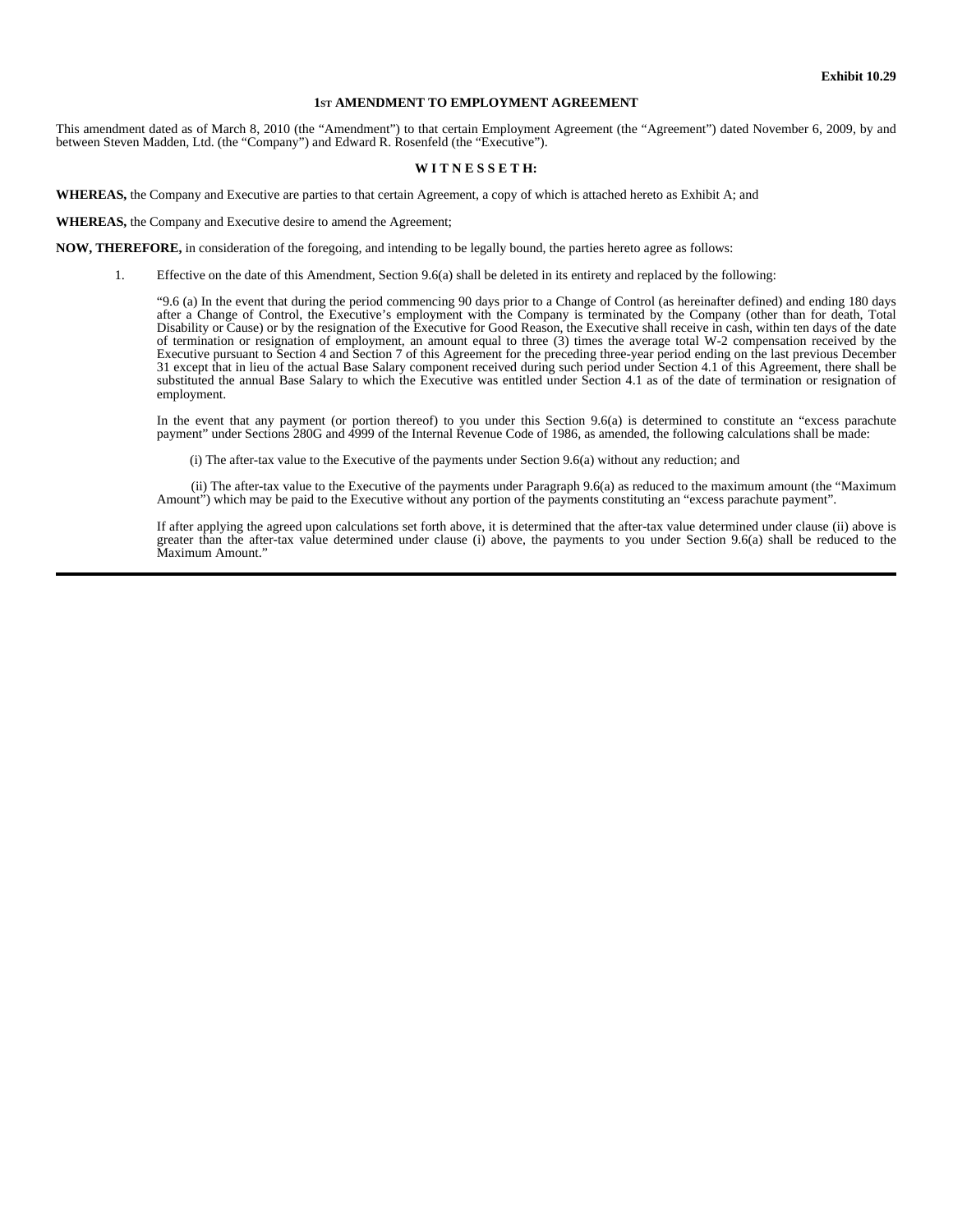**Exhibit 10.29**

**1ST AMENDMENT TO EMPLOYMENT AGREEMENT**

This amendment dated as of March 8, 2010 (the "Amendment") to that certain Employment Agreement (the "Agreement") dated November 6, 2009, by and between Steven Madden, Ltd. (the "Company") and Edward R. Rosenfeld (the "Executive").

**W I T N E S S E T H:**

**WHEREAS,** the Company and Executive are parties to that certain Agreement, a copy of which is attached hereto as Exhibit A; and

**WHEREAS,** the Company and Executive desire to amend the Agreement;

**NOW, THEREFORE,** in consideration of the foregoing, and intending to be legally bound, the parties hereto agree as follows:

1. Effective on the date of this Amendment, Section 9.6(a) shall be deleted in its entirety and replaced by the following:

"9.6 (a) In the event that during the period commencing 90 days prior to a Change of Control (as hereinafter defined) and ending 180 days after a Change of Control, the Executive's employment with the Company is terminated by the Company (other than for death, Total Disability or Cause) or by the resignation of the Executive for Good Reason, the Executive shall receive in cash, within ten days of the date of termination or resignation of employment, an amount equal to three (3) times the average total W-2 compensation received by the Executive pursuant to Section 4 and Section 7 of this Agreement for the preceding three-year period ending on the last previous December 31 except that in lieu of the actual Base Salary component received during such period under Section 4.1 of this Agreement, there shall be substituted the annual Base Salary to which the Executive was entitled under Section 4.1 as of the date of termination or resignation of employment.

In the event that any payment (or portion thereof) to you under this Section 9.6(a) is determined to constitute an "excess parachute payment" under Sections 280G and 4999 of the Internal Revenue Code of 1986, as amended, the following calculations shall be made:

(i) The after-tax value to the Executive of the payments under Section 9.6(a) without any reduction; and

(ii) The after-tax value to the Executive of the payments under Paragraph 9.6(a) as reduced to the maximum amount (the "Maximum Amount") which may be paid to the Executive without any portion of the payments constituting an "excess parachute payment".

If after applying the agreed upon calculations set forth above, it is determined that the after-tax value determined under clause (ii) above is greater than the after-tax value determined under clause (i) above, the payments to you under Section 9.6(a) shall be reduced to the Maximum Amount."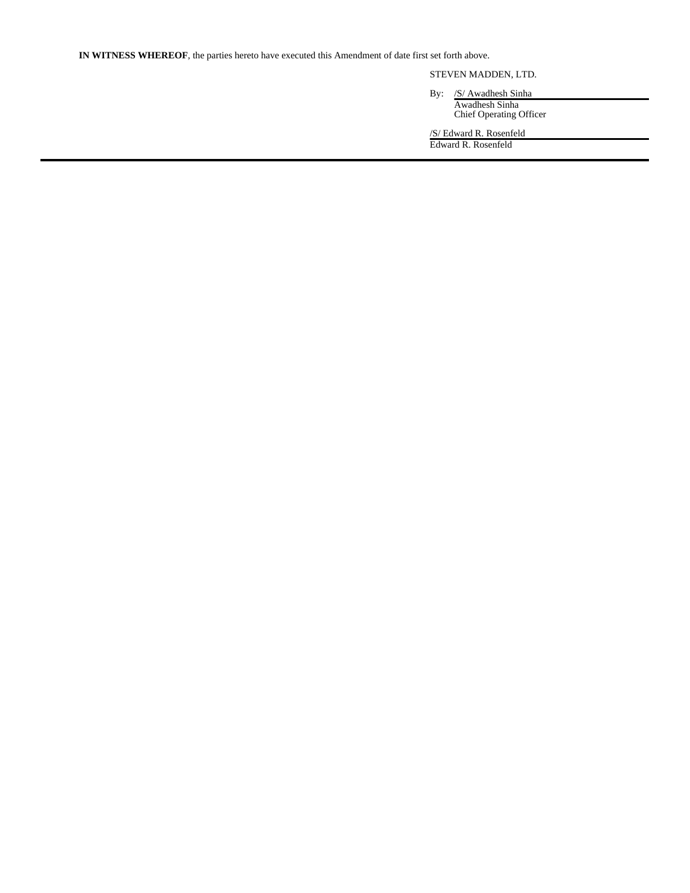**IN WITNESS WHEREOF**, the parties hereto have executed this Amendment of date first set forth above.

STEVEN MADDEN, LTD.

By: /S/ Awadhesh Sinha

Awadhesh Sinha

Chief Operating Officer

/S/ Edward R. Rosenfeld

Edward R. Rosenfeld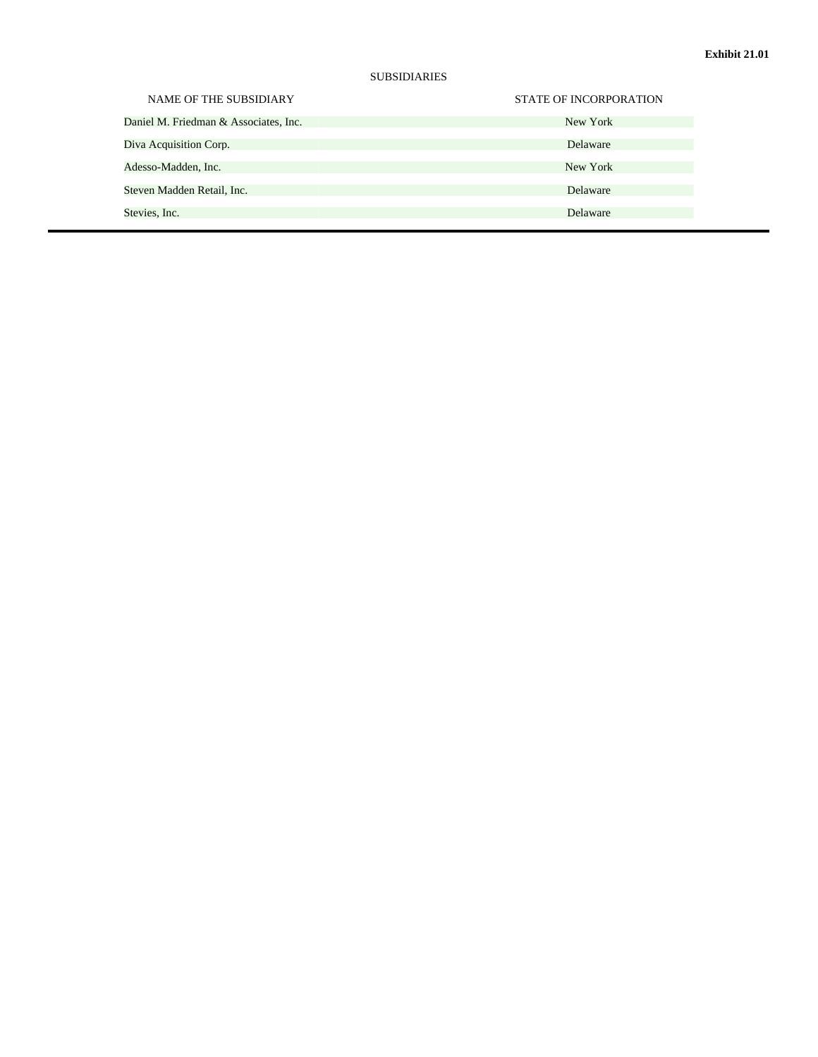**Exhibit 21.01**

SUBSIDIARIES

| NAME OF THE SUBSIDIARY | STATE OF INCORPORATION |
| --- | --- |
| Daniel M. Friedman & Associates, Inc. | New York |
| Diva Acquisition Corp. | Delaware |
| Adesso-Madden, Inc. | New York |
| Steven Madden Retail, Inc. | Delaware |
| Stevies, Inc. | Delaware |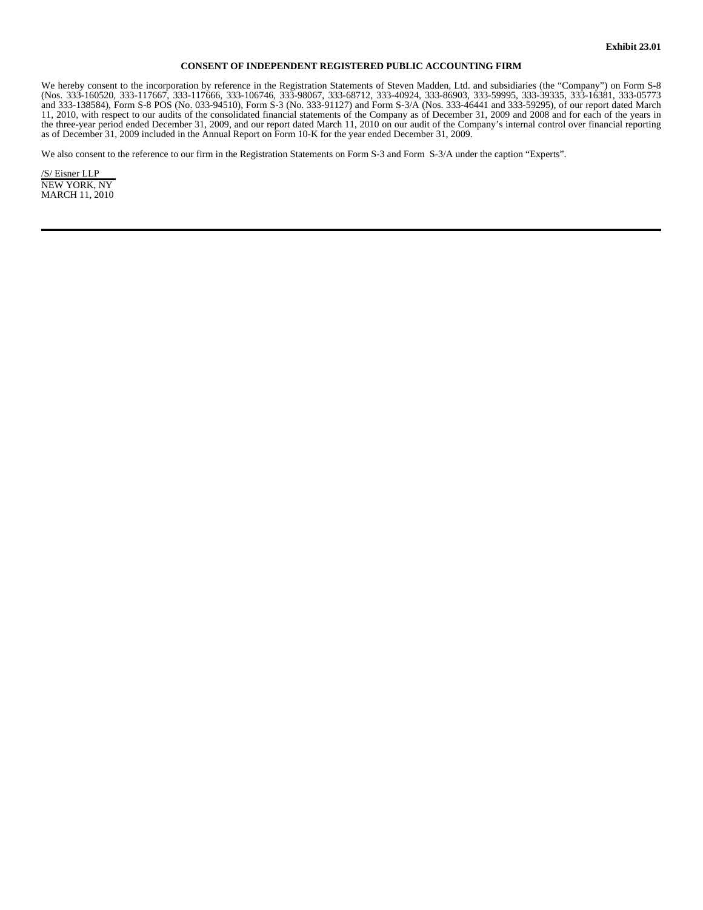**Exhibit 23.01**

**CONSENT OF INDEPENDENT REGISTERED PUBLIC ACCOUNTING FIRM**

We hereby consent to the incorporation by reference in the Registration Statements of Steven Madden, Ltd. and subsidiaries (the "Company") on Form S-8 (Nos. 333-160520, 333-117667, 333-117666, 333-106746, 333-98067, 333-68712, 333-40924, 333-86903, 333-59995, 333-39335, 333-16381, 333-05773 and 333-138584), Form S-8 POS (No. 033-94510), Form S-3 (No. 333-91127) and Form S-3/A (Nos. 333-46441 and 333-59295), of our report dated March 11, 2010, with respect to our audits of the consolidated financial statements of the Company as of December 31, 2009 and 2008 and for each of the years in the three-year period ended December 31, 2009, and our report dated March 11, 2010 on our audit of the Company's internal control over financial reporting as of December 31, 2009 included in the Annual Report on Form 10-K for the year ended December 31, 2009.

We also consent to the reference to our firm in the Registration Statements on Form S-3 and Form S-3/A under the caption "Experts".

/S/ Eisner LLP
NEW YORK, NY
MARCH 11, 2010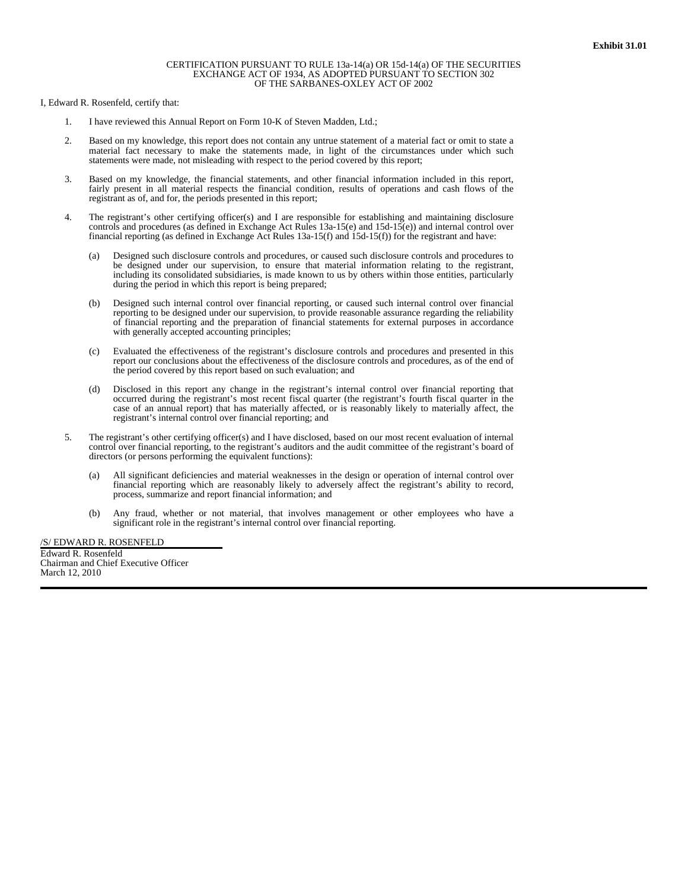**Exhibit 31.01**

CERTIFICATION PURSUANT TO RULE 13a-14(a) OR 15d-14(a) OF THE SECURITIES EXCHANGE ACT OF 1934, AS ADOPTED PURSUANT TO SECTION 302 OF THE SARBANES-OXLEY ACT OF 2002

I, Edward R. Rosenfeld, certify that:

1. I have reviewed this Annual Report on Form 10-K of Steven Madden, Ltd.;

2. Based on my knowledge, this report does not contain any untrue statement of a material fact or omit to state a material fact necessary to make the statements made, in light of the circumstances under which such statements were made, not misleading with respect to the period covered by this report;

3. Based on my knowledge, the financial statements, and other financial information included in this report, fairly present in all material respects the financial condition, results of operations and cash flows of the registrant as of, and for, the periods presented in this report;

4. The registrant's other certifying officer(s) and I are responsible for establishing and maintaining disclosure controls and procedures (as defined in Exchange Act Rules 13a-15(e) and 15d-15(e)) and internal control over financial reporting (as defined in Exchange Act Rules 13a-15(f) and 15d-15(f)) for the registrant and have:

   (a) Designed such disclosure controls and procedures, or caused such disclosure controls and procedures to be designed under our supervision, to ensure that material information relating to the registrant, including its consolidated subsidiaries, is made known to us by others within those entities, particularly during the period in which this report is being prepared;

   (b) Designed such internal control over financial reporting, or caused such internal control over financial reporting to be designed under our supervision, to provide reasonable assurance regarding the reliability of financial reporting and the preparation of financial statements for external purposes in accordance with generally accepted accounting principles;

   (c) Evaluated the effectiveness of the registrant's disclosure controls and procedures and presented in this report our conclusions about the effectiveness of the disclosure controls and procedures, as of the end of the period covered by this report based on such evaluation; and

   (d) Disclosed in this report any change in the registrant's internal control over financial reporting that occurred during the registrant's most recent fiscal quarter (the registrant's fourth fiscal quarter in the case of an annual report) that has materially affected, or is reasonably likely to materially affect, the registrant's internal control over financial reporting; and

5. The registrant's other certifying officer(s) and I have disclosed, based on our most recent evaluation of internal control over financial reporting, to the registrant's auditors and the audit committee of the registrant's board of directors (or persons performing the equivalent functions):

   (a) All significant deficiencies and material weaknesses in the design or operation of internal control over financial reporting which are reasonably likely to adversely affect the registrant's ability to record, process, summarize and report financial information; and

   (b) Any fraud, whether or not material, that involves management or other employees who have a significant role in the registrant's internal control over financial reporting.

/S/ EDWARD R. ROSENFELD

Edward R. Rosenfeld
Chairman and Chief Executive Officer
March 12, 2010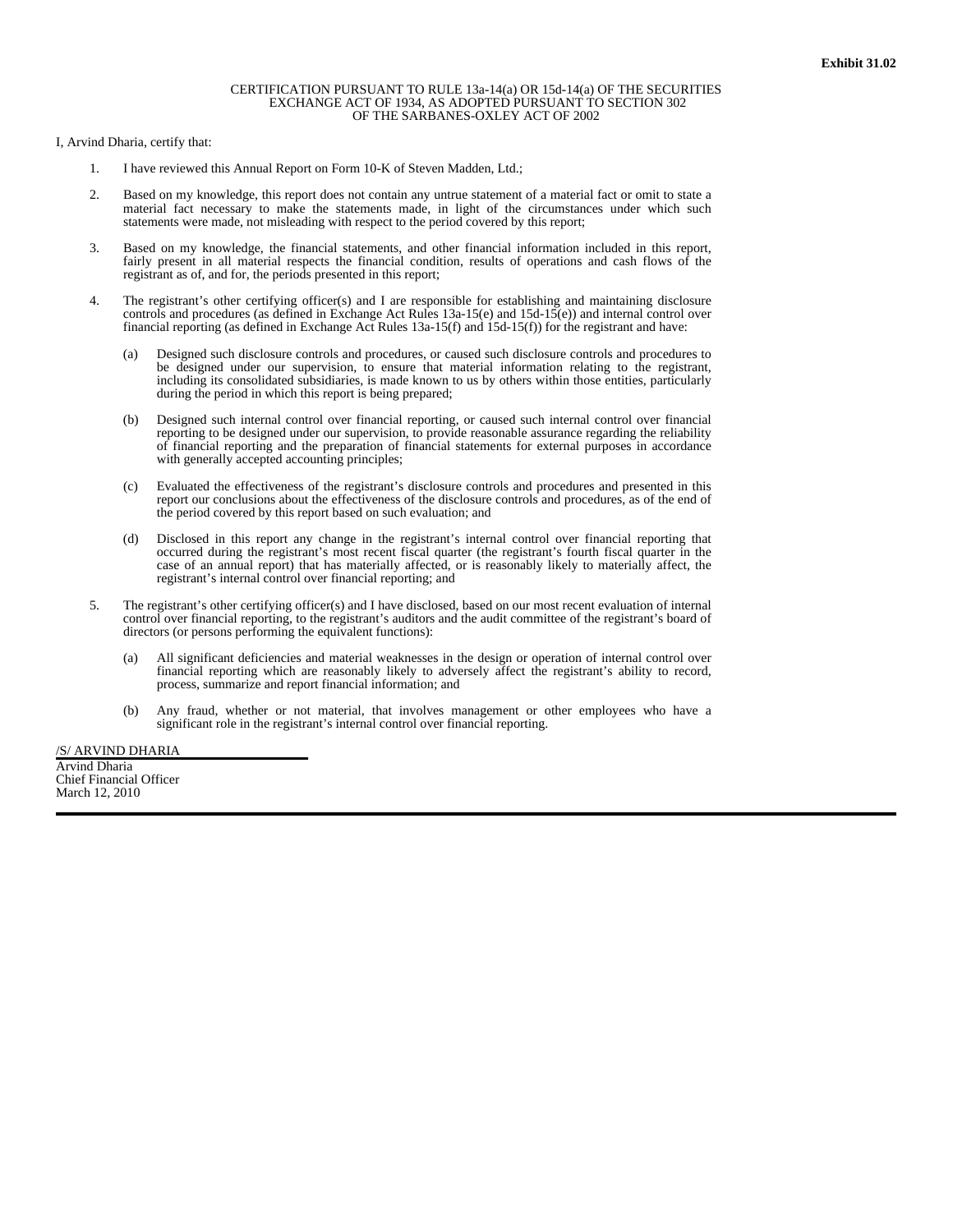**Exhibit 31.02**

CERTIFICATION PURSUANT TO RULE 13a-14(a) OR 15d-14(a) OF THE SECURITIES EXCHANGE ACT OF 1934, AS ADOPTED PURSUANT TO SECTION 302 OF THE SARBANES-OXLEY ACT OF 2002

I, Arvind Dharia, certify that:

1. I have reviewed this Annual Report on Form 10-K of Steven Madden, Ltd.;

2. Based on my knowledge, this report does not contain any untrue statement of a material fact or omit to state a material fact necessary to make the statements made, in light of the circumstances under which such statements were made, not misleading with respect to the period covered by this report;

3. Based on my knowledge, the financial statements, and other financial information included in this report, fairly present in all material respects the financial condition, results of operations and cash flows of the registrant as of, and for, the periods presented in this report;

4. The registrant's other certifying officer(s) and I are responsible for establishing and maintaining disclosure controls and procedures (as defined in Exchange Act Rules 13a-15(e) and 15d-15(e)) and internal control over financial reporting (as defined in Exchange Act Rules 13a-15(f) and 15d-15(f)) for the registrant and have:

   (a) Designed such disclosure controls and procedures, or caused such disclosure controls and procedures to be designed under our supervision, to ensure that material information relating to the registrant, including its consolidated subsidiaries, is made known to us by others within those entities, particularly during the period in which this report is being prepared;

   (b) Designed such internal control over financial reporting, or caused such internal control over financial reporting to be designed under our supervision, to provide reasonable assurance regarding the reliability of financial reporting and the preparation of financial statements for external purposes in accordance with generally accepted accounting principles;

   (c) Evaluated the effectiveness of the registrant's disclosure controls and procedures and presented in this report our conclusions about the effectiveness of the disclosure controls and procedures, as of the end of the period covered by this report based on such evaluation; and

   (d) Disclosed in this report any change in the registrant's internal control over financial reporting that occurred during the registrant's most recent fiscal quarter (the registrant's fourth fiscal quarter in the case of an annual report) that has materially affected, or is reasonably likely to materially affect, the registrant's internal control over financial reporting; and

5. The registrant's other certifying officer(s) and I have disclosed, based on our most recent evaluation of internal control over financial reporting, to the registrant's auditors and the audit committee of the registrant's board of directors (or persons performing the equivalent functions):

   (a) All significant deficiencies and material weaknesses in the design or operation of internal control over financial reporting which are reasonably likely to adversely affect the registrant's ability to record, process, summarize and report financial information; and

   (b) Any fraud, whether or not material, that involves management or other employees who have a significant role in the registrant's internal control over financial reporting.

/S/ ARVIND DHARIA

Arvind Dharia
Chief Financial Officer
March 12, 2010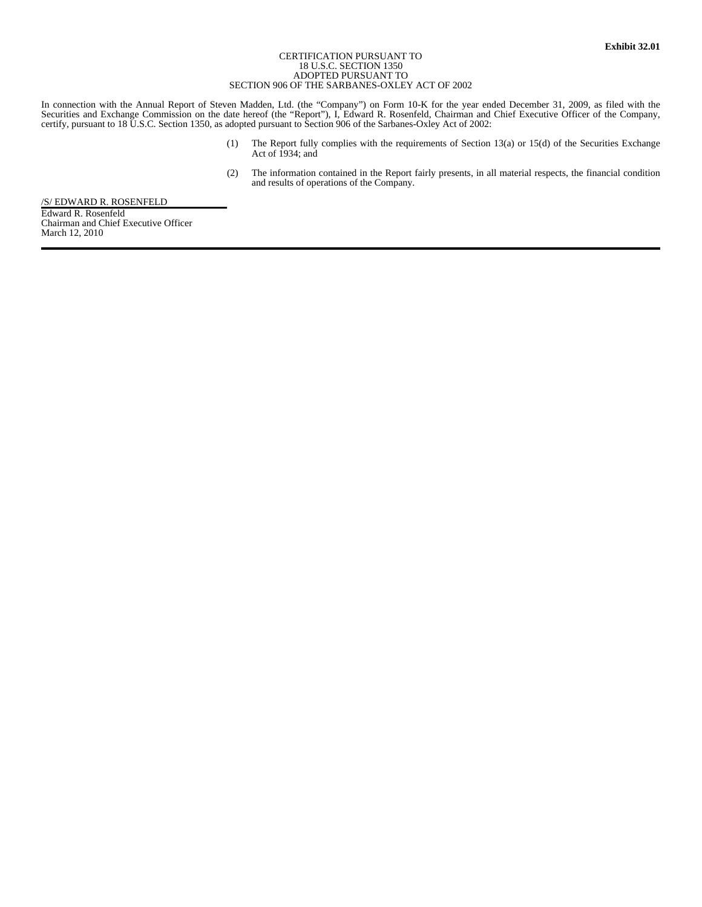**Exhibit 32.01**

CERTIFICATION PURSUANT TO
18 U.S.C. SECTION 1350
ADOPTED PURSUANT TO
SECTION 906 OF THE SARBANES-OXLEY ACT OF 2002

In connection with the Annual Report of Steven Madden, Ltd. (the "Company") on Form 10-K for the year ended December 31, 2009, as filed with the Securities and Exchange Commission on the date hereof (the "Report"), I, Edward R. Rosenfeld, Chairman and Chief Executive Officer of the Company, certify, pursuant to 18 U.S.C. Section 1350, as adopted pursuant to Section 906 of the Sarbanes-Oxley Act of 2002:

(1) The Report fully complies with the requirements of Section 13(a) or 15(d) of the Securities Exchange Act of 1934; and

(2) The information contained in the Report fairly presents, in all material respects, the financial condition and results of operations of the Company.

/S/ EDWARD R. ROSENFELD

Edward R. Rosenfeld
Chairman and Chief Executive Officer
March 12, 2010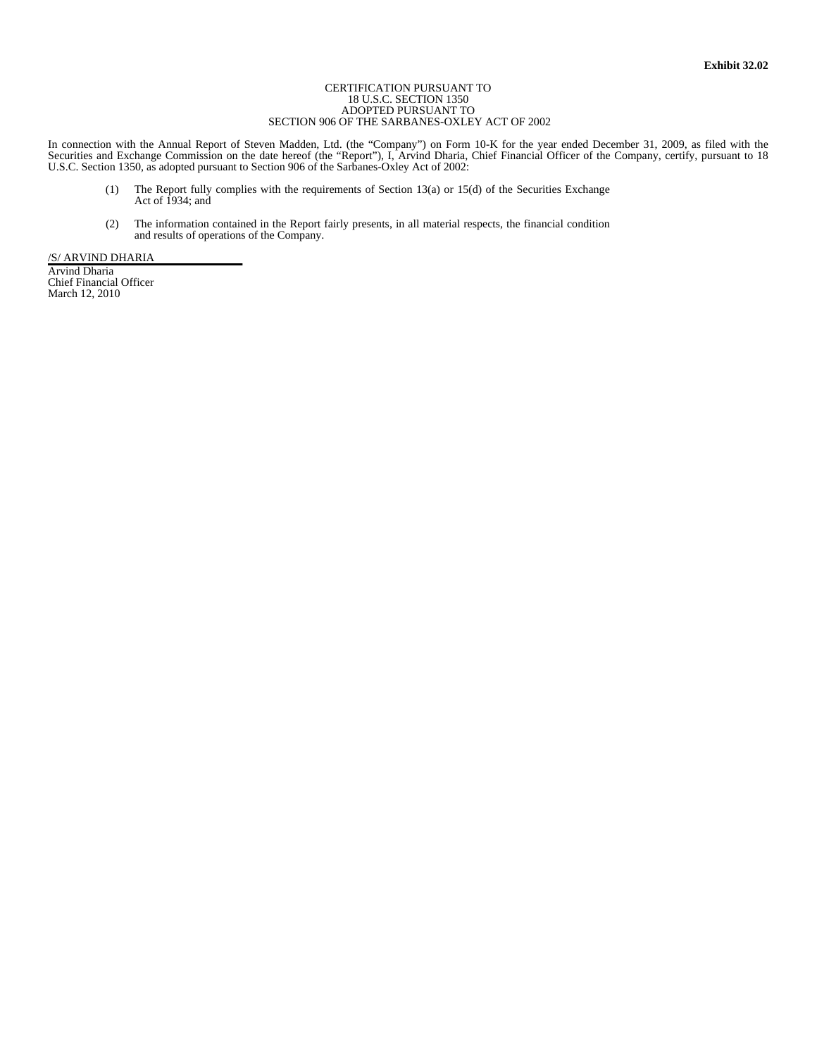**Exhibit 32.02**

CERTIFICATION PURSUANT TO
18 U.S.C. SECTION 1350
ADOPTED PURSUANT TO
SECTION 906 OF THE SARBANES-OXLEY ACT OF 2002

In connection with the Annual Report of Steven Madden, Ltd. (the "Company") on Form 10-K for the year ended December 31, 2009, as filed with the Securities and Exchange Commission on the date hereof (the "Report"), I, Arvind Dharia, Chief Financial Officer of the Company, certify, pursuant to 18 U.S.C. Section 1350, as adopted pursuant to Section 906 of the Sarbanes-Oxley Act of 2002:

(1) The Report fully complies with the requirements of Section 13(a) or 15(d) of the Securities Exchange Act of 1934; and

(2) The information contained in the Report fairly presents, in all material respects, the financial condition and results of operations of the Company.

/S/ ARVIND DHARIA

Arvind Dharia
Chief Financial Officer
March 12, 2010